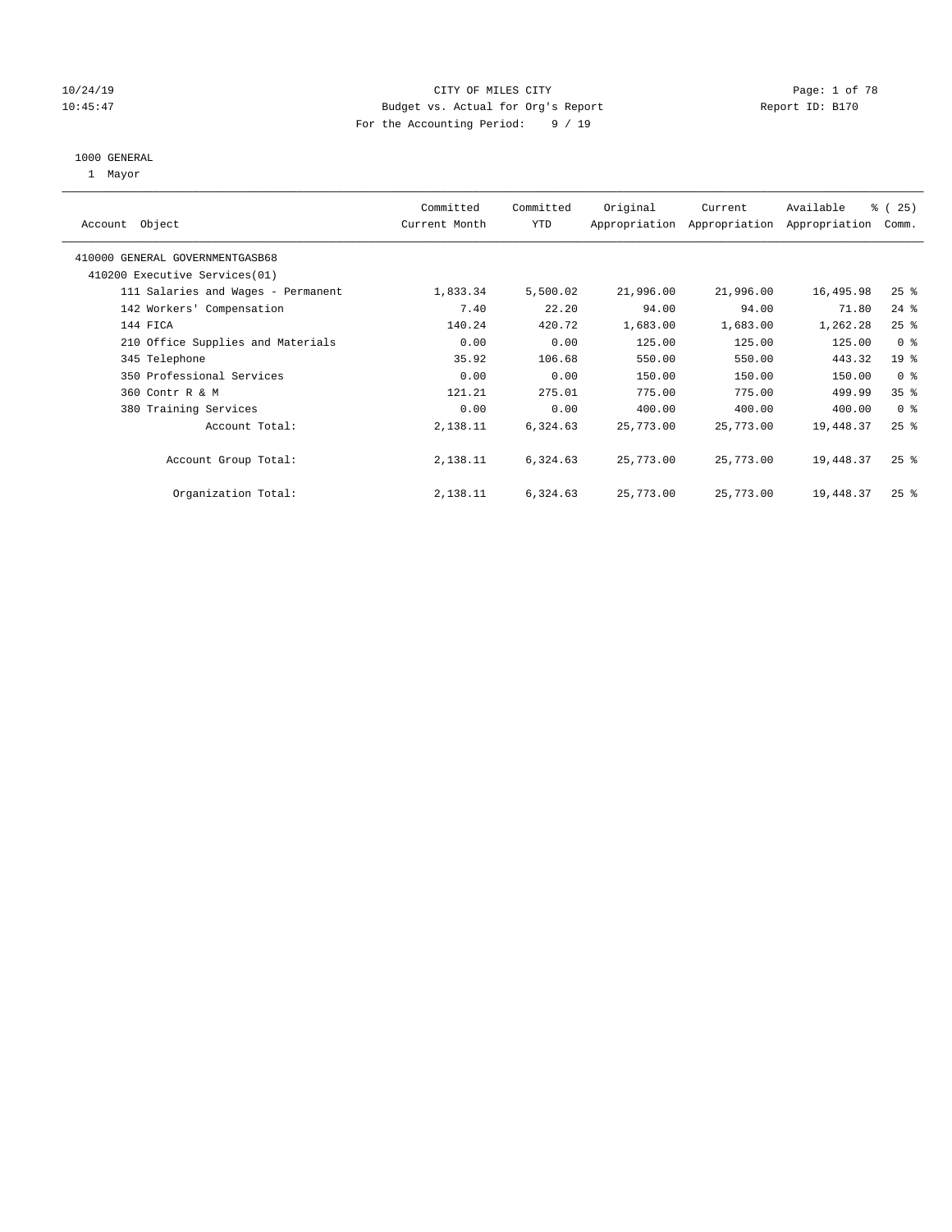10/24/19 CITY OF MILES CITY
10:45:47 Budget vs. Actual for Org's Report Report ID: B170
For the Accounting Period: 9 / 19

1000 GENERAL
1 Mayor

| Account Object | Committed Current Month | Committed YTD | Original Appropriation | Current Appropriation | Available Appropriation | % ( 25) Comm. |
|---|---|---|---|---|---|---|
| 410000 GENERAL GOVERNMENTGASB68 | | | | | | |
| 410200 Executive Services(01) | | | | | | |
| 111 Salaries and Wages - Permanent | 1,833.34 | 5,500.02 | 21,996.00 | 21,996.00 | 16,495.98 | 25 % |
| 142 Workers' Compensation | 7.40 | 22.20 | 94.00 | 94.00 | 71.80 | 24 % |
| 144 FICA | 140.24 | 420.72 | 1,683.00 | 1,683.00 | 1,262.28 | 25 % |
| 210 Office Supplies and Materials | 0.00 | 0.00 | 125.00 | 125.00 | 125.00 | 0 % |
| 345 Telephone | 35.92 | 106.68 | 550.00 | 550.00 | 443.32 | 19 % |
| 350 Professional Services | 0.00 | 0.00 | 150.00 | 150.00 | 150.00 | 0 % |
| 360 Contr R & M | 121.21 | 275.01 | 775.00 | 775.00 | 499.99 | 35 % |
| 380 Training Services | 0.00 | 0.00 | 400.00 | 400.00 | 400.00 | 0 % |
| Account Total: | 2,138.11 | 6,324.63 | 25,773.00 | 25,773.00 | 19,448.37 | 25 % |
| Account Group Total: | 2,138.11 | 6,324.63 | 25,773.00 | 25,773.00 | 19,448.37 | 25 % |
| Organization Total: | 2,138.11 | 6,324.63 | 25,773.00 | 25,773.00 | 19,448.37 | 25 % |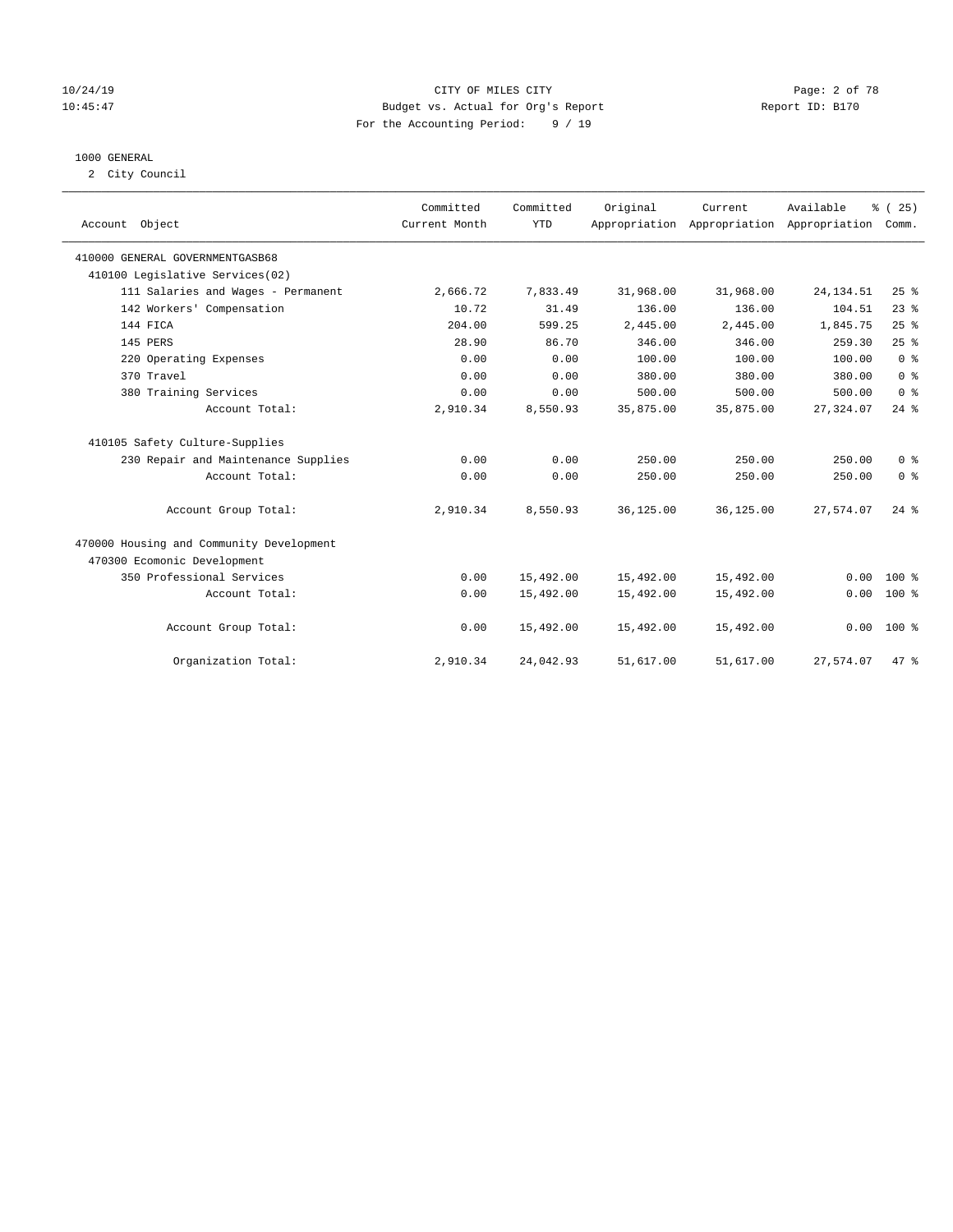CITY OF MILES CITY
Budget vs. Actual for Org's Report
For the Accounting Period: 9 / 19

1000 GENERAL
2 City Council

| Account Object | Committed Current Month | Committed YTD | Original Appropriation | Current Appropriation | Available Appropriation | % ( 25) Comm. |
|---|---|---|---|---|---|---|
| 410000 GENERAL GOVERNMENTGASB68 | | | | | | |
| 410100 Legislative Services(02) | | | | | | |
| 111 Salaries and Wages - Permanent | 2,666.72 | 7,833.49 | 31,968.00 | 31,968.00 | 24,134.51 | 25 % |
| 142 Workers' Compensation | 10.72 | 31.49 | 136.00 | 136.00 | 104.51 | 23 % |
| 144 FICA | 204.00 | 599.25 | 2,445.00 | 2,445.00 | 1,845.75 | 25 % |
| 145 PERS | 28.90 | 86.70 | 346.00 | 346.00 | 259.30 | 25 % |
| 220 Operating Expenses | 0.00 | 0.00 | 100.00 | 100.00 | 100.00 | 0 % |
| 370 Travel | 0.00 | 0.00 | 380.00 | 380.00 | 380.00 | 0 % |
| 380 Training Services | 0.00 | 0.00 | 500.00 | 500.00 | 500.00 | 0 % |
| Account Total: | 2,910.34 | 8,550.93 | 35,875.00 | 35,875.00 | 27,324.07 | 24 % |
| 410105 Safety Culture-Supplies | | | | | | |
| 230 Repair and Maintenance Supplies | 0.00 | 0.00 | 250.00 | 250.00 | 250.00 | 0 % |
| Account Total: | 0.00 | 0.00 | 250.00 | 250.00 | 250.00 | 0 % |
| Account Group Total: | 2,910.34 | 8,550.93 | 36,125.00 | 36,125.00 | 27,574.07 | 24 % |
| 470000 Housing and Community Development | | | | | | |
| 470300 Ecomonic Development | | | | | | |
| 350 Professional Services | 0.00 | 15,492.00 | 15,492.00 | 15,492.00 | 0.00 | 100 % |
| Account Total: | 0.00 | 15,492.00 | 15,492.00 | 15,492.00 | 0.00 | 100 % |
| Account Group Total: | 0.00 | 15,492.00 | 15,492.00 | 15,492.00 | 0.00 | 100 % |
| Organization Total: | 2,910.34 | 24,042.93 | 51,617.00 | 51,617.00 | 27,574.07 | 47 % |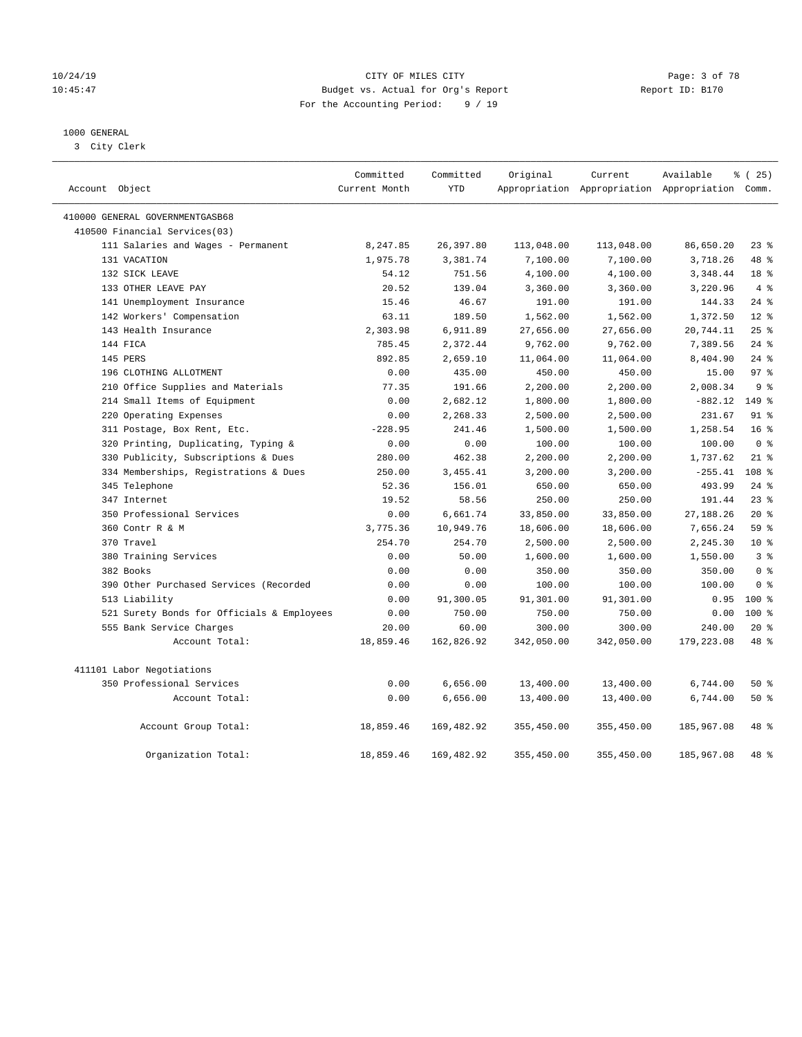CITY OF MILES CITY
Budget vs. Actual for Org's Report
For the Accounting Period: 9 / 19

10/24/19
10:45:47

Report ID: B170

1000 GENERAL
3 City Clerk

| Account Object | Committed Current Month | Committed YTD | Original Appropriation | Current Appropriation | Available Appropriation | % ( 25) Comm. |
|---|---|---|---|---|---|---|
| 410000 GENERAL GOVERNMENTGASB68 | | | | | | |
| 410500 Financial Services(03) | | | | | | |
| 111 Salaries and Wages - Permanent | 8,247.85 | 26,397.80 | 113,048.00 | 113,048.00 | 86,650.20 | 23 % |
| 131 VACATION | 1,975.78 | 3,381.74 | 7,100.00 | 7,100.00 | 3,718.26 | 48 % |
| 132 SICK LEAVE | 54.12 | 751.56 | 4,100.00 | 4,100.00 | 3,348.44 | 18 % |
| 133 OTHER LEAVE PAY | 20.52 | 139.04 | 3,360.00 | 3,360.00 | 3,220.96 | 4 % |
| 141 Unemployment Insurance | 15.46 | 46.67 | 191.00 | 191.00 | 144.33 | 24 % |
| 142 Workers' Compensation | 63.11 | 189.50 | 1,562.00 | 1,562.00 | 1,372.50 | 12 % |
| 143 Health Insurance | 2,303.98 | 6,911.89 | 27,656.00 | 27,656.00 | 20,744.11 | 25 % |
| 144 FICA | 785.45 | 2,372.44 | 9,762.00 | 9,762.00 | 7,389.56 | 24 % |
| 145 PERS | 892.85 | 2,659.10 | 11,064.00 | 11,064.00 | 8,404.90 | 24 % |
| 196 CLOTHING ALLOTMENT | 0.00 | 435.00 | 450.00 | 450.00 | 15.00 | 97 % |
| 210 Office Supplies and Materials | 77.35 | 191.66 | 2,200.00 | 2,200.00 | 2,008.34 | 9 % |
| 214 Small Items of Equipment | 0.00 | 2,682.12 | 1,800.00 | 1,800.00 | -882.12 | 149 % |
| 220 Operating Expenses | 0.00 | 2,268.33 | 2,500.00 | 2,500.00 | 231.67 | 91 % |
| 311 Postage, Box Rent, Etc. | -228.95 | 241.46 | 1,500.00 | 1,500.00 | 1,258.54 | 16 % |
| 320 Printing, Duplicating, Typing & | 0.00 | 0.00 | 100.00 | 100.00 | 100.00 | 0 % |
| 330 Publicity, Subscriptions & Dues | 280.00 | 462.38 | 2,200.00 | 2,200.00 | 1,737.62 | 21 % |
| 334 Memberships, Registrations & Dues | 250.00 | 3,455.41 | 3,200.00 | 3,200.00 | -255.41 | 108 % |
| 345 Telephone | 52.36 | 156.01 | 650.00 | 650.00 | 493.99 | 24 % |
| 347 Internet | 19.52 | 58.56 | 250.00 | 250.00 | 191.44 | 23 % |
| 350 Professional Services | 0.00 | 6,661.74 | 33,850.00 | 33,850.00 | 27,188.26 | 20 % |
| 360 Contr R & M | 3,775.36 | 10,949.76 | 18,606.00 | 18,606.00 | 7,656.24 | 59 % |
| 370 Travel | 254.70 | 254.70 | 2,500.00 | 2,500.00 | 2,245.30 | 10 % |
| 380 Training Services | 0.00 | 50.00 | 1,600.00 | 1,600.00 | 1,550.00 | 3 % |
| 382 Books | 0.00 | 0.00 | 350.00 | 350.00 | 350.00 | 0 % |
| 390 Other Purchased Services (Recorded | 0.00 | 0.00 | 100.00 | 100.00 | 100.00 | 0 % |
| 513 Liability | 0.00 | 91,300.05 | 91,301.00 | 91,301.00 | 0.95 | 100 % |
| 521 Surety Bonds for Officials & Employees | 0.00 | 750.00 | 750.00 | 750.00 | 0.00 | 100 % |
| 555 Bank Service Charges | 20.00 | 60.00 | 300.00 | 300.00 | 240.00 | 20 % |
| Account Total: | 18,859.46 | 162,826.92 | 342,050.00 | 342,050.00 | 179,223.08 | 48 % |
| 411101 Labor Negotiations | | | | | | |
| 350 Professional Services | 0.00 | 6,656.00 | 13,400.00 | 13,400.00 | 6,744.00 | 50 % |
| Account Total: | 0.00 | 6,656.00 | 13,400.00 | 13,400.00 | 6,744.00 | 50 % |
| Account Group Total: | 18,859.46 | 169,482.92 | 355,450.00 | 355,450.00 | 185,967.08 | 48 % |
| Organization Total: | 18,859.46 | 169,482.92 | 355,450.00 | 355,450.00 | 185,967.08 | 48 % |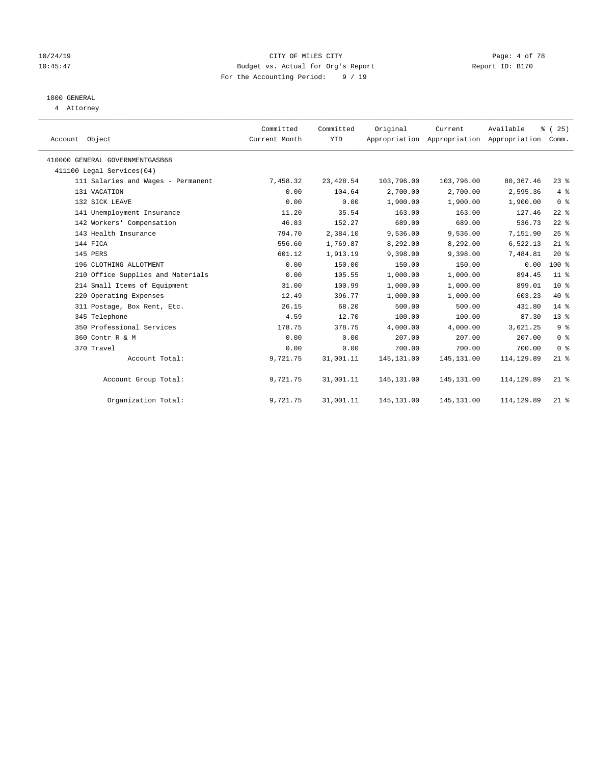CITY OF MILES CITY
Budget vs. Actual for Org's Report
For the Accounting Period: 9 / 19

10/24/19
10:45:47

Report ID: B170

1000 GENERAL
4 Attorney

| Account Object | Committed Current Month | Committed YTD | Original Appropriation | Current Appropriation | Available Appropriation | % ( 25) Comm. |
|---|---|---|---|---|---|---|
| 410000 GENERAL GOVERNMENTGASB68 | | | | | | |
| 411100 Legal Services(04) | | | | | | |
| 111 Salaries and Wages - Permanent | 7,458.32 | 23,428.54 | 103,796.00 | 103,796.00 | 80,367.46 | 23 % |
| 131 VACATION | 0.00 | 104.64 | 2,700.00 | 2,700.00 | 2,595.36 | 4 % |
| 132 SICK LEAVE | 0.00 | 0.00 | 1,900.00 | 1,900.00 | 1,900.00 | 0 % |
| 141 Unemployment Insurance | 11.20 | 35.54 | 163.00 | 163.00 | 127.46 | 22 % |
| 142 Workers' Compensation | 46.83 | 152.27 | 689.00 | 689.00 | 536.73 | 22 % |
| 143 Health Insurance | 794.70 | 2,384.10 | 9,536.00 | 9,536.00 | 7,151.90 | 25 % |
| 144 FICA | 556.60 | 1,769.87 | 8,292.00 | 8,292.00 | 6,522.13 | 21 % |
| 145 PERS | 601.12 | 1,913.19 | 9,398.00 | 9,398.00 | 7,484.81 | 20 % |
| 196 CLOTHING ALLOTMENT | 0.00 | 150.00 | 150.00 | 150.00 | 0.00 | 100 % |
| 210 Office Supplies and Materials | 0.00 | 105.55 | 1,000.00 | 1,000.00 | 894.45 | 11 % |
| 214 Small Items of Equipment | 31.00 | 100.99 | 1,000.00 | 1,000.00 | 899.01 | 10 % |
| 220 Operating Expenses | 12.49 | 396.77 | 1,000.00 | 1,000.00 | 603.23 | 40 % |
| 311 Postage, Box Rent, Etc. | 26.15 | 68.20 | 500.00 | 500.00 | 431.80 | 14 % |
| 345 Telephone | 4.59 | 12.70 | 100.00 | 100.00 | 87.30 | 13 % |
| 350 Professional Services | 178.75 | 378.75 | 4,000.00 | 4,000.00 | 3,621.25 | 9 % |
| 360 Contr R & M | 0.00 | 0.00 | 207.00 | 207.00 | 207.00 | 0 % |
| 370 Travel | 0.00 | 0.00 | 700.00 | 700.00 | 700.00 | 0 % |
| Account Total: | 9,721.75 | 31,001.11 | 145,131.00 | 145,131.00 | 114,129.89 | 21 % |
| Account Group Total: | 9,721.75 | 31,001.11 | 145,131.00 | 145,131.00 | 114,129.89 | 21 % |
| Organization Total: | 9,721.75 | 31,001.11 | 145,131.00 | 145,131.00 | 114,129.89 | 21 % |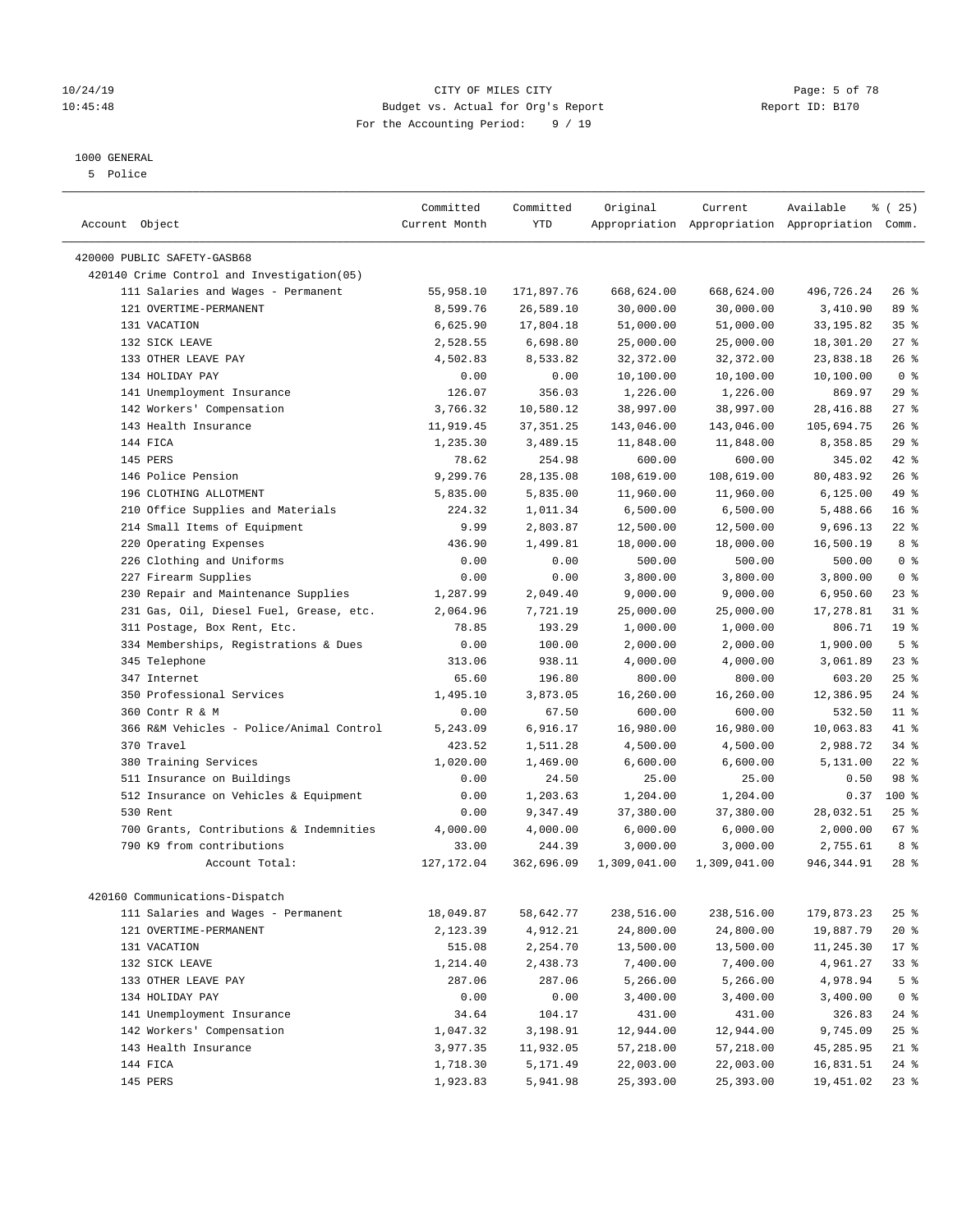# CITY OF MILES CITY

Budget vs. Actual for Org's Report

For the Accounting Period: 9 / 19

1000 GENERAL

5 Police

| Account Object | Committed Current Month | Committed YTD | Original Appropriation | Current Appropriation | Available Appropriation | % ( 25) Comm. |
|---|---|---|---|---|---|---|
| 420000 PUBLIC SAFETY-GASB68 | | | | | | |
| 420140 Crime Control and Investigation(05) | | | | | | |
| 111 Salaries and Wages - Permanent | 55,958.10 | 171,897.76 | 668,624.00 | 668,624.00 | 496,726.24 | 26 % |
| 121 OVERTIME-PERMANENT | 8,599.76 | 26,589.10 | 30,000.00 | 30,000.00 | 3,410.90 | 89 % |
| 131 VACATION | 6,625.90 | 17,804.18 | 51,000.00 | 51,000.00 | 33,195.82 | 35 % |
| 132 SICK LEAVE | 2,528.55 | 6,698.80 | 25,000.00 | 25,000.00 | 18,301.20 | 27 % |
| 133 OTHER LEAVE PAY | 4,502.83 | 8,533.82 | 32,372.00 | 32,372.00 | 23,838.18 | 26 % |
| 134 HOLIDAY PAY | 0.00 | 0.00 | 10,100.00 | 10,100.00 | 10,100.00 | 0 % |
| 141 Unemployment Insurance | 126.07 | 356.03 | 1,226.00 | 1,226.00 | 869.97 | 29 % |
| 142 Workers' Compensation | 3,766.32 | 10,580.12 | 38,997.00 | 38,997.00 | 28,416.88 | 27 % |
| 143 Health Insurance | 11,919.45 | 37,351.25 | 143,046.00 | 143,046.00 | 105,694.75 | 26 % |
| 144 FICA | 1,235.30 | 3,489.15 | 11,848.00 | 11,848.00 | 8,358.85 | 29 % |
| 145 PERS | 78.62 | 254.98 | 600.00 | 600.00 | 345.02 | 42 % |
| 146 Police Pension | 9,299.76 | 28,135.08 | 108,619.00 | 108,619.00 | 80,483.92 | 26 % |
| 196 CLOTHING ALLOTMENT | 5,835.00 | 5,835.00 | 11,960.00 | 11,960.00 | 6,125.00 | 49 % |
| 210 Office Supplies and Materials | 224.32 | 1,011.34 | 6,500.00 | 6,500.00 | 5,488.66 | 16 % |
| 214 Small Items of Equipment | 9.99 | 2,803.87 | 12,500.00 | 12,500.00 | 9,696.13 | 22 % |
| 220 Operating Expenses | 436.90 | 1,499.81 | 18,000.00 | 18,000.00 | 16,500.19 | 8 % |
| 226 Clothing and Uniforms | 0.00 | 0.00 | 500.00 | 500.00 | 500.00 | 0 % |
| 227 Firearm Supplies | 0.00 | 0.00 | 3,800.00 | 3,800.00 | 3,800.00 | 0 % |
| 230 Repair and Maintenance Supplies | 1,287.99 | 2,049.40 | 9,000.00 | 9,000.00 | 6,950.60 | 23 % |
| 231 Gas, Oil, Diesel Fuel, Grease, etc. | 2,064.96 | 7,721.19 | 25,000.00 | 25,000.00 | 17,278.81 | 31 % |
| 311 Postage, Box Rent, Etc. | 78.85 | 193.29 | 1,000.00 | 1,000.00 | 806.71 | 19 % |
| 334 Memberships, Registrations & Dues | 0.00 | 100.00 | 2,000.00 | 2,000.00 | 1,900.00 | 5 % |
| 345 Telephone | 313.06 | 938.11 | 4,000.00 | 4,000.00 | 3,061.89 | 23 % |
| 347 Internet | 65.60 | 196.80 | 800.00 | 800.00 | 603.20 | 25 % |
| 350 Professional Services | 1,495.10 | 3,873.05 | 16,260.00 | 16,260.00 | 12,386.95 | 24 % |
| 360 Contr R & M | 0.00 | 67.50 | 600.00 | 600.00 | 532.50 | 11 % |
| 366 R&M Vehicles - Police/Animal Control | 5,243.09 | 6,916.17 | 16,980.00 | 16,980.00 | 10,063.83 | 41 % |
| 370 Travel | 423.52 | 1,511.28 | 4,500.00 | 4,500.00 | 2,988.72 | 34 % |
| 380 Training Services | 1,020.00 | 1,469.00 | 6,600.00 | 6,600.00 | 5,131.00 | 22 % |
| 511 Insurance on Buildings | 0.00 | 24.50 | 25.00 | 25.00 | 0.50 | 98 % |
| 512 Insurance on Vehicles & Equipment | 0.00 | 1,203.63 | 1,204.00 | 1,204.00 | 0.37 | 100 % |
| 530 Rent | 0.00 | 9,347.49 | 37,380.00 | 37,380.00 | 28,032.51 | 25 % |
| 700 Grants, Contributions & Indemnities | 4,000.00 | 4,000.00 | 6,000.00 | 6,000.00 | 2,000.00 | 67 % |
| 790 K9 from contributions | 33.00 | 244.39 | 3,000.00 | 3,000.00 | 2,755.61 | 8 % |
| Account Total: | 127,172.04 | 362,696.09 | 1,309,041.00 | 1,309,041.00 | 946,344.91 | 28 % |
| 420160 Communications-Dispatch | | | | | | |
| 111 Salaries and Wages - Permanent | 18,049.87 | 58,642.77 | 238,516.00 | 238,516.00 | 179,873.23 | 25 % |
| 121 OVERTIME-PERMANENT | 2,123.39 | 4,912.21 | 24,800.00 | 24,800.00 | 19,887.79 | 20 % |
| 131 VACATION | 515.08 | 2,254.70 | 13,500.00 | 13,500.00 | 11,245.30 | 17 % |
| 132 SICK LEAVE | 1,214.40 | 2,438.73 | 7,400.00 | 7,400.00 | 4,961.27 | 33 % |
| 133 OTHER LEAVE PAY | 287.06 | 287.06 | 5,266.00 | 5,266.00 | 4,978.94 | 5 % |
| 134 HOLIDAY PAY | 0.00 | 0.00 | 3,400.00 | 3,400.00 | 3,400.00 | 0 % |
| 141 Unemployment Insurance | 34.64 | 104.17 | 431.00 | 431.00 | 326.83 | 24 % |
| 142 Workers' Compensation | 1,047.32 | 3,198.91 | 12,944.00 | 12,944.00 | 9,745.09 | 25 % |
| 143 Health Insurance | 3,977.35 | 11,932.05 | 57,218.00 | 57,218.00 | 45,285.95 | 21 % |
| 144 FICA | 1,718.30 | 5,171.49 | 22,003.00 | 22,003.00 | 16,831.51 | 24 % |
| 145 PERS | 1,923.83 | 5,941.98 | 25,393.00 | 25,393.00 | 19,451.02 | 23 % |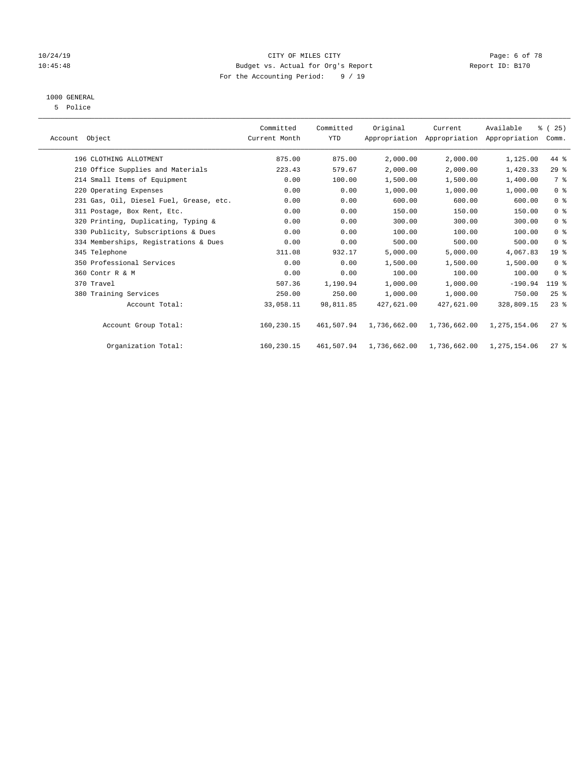CITY OF MILES CITY
Budget vs. Actual for Org's Report
For the Accounting Period: 9 / 19

10/24/19
10:45:48

Report ID: B170

1000 GENERAL
5 Police

| Account Object | Committed Current Month | Committed YTD | Original Appropriation | Current Appropriation | Available Appropriation | % ( 25) Comm. |
|---|---|---|---|---|---|---|
| 196 CLOTHING ALLOTMENT | 875.00 | 875.00 | 2,000.00 | 2,000.00 | 1,125.00 | 44 % |
| 210 Office Supplies and Materials | 223.43 | 579.67 | 2,000.00 | 2,000.00 | 1,420.33 | 29 % |
| 214 Small Items of Equipment | 0.00 | 100.00 | 1,500.00 | 1,500.00 | 1,400.00 | 7 % |
| 220 Operating Expenses | 0.00 | 0.00 | 1,000.00 | 1,000.00 | 1,000.00 | 0 % |
| 231 Gas, Oil, Diesel Fuel, Grease, etc. | 0.00 | 0.00 | 600.00 | 600.00 | 600.00 | 0 % |
| 311 Postage, Box Rent, Etc. | 0.00 | 0.00 | 150.00 | 150.00 | 150.00 | 0 % |
| 320 Printing, Duplicating, Typing & | 0.00 | 0.00 | 300.00 | 300.00 | 300.00 | 0 % |
| 330 Publicity, Subscriptions & Dues | 0.00 | 0.00 | 100.00 | 100.00 | 100.00 | 0 % |
| 334 Memberships, Registrations & Dues | 0.00 | 0.00 | 500.00 | 500.00 | 500.00 | 0 % |
| 345 Telephone | 311.08 | 932.17 | 5,000.00 | 5,000.00 | 4,067.83 | 19 % |
| 350 Professional Services | 0.00 | 0.00 | 1,500.00 | 1,500.00 | 1,500.00 | 0 % |
| 360 Contr R & M | 0.00 | 0.00 | 100.00 | 100.00 | 100.00 | 0 % |
| 370 Travel | 507.36 | 1,190.94 | 1,000.00 | 1,000.00 | -190.94 | 119 % |
| 380 Training Services | 250.00 | 250.00 | 1,000.00 | 1,000.00 | 750.00 | 25 % |
| Account Total: | 33,058.11 | 98,811.85 | 427,621.00 | 427,621.00 | 328,809.15 | 23 % |
| Account Group Total: | 160,230.15 | 461,507.94 | 1,736,662.00 | 1,736,662.00 | 1,275,154.06 | 27 % |
| Organization Total: | 160,230.15 | 461,507.94 | 1,736,662.00 | 1,736,662.00 | 1,275,154.06 | 27 % |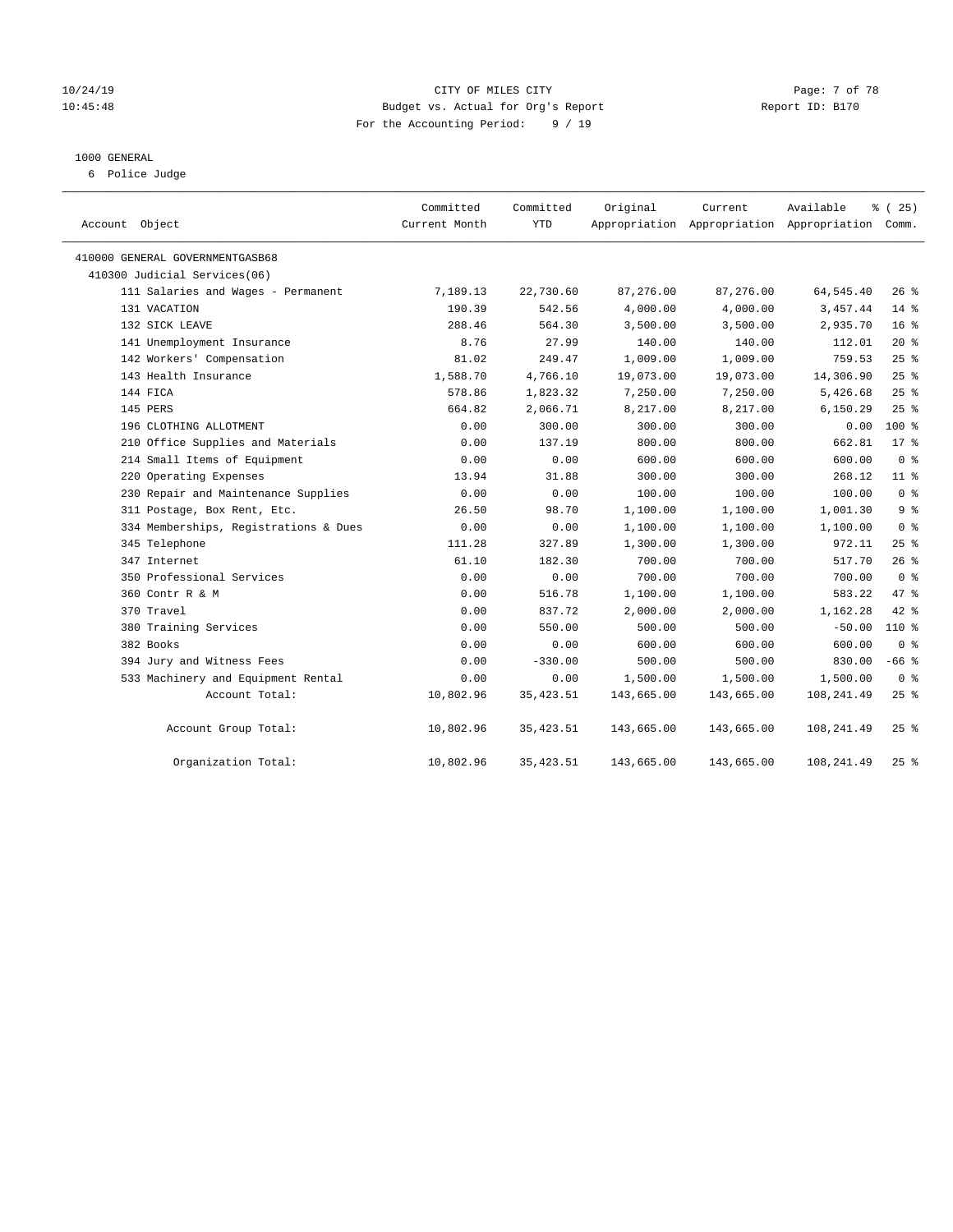CITY OF MILES CITY
Budget vs. Actual for Org's Report
For the Accounting Period: 9 / 19

10/24/19 10:45:48 — Report ID: B170

1000 GENERAL
6 Police Judge

| Account Object | Committed Current Month | Committed YTD | Original Appropriation | Current Appropriation | Available Appropriation | % ( 25) Comm. |
|---|---|---|---|---|---|---|
| 410000 GENERAL GOVERNMENTGASB68 | | | | | | |
| 410300 Judicial Services(06) | | | | | | |
| 111 Salaries and Wages - Permanent | 7,189.13 | 22,730.60 | 87,276.00 | 87,276.00 | 64,545.40 | 26 % |
| 131 VACATION | 190.39 | 542.56 | 4,000.00 | 4,000.00 | 3,457.44 | 14 % |
| 132 SICK LEAVE | 288.46 | 564.30 | 3,500.00 | 3,500.00 | 2,935.70 | 16 % |
| 141 Unemployment Insurance | 8.76 | 27.99 | 140.00 | 140.00 | 112.01 | 20 % |
| 142 Workers' Compensation | 81.02 | 249.47 | 1,009.00 | 1,009.00 | 759.53 | 25 % |
| 143 Health Insurance | 1,588.70 | 4,766.10 | 19,073.00 | 19,073.00 | 14,306.90 | 25 % |
| 144 FICA | 578.86 | 1,823.32 | 7,250.00 | 7,250.00 | 5,426.68 | 25 % |
| 145 PERS | 664.82 | 2,066.71 | 8,217.00 | 8,217.00 | 6,150.29 | 25 % |
| 196 CLOTHING ALLOTMENT | 0.00 | 300.00 | 300.00 | 300.00 | 0.00 | 100 % |
| 210 Office Supplies and Materials | 0.00 | 137.19 | 800.00 | 800.00 | 662.81 | 17 % |
| 214 Small Items of Equipment | 0.00 | 0.00 | 600.00 | 600.00 | 600.00 | 0 % |
| 220 Operating Expenses | 13.94 | 31.88 | 300.00 | 300.00 | 268.12 | 11 % |
| 230 Repair and Maintenance Supplies | 0.00 | 0.00 | 100.00 | 100.00 | 100.00 | 0 % |
| 311 Postage, Box Rent, Etc. | 26.50 | 98.70 | 1,100.00 | 1,100.00 | 1,001.30 | 9 % |
| 334 Memberships, Registrations & Dues | 0.00 | 0.00 | 1,100.00 | 1,100.00 | 1,100.00 | 0 % |
| 345 Telephone | 111.28 | 327.89 | 1,300.00 | 1,300.00 | 972.11 | 25 % |
| 347 Internet | 61.10 | 182.30 | 700.00 | 700.00 | 517.70 | 26 % |
| 350 Professional Services | 0.00 | 0.00 | 700.00 | 700.00 | 700.00 | 0 % |
| 360 Contr R & M | 0.00 | 516.78 | 1,100.00 | 1,100.00 | 583.22 | 47 % |
| 370 Travel | 0.00 | 837.72 | 2,000.00 | 2,000.00 | 1,162.28 | 42 % |
| 380 Training Services | 0.00 | 550.00 | 500.00 | 500.00 | -50.00 | 110 % |
| 382 Books | 0.00 | 0.00 | 600.00 | 600.00 | 600.00 | 0 % |
| 394 Jury and Witness Fees | 0.00 | -330.00 | 500.00 | 500.00 | 830.00 | -66 % |
| 533 Machinery and Equipment Rental | 0.00 | 0.00 | 1,500.00 | 1,500.00 | 1,500.00 | 0 % |
| Account Total: | 10,802.96 | 35,423.51 | 143,665.00 | 143,665.00 | 108,241.49 | 25 % |
| Account Group Total: | 10,802.96 | 35,423.51 | 143,665.00 | 143,665.00 | 108,241.49 | 25 % |
| Organization Total: | 10,802.96 | 35,423.51 | 143,665.00 | 143,665.00 | 108,241.49 | 25 % |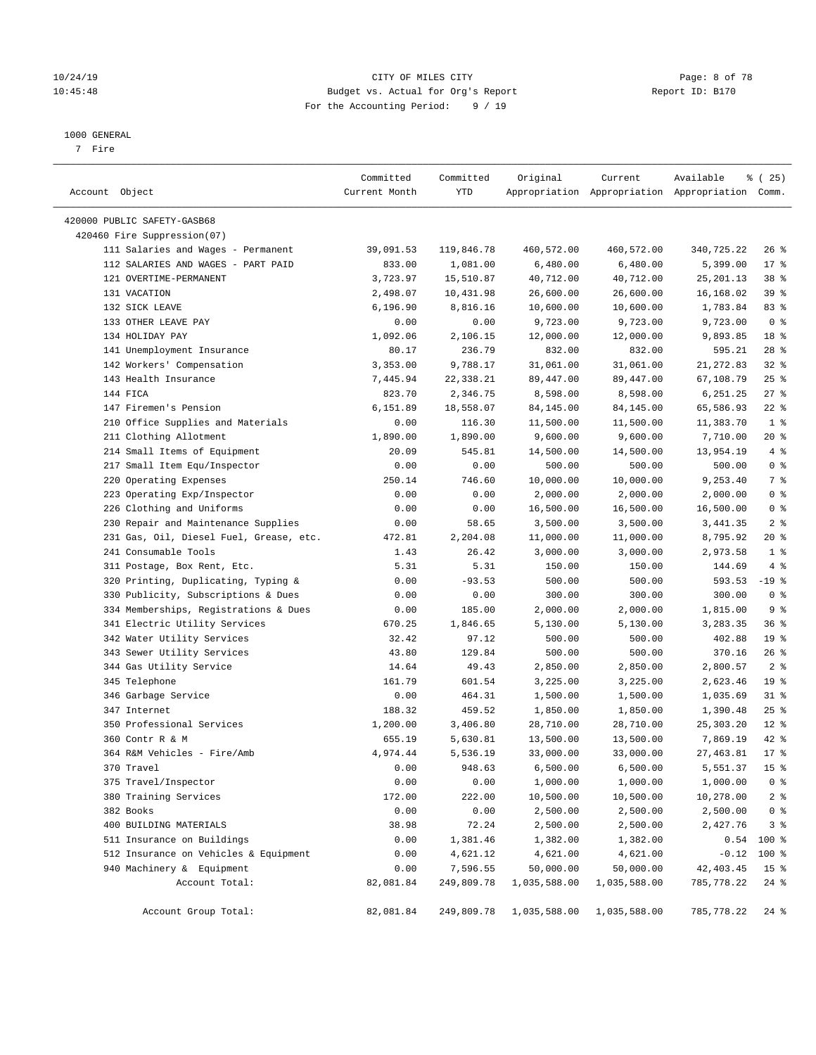CITY OF MILES CITY
Budget vs. Actual for Org's Report
For the Accounting Period: 9 / 19

10/24/19
10:45:48

Report ID: B170

1000 GENERAL
7 Fire

| Account Object | Committed Current Month | Committed YTD | Original Appropriation | Current Appropriation | Available Appropriation | % ( 25) Comm. |
|---|---|---|---|---|---|---|
| 420000 PUBLIC SAFETY-GASB68 | | | | | | |
| 420460 Fire Suppression(07) | | | | | | |
| 111 Salaries and Wages - Permanent | 39,091.53 | 119,846.78 | 460,572.00 | 460,572.00 | 340,725.22 | 26 % |
| 112 SALARIES AND WAGES - PART PAID | 833.00 | 1,081.00 | 6,480.00 | 6,480.00 | 5,399.00 | 17 % |
| 121 OVERTIME-PERMANENT | 3,723.97 | 15,510.87 | 40,712.00 | 40,712.00 | 25,201.13 | 38 % |
| 131 VACATION | 2,498.07 | 10,431.98 | 26,600.00 | 26,600.00 | 16,168.02 | 39 % |
| 132 SICK LEAVE | 6,196.90 | 8,816.16 | 10,600.00 | 10,600.00 | 1,783.84 | 83 % |
| 133 OTHER LEAVE PAY | 0.00 | 0.00 | 9,723.00 | 9,723.00 | 9,723.00 | 0 % |
| 134 HOLIDAY PAY | 1,092.06 | 2,106.15 | 12,000.00 | 12,000.00 | 9,893.85 | 18 % |
| 141 Unemployment Insurance | 80.17 | 236.79 | 832.00 | 832.00 | 595.21 | 28 % |
| 142 Workers' Compensation | 3,353.00 | 9,788.17 | 31,061.00 | 31,061.00 | 21,272.83 | 32 % |
| 143 Health Insurance | 7,445.94 | 22,338.21 | 89,447.00 | 89,447.00 | 67,108.79 | 25 % |
| 144 FICA | 823.70 | 2,346.75 | 8,598.00 | 8,598.00 | 6,251.25 | 27 % |
| 147 Firemen's Pension | 6,151.89 | 18,558.07 | 84,145.00 | 84,145.00 | 65,586.93 | 22 % |
| 210 Office Supplies and Materials | 0.00 | 116.30 | 11,500.00 | 11,500.00 | 11,383.70 | 1 % |
| 211 Clothing Allotment | 1,890.00 | 1,890.00 | 9,600.00 | 9,600.00 | 7,710.00 | 20 % |
| 214 Small Items of Equipment | 20.09 | 545.81 | 14,500.00 | 14,500.00 | 13,954.19 | 4 % |
| 217 Small Item Equ/Inspector | 0.00 | 0.00 | 500.00 | 500.00 | 500.00 | 0 % |
| 220 Operating Expenses | 250.14 | 746.60 | 10,000.00 | 10,000.00 | 9,253.40 | 7 % |
| 223 Operating Exp/Inspector | 0.00 | 0.00 | 2,000.00 | 2,000.00 | 2,000.00 | 0 % |
| 226 Clothing and Uniforms | 0.00 | 0.00 | 16,500.00 | 16,500.00 | 16,500.00 | 0 % |
| 230 Repair and Maintenance Supplies | 0.00 | 58.65 | 3,500.00 | 3,500.00 | 3,441.35 | 2 % |
| 231 Gas, Oil, Diesel Fuel, Grease, etc. | 472.81 | 2,204.08 | 11,000.00 | 11,000.00 | 8,795.92 | 20 % |
| 241 Consumable Tools | 1.43 | 26.42 | 3,000.00 | 3,000.00 | 2,973.58 | 1 % |
| 311 Postage, Box Rent, Etc. | 5.31 | 5.31 | 150.00 | 150.00 | 144.69 | 4 % |
| 320 Printing, Duplicating, Typing & | 0.00 | -93.53 | 500.00 | 500.00 | 593.53 | -19 % |
| 330 Publicity, Subscriptions & Dues | 0.00 | 0.00 | 300.00 | 300.00 | 300.00 | 0 % |
| 334 Memberships, Registrations & Dues | 0.00 | 185.00 | 2,000.00 | 2,000.00 | 1,815.00 | 9 % |
| 341 Electric Utility Services | 670.25 | 1,846.65 | 5,130.00 | 5,130.00 | 3,283.35 | 36 % |
| 342 Water Utility Services | 32.42 | 97.12 | 500.00 | 500.00 | 402.88 | 19 % |
| 343 Sewer Utility Services | 43.80 | 129.84 | 500.00 | 500.00 | 370.16 | 26 % |
| 344 Gas Utility Service | 14.64 | 49.43 | 2,850.00 | 2,850.00 | 2,800.57 | 2 % |
| 345 Telephone | 161.79 | 601.54 | 3,225.00 | 3,225.00 | 2,623.46 | 19 % |
| 346 Garbage Service | 0.00 | 464.31 | 1,500.00 | 1,500.00 | 1,035.69 | 31 % |
| 347 Internet | 188.32 | 459.52 | 1,850.00 | 1,850.00 | 1,390.48 | 25 % |
| 350 Professional Services | 1,200.00 | 3,406.80 | 28,710.00 | 28,710.00 | 25,303.20 | 12 % |
| 360 Contr R & M | 655.19 | 5,630.81 | 13,500.00 | 13,500.00 | 7,869.19 | 42 % |
| 364 R&M Vehicles - Fire/Amb | 4,974.44 | 5,536.19 | 33,000.00 | 33,000.00 | 27,463.81 | 17 % |
| 370 Travel | 0.00 | 948.63 | 6,500.00 | 6,500.00 | 5,551.37 | 15 % |
| 375 Travel/Inspector | 0.00 | 0.00 | 1,000.00 | 1,000.00 | 1,000.00 | 0 % |
| 380 Training Services | 172.00 | 222.00 | 10,500.00 | 10,500.00 | 10,278.00 | 2 % |
| 382 Books | 0.00 | 0.00 | 2,500.00 | 2,500.00 | 2,500.00 | 0 % |
| 400 BUILDING MATERIALS | 38.98 | 72.24 | 2,500.00 | 2,500.00 | 2,427.76 | 3 % |
| 511 Insurance on Buildings | 0.00 | 1,381.46 | 1,382.00 | 1,382.00 | 0.54 | 100 % |
| 512 Insurance on Vehicles & Equipment | 0.00 | 4,621.12 | 4,621.00 | 4,621.00 | -0.12 | 100 % |
| 940 Machinery & Equipment | 0.00 | 7,596.55 | 50,000.00 | 50,000.00 | 42,403.45 | 15 % |
| Account Total: | 82,081.84 | 249,809.78 | 1,035,588.00 | 1,035,588.00 | 785,778.22 | 24 % |
| Account Group Total: | 82,081.84 | 249,809.78 | 1,035,588.00 | 1,035,588.00 | 785,778.22 | 24 % |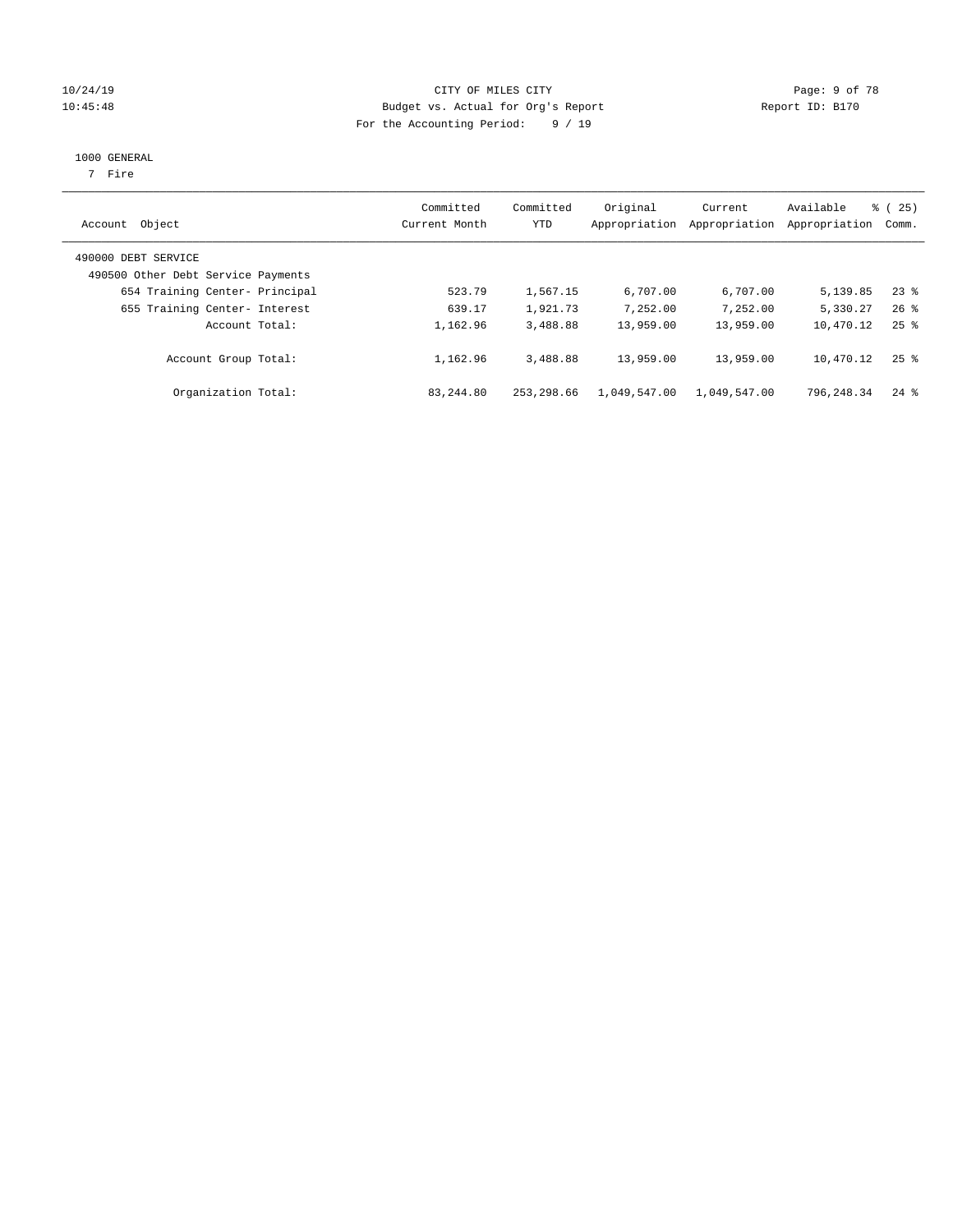CITY OF MILES CITY
Budget vs. Actual for Org's Report
For the Accounting Period: 9 / 19

1000 GENERAL
7 Fire

| Account Object | Committed Current Month | Committed YTD | Original Appropriation | Current Appropriation | Available Appropriation | % ( 25) Comm. |
|---|---|---|---|---|---|---|
| 490000 DEBT SERVICE | | | | | | |
| 490500 Other Debt Service Payments | | | | | | |
| 654 Training Center- Principal | 523.79 | 1,567.15 | 6,707.00 | 6,707.00 | 5,139.85 | 23 % |
| 655 Training Center- Interest | 639.17 | 1,921.73 | 7,252.00 | 7,252.00 | 5,330.27 | 26 % |
| Account Total: | 1,162.96 | 3,488.88 | 13,959.00 | 13,959.00 | 10,470.12 | 25 % |
| Account Group Total: | 1,162.96 | 3,488.88 | 13,959.00 | 13,959.00 | 10,470.12 | 25 % |
| Organization Total: | 83,244.80 | 253,298.66 | 1,049,547.00 | 1,049,547.00 | 796,248.34 | 24 % |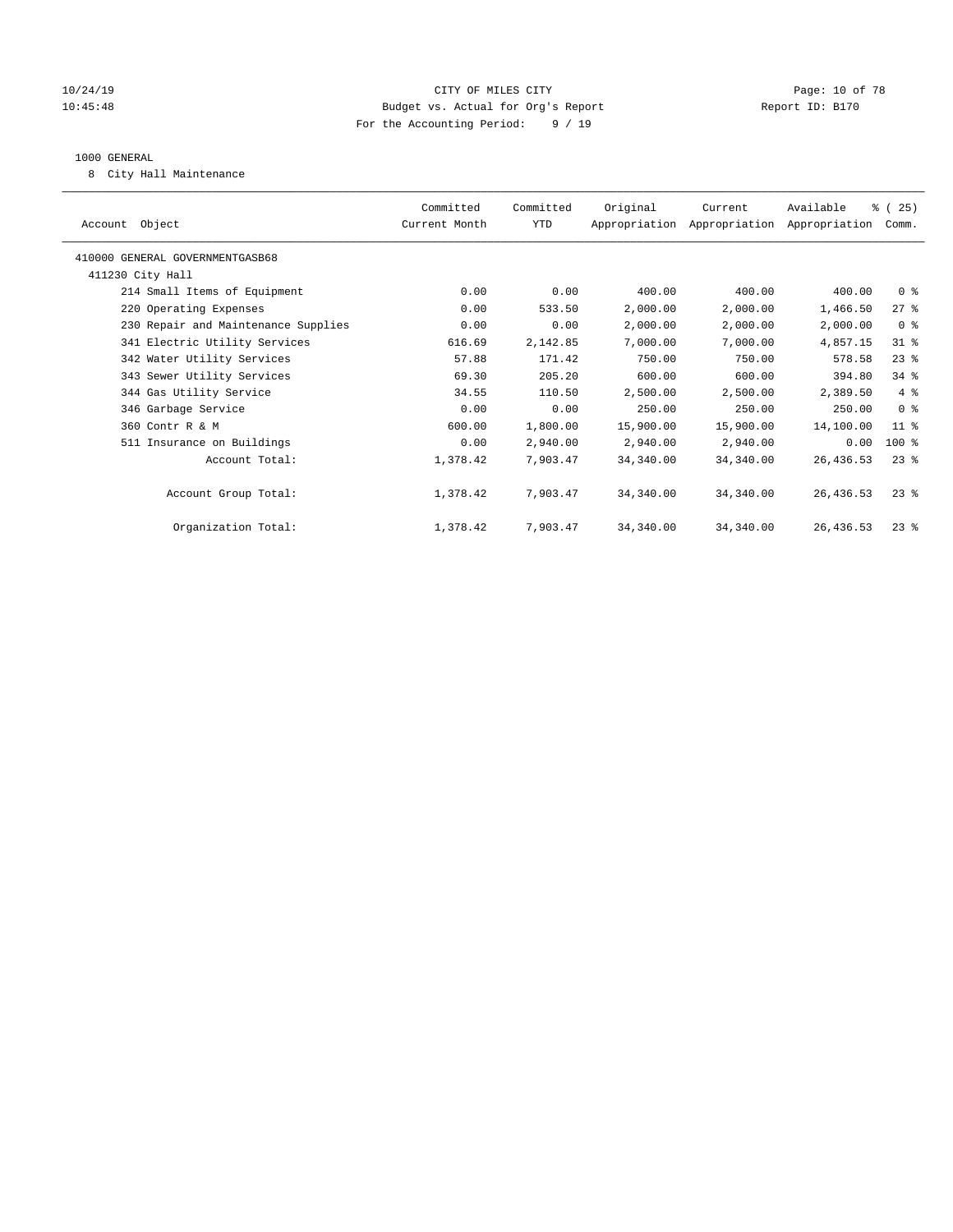CITY OF MILES CITY
Budget vs. Actual for Org's Report
For the Accounting Period: 9 / 19

10/24/19
10:45:48

Report ID: B170

1000 GENERAL

8 City Hall Maintenance

| Account Object | Committed Current Month | Committed YTD | Original Appropriation | Current Appropriation | Available Appropriation | % ( 25) Comm. |
|---|---|---|---|---|---|---|
| 410000 GENERAL GOVERNMENTGASB68 | | | | | | |
| 411230 City Hall | | | | | | |
| 214 Small Items of Equipment | 0.00 | 0.00 | 400.00 | 400.00 | 400.00 | 0 % |
| 220 Operating Expenses | 0.00 | 533.50 | 2,000.00 | 2,000.00 | 1,466.50 | 27 % |
| 230 Repair and Maintenance Supplies | 0.00 | 0.00 | 2,000.00 | 2,000.00 | 2,000.00 | 0 % |
| 341 Electric Utility Services | 616.69 | 2,142.85 | 7,000.00 | 7,000.00 | 4,857.15 | 31 % |
| 342 Water Utility Services | 57.88 | 171.42 | 750.00 | 750.00 | 578.58 | 23 % |
| 343 Sewer Utility Services | 69.30 | 205.20 | 600.00 | 600.00 | 394.80 | 34 % |
| 344 Gas Utility Service | 34.55 | 110.50 | 2,500.00 | 2,500.00 | 2,389.50 | 4 % |
| 346 Garbage Service | 0.00 | 0.00 | 250.00 | 250.00 | 250.00 | 0 % |
| 360 Contr R & M | 600.00 | 1,800.00 | 15,900.00 | 15,900.00 | 14,100.00 | 11 % |
| 511 Insurance on Buildings | 0.00 | 2,940.00 | 2,940.00 | 2,940.00 | 0.00 | 100 % |
| Account Total: | 1,378.42 | 7,903.47 | 34,340.00 | 34,340.00 | 26,436.53 | 23 % |
| Account Group Total: | 1,378.42 | 7,903.47 | 34,340.00 | 34,340.00 | 26,436.53 | 23 % |
| Organization Total: | 1,378.42 | 7,903.47 | 34,340.00 | 34,340.00 | 26,436.53 | 23 % |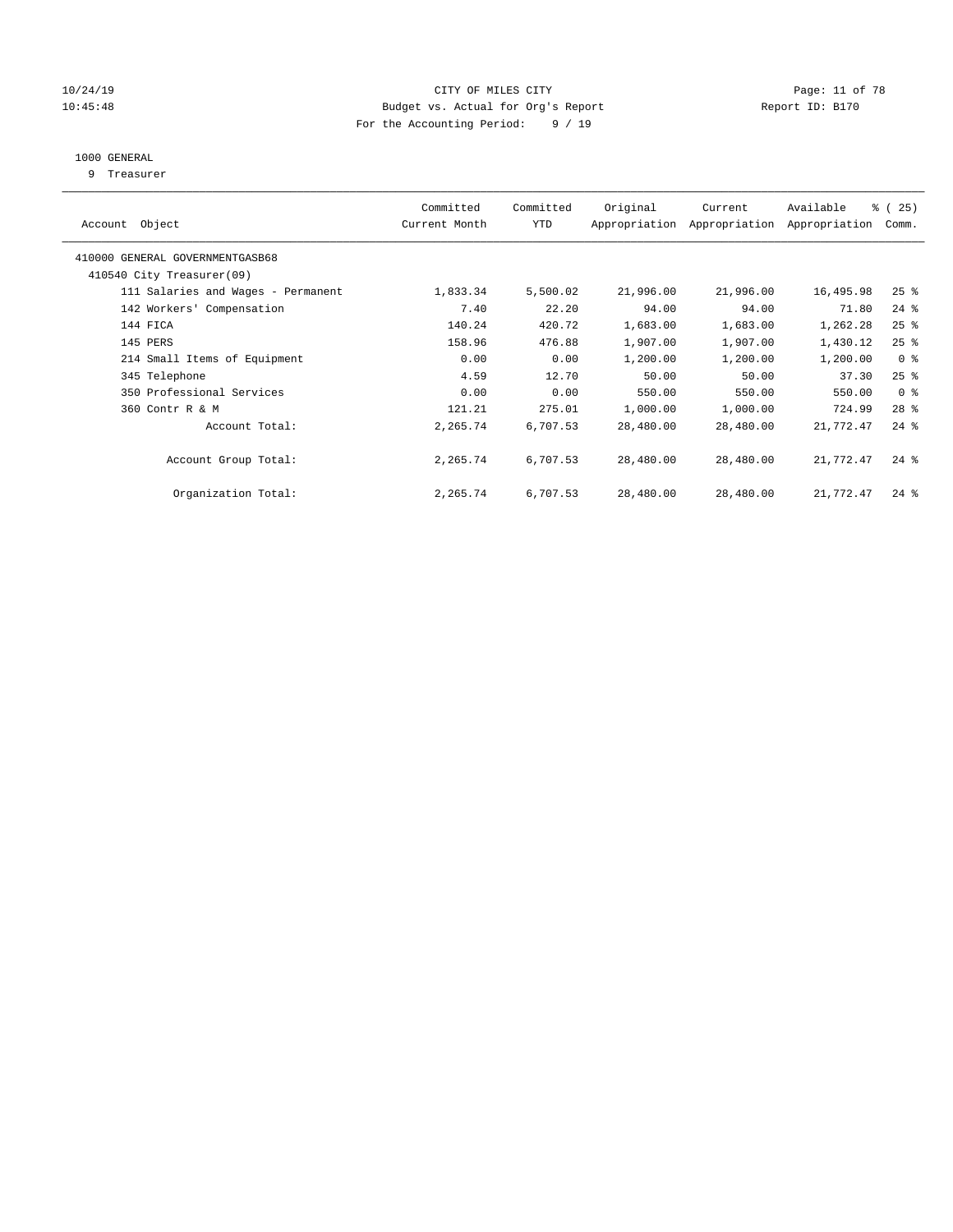CITY OF MILES CITY
Budget vs. Actual for Org's Report
For the Accounting Period: 9 / 19

10/24/19
10:45:48

Report ID: B170

## 1000 GENERAL

9 Treasurer

| Account Object | Committed Current Month | Committed YTD | Original Appropriation | Current Appropriation | Available Appropriation | % ( 25) Comm. |
|---|---|---|---|---|---|---|
| 410000 GENERAL GOVERNMENTGASB68 | | | | | | |
| 410540 City Treasurer(09) | | | | | | |
| 111 Salaries and Wages - Permanent | 1,833.34 | 5,500.02 | 21,996.00 | 21,996.00 | 16,495.98 | 25 % |
| 142 Workers' Compensation | 7.40 | 22.20 | 94.00 | 94.00 | 71.80 | 24 % |
| 144 FICA | 140.24 | 420.72 | 1,683.00 | 1,683.00 | 1,262.28 | 25 % |
| 145 PERS | 158.96 | 476.88 | 1,907.00 | 1,907.00 | 1,430.12 | 25 % |
| 214 Small Items of Equipment | 0.00 | 0.00 | 1,200.00 | 1,200.00 | 1,200.00 | 0 % |
| 345 Telephone | 4.59 | 12.70 | 50.00 | 50.00 | 37.30 | 25 % |
| 350 Professional Services | 0.00 | 0.00 | 550.00 | 550.00 | 550.00 | 0 % |
| 360 Contr R & M | 121.21 | 275.01 | 1,000.00 | 1,000.00 | 724.99 | 28 % |
| Account Total: | 2,265.74 | 6,707.53 | 28,480.00 | 28,480.00 | 21,772.47 | 24 % |
| Account Group Total: | 2,265.74 | 6,707.53 | 28,480.00 | 28,480.00 | 21,772.47 | 24 % |
| Organization Total: | 2,265.74 | 6,707.53 | 28,480.00 | 28,480.00 | 21,772.47 | 24 % |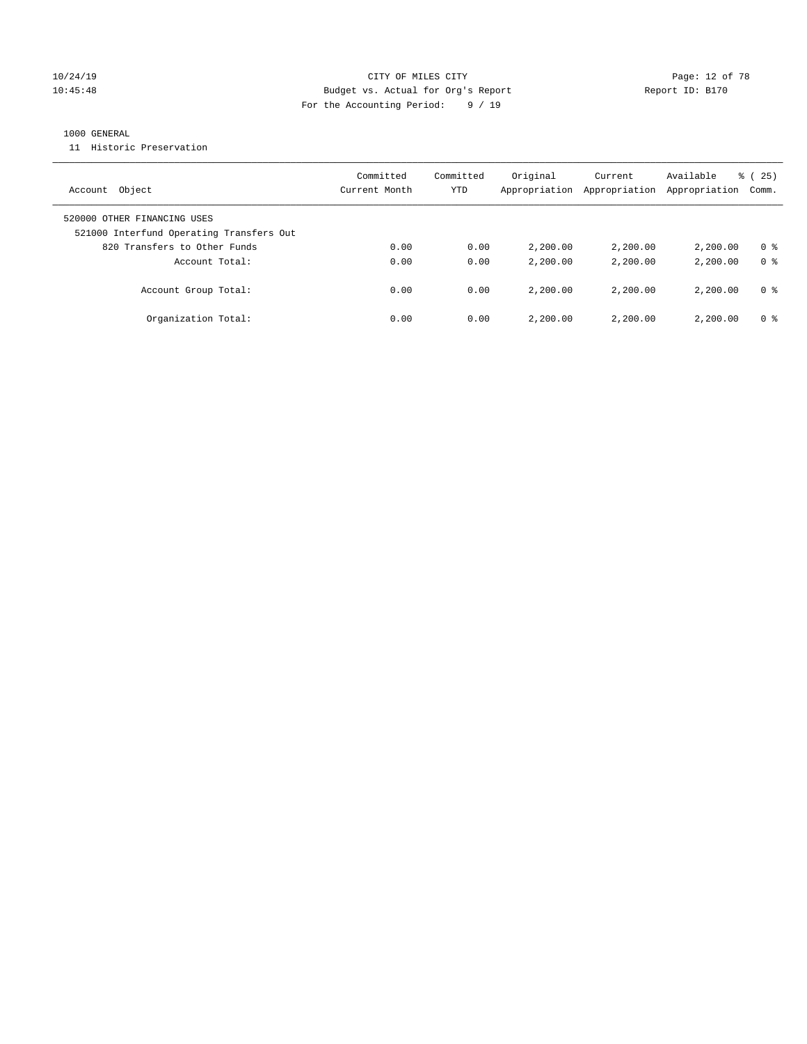CITY OF MILES CITY

Budget vs. Actual for Org's Report

Report ID: B170

For the Accounting Period: 9 / 19

10/24/19 10:45:48

## 1000 GENERAL

11 Historic Preservation

| Account Object | Committed Current Month | Committed YTD | Original Appropriation | Current Appropriation | Available Appropriation | % ( 25) Comm. |
|---|---|---|---|---|---|---|
| 520000 OTHER FINANCING USES | | | | | | |
| 521000 Interfund Operating Transfers Out | | | | | | |
| 820 Transfers to Other Funds | 0.00 | 0.00 | 2,200.00 | 2,200.00 | 2,200.00 | 0 % |
| Account Total: | 0.00 | 0.00 | 2,200.00 | 2,200.00 | 2,200.00 | 0 % |
| Account Group Total: | 0.00 | 0.00 | 2,200.00 | 2,200.00 | 2,200.00 | 0 % |
| Organization Total: | 0.00 | 0.00 | 2,200.00 | 2,200.00 | 2,200.00 | 0 % |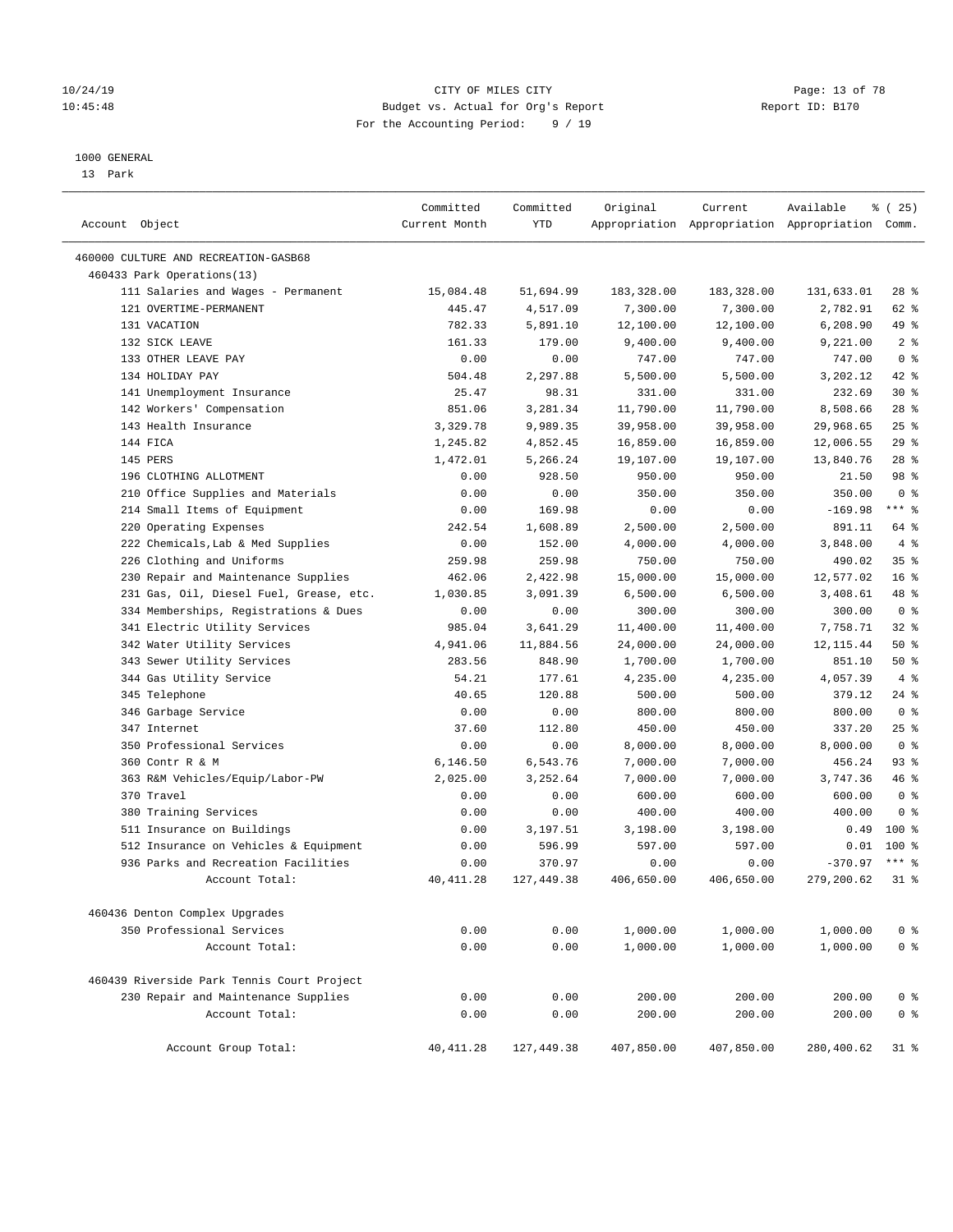CITY OF MILES CITY
Budget vs. Actual for Org's Report
For the Accounting Period: 9 / 19

1000 GENERAL
13 Park

| Account Object | Committed Current Month | Committed YTD | Original Appropriation | Current Appropriation | Available Appropriation | % ( 25) Comm. |
|---|---|---|---|---|---|---|
| 460000 CULTURE AND RECREATION-GASB68 | | | | | | |
| 460433 Park Operations(13) | | | | | | |
| 111 Salaries and Wages - Permanent | 15,084.48 | 51,694.99 | 183,328.00 | 183,328.00 | 131,633.01 | 28 % |
| 121 OVERTIME-PERMANENT | 445.47 | 4,517.09 | 7,300.00 | 7,300.00 | 2,782.91 | 62 % |
| 131 VACATION | 782.33 | 5,891.10 | 12,100.00 | 12,100.00 | 6,208.90 | 49 % |
| 132 SICK LEAVE | 161.33 | 179.00 | 9,400.00 | 9,400.00 | 9,221.00 | 2 % |
| 133 OTHER LEAVE PAY | 0.00 | 0.00 | 747.00 | 747.00 | 747.00 | 0 % |
| 134 HOLIDAY PAY | 504.48 | 2,297.88 | 5,500.00 | 5,500.00 | 3,202.12 | 42 % |
| 141 Unemployment Insurance | 25.47 | 98.31 | 331.00 | 331.00 | 232.69 | 30 % |
| 142 Workers' Compensation | 851.06 | 3,281.34 | 11,790.00 | 11,790.00 | 8,508.66 | 28 % |
| 143 Health Insurance | 3,329.78 | 9,989.35 | 39,958.00 | 39,958.00 | 29,968.65 | 25 % |
| 144 FICA | 1,245.82 | 4,852.45 | 16,859.00 | 16,859.00 | 12,006.55 | 29 % |
| 145 PERS | 1,472.01 | 5,266.24 | 19,107.00 | 19,107.00 | 13,840.76 | 28 % |
| 196 CLOTHING ALLOTMENT | 0.00 | 928.50 | 950.00 | 950.00 | 21.50 | 98 % |
| 210 Office Supplies and Materials | 0.00 | 0.00 | 350.00 | 350.00 | 350.00 | 0 % |
| 214 Small Items of Equipment | 0.00 | 169.98 | 0.00 | 0.00 | -169.98 | *** % |
| 220 Operating Expenses | 242.54 | 1,608.89 | 2,500.00 | 2,500.00 | 891.11 | 64 % |
| 222 Chemicals,Lab & Med Supplies | 0.00 | 152.00 | 4,000.00 | 4,000.00 | 3,848.00 | 4 % |
| 226 Clothing and Uniforms | 259.98 | 259.98 | 750.00 | 750.00 | 490.02 | 35 % |
| 230 Repair and Maintenance Supplies | 462.06 | 2,422.98 | 15,000.00 | 15,000.00 | 12,577.02 | 16 % |
| 231 Gas, Oil, Diesel Fuel, Grease, etc. | 1,030.85 | 3,091.39 | 6,500.00 | 6,500.00 | 3,408.61 | 48 % |
| 334 Memberships, Registrations & Dues | 0.00 | 0.00 | 300.00 | 300.00 | 300.00 | 0 % |
| 341 Electric Utility Services | 985.04 | 3,641.29 | 11,400.00 | 11,400.00 | 7,758.71 | 32 % |
| 342 Water Utility Services | 4,941.06 | 11,884.56 | 24,000.00 | 24,000.00 | 12,115.44 | 50 % |
| 343 Sewer Utility Services | 283.56 | 848.90 | 1,700.00 | 1,700.00 | 851.10 | 50 % |
| 344 Gas Utility Service | 54.21 | 177.61 | 4,235.00 | 4,235.00 | 4,057.39 | 4 % |
| 345 Telephone | 40.65 | 120.88 | 500.00 | 500.00 | 379.12 | 24 % |
| 346 Garbage Service | 0.00 | 0.00 | 800.00 | 800.00 | 800.00 | 0 % |
| 347 Internet | 37.60 | 112.80 | 450.00 | 450.00 | 337.20 | 25 % |
| 350 Professional Services | 0.00 | 0.00 | 8,000.00 | 8,000.00 | 8,000.00 | 0 % |
| 360 Contr R & M | 6,146.50 | 6,543.76 | 7,000.00 | 7,000.00 | 456.24 | 93 % |
| 363 R&M Vehicles/Equip/Labor-PW | 2,025.00 | 3,252.64 | 7,000.00 | 7,000.00 | 3,747.36 | 46 % |
| 370 Travel | 0.00 | 0.00 | 600.00 | 600.00 | 600.00 | 0 % |
| 380 Training Services | 0.00 | 0.00 | 400.00 | 400.00 | 400.00 | 0 % |
| 511 Insurance on Buildings | 0.00 | 3,197.51 | 3,198.00 | 3,198.00 | 0.49 | 100 % |
| 512 Insurance on Vehicles & Equipment | 0.00 | 596.99 | 597.00 | 597.00 | 0.01 | 100 % |
| 936 Parks and Recreation Facilities | 0.00 | 370.97 | 0.00 | 0.00 | -370.97 | *** % |
| Account Total: | 40,411.28 | 127,449.38 | 406,650.00 | 406,650.00 | 279,200.62 | 31 % |
| 460436 Denton Complex Upgrades | | | | | | |
| 350 Professional Services | 0.00 | 0.00 | 1,000.00 | 1,000.00 | 1,000.00 | 0 % |
| Account Total: | 0.00 | 0.00 | 1,000.00 | 1,000.00 | 1,000.00 | 0 % |
| 460439 Riverside Park Tennis Court Project | | | | | | |
| 230 Repair and Maintenance Supplies | 0.00 | 0.00 | 200.00 | 200.00 | 200.00 | 0 % |
| Account Total: | 0.00 | 0.00 | 200.00 | 200.00 | 200.00 | 0 % |
| Account Group Total: | 40,411.28 | 127,449.38 | 407,850.00 | 407,850.00 | 280,400.62 | 31 % |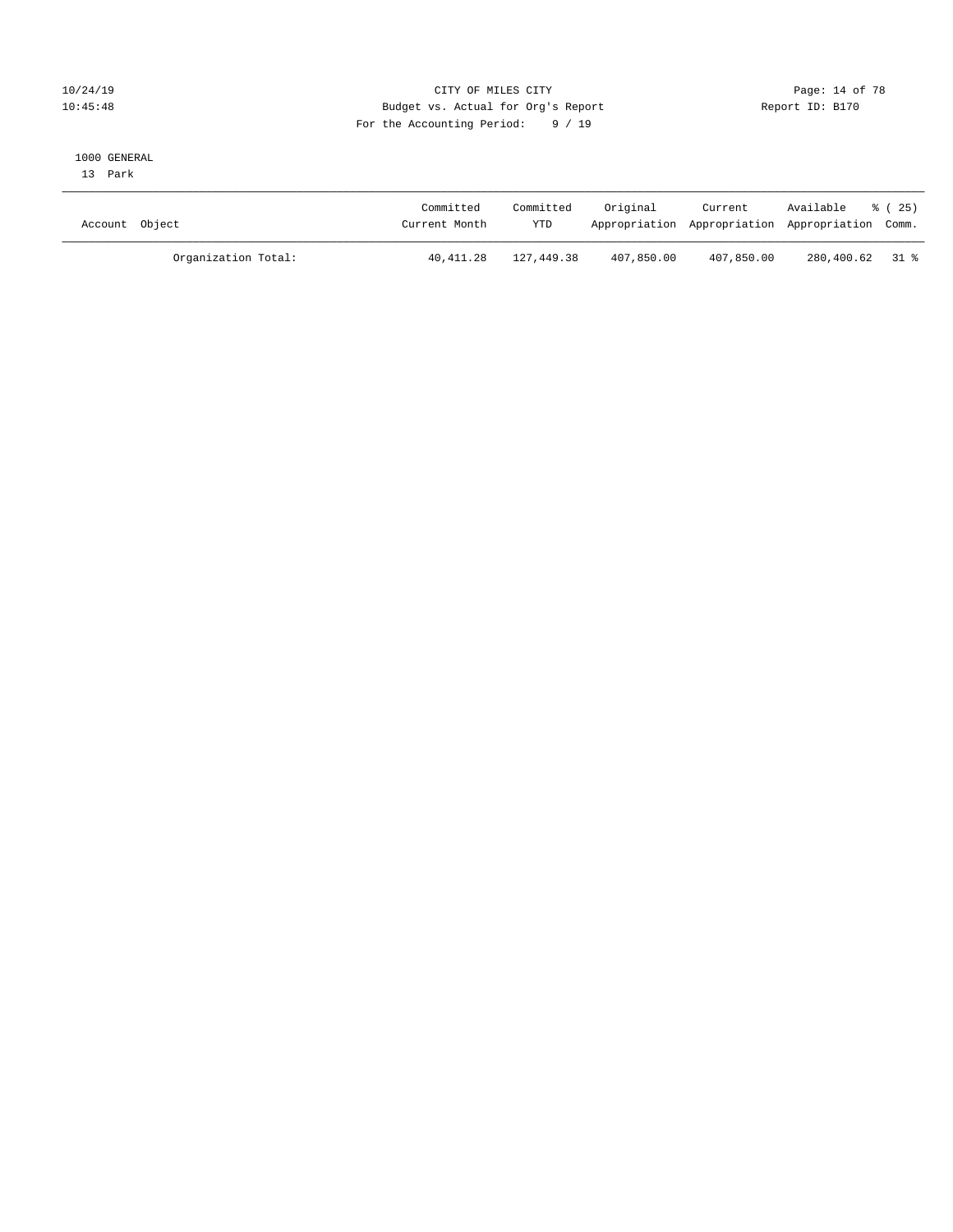CITY OF MILES CITY
Budget vs. Actual for Org's Report
For the Accounting Period: 9 / 19

Report ID: B170

1000 GENERAL
13 Park

| Account Object | Committed Current Month | Committed YTD | Original Appropriation | Current Appropriation | Available Appropriation | % ( 25) Comm. |
|---|---|---|---|---|---|---|
| Organization Total: | 40,411.28 | 127,449.38 | 407,850.00 | 407,850.00 | 280,400.62 | 31 % |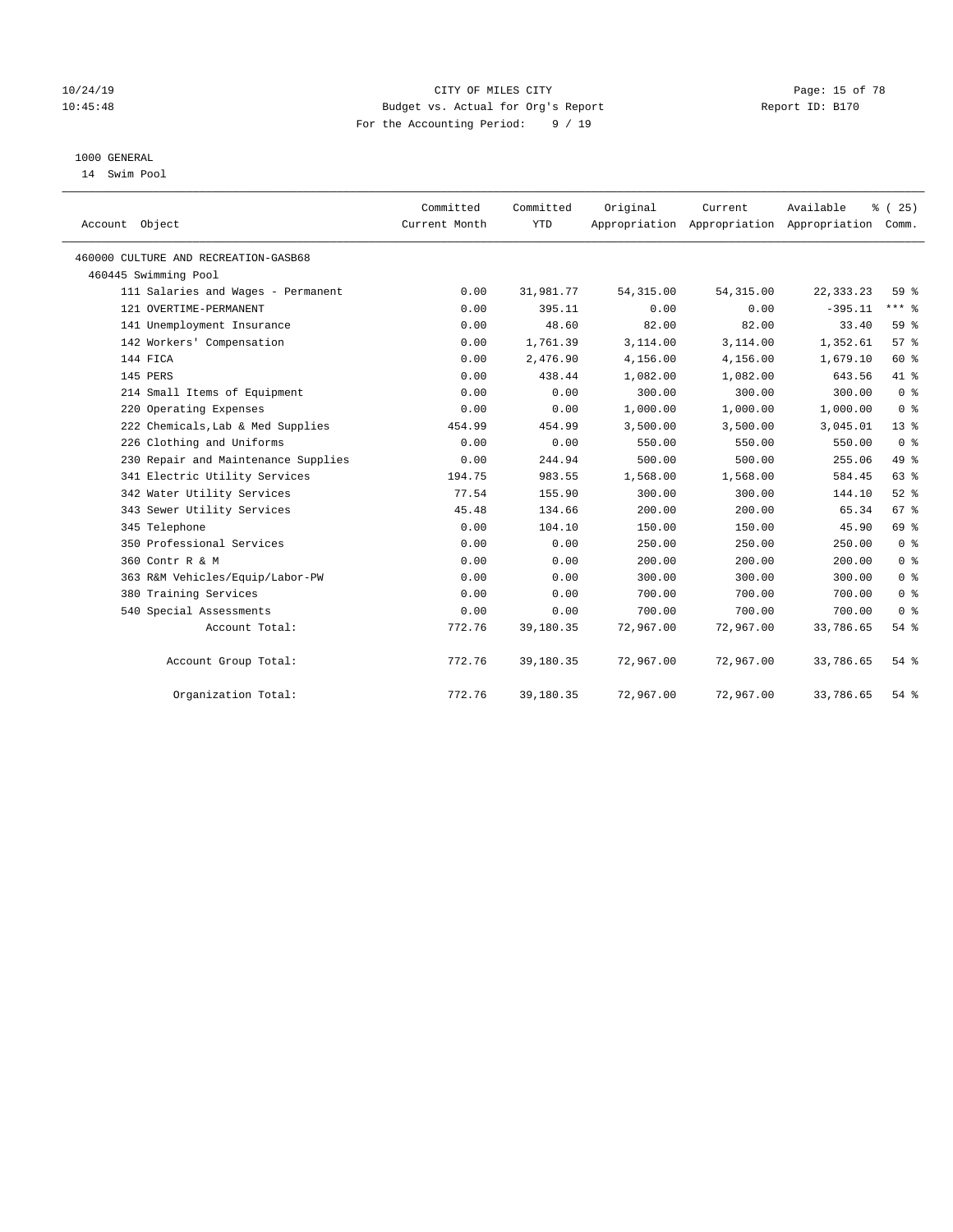CITY OF MILES CITY

Budget vs. Actual for Org's Report

For the Accounting Period: 9 / 19

10/24/19
10:45:48

Report ID: B170

1000 GENERAL

14 Swim Pool

| Account Object | Committed Current Month | Committed YTD | Original Appropriation | Current Appropriation | Available Appropriation | % ( 25) Comm. |
|---|---|---|---|---|---|---|
| 460000 CULTURE AND RECREATION-GASB68 | | | | | | |
| 460445 Swimming Pool | | | | | | |
| 111 Salaries and Wages - Permanent | 0.00 | 31,981.77 | 54,315.00 | 54,315.00 | 22,333.23 | 59 % |
| 121 OVERTIME-PERMANENT | 0.00 | 395.11 | 0.00 | 0.00 | -395.11 | *** % |
| 141 Unemployment Insurance | 0.00 | 48.60 | 82.00 | 82.00 | 33.40 | 59 % |
| 142 Workers' Compensation | 0.00 | 1,761.39 | 3,114.00 | 3,114.00 | 1,352.61 | 57 % |
| 144 FICA | 0.00 | 2,476.90 | 4,156.00 | 4,156.00 | 1,679.10 | 60 % |
| 145 PERS | 0.00 | 438.44 | 1,082.00 | 1,082.00 | 643.56 | 41 % |
| 214 Small Items of Equipment | 0.00 | 0.00 | 300.00 | 300.00 | 300.00 | 0 % |
| 220 Operating Expenses | 0.00 | 0.00 | 1,000.00 | 1,000.00 | 1,000.00 | 0 % |
| 222 Chemicals,Lab & Med Supplies | 454.99 | 454.99 | 3,500.00 | 3,500.00 | 3,045.01 | 13 % |
| 226 Clothing and Uniforms | 0.00 | 0.00 | 550.00 | 550.00 | 550.00 | 0 % |
| 230 Repair and Maintenance Supplies | 0.00 | 244.94 | 500.00 | 500.00 | 255.06 | 49 % |
| 341 Electric Utility Services | 194.75 | 983.55 | 1,568.00 | 1,568.00 | 584.45 | 63 % |
| 342 Water Utility Services | 77.54 | 155.90 | 300.00 | 300.00 | 144.10 | 52 % |
| 343 Sewer Utility Services | 45.48 | 134.66 | 200.00 | 200.00 | 65.34 | 67 % |
| 345 Telephone | 0.00 | 104.10 | 150.00 | 150.00 | 45.90 | 69 % |
| 350 Professional Services | 0.00 | 0.00 | 250.00 | 250.00 | 250.00 | 0 % |
| 360 Contr R & M | 0.00 | 0.00 | 200.00 | 200.00 | 200.00 | 0 % |
| 363 R&M Vehicles/Equip/Labor-PW | 0.00 | 0.00 | 300.00 | 300.00 | 300.00 | 0 % |
| 380 Training Services | 0.00 | 0.00 | 700.00 | 700.00 | 700.00 | 0 % |
| 540 Special Assessments | 0.00 | 0.00 | 700.00 | 700.00 | 700.00 | 0 % |
| Account Total: | 772.76 | 39,180.35 | 72,967.00 | 72,967.00 | 33,786.65 | 54 % |
| Account Group Total: | 772.76 | 39,180.35 | 72,967.00 | 72,967.00 | 33,786.65 | 54 % |
| Organization Total: | 772.76 | 39,180.35 | 72,967.00 | 72,967.00 | 33,786.65 | 54 % |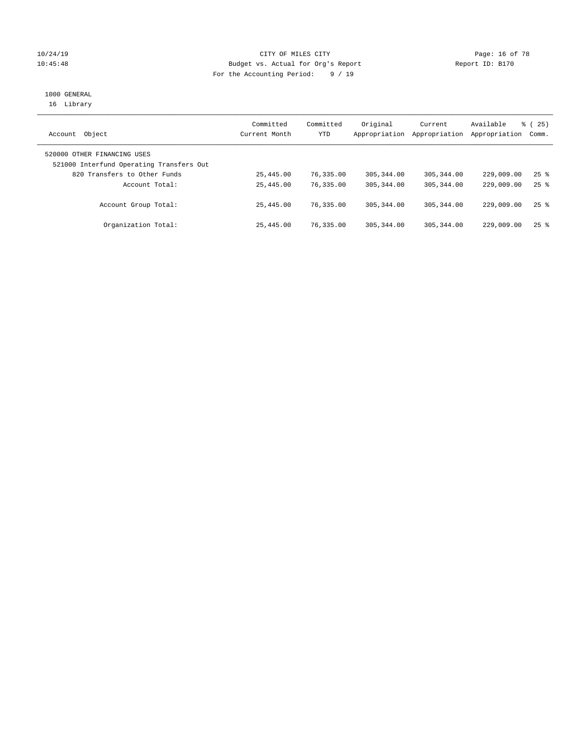10/24/19 CITY OF MILES CITY
10:45:48 Budget vs. Actual for Org's Report Report ID: B170
For the Accounting Period: 9 / 19

1000 GENERAL
16 Library

| Account Object | Committed Current Month | Committed YTD | Original Appropriation | Current Appropriation | Available Appropriation | % ( 25) Comm. |
|---|---|---|---|---|---|---|
| 520000 OTHER FINANCING USES | | | | | | |
| 521000 Interfund Operating Transfers Out | | | | | | |
| 820 Transfers to Other Funds | 25,445.00 | 76,335.00 | 305,344.00 | 305,344.00 | 229,009.00 | 25 % |
| Account Total: | 25,445.00 | 76,335.00 | 305,344.00 | 305,344.00 | 229,009.00 | 25 % |
| Account Group Total: | 25,445.00 | 76,335.00 | 305,344.00 | 305,344.00 | 229,009.00 | 25 % |
| Organization Total: | 25,445.00 | 76,335.00 | 305,344.00 | 305,344.00 | 229,009.00 | 25 % |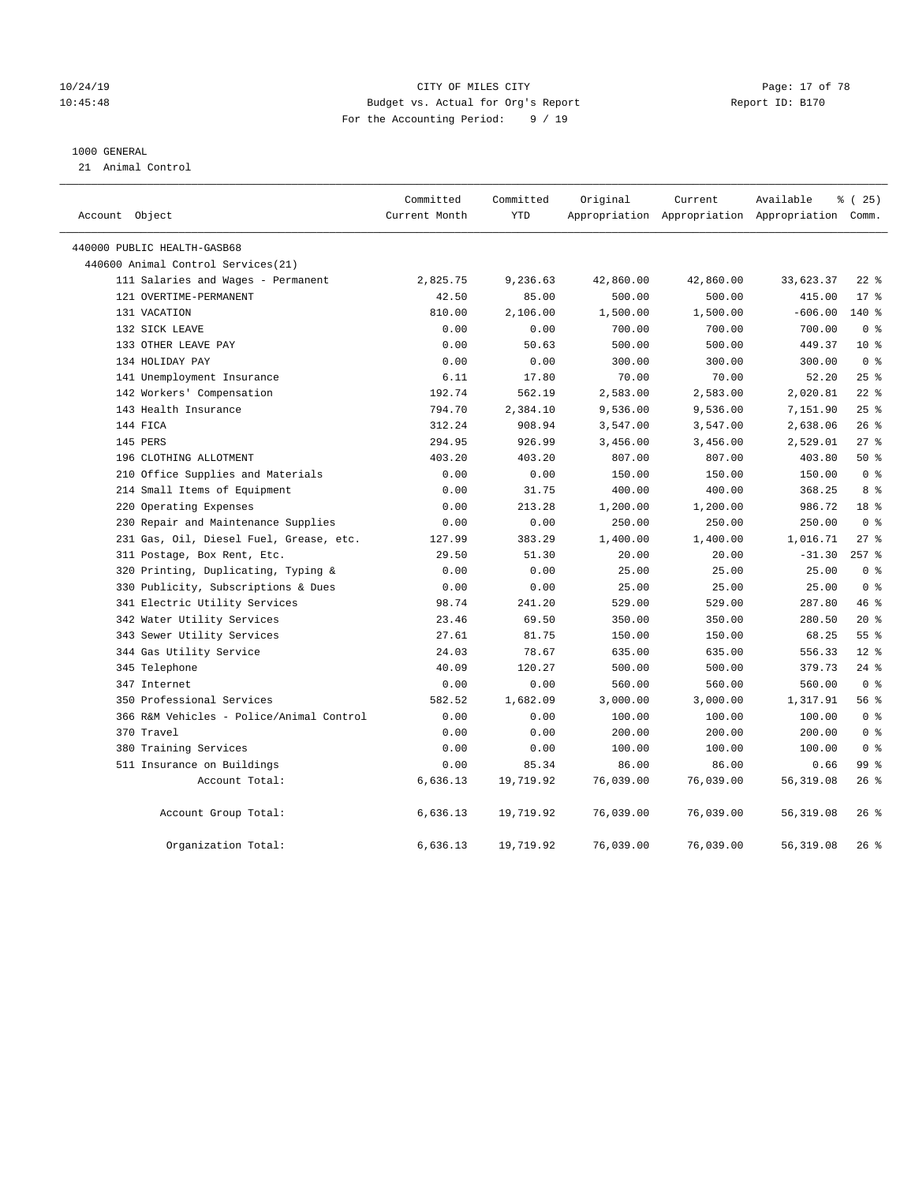CITY OF MILES CITY
Budget vs. Actual for Org's Report
For the Accounting Period: 9 / 19

1000 GENERAL
21 Animal Control

| Account Object | Committed Current Month | Committed YTD | Original Appropriation | Current Appropriation | Available Appropriation | % ( 25) Comm. |
|---|---|---|---|---|---|---|
| 440000 PUBLIC HEALTH-GASB68 | | | | | | |
| 440600 Animal Control Services(21) | | | | | | |
| 111 Salaries and Wages - Permanent | 2,825.75 | 9,236.63 | 42,860.00 | 42,860.00 | 33,623.37 | 22 % |
| 121 OVERTIME-PERMANENT | 42.50 | 85.00 | 500.00 | 500.00 | 415.00 | 17 % |
| 131 VACATION | 810.00 | 2,106.00 | 1,500.00 | 1,500.00 | -606.00 | 140 % |
| 132 SICK LEAVE | 0.00 | 0.00 | 700.00 | 700.00 | 700.00 | 0 % |
| 133 OTHER LEAVE PAY | 0.00 | 50.63 | 500.00 | 500.00 | 449.37 | 10 % |
| 134 HOLIDAY PAY | 0.00 | 0.00 | 300.00 | 300.00 | 300.00 | 0 % |
| 141 Unemployment Insurance | 6.11 | 17.80 | 70.00 | 70.00 | 52.20 | 25 % |
| 142 Workers' Compensation | 192.74 | 562.19 | 2,583.00 | 2,583.00 | 2,020.81 | 22 % |
| 143 Health Insurance | 794.70 | 2,384.10 | 9,536.00 | 9,536.00 | 7,151.90 | 25 % |
| 144 FICA | 312.24 | 908.94 | 3,547.00 | 3,547.00 | 2,638.06 | 26 % |
| 145 PERS | 294.95 | 926.99 | 3,456.00 | 3,456.00 | 2,529.01 | 27 % |
| 196 CLOTHING ALLOTMENT | 403.20 | 403.20 | 807.00 | 807.00 | 403.80 | 50 % |
| 210 Office Supplies and Materials | 0.00 | 0.00 | 150.00 | 150.00 | 150.00 | 0 % |
| 214 Small Items of Equipment | 0.00 | 31.75 | 400.00 | 400.00 | 368.25 | 8 % |
| 220 Operating Expenses | 0.00 | 213.28 | 1,200.00 | 1,200.00 | 986.72 | 18 % |
| 230 Repair and Maintenance Supplies | 0.00 | 0.00 | 250.00 | 250.00 | 250.00 | 0 % |
| 231 Gas, Oil, Diesel Fuel, Grease, etc. | 127.99 | 383.29 | 1,400.00 | 1,400.00 | 1,016.71 | 27 % |
| 311 Postage, Box Rent, Etc. | 29.50 | 51.30 | 20.00 | 20.00 | -31.30 | 257 % |
| 320 Printing, Duplicating, Typing & | 0.00 | 0.00 | 25.00 | 25.00 | 25.00 | 0 % |
| 330 Publicity, Subscriptions & Dues | 0.00 | 0.00 | 25.00 | 25.00 | 25.00 | 0 % |
| 341 Electric Utility Services | 98.74 | 241.20 | 529.00 | 529.00 | 287.80 | 46 % |
| 342 Water Utility Services | 23.46 | 69.50 | 350.00 | 350.00 | 280.50 | 20 % |
| 343 Sewer Utility Services | 27.61 | 81.75 | 150.00 | 150.00 | 68.25 | 55 % |
| 344 Gas Utility Service | 24.03 | 78.67 | 635.00 | 635.00 | 556.33 | 12 % |
| 345 Telephone | 40.09 | 120.27 | 500.00 | 500.00 | 379.73 | 24 % |
| 347 Internet | 0.00 | 0.00 | 560.00 | 560.00 | 560.00 | 0 % |
| 350 Professional Services | 582.52 | 1,682.09 | 3,000.00 | 3,000.00 | 1,317.91 | 56 % |
| 366 R&M Vehicles - Police/Animal Control | 0.00 | 0.00 | 100.00 | 100.00 | 100.00 | 0 % |
| 370 Travel | 0.00 | 0.00 | 200.00 | 200.00 | 200.00 | 0 % |
| 380 Training Services | 0.00 | 0.00 | 100.00 | 100.00 | 100.00 | 0 % |
| 511 Insurance on Buildings | 0.00 | 85.34 | 86.00 | 86.00 | 0.66 | 99 % |
| Account Total: | 6,636.13 | 19,719.92 | 76,039.00 | 76,039.00 | 56,319.08 | 26 % |
| Account Group Total: | 6,636.13 | 19,719.92 | 76,039.00 | 76,039.00 | 56,319.08 | 26 % |
| Organization Total: | 6,636.13 | 19,719.92 | 76,039.00 | 76,039.00 | 56,319.08 | 26 % |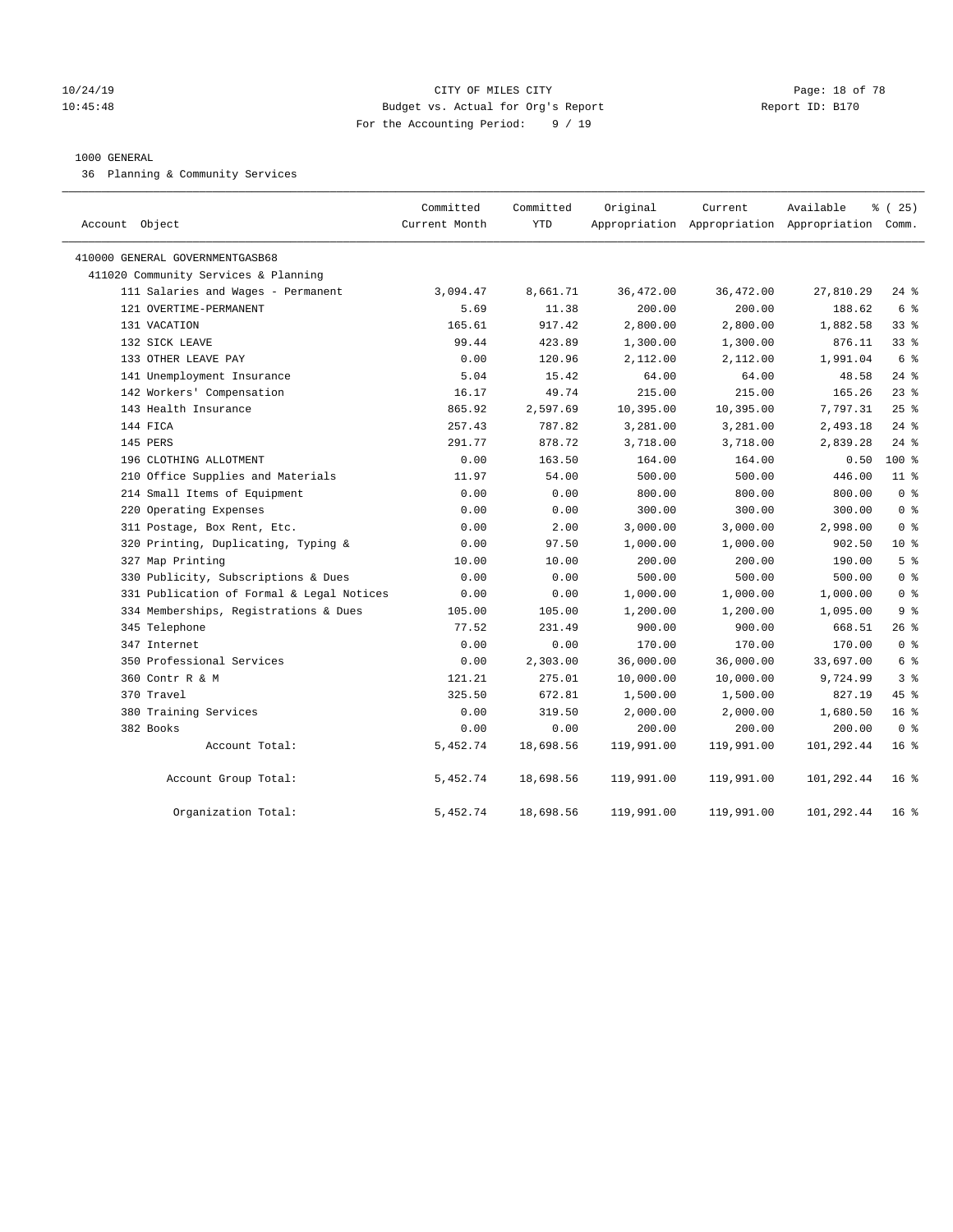CITY OF MILES CITY
Budget vs. Actual for Org's Report
For the Accounting Period: 9 / 19

10/24/19
10:45:48

Report ID: B170

1000 GENERAL

36 Planning & Community Services

| Account Object | Committed Current Month | Committed YTD | Original Appropriation | Current Appropriation | Available Appropriation | % ( 25) Comm. |
|---|---|---|---|---|---|---|
| 410000 GENERAL GOVERNMENTGASB68 | | | | | | |
| 411020 Community Services & Planning | | | | | | |
| 111 Salaries and Wages - Permanent | 3,094.47 | 8,661.71 | 36,472.00 | 36,472.00 | 27,810.29 | 24 % |
| 121 OVERTIME-PERMANENT | 5.69 | 11.38 | 200.00 | 200.00 | 188.62 | 6 % |
| 131 VACATION | 165.61 | 917.42 | 2,800.00 | 2,800.00 | 1,882.58 | 33 % |
| 132 SICK LEAVE | 99.44 | 423.89 | 1,300.00 | 1,300.00 | 876.11 | 33 % |
| 133 OTHER LEAVE PAY | 0.00 | 120.96 | 2,112.00 | 2,112.00 | 1,991.04 | 6 % |
| 141 Unemployment Insurance | 5.04 | 15.42 | 64.00 | 64.00 | 48.58 | 24 % |
| 142 Workers' Compensation | 16.17 | 49.74 | 215.00 | 215.00 | 165.26 | 23 % |
| 143 Health Insurance | 865.92 | 2,597.69 | 10,395.00 | 10,395.00 | 7,797.31 | 25 % |
| 144 FICA | 257.43 | 787.82 | 3,281.00 | 3,281.00 | 2,493.18 | 24 % |
| 145 PERS | 291.77 | 878.72 | 3,718.00 | 3,718.00 | 2,839.28 | 24 % |
| 196 CLOTHING ALLOTMENT | 0.00 | 163.50 | 164.00 | 164.00 | 0.50 | 100 % |
| 210 Office Supplies and Materials | 11.97 | 54.00 | 500.00 | 500.00 | 446.00 | 11 % |
| 214 Small Items of Equipment | 0.00 | 0.00 | 800.00 | 800.00 | 800.00 | 0 % |
| 220 Operating Expenses | 0.00 | 0.00 | 300.00 | 300.00 | 300.00 | 0 % |
| 311 Postage, Box Rent, Etc. | 0.00 | 2.00 | 3,000.00 | 3,000.00 | 2,998.00 | 0 % |
| 320 Printing, Duplicating, Typing & | 0.00 | 97.50 | 1,000.00 | 1,000.00 | 902.50 | 10 % |
| 327 Map Printing | 10.00 | 10.00 | 200.00 | 200.00 | 190.00 | 5 % |
| 330 Publicity, Subscriptions & Dues | 0.00 | 0.00 | 500.00 | 500.00 | 500.00 | 0 % |
| 331 Publication of Formal & Legal Notices | 0.00 | 0.00 | 1,000.00 | 1,000.00 | 1,000.00 | 0 % |
| 334 Memberships, Registrations & Dues | 105.00 | 105.00 | 1,200.00 | 1,200.00 | 1,095.00 | 9 % |
| 345 Telephone | 77.52 | 231.49 | 900.00 | 900.00 | 668.51 | 26 % |
| 347 Internet | 0.00 | 0.00 | 170.00 | 170.00 | 170.00 | 0 % |
| 350 Professional Services | 0.00 | 2,303.00 | 36,000.00 | 36,000.00 | 33,697.00 | 6 % |
| 360 Contr R & M | 121.21 | 275.01 | 10,000.00 | 10,000.00 | 9,724.99 | 3 % |
| 370 Travel | 325.50 | 672.81 | 1,500.00 | 1,500.00 | 827.19 | 45 % |
| 380 Training Services | 0.00 | 319.50 | 2,000.00 | 2,000.00 | 1,680.50 | 16 % |
| 382 Books | 0.00 | 0.00 | 200.00 | 200.00 | 200.00 | 0 % |
| Account Total: | 5,452.74 | 18,698.56 | 119,991.00 | 119,991.00 | 101,292.44 | 16 % |
| Account Group Total: | 5,452.74 | 18,698.56 | 119,991.00 | 119,991.00 | 101,292.44 | 16 % |
| Organization Total: | 5,452.74 | 18,698.56 | 119,991.00 | 119,991.00 | 101,292.44 | 16 % |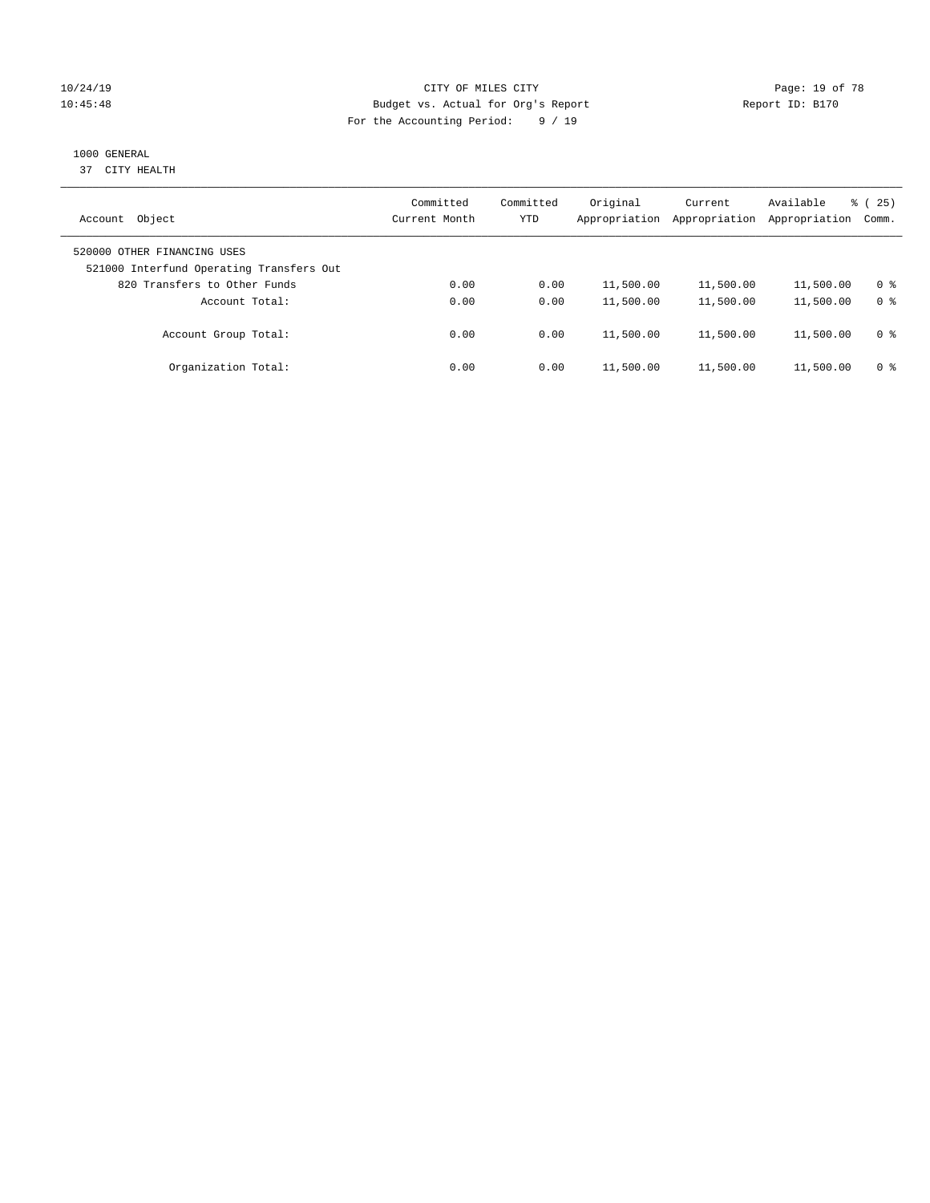CITY OF MILES CITY
Budget vs. Actual for Org's Report
For the Accounting Period: 9 / 19

1000 GENERAL
37 CITY HEALTH

| Account Object | Committed Current Month | Committed YTD | Original Appropriation | Current Appropriation | Available Appropriation | % ( 25) Comm. |
|---|---|---|---|---|---|---|
| 520000 OTHER FINANCING USES | | | | | | |
| 521000 Interfund Operating Transfers Out | | | | | | |
| 820 Transfers to Other Funds | 0.00 | 0.00 | 11,500.00 | 11,500.00 | 11,500.00 | 0 % |
| Account Total: | 0.00 | 0.00 | 11,500.00 | 11,500.00 | 11,500.00 | 0 % |
| Account Group Total: | 0.00 | 0.00 | 11,500.00 | 11,500.00 | 11,500.00 | 0 % |
| Organization Total: | 0.00 | 0.00 | 11,500.00 | 11,500.00 | 11,500.00 | 0 % |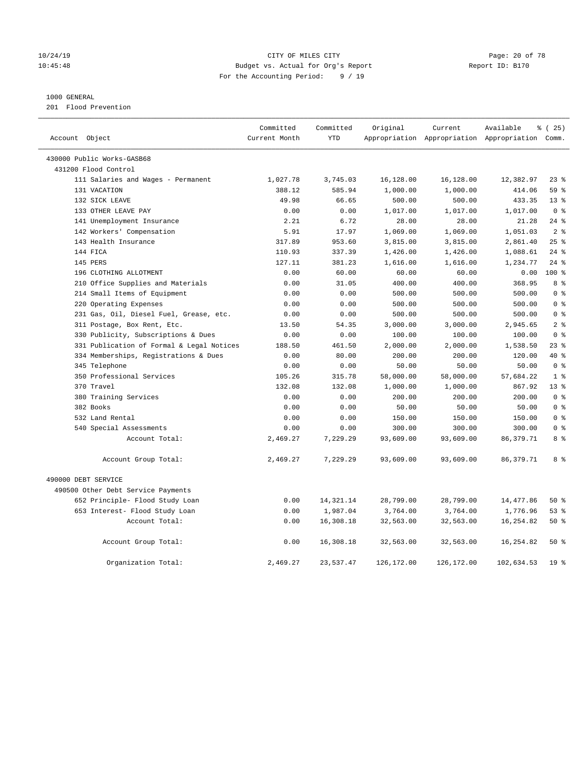CITY OF MILES CITY
Budget vs. Actual for Org's Report
For the Accounting Period: 9 / 19

10/24/19
10:45:48

Report ID: B170

1000 GENERAL
201 Flood Prevention

| Account Object | Committed Current Month | Committed YTD | Original Appropriation | Current Appropriation | Available Appropriation | % ( 25) Comm. |
|---|---|---|---|---|---|---|
| 430000 Public Works-GASB68 | | | | | | |
| 431200 Flood Control | | | | | | |
| 111 Salaries and Wages - Permanent | 1,027.78 | 3,745.03 | 16,128.00 | 16,128.00 | 12,382.97 | 23 % |
| 131 VACATION | 388.12 | 585.94 | 1,000.00 | 1,000.00 | 414.06 | 59 % |
| 132 SICK LEAVE | 49.98 | 66.65 | 500.00 | 500.00 | 433.35 | 13 % |
| 133 OTHER LEAVE PAY | 0.00 | 0.00 | 1,017.00 | 1,017.00 | 1,017.00 | 0 % |
| 141 Unemployment Insurance | 2.21 | 6.72 | 28.00 | 28.00 | 21.28 | 24 % |
| 142 Workers' Compensation | 5.91 | 17.97 | 1,069.00 | 1,069.00 | 1,051.03 | 2 % |
| 143 Health Insurance | 317.89 | 953.60 | 3,815.00 | 3,815.00 | 2,861.40 | 25 % |
| 144 FICA | 110.93 | 337.39 | 1,426.00 | 1,426.00 | 1,088.61 | 24 % |
| 145 PERS | 127.11 | 381.23 | 1,616.00 | 1,616.00 | 1,234.77 | 24 % |
| 196 CLOTHING ALLOTMENT | 0.00 | 60.00 | 60.00 | 60.00 | 0.00 | 100 % |
| 210 Office Supplies and Materials | 0.00 | 31.05 | 400.00 | 400.00 | 368.95 | 8 % |
| 214 Small Items of Equipment | 0.00 | 0.00 | 500.00 | 500.00 | 500.00 | 0 % |
| 220 Operating Expenses | 0.00 | 0.00 | 500.00 | 500.00 | 500.00 | 0 % |
| 231 Gas, Oil, Diesel Fuel, Grease, etc. | 0.00 | 0.00 | 500.00 | 500.00 | 500.00 | 0 % |
| 311 Postage, Box Rent, Etc. | 13.50 | 54.35 | 3,000.00 | 3,000.00 | 2,945.65 | 2 % |
| 330 Publicity, Subscriptions & Dues | 0.00 | 0.00 | 100.00 | 100.00 | 100.00 | 0 % |
| 331 Publication of Formal & Legal Notices | 188.50 | 461.50 | 2,000.00 | 2,000.00 | 1,538.50 | 23 % |
| 334 Memberships, Registrations & Dues | 0.00 | 80.00 | 200.00 | 200.00 | 120.00 | 40 % |
| 345 Telephone | 0.00 | 0.00 | 50.00 | 50.00 | 50.00 | 0 % |
| 350 Professional Services | 105.26 | 315.78 | 58,000.00 | 58,000.00 | 57,684.22 | 1 % |
| 370 Travel | 132.08 | 132.08 | 1,000.00 | 1,000.00 | 867.92 | 13 % |
| 380 Training Services | 0.00 | 0.00 | 200.00 | 200.00 | 200.00 | 0 % |
| 382 Books | 0.00 | 0.00 | 50.00 | 50.00 | 50.00 | 0 % |
| 532 Land Rental | 0.00 | 0.00 | 150.00 | 150.00 | 150.00 | 0 % |
| 540 Special Assessments | 0.00 | 0.00 | 300.00 | 300.00 | 300.00 | 0 % |
| Account Total: | 2,469.27 | 7,229.29 | 93,609.00 | 93,609.00 | 86,379.71 | 8 % |
| Account Group Total: | 2,469.27 | 7,229.29 | 93,609.00 | 93,609.00 | 86,379.71 | 8 % |
| 490000 DEBT SERVICE | | | | | | |
| 490500 Other Debt Service Payments | | | | | | |
| 652 Principle- Flood Study Loan | 0.00 | 14,321.14 | 28,799.00 | 28,799.00 | 14,477.86 | 50 % |
| 653 Interest- Flood Study Loan | 0.00 | 1,987.04 | 3,764.00 | 3,764.00 | 1,776.96 | 53 % |
| Account Total: | 0.00 | 16,308.18 | 32,563.00 | 32,563.00 | 16,254.82 | 50 % |
| Account Group Total: | 0.00 | 16,308.18 | 32,563.00 | 32,563.00 | 16,254.82 | 50 % |
| Organization Total: | 2,469.27 | 23,537.47 | 126,172.00 | 126,172.00 | 102,634.53 | 19 % |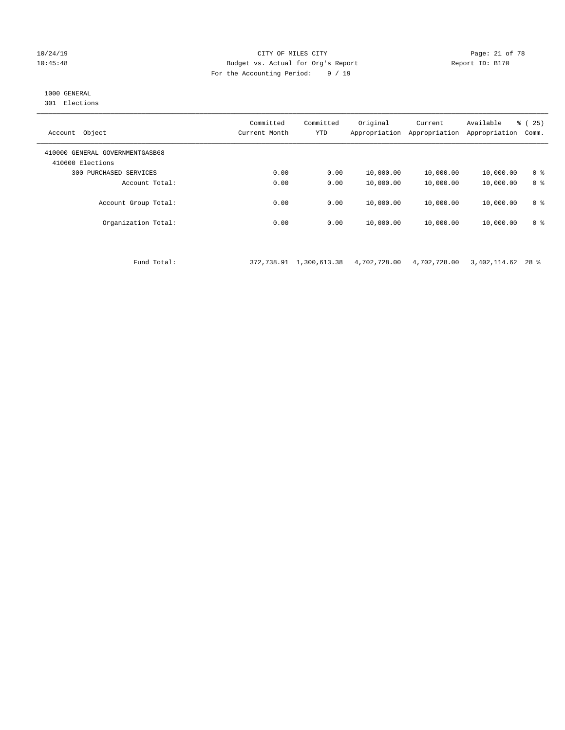CITY OF MILES CITY
Budget vs. Actual for Org's Report
For the Accounting Period: 9 / 19

10/24/19
10:45:48

Report ID: B170

1000 GENERAL
301 Elections

| Account Object | Committed Current Month | Committed YTD | Original Appropriation | Current Appropriation | Available Appropriation | % ( 25) Comm. |
|---|---|---|---|---|---|---|
| 410000 GENERAL GOVERNMENTGASB68 | | | | | | |
| 410600 Elections | | | | | | |
| 300 PURCHASED SERVICES | 0.00 | 0.00 | 10,000.00 | 10,000.00 | 10,000.00 | 0 % |
| Account Total: | 0.00 | 0.00 | 10,000.00 | 10,000.00 | 10,000.00 | 0 % |
| Account Group Total: | 0.00 | 0.00 | 10,000.00 | 10,000.00 | 10,000.00 | 0 % |
| Organization Total: | 0.00 | 0.00 | 10,000.00 | 10,000.00 | 10,000.00 | 0 % |
| Fund Total: | 372,738.91 | 1,300,613.38 | 4,702,728.00 | 4,702,728.00 | 3,402,114.62 | 28 % |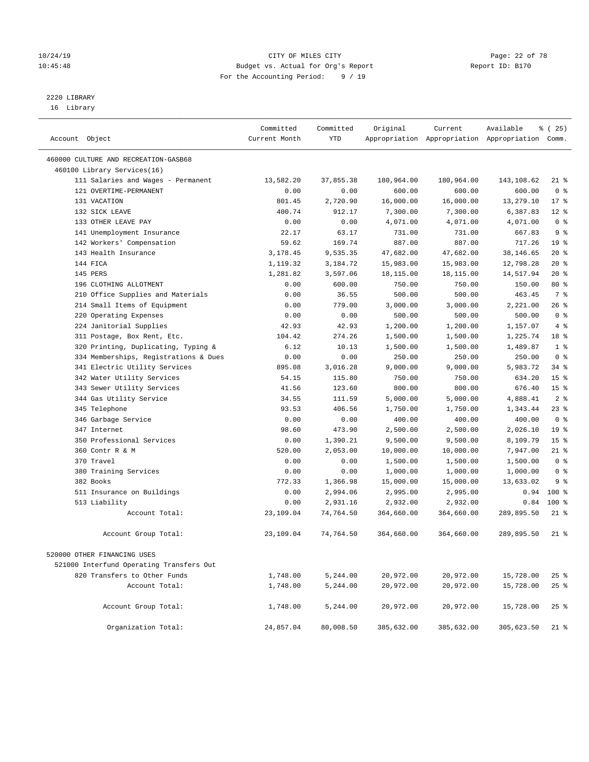CITY OF MILES CITY
Budget vs. Actual for Org's Report
For the Accounting Period: 9 / 19

2220 LIBRARY
16 Library

| Account Object | Committed Current Month | Committed YTD | Original Appropriation | Current Appropriation | Available Appropriation | % ( 25) Comm. |
|---|---|---|---|---|---|---|
| 460000 CULTURE AND RECREATION-GASB68 | | | | | | |
| 460100 Library Services(16) | | | | | | |
| 111 Salaries and Wages - Permanent | 13,582.20 | 37,855.38 | 180,964.00 | 180,964.00 | 143,108.62 | 21 % |
| 121 OVERTIME-PERMANENT | 0.00 | 0.00 | 600.00 | 600.00 | 600.00 | 0 % |
| 131 VACATION | 801.45 | 2,720.90 | 16,000.00 | 16,000.00 | 13,279.10 | 17 % |
| 132 SICK LEAVE | 400.74 | 912.17 | 7,300.00 | 7,300.00 | 6,387.83 | 12 % |
| 133 OTHER LEAVE PAY | 0.00 | 0.00 | 4,071.00 | 4,071.00 | 4,071.00 | 0 % |
| 141 Unemployment Insurance | 22.17 | 63.17 | 731.00 | 731.00 | 667.83 | 9 % |
| 142 Workers' Compensation | 59.62 | 169.74 | 887.00 | 887.00 | 717.26 | 19 % |
| 143 Health Insurance | 3,178.45 | 9,535.35 | 47,682.00 | 47,682.00 | 38,146.65 | 20 % |
| 144 FICA | 1,119.32 | 3,184.72 | 15,983.00 | 15,983.00 | 12,798.28 | 20 % |
| 145 PERS | 1,281.82 | 3,597.06 | 18,115.00 | 18,115.00 | 14,517.94 | 20 % |
| 196 CLOTHING ALLOTMENT | 0.00 | 600.00 | 750.00 | 750.00 | 150.00 | 80 % |
| 210 Office Supplies and Materials | 0.00 | 36.55 | 500.00 | 500.00 | 463.45 | 7 % |
| 214 Small Items of Equipment | 0.00 | 779.00 | 3,000.00 | 3,000.00 | 2,221.00 | 26 % |
| 220 Operating Expenses | 0.00 | 0.00 | 500.00 | 500.00 | 500.00 | 0 % |
| 224 Janitorial Supplies | 42.93 | 42.93 | 1,200.00 | 1,200.00 | 1,157.07 | 4 % |
| 311 Postage, Box Rent, Etc. | 104.42 | 274.26 | 1,500.00 | 1,500.00 | 1,225.74 | 18 % |
| 320 Printing, Duplicating, Typing & | 6.12 | 10.13 | 1,500.00 | 1,500.00 | 1,489.87 | 1 % |
| 334 Memberships, Registrations & Dues | 0.00 | 0.00 | 250.00 | 250.00 | 250.00 | 0 % |
| 341 Electric Utility Services | 895.08 | 3,016.28 | 9,000.00 | 9,000.00 | 5,983.72 | 34 % |
| 342 Water Utility Services | 54.15 | 115.80 | 750.00 | 750.00 | 634.20 | 15 % |
| 343 Sewer Utility Services | 41.56 | 123.60 | 800.00 | 800.00 | 676.40 | 15 % |
| 344 Gas Utility Service | 34.55 | 111.59 | 5,000.00 | 5,000.00 | 4,888.41 | 2 % |
| 345 Telephone | 93.53 | 406.56 | 1,750.00 | 1,750.00 | 1,343.44 | 23 % |
| 346 Garbage Service | 0.00 | 0.00 | 400.00 | 400.00 | 400.00 | 0 % |
| 347 Internet | 98.60 | 473.90 | 2,500.00 | 2,500.00 | 2,026.10 | 19 % |
| 350 Professional Services | 0.00 | 1,390.21 | 9,500.00 | 9,500.00 | 8,109.79 | 15 % |
| 360 Contr R & M | 520.00 | 2,053.00 | 10,000.00 | 10,000.00 | 7,947.00 | 21 % |
| 370 Travel | 0.00 | 0.00 | 1,500.00 | 1,500.00 | 1,500.00 | 0 % |
| 380 Training Services | 0.00 | 0.00 | 1,000.00 | 1,000.00 | 1,000.00 | 0 % |
| 382 Books | 772.33 | 1,366.98 | 15,000.00 | 15,000.00 | 13,633.02 | 9 % |
| 511 Insurance on Buildings | 0.00 | 2,994.06 | 2,995.00 | 2,995.00 | 0.94 | 100 % |
| 513 Liability | 0.00 | 2,931.16 | 2,932.00 | 2,932.00 | 0.84 | 100 % |
| Account Total: | 23,109.04 | 74,764.50 | 364,660.00 | 364,660.00 | 289,895.50 | 21 % |
| Account Group Total: | 23,109.04 | 74,764.50 | 364,660.00 | 364,660.00 | 289,895.50 | 21 % |
| 520000 OTHER FINANCING USES | | | | | | |
| 521000 Interfund Operating Transfers Out | | | | | | |
| 820 Transfers to Other Funds | 1,748.00 | 5,244.00 | 20,972.00 | 20,972.00 | 15,728.00 | 25 % |
| Account Total: | 1,748.00 | 5,244.00 | 20,972.00 | 20,972.00 | 15,728.00 | 25 % |
| Account Group Total: | 1,748.00 | 5,244.00 | 20,972.00 | 20,972.00 | 15,728.00 | 25 % |
| Organization Total: | 24,857.04 | 80,008.50 | 385,632.00 | 385,632.00 | 305,623.50 | 21 % |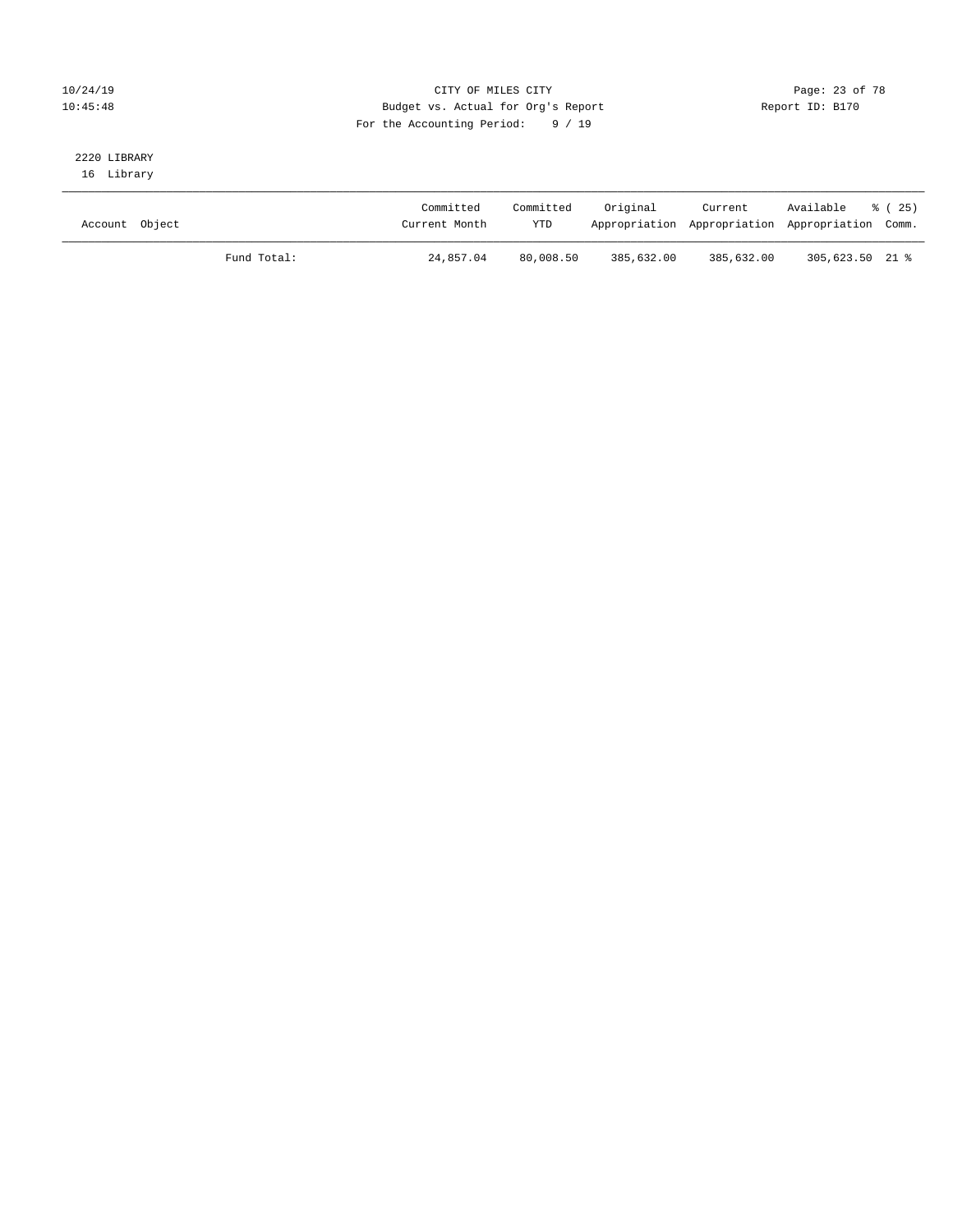CITY OF MILES CITY
Budget vs. Actual for Org's Report
For the Accounting Period: 9 / 19

10/24/19
10:45:48

Report ID: B170

2220 LIBRARY
16 Library

| Account Object | | Committed Current Month | Committed YTD | Original Appropriation | Current Appropriation | Available Appropriation | % ( 25) Comm. |
|---|---|---|---|---|---|---|---|
| | Fund Total: | 24,857.04 | 80,008.50 | 385,632.00 | 385,632.00 | 305,623.50 | 21 % |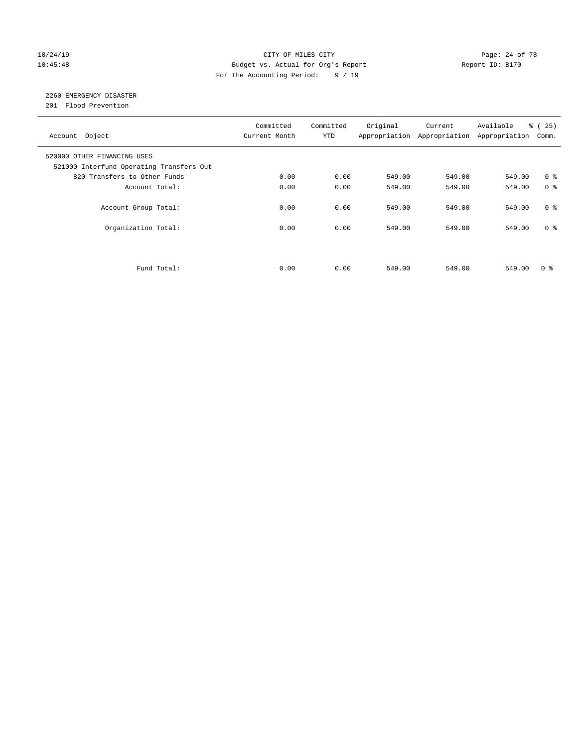CITY OF MILES CITY
Budget vs. Actual for Org's Report
For the Accounting Period: 9 / 19

10/24/19
10:45:48

Report ID: B170

## 2260 EMERGENCY DISASTER

201 Flood Prevention

| Account Object | Committed Current Month | Committed YTD | Original Appropriation | Current Appropriation | Available Appropriation | % ( 25) Comm. |
|---|---|---|---|---|---|---|
| 520000 OTHER FINANCING USES | | | | | | |
| 521000 Interfund Operating Transfers Out | | | | | | |
| 820 Transfers to Other Funds | 0.00 | 0.00 | 549.00 | 549.00 | 549.00 | 0 % |
| Account Total: | 0.00 | 0.00 | 549.00 | 549.00 | 549.00 | 0 % |
| Account Group Total: | 0.00 | 0.00 | 549.00 | 549.00 | 549.00 | 0 % |
| Organization Total: | 0.00 | 0.00 | 549.00 | 549.00 | 549.00 | 0 % |
| Fund Total: | 0.00 | 0.00 | 549.00 | 549.00 | 549.00 | 0 % |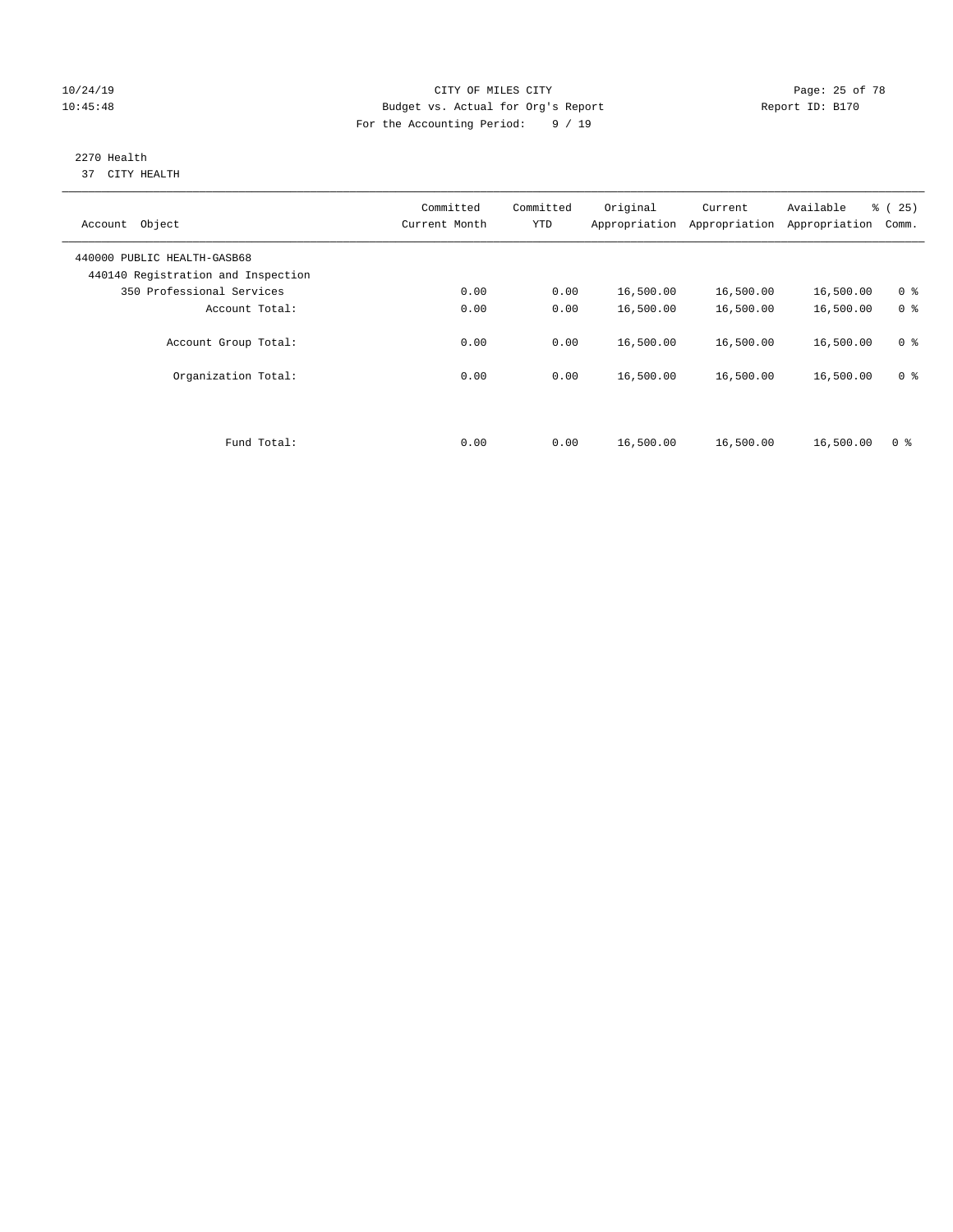10/24/19 CITY OF MILES CITY
10:45:48 Budget vs. Actual for Org's Report Report ID: B170
For the Accounting Period: 9 / 19

2270 Health
37 CITY HEALTH

| Account Object | Committed Current Month | Committed YTD | Original Appropriation | Current Appropriation | Available Appropriation | % ( 25) Comm. |
|---|---|---|---|---|---|---|
| 440000 PUBLIC HEALTH-GASB68 | | | | | | |
| 440140 Registration and Inspection | | | | | | |
| 350 Professional Services | 0.00 | 0.00 | 16,500.00 | 16,500.00 | 16,500.00 | 0 % |
| Account Total: | 0.00 | 0.00 | 16,500.00 | 16,500.00 | 16,500.00 | 0 % |
| Account Group Total: | 0.00 | 0.00 | 16,500.00 | 16,500.00 | 16,500.00 | 0 % |
| Organization Total: | 0.00 | 0.00 | 16,500.00 | 16,500.00 | 16,500.00 | 0 % |
| Fund Total: | 0.00 | 0.00 | 16,500.00 | 16,500.00 | 16,500.00 | 0 % |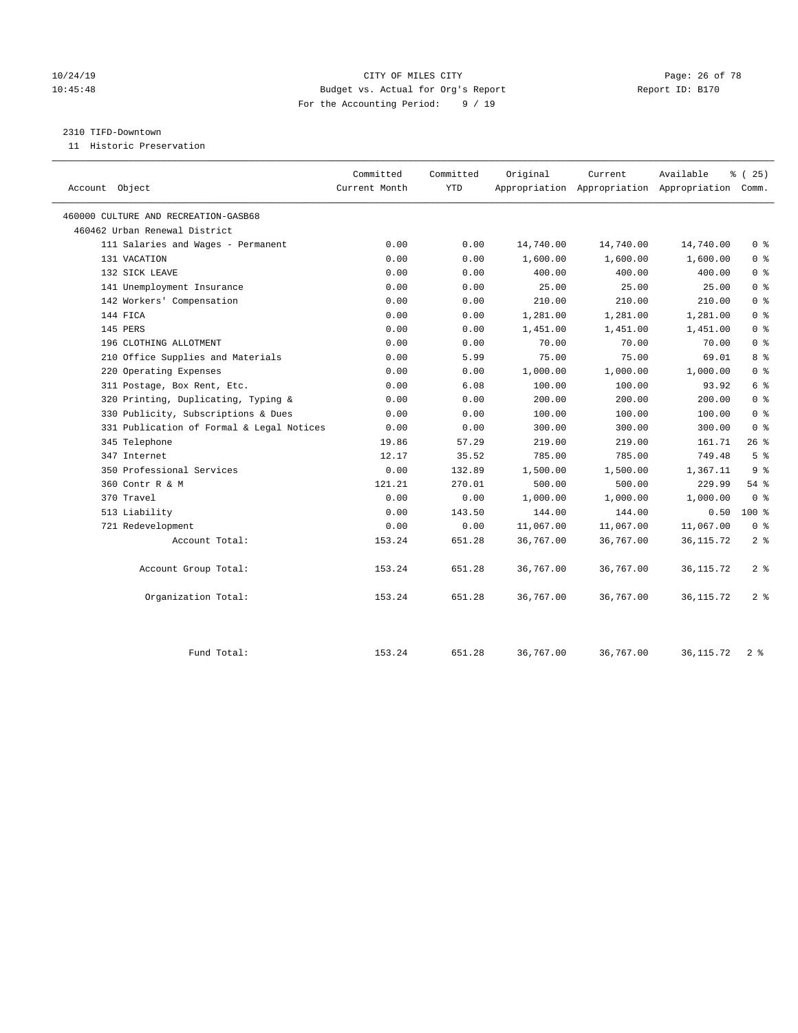CITY OF MILES CITY
Budget vs. Actual for Org's Report
For the Accounting Period: 9 / 19

2310 TIFD-Downtown

11 Historic Preservation

| Account Object | Committed Current Month | Committed YTD | Original Appropriation | Current Appropriation | Available Appropriation | % ( 25) Comm. |
|---|---|---|---|---|---|---|
| 460000 CULTURE AND RECREATION-GASB68 | | | | | | |
| 460462 Urban Renewal District | | | | | | |
| 111 Salaries and Wages - Permanent | 0.00 | 0.00 | 14,740.00 | 14,740.00 | 14,740.00 | 0 % |
| 131 VACATION | 0.00 | 0.00 | 1,600.00 | 1,600.00 | 1,600.00 | 0 % |
| 132 SICK LEAVE | 0.00 | 0.00 | 400.00 | 400.00 | 400.00 | 0 % |
| 141 Unemployment Insurance | 0.00 | 0.00 | 25.00 | 25.00 | 25.00 | 0 % |
| 142 Workers' Compensation | 0.00 | 0.00 | 210.00 | 210.00 | 210.00 | 0 % |
| 144 FICA | 0.00 | 0.00 | 1,281.00 | 1,281.00 | 1,281.00 | 0 % |
| 145 PERS | 0.00 | 0.00 | 1,451.00 | 1,451.00 | 1,451.00 | 0 % |
| 196 CLOTHING ALLOTMENT | 0.00 | 0.00 | 70.00 | 70.00 | 70.00 | 0 % |
| 210 Office Supplies and Materials | 0.00 | 5.99 | 75.00 | 75.00 | 69.01 | 8 % |
| 220 Operating Expenses | 0.00 | 0.00 | 1,000.00 | 1,000.00 | 1,000.00 | 0 % |
| 311 Postage, Box Rent, Etc. | 0.00 | 6.08 | 100.00 | 100.00 | 93.92 | 6 % |
| 320 Printing, Duplicating, Typing & | 0.00 | 0.00 | 200.00 | 200.00 | 200.00 | 0 % |
| 330 Publicity, Subscriptions & Dues | 0.00 | 0.00 | 100.00 | 100.00 | 100.00 | 0 % |
| 331 Publication of Formal & Legal Notices | 0.00 | 0.00 | 300.00 | 300.00 | 300.00 | 0 % |
| 345 Telephone | 19.86 | 57.29 | 219.00 | 219.00 | 161.71 | 26 % |
| 347 Internet | 12.17 | 35.52 | 785.00 | 785.00 | 749.48 | 5 % |
| 350 Professional Services | 0.00 | 132.89 | 1,500.00 | 1,500.00 | 1,367.11 | 9 % |
| 360 Contr R & M | 121.21 | 270.01 | 500.00 | 500.00 | 229.99 | 54 % |
| 370 Travel | 0.00 | 0.00 | 1,000.00 | 1,000.00 | 1,000.00 | 0 % |
| 513 Liability | 0.00 | 143.50 | 144.00 | 144.00 | 0.50 | 100 % |
| 721 Redevelopment | 0.00 | 0.00 | 11,067.00 | 11,067.00 | 11,067.00 | 0 % |
| Account Total: | 153.24 | 651.28 | 36,767.00 | 36,767.00 | 36,115.72 | 2 % |
| Account Group Total: | 153.24 | 651.28 | 36,767.00 | 36,767.00 | 36,115.72 | 2 % |
| Organization Total: | 153.24 | 651.28 | 36,767.00 | 36,767.00 | 36,115.72 | 2 % |
| Fund Total: | 153.24 | 651.28 | 36,767.00 | 36,767.00 | 36,115.72 | 2 % |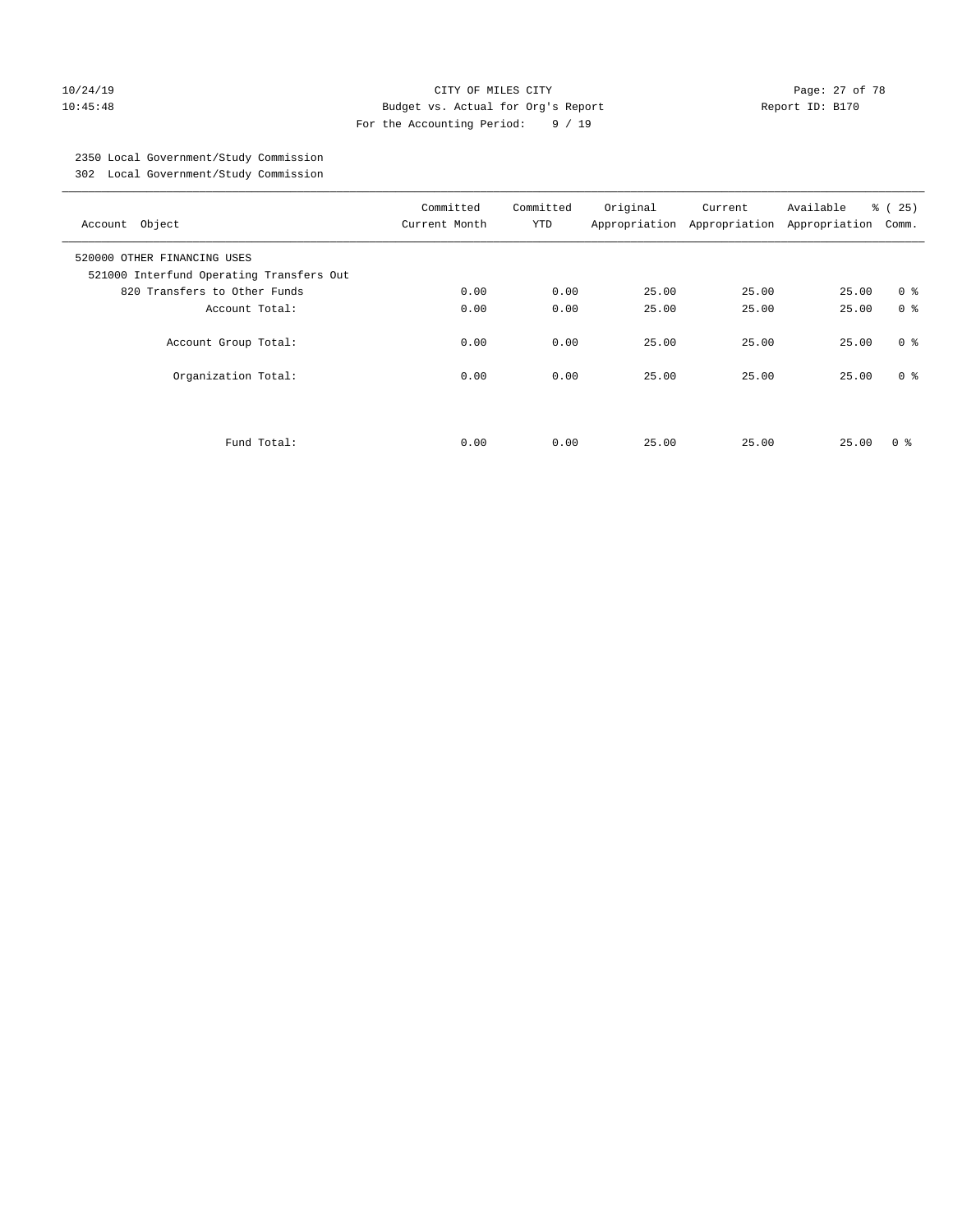CITY OF MILES CITY
Budget vs. Actual for Org's Report
For the Accounting Period: 9 / 19

10/24/19
10:45:48

Report ID: B170

2350 Local Government/Study Commission
302 Local Government/Study Commission

| Account Object | Committed Current Month | Committed YTD | Original Appropriation | Current Appropriation | Available Appropriation | % ( 25) Comm. |
|---|---|---|---|---|---|---|
| 520000 OTHER FINANCING USES | | | | | | |
| 521000 Interfund Operating Transfers Out | | | | | | |
| 820 Transfers to Other Funds | 0.00 | 0.00 | 25.00 | 25.00 | 25.00 | 0 % |
| Account Total: | 0.00 | 0.00 | 25.00 | 25.00 | 25.00 | 0 % |
| Account Group Total: | 0.00 | 0.00 | 25.00 | 25.00 | 25.00 | 0 % |
| Organization Total: | 0.00 | 0.00 | 25.00 | 25.00 | 25.00 | 0 % |
| Fund Total: | 0.00 | 0.00 | 25.00 | 25.00 | 25.00 | 0 % |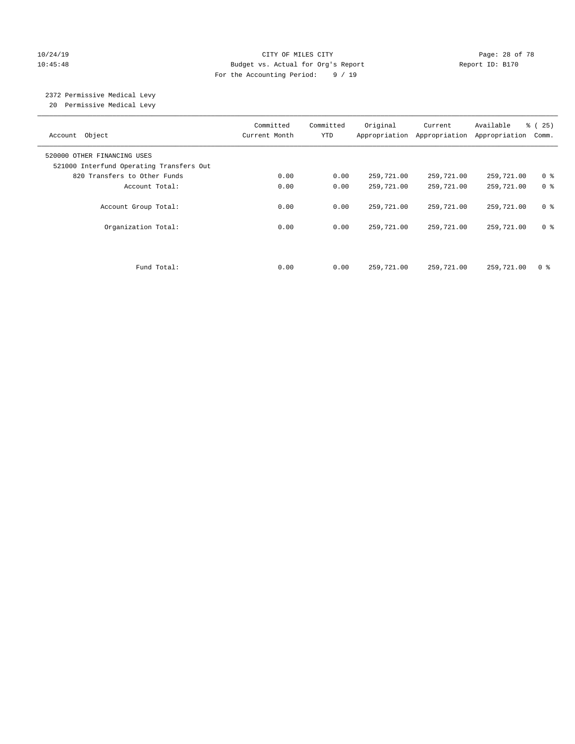CITY OF MILES CITY
Budget vs. Actual for Org's Report
For the Accounting Period: 9 / 19

10/24/19
10:45:48

Report ID: B170

2372 Permissive Medical Levy
20 Permissive Medical Levy

| Account Object | Committed Current Month | Committed YTD | Original Appropriation | Current Appropriation | Available Appropriation | % ( 25) Comm. |
|---|---|---|---|---|---|---|
| 520000 OTHER FINANCING USES | | | | | | |
| 521000 Interfund Operating Transfers Out | | | | | | |
| 820 Transfers to Other Funds | 0.00 | 0.00 | 259,721.00 | 259,721.00 | 259,721.00 | 0 % |
| Account Total: | 0.00 | 0.00 | 259,721.00 | 259,721.00 | 259,721.00 | 0 % |
| Account Group Total: | 0.00 | 0.00 | 259,721.00 | 259,721.00 | 259,721.00 | 0 % |
| Organization Total: | 0.00 | 0.00 | 259,721.00 | 259,721.00 | 259,721.00 | 0 % |
| Fund Total: | 0.00 | 0.00 | 259,721.00 | 259,721.00 | 259,721.00 | 0 % |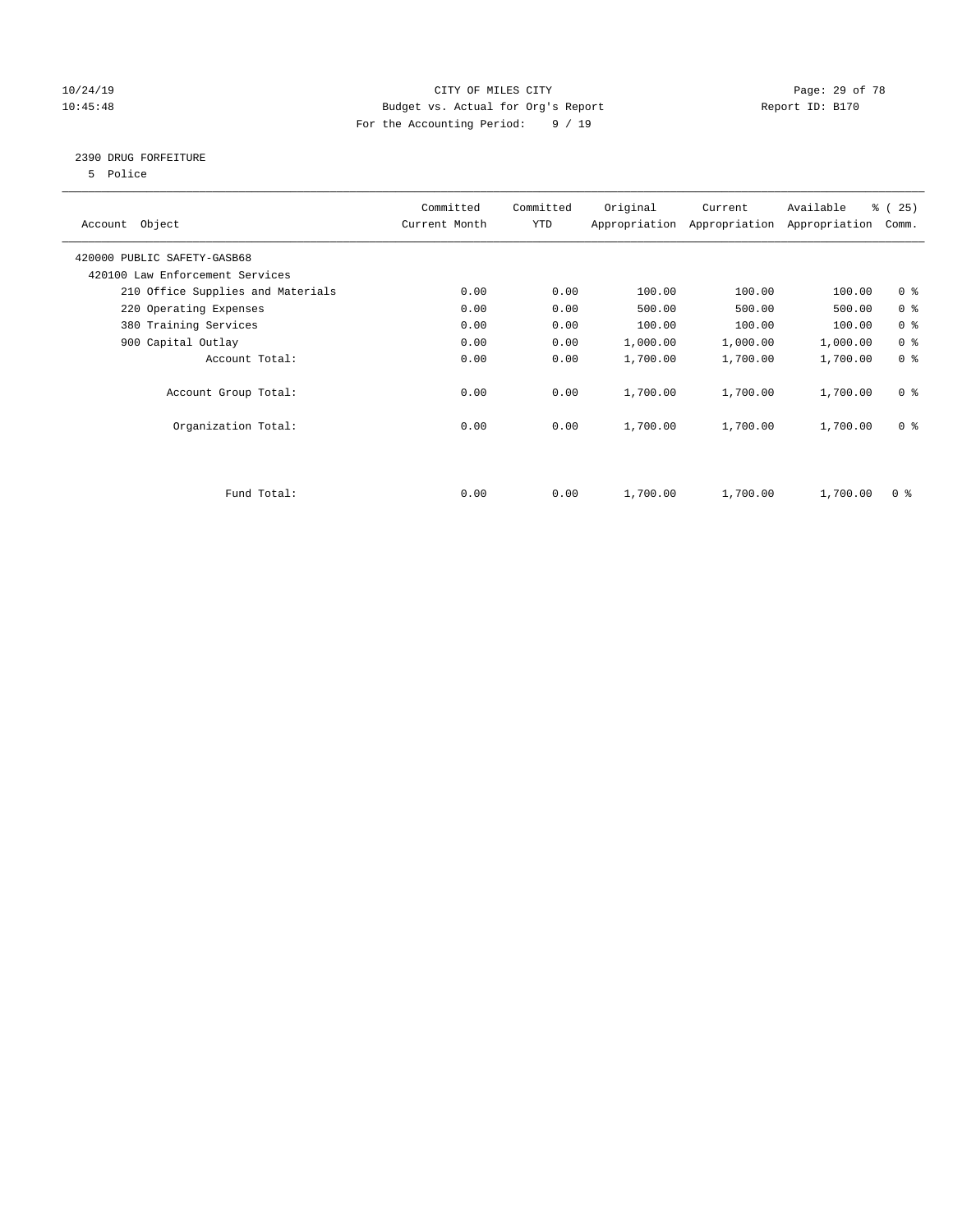CITY OF MILES CITY
Budget vs. Actual for Org's Report
For the Accounting Period: 9 / 19

10/24/19
10:45:48

Report ID: B170

## 2390 DRUG FORFEITURE

5 Police

| Account Object | Committed Current Month | Committed YTD | Original Appropriation | Current Appropriation | Available Appropriation | % ( 25) Comm. |
|---|---|---|---|---|---|---|
| 420000 PUBLIC SAFETY-GASB68 | | | | | | |
| 420100 Law Enforcement Services | | | | | | |
| 210 Office Supplies and Materials | 0.00 | 0.00 | 100.00 | 100.00 | 100.00 | 0 % |
| 220 Operating Expenses | 0.00 | 0.00 | 500.00 | 500.00 | 500.00 | 0 % |
| 380 Training Services | 0.00 | 0.00 | 100.00 | 100.00 | 100.00 | 0 % |
| 900 Capital Outlay | 0.00 | 0.00 | 1,000.00 | 1,000.00 | 1,000.00 | 0 % |
| Account Total: | 0.00 | 0.00 | 1,700.00 | 1,700.00 | 1,700.00 | 0 % |
| Account Group Total: | 0.00 | 0.00 | 1,700.00 | 1,700.00 | 1,700.00 | 0 % |
| Organization Total: | 0.00 | 0.00 | 1,700.00 | 1,700.00 | 1,700.00 | 0 % |
| Fund Total: | 0.00 | 0.00 | 1,700.00 | 1,700.00 | 1,700.00 | 0 % |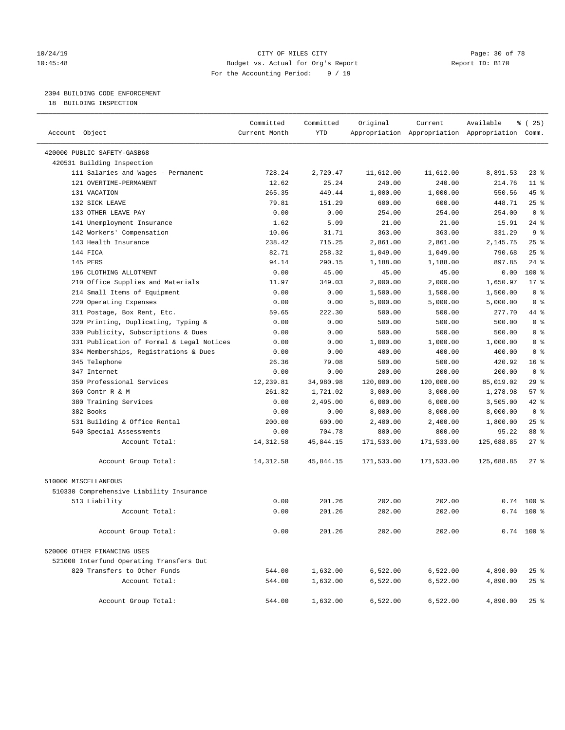10/24/19 CITY OF MILES CITY
10:45:48 Budget vs. Actual for Org's Report Report ID: B170
For the Accounting Period: 9 / 19

2394 BUILDING CODE ENFORCEMENT
18 BUILDING INSPECTION

| Account Object | Committed Current Month | Committed YTD | Original Appropriation | Current Appropriation | Available Appropriation | % ( 25) Comm. |
|---|---|---|---|---|---|---|
| 420000 PUBLIC SAFETY-GASB68 | | | | | | |
| 420531 Building Inspection | | | | | | |
| 111 Salaries and Wages - Permanent | 728.24 | 2,720.47 | 11,612.00 | 11,612.00 | 8,891.53 | 23 % |
| 121 OVERTIME-PERMANENT | 12.62 | 25.24 | 240.00 | 240.00 | 214.76 | 11 % |
| 131 VACATION | 265.35 | 449.44 | 1,000.00 | 1,000.00 | 550.56 | 45 % |
| 132 SICK LEAVE | 79.81 | 151.29 | 600.00 | 600.00 | 448.71 | 25 % |
| 133 OTHER LEAVE PAY | 0.00 | 0.00 | 254.00 | 254.00 | 254.00 | 0 % |
| 141 Unemployment Insurance | 1.62 | 5.09 | 21.00 | 21.00 | 15.91 | 24 % |
| 142 Workers' Compensation | 10.06 | 31.71 | 363.00 | 363.00 | 331.29 | 9 % |
| 143 Health Insurance | 238.42 | 715.25 | 2,861.00 | 2,861.00 | 2,145.75 | 25 % |
| 144 FICA | 82.71 | 258.32 | 1,049.00 | 1,049.00 | 790.68 | 25 % |
| 145 PERS | 94.14 | 290.15 | 1,188.00 | 1,188.00 | 897.85 | 24 % |
| 196 CLOTHING ALLOTMENT | 0.00 | 45.00 | 45.00 | 45.00 | 0.00 | 100 % |
| 210 Office Supplies and Materials | 11.97 | 349.03 | 2,000.00 | 2,000.00 | 1,650.97 | 17 % |
| 214 Small Items of Equipment | 0.00 | 0.00 | 1,500.00 | 1,500.00 | 1,500.00 | 0 % |
| 220 Operating Expenses | 0.00 | 0.00 | 5,000.00 | 5,000.00 | 5,000.00 | 0 % |
| 311 Postage, Box Rent, Etc. | 59.65 | 222.30 | 500.00 | 500.00 | 277.70 | 44 % |
| 320 Printing, Duplicating, Typing & | 0.00 | 0.00 | 500.00 | 500.00 | 500.00 | 0 % |
| 330 Publicity, Subscriptions & Dues | 0.00 | 0.00 | 500.00 | 500.00 | 500.00 | 0 % |
| 331 Publication of Formal & Legal Notices | 0.00 | 0.00 | 1,000.00 | 1,000.00 | 1,000.00 | 0 % |
| 334 Memberships, Registrations & Dues | 0.00 | 0.00 | 400.00 | 400.00 | 400.00 | 0 % |
| 345 Telephone | 26.36 | 79.08 | 500.00 | 500.00 | 420.92 | 16 % |
| 347 Internet | 0.00 | 0.00 | 200.00 | 200.00 | 200.00 | 0 % |
| 350 Professional Services | 12,239.81 | 34,980.98 | 120,000.00 | 120,000.00 | 85,019.02 | 29 % |
| 360 Contr R & M | 261.82 | 1,721.02 | 3,000.00 | 3,000.00 | 1,278.98 | 57 % |
| 380 Training Services | 0.00 | 2,495.00 | 6,000.00 | 6,000.00 | 3,505.00 | 42 % |
| 382 Books | 0.00 | 0.00 | 8,000.00 | 8,000.00 | 8,000.00 | 0 % |
| 531 Building & Office Rental | 200.00 | 600.00 | 2,400.00 | 2,400.00 | 1,800.00 | 25 % |
| 540 Special Assessments | 0.00 | 704.78 | 800.00 | 800.00 | 95.22 | 88 % |
| Account Total: | 14,312.58 | 45,844.15 | 171,533.00 | 171,533.00 | 125,688.85 | 27 % |
| Account Group Total: | 14,312.58 | 45,844.15 | 171,533.00 | 171,533.00 | 125,688.85 | 27 % |
| 510000 MISCELLANEOUS | | | | | | |
| 510330 Comprehensive Liability Insurance | | | | | | |
| 513 Liability | 0.00 | 201.26 | 202.00 | 202.00 | 0.74 | 100 % |
| Account Total: | 0.00 | 201.26 | 202.00 | 202.00 | 0.74 | 100 % |
| Account Group Total: | 0.00 | 201.26 | 202.00 | 202.00 | 0.74 | 100 % |
| 520000 OTHER FINANCING USES | | | | | | |
| 521000 Interfund Operating Transfers Out | | | | | | |
| 820 Transfers to Other Funds | 544.00 | 1,632.00 | 6,522.00 | 6,522.00 | 4,890.00 | 25 % |
| Account Total: | 544.00 | 1,632.00 | 6,522.00 | 6,522.00 | 4,890.00 | 25 % |
| Account Group Total: | 544.00 | 1,632.00 | 6,522.00 | 6,522.00 | 4,890.00 | 25 % |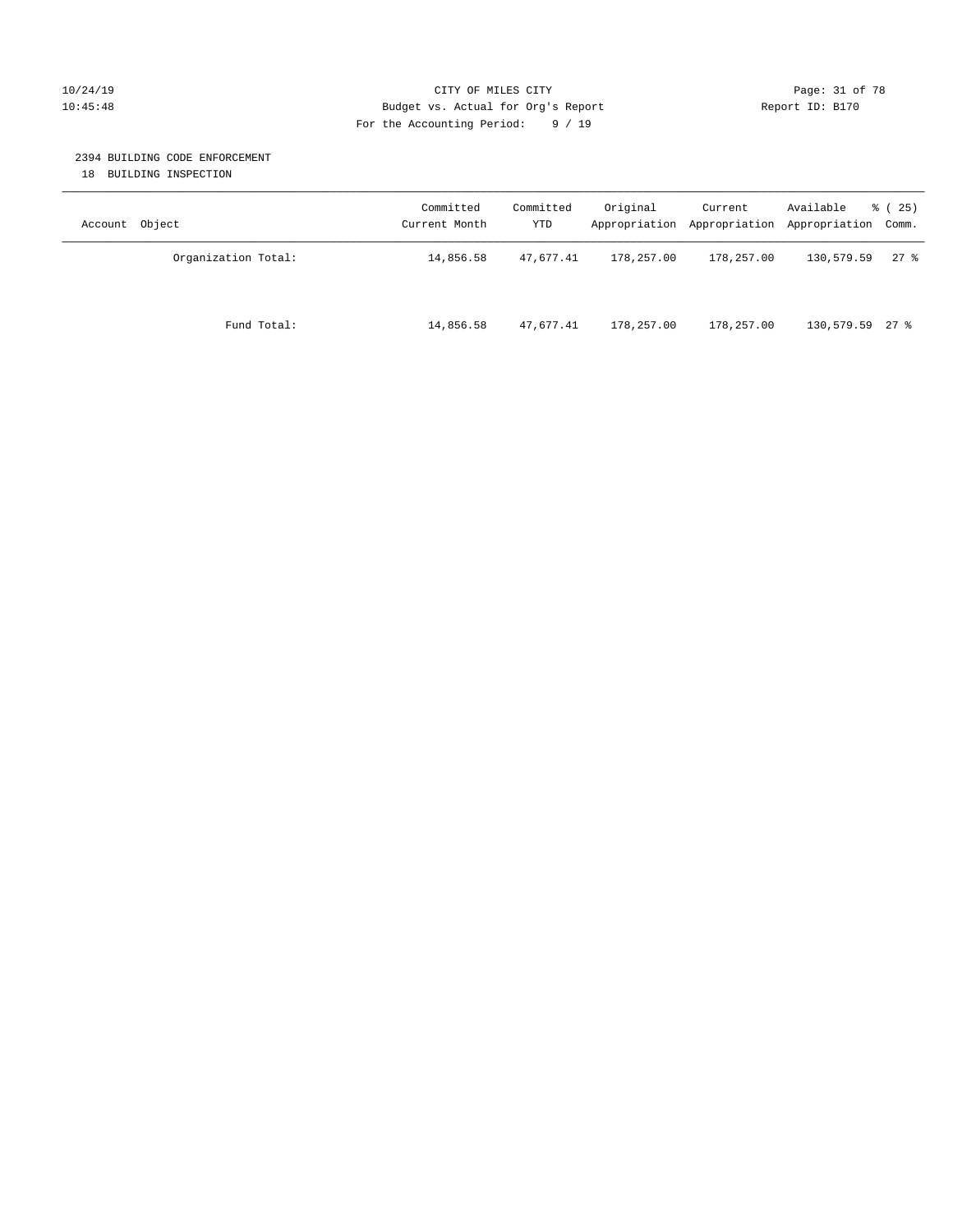CITY OF MILES CITY

Budget vs. Actual for Org's Report

For the Accounting Period: 9 / 19

10/24/19 10:45:48 Report ID: B170

2394 BUILDING CODE ENFORCEMENT

18 BUILDING INSPECTION

| Account Object | Committed Current Month | Committed YTD | Original Appropriation | Current Appropriation | Available Appropriation | % ( 25) Comm. |
|---|---|---|---|---|---|---|
| Organization Total: | 14,856.58 | 47,677.41 | 178,257.00 | 178,257.00 | 130,579.59 | 27 % |
| Fund Total: | 14,856.58 | 47,677.41 | 178,257.00 | 178,257.00 | 130,579.59 | 27 % |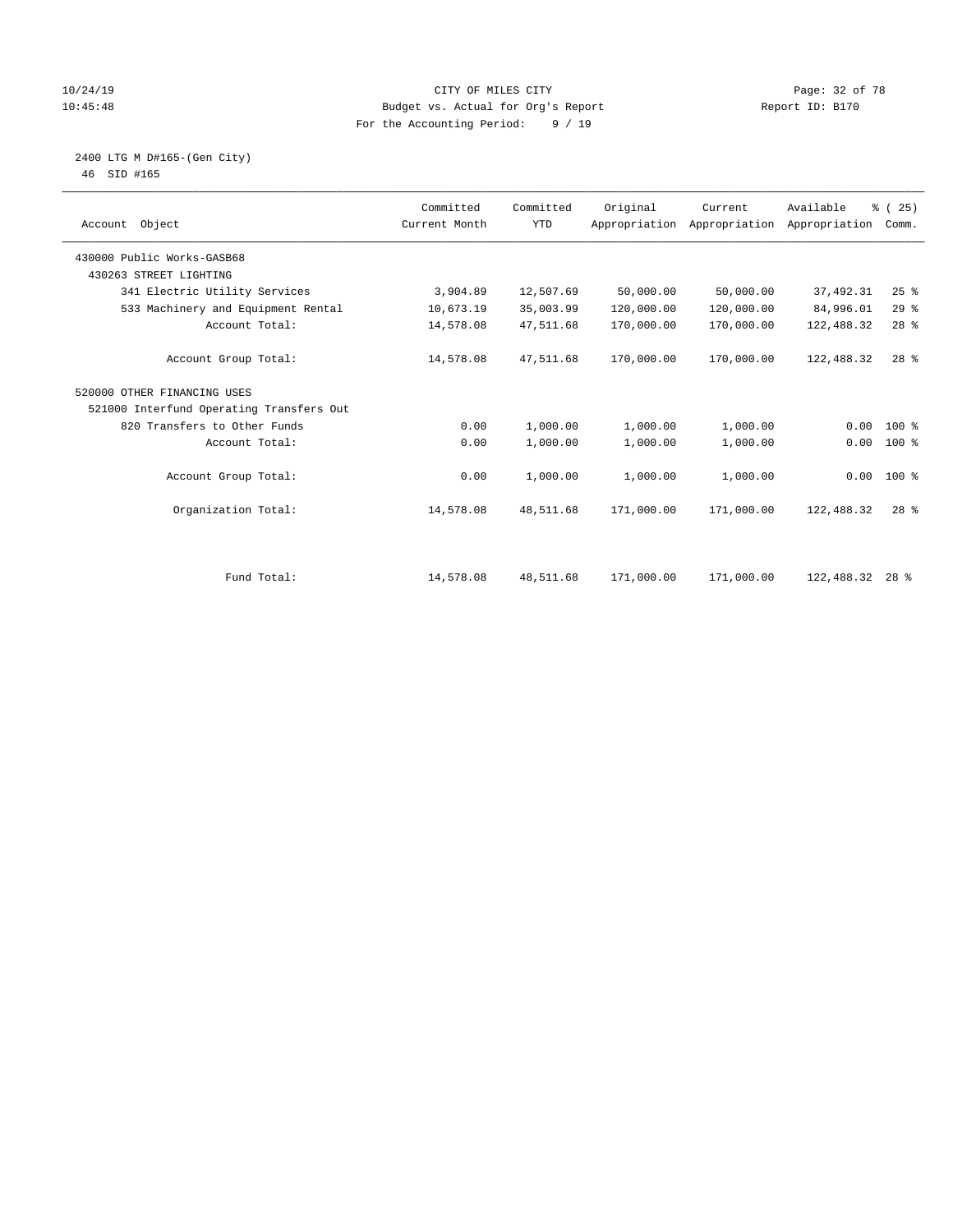CITY OF MILES CITY
Budget vs. Actual for Org's Report
For the Accounting Period: 9 / 19

10/24/19
10:45:48

Report ID: B170

2400 LTG M D#165-(Gen City)
46 SID #165

| Account Object | Committed Current Month | Committed YTD | Original Appropriation | Current Appropriation | Available Appropriation | % ( 25) Comm. |
|---|---|---|---|---|---|---|
| 430000 Public Works-GASB68 | | | | | | |
| 430263 STREET LIGHTING | | | | | | |
| 341 Electric Utility Services | 3,904.89 | 12,507.69 | 50,000.00 | 50,000.00 | 37,492.31 | 25 % |
| 533 Machinery and Equipment Rental | 10,673.19 | 35,003.99 | 120,000.00 | 120,000.00 | 84,996.01 | 29 % |
| Account Total: | 14,578.08 | 47,511.68 | 170,000.00 | 170,000.00 | 122,488.32 | 28 % |
| Account Group Total: | 14,578.08 | 47,511.68 | 170,000.00 | 170,000.00 | 122,488.32 | 28 % |
| 520000 OTHER FINANCING USES | | | | | | |
| 521000 Interfund Operating Transfers Out | | | | | | |
| 820 Transfers to Other Funds | 0.00 | 1,000.00 | 1,000.00 | 1,000.00 | 0.00 | 100 % |
| Account Total: | 0.00 | 1,000.00 | 1,000.00 | 1,000.00 | 0.00 | 100 % |
| Account Group Total: | 0.00 | 1,000.00 | 1,000.00 | 1,000.00 | 0.00 | 100 % |
| Organization Total: | 14,578.08 | 48,511.68 | 171,000.00 | 171,000.00 | 122,488.32 | 28 % |
| Fund Total: | 14,578.08 | 48,511.68 | 171,000.00 | 171,000.00 | 122,488.32 | 28 % |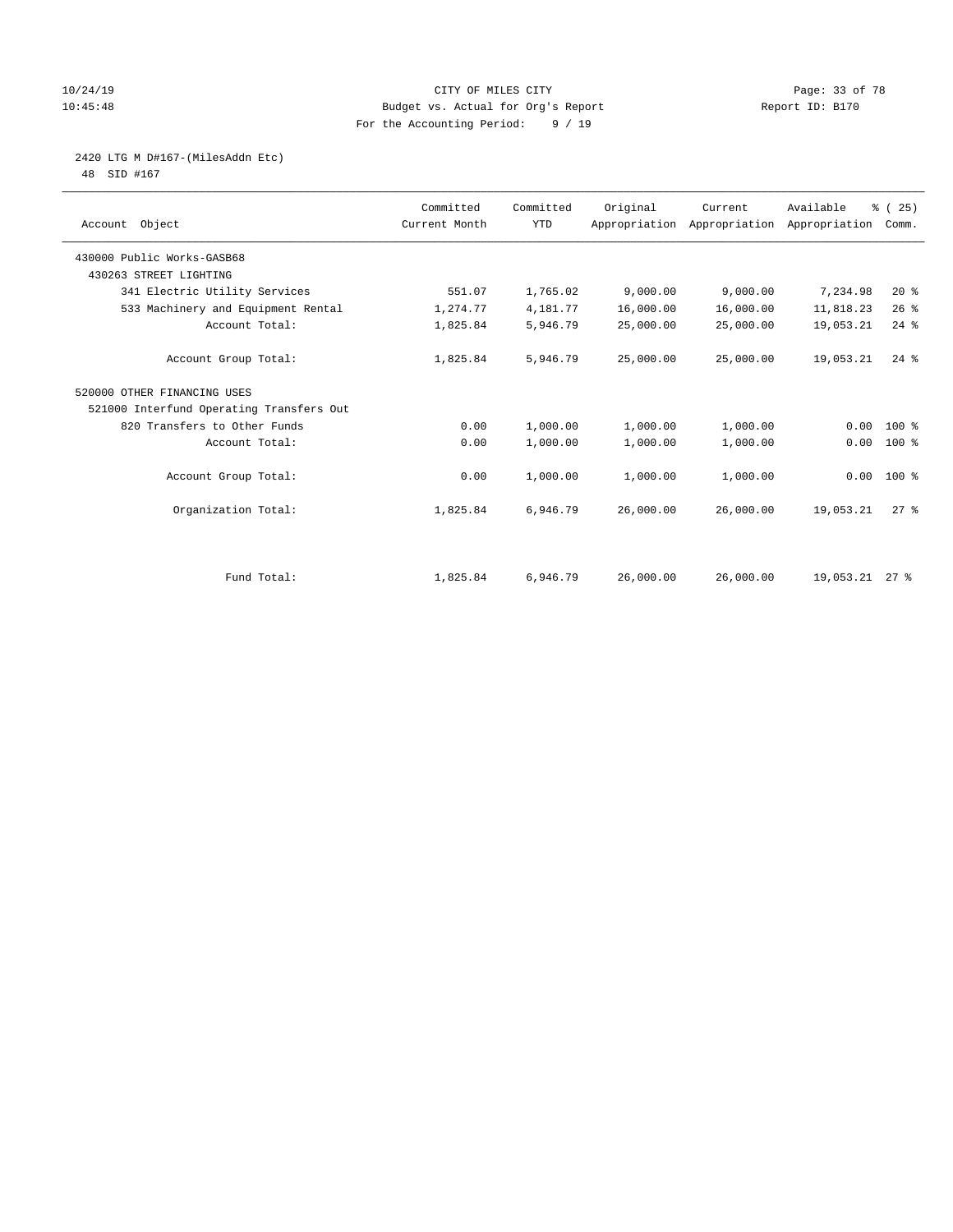CITY OF MILES CITY
Budget vs. Actual for Org's Report
For the Accounting Period: 9 / 19

10/24/19
10:45:48

Report ID: B170

2420 LTG M D#167-(MilesAddn Etc)
48 SID #167

| Account Object | Committed Current Month | Committed YTD | Original Appropriation | Current Appropriation | Available Appropriation | % ( 25) Comm. |
|---|---|---|---|---|---|---|
| 430000 Public Works-GASB68 | | | | | | |
| 430263 STREET LIGHTING | | | | | | |
| 341 Electric Utility Services | 551.07 | 1,765.02 | 9,000.00 | 9,000.00 | 7,234.98 | 20 % |
| 533 Machinery and Equipment Rental | 1,274.77 | 4,181.77 | 16,000.00 | 16,000.00 | 11,818.23 | 26 % |
| Account Total: | 1,825.84 | 5,946.79 | 25,000.00 | 25,000.00 | 19,053.21 | 24 % |
| Account Group Total: | 1,825.84 | 5,946.79 | 25,000.00 | 25,000.00 | 19,053.21 | 24 % |
| 520000 OTHER FINANCING USES | | | | | | |
| 521000 Interfund Operating Transfers Out | | | | | | |
| 820 Transfers to Other Funds | 0.00 | 1,000.00 | 1,000.00 | 1,000.00 | 0.00 | 100 % |
| Account Total: | 0.00 | 1,000.00 | 1,000.00 | 1,000.00 | 0.00 | 100 % |
| Account Group Total: | 0.00 | 1,000.00 | 1,000.00 | 1,000.00 | 0.00 | 100 % |
| Organization Total: | 1,825.84 | 6,946.79 | 26,000.00 | 26,000.00 | 19,053.21 | 27 % |
| Fund Total: | 1,825.84 | 6,946.79 | 26,000.00 | 26,000.00 | 19,053.21 | 27 % |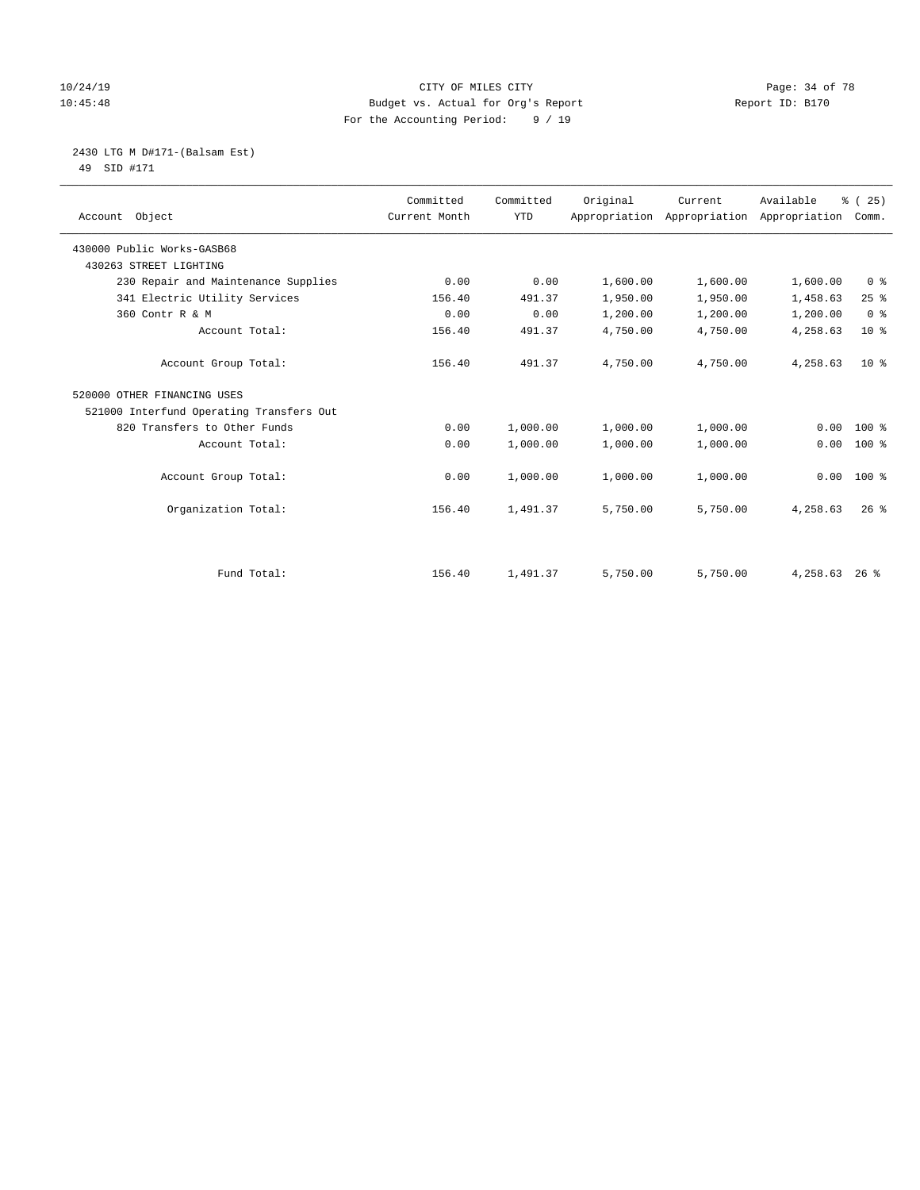10/24/19 CITY OF MILES CITY
10:45:48 Budget vs. Actual for Org's Report Report ID: B170
For the Accounting Period: 9 / 19

2430 LTG M D#171-(Balsam Est)
49 SID #171

| Account Object | Committed Current Month | Committed YTD | Original Appropriation | Current Appropriation | Available Appropriation | % ( 25) Comm. |
|---|---|---|---|---|---|---|
| 430000 Public Works-GASB68 | | | | | | |
| 430263 STREET LIGHTING | | | | | | |
| 230 Repair and Maintenance Supplies | 0.00 | 0.00 | 1,600.00 | 1,600.00 | 1,600.00 | 0 % |
| 341 Electric Utility Services | 156.40 | 491.37 | 1,950.00 | 1,950.00 | 1,458.63 | 25 % |
| 360 Contr R & M | 0.00 | 0.00 | 1,200.00 | 1,200.00 | 1,200.00 | 0 % |
| Account Total: | 156.40 | 491.37 | 4,750.00 | 4,750.00 | 4,258.63 | 10 % |
| Account Group Total: | 156.40 | 491.37 | 4,750.00 | 4,750.00 | 4,258.63 | 10 % |
| 520000 OTHER FINANCING USES | | | | | | |
| 521000 Interfund Operating Transfers Out | | | | | | |
| 820 Transfers to Other Funds | 0.00 | 1,000.00 | 1,000.00 | 1,000.00 | 0.00 | 100 % |
| Account Total: | 0.00 | 1,000.00 | 1,000.00 | 1,000.00 | 0.00 | 100 % |
| Account Group Total: | 0.00 | 1,000.00 | 1,000.00 | 1,000.00 | 0.00 | 100 % |
| Organization Total: | 156.40 | 1,491.37 | 5,750.00 | 5,750.00 | 4,258.63 | 26 % |
| Fund Total: | 156.40 | 1,491.37 | 5,750.00 | 5,750.00 | 4,258.63 | 26 % |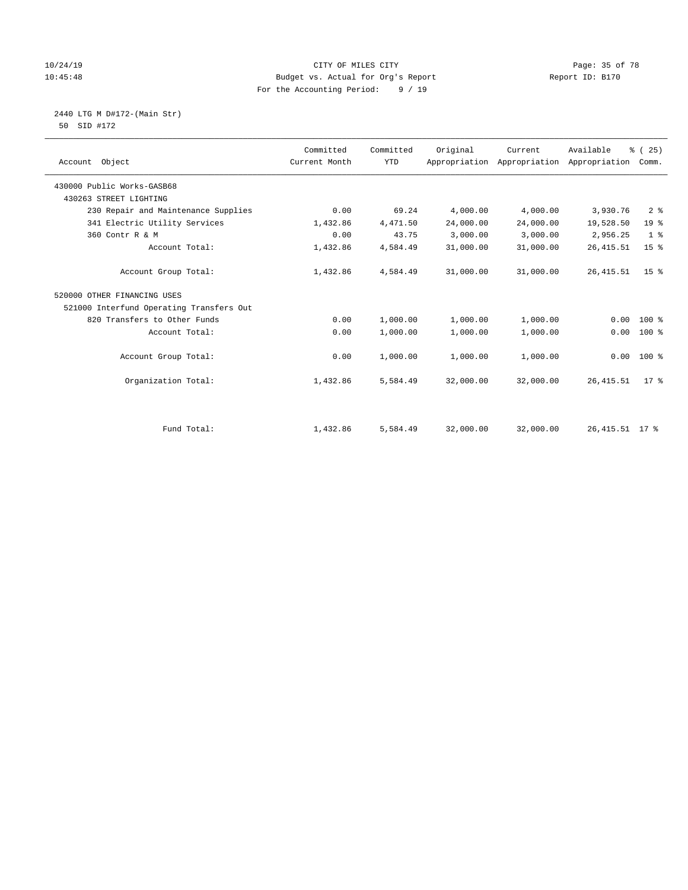CITY OF MILES CITY
Budget vs. Actual for Org's Report
For the Accounting Period: 9 / 19

10/24/19
10:45:48

Report ID: B170

2440 LTG M D#172-(Main Str)
50 SID #172

| Account Object | Committed Current Month | Committed YTD | Original Appropriation | Current Appropriation | Available Appropriation | % ( 25) Comm. |
|---|---|---|---|---|---|---|
| 430000 Public Works-GASB68 | | | | | | |
| 430263 STREET LIGHTING | | | | | | |
| 230 Repair and Maintenance Supplies | 0.00 | 69.24 | 4,000.00 | 4,000.00 | 3,930.76 | 2 % |
| 341 Electric Utility Services | 1,432.86 | 4,471.50 | 24,000.00 | 24,000.00 | 19,528.50 | 19 % |
| 360 Contr R & M | 0.00 | 43.75 | 3,000.00 | 3,000.00 | 2,956.25 | 1 % |
| Account Total: | 1,432.86 | 4,584.49 | 31,000.00 | 31,000.00 | 26,415.51 | 15 % |
| Account Group Total: | 1,432.86 | 4,584.49 | 31,000.00 | 31,000.00 | 26,415.51 | 15 % |
| 520000 OTHER FINANCING USES | | | | | | |
| 521000 Interfund Operating Transfers Out | | | | | | |
| 820 Transfers to Other Funds | 0.00 | 1,000.00 | 1,000.00 | 1,000.00 | 0.00 | 100 % |
| Account Total: | 0.00 | 1,000.00 | 1,000.00 | 1,000.00 | 0.00 | 100 % |
| Account Group Total: | 0.00 | 1,000.00 | 1,000.00 | 1,000.00 | 0.00 | 100 % |
| Organization Total: | 1,432.86 | 5,584.49 | 32,000.00 | 32,000.00 | 26,415.51 | 17 % |
| Fund Total: | 1,432.86 | 5,584.49 | 32,000.00 | 32,000.00 | 26,415.51 | 17 % |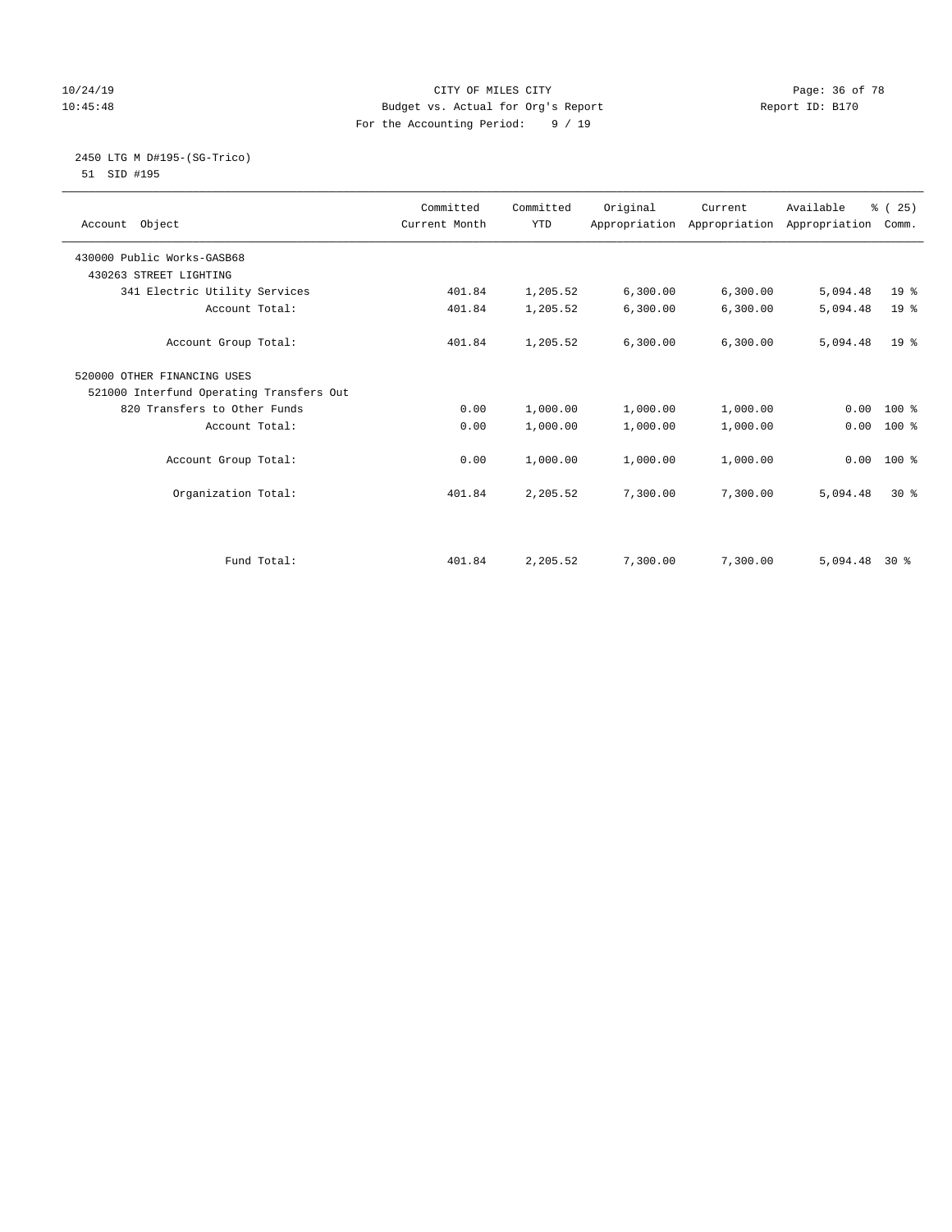CITY OF MILES CITY
Budget vs. Actual for Org's Report
For the Accounting Period: 9 / 19

10/24/19
10:45:48

Report ID: B170

2450 LTG M D#195-(SG-Trico)
51 SID #195

| Account Object | Committed Current Month | Committed YTD | Original Appropriation | Current Appropriation | Available Appropriation | % ( 25) Comm. |
|---|---|---|---|---|---|---|
| 430000 Public Works-GASB68 | | | | | | |
| 430263 STREET LIGHTING | | | | | | |
| 341 Electric Utility Services | 401.84 | 1,205.52 | 6,300.00 | 6,300.00 | 5,094.48 | 19 % |
| Account Total: | 401.84 | 1,205.52 | 6,300.00 | 6,300.00 | 5,094.48 | 19 % |
| Account Group Total: | 401.84 | 1,205.52 | 6,300.00 | 6,300.00 | 5,094.48 | 19 % |
| 520000 OTHER FINANCING USES | | | | | | |
| 521000 Interfund Operating Transfers Out | | | | | | |
| 820 Transfers to Other Funds | 0.00 | 1,000.00 | 1,000.00 | 1,000.00 | 0.00 | 100 % |
| Account Total: | 0.00 | 1,000.00 | 1,000.00 | 1,000.00 | 0.00 | 100 % |
| Account Group Total: | 0.00 | 1,000.00 | 1,000.00 | 1,000.00 | 0.00 | 100 % |
| Organization Total: | 401.84 | 2,205.52 | 7,300.00 | 7,300.00 | 5,094.48 | 30 % |
| Fund Total: | 401.84 | 2,205.52 | 7,300.00 | 7,300.00 | 5,094.48 | 30 % |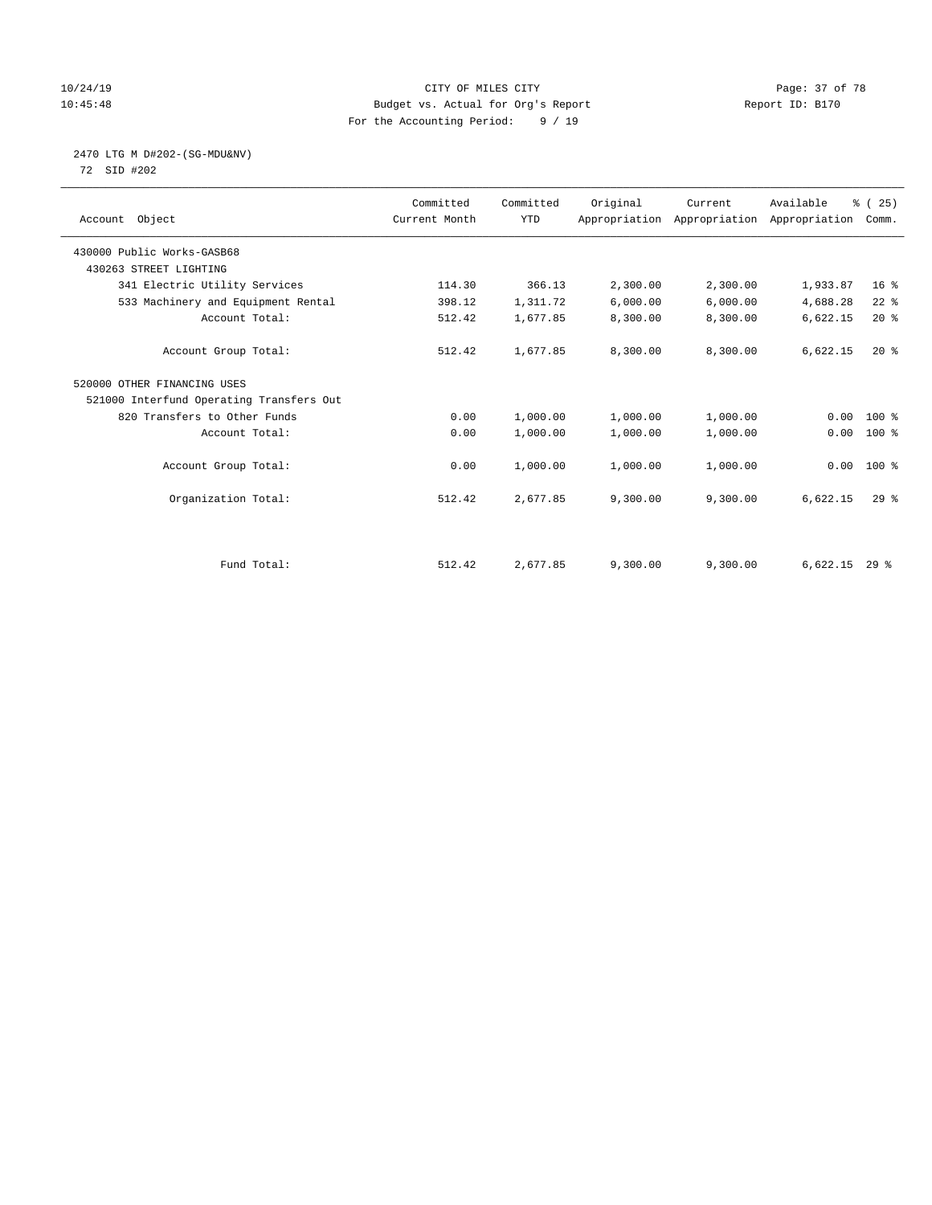CITY OF MILES CITY
Budget vs. Actual for Org's Report
For the Accounting Period: 9 / 19

10/24/19
10:45:48

Report ID: B170

2470 LTG M D#202-(SG-MDU&NV)
72 SID #202

| Account Object | Committed Current Month | Committed YTD | Original Appropriation | Current Appropriation | Available Appropriation | % ( 25) Comm. |
|---|---|---|---|---|---|---|
| 430000 Public Works-GASB68 | | | | | | |
| 430263 STREET LIGHTING | | | | | | |
| 341 Electric Utility Services | 114.30 | 366.13 | 2,300.00 | 2,300.00 | 1,933.87 | 16 % |
| 533 Machinery and Equipment Rental | 398.12 | 1,311.72 | 6,000.00 | 6,000.00 | 4,688.28 | 22 % |
| Account Total: | 512.42 | 1,677.85 | 8,300.00 | 8,300.00 | 6,622.15 | 20 % |
| Account Group Total: | 512.42 | 1,677.85 | 8,300.00 | 8,300.00 | 6,622.15 | 20 % |
| 520000 OTHER FINANCING USES | | | | | | |
| 521000 Interfund Operating Transfers Out | | | | | | |
| 820 Transfers to Other Funds | 0.00 | 1,000.00 | 1,000.00 | 1,000.00 | 0.00 | 100 % |
| Account Total: | 0.00 | 1,000.00 | 1,000.00 | 1,000.00 | 0.00 | 100 % |
| Account Group Total: | 0.00 | 1,000.00 | 1,000.00 | 1,000.00 | 0.00 | 100 % |
| Organization Total: | 512.42 | 2,677.85 | 9,300.00 | 9,300.00 | 6,622.15 | 29 % |
| Fund Total: | 512.42 | 2,677.85 | 9,300.00 | 9,300.00 | 6,622.15 | 29 % |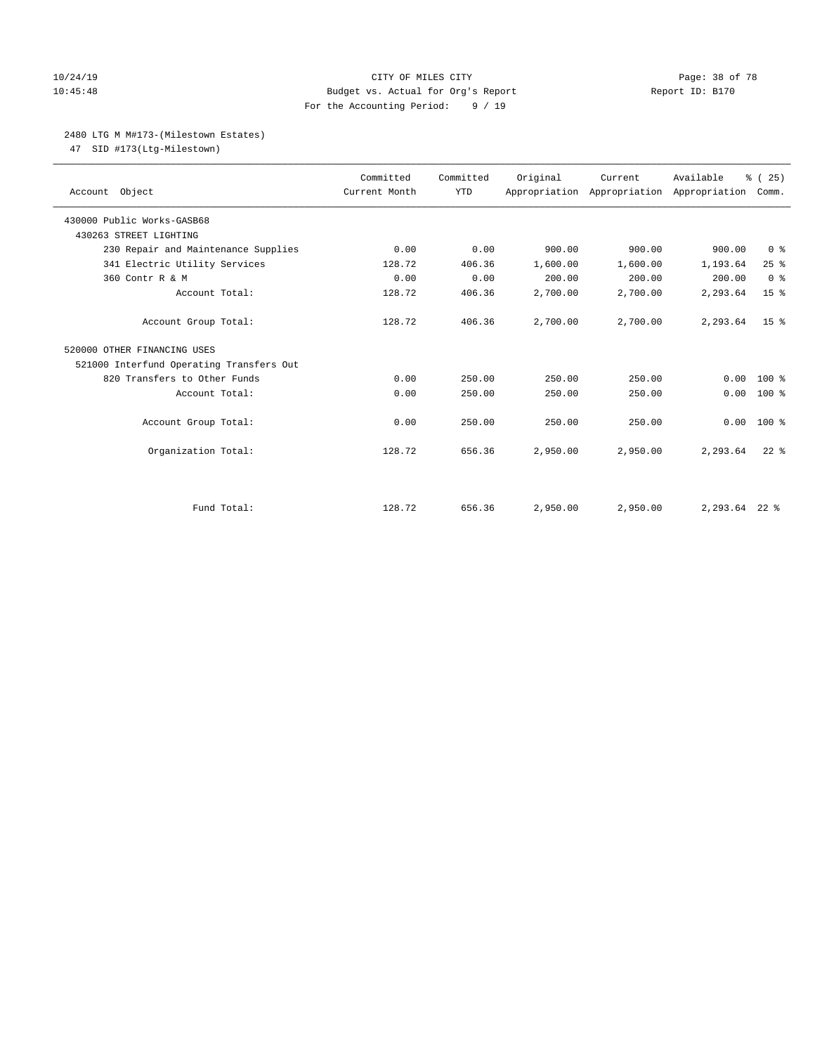CITY OF MILES CITY
Budget vs. Actual for Org's Report
For the Accounting Period: 9 / 19

10/24/19
10:45:48

Report ID: B170

## 2480 LTG M M#173-(Milestown Estates)

47 SID #173(Ltg-Milestown)

| Account Object | Committed Current Month | Committed YTD | Original Appropriation | Current Appropriation | Available Appropriation | % ( 25) Comm. |
|---|---|---|---|---|---|---|
| 430000 Public Works-GASB68 | | | | | | |
| 430263 STREET LIGHTING | | | | | | |
| 230 Repair and Maintenance Supplies | 0.00 | 0.00 | 900.00 | 900.00 | 900.00 | 0 % |
| 341 Electric Utility Services | 128.72 | 406.36 | 1,600.00 | 1,600.00 | 1,193.64 | 25 % |
| 360 Contr R & M | 0.00 | 0.00 | 200.00 | 200.00 | 200.00 | 0 % |
| Account Total: | 128.72 | 406.36 | 2,700.00 | 2,700.00 | 2,293.64 | 15 % |
| Account Group Total: | 128.72 | 406.36 | 2,700.00 | 2,700.00 | 2,293.64 | 15 % |
| 520000 OTHER FINANCING USES | | | | | | |
| 521000 Interfund Operating Transfers Out | | | | | | |
| 820 Transfers to Other Funds | 0.00 | 250.00 | 250.00 | 250.00 | 0.00 | 100 % |
| Account Total: | 0.00 | 250.00 | 250.00 | 250.00 | 0.00 | 100 % |
| Account Group Total: | 0.00 | 250.00 | 250.00 | 250.00 | 0.00 | 100 % |
| Organization Total: | 128.72 | 656.36 | 2,950.00 | 2,950.00 | 2,293.64 | 22 % |
| Fund Total: | 128.72 | 656.36 | 2,950.00 | 2,950.00 | 2,293.64 | 22 % |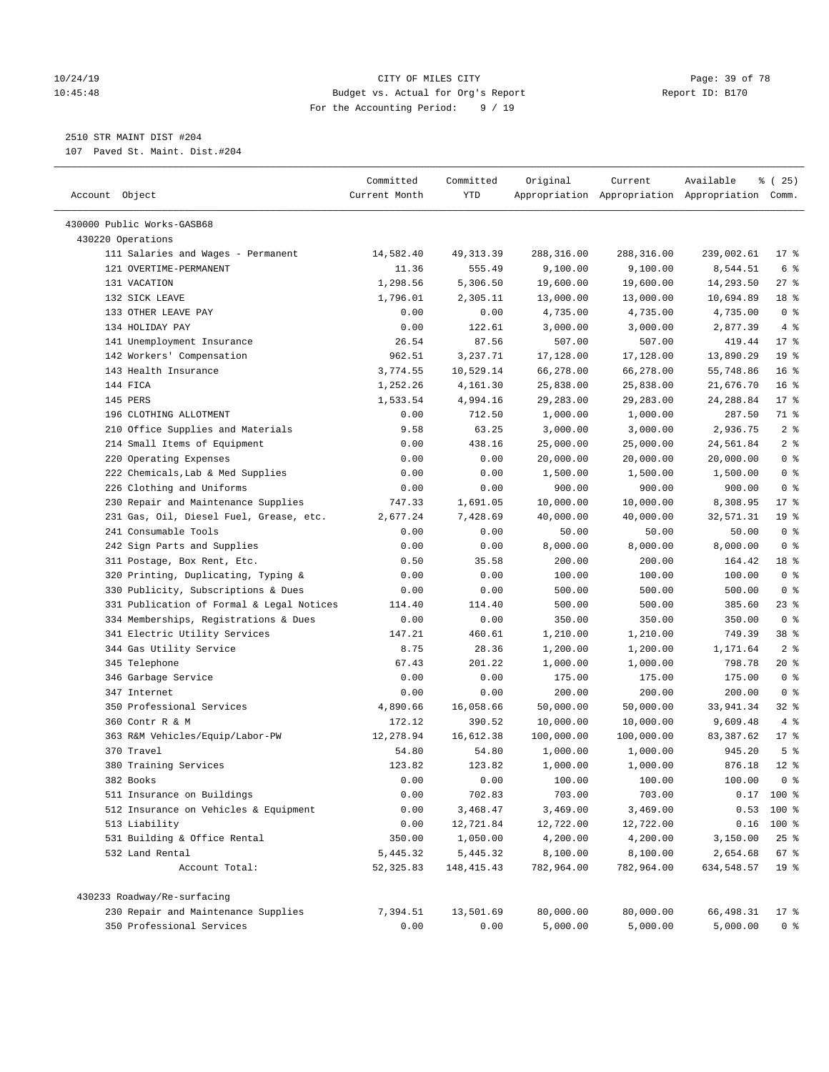CITY OF MILES CITY
Budget vs. Actual for Org's Report
For the Accounting Period: 9 / 19

2510 STR MAINT DIST #204
107 Paved St. Maint. Dist.#204

| Account Object | Committed Current Month | Committed YTD | Original Appropriation | Current Appropriation | Available Appropriation | % ( 25) Comm. |
|---|---|---|---|---|---|---|
| 430000 Public Works-GASB68 | | | | | | |
| 430220 Operations | | | | | | |
| 111 Salaries and Wages - Permanent | 14,582.40 | 49,313.39 | 288,316.00 | 288,316.00 | 239,002.61 | 17 % |
| 121 OVERTIME-PERMANENT | 11.36 | 555.49 | 9,100.00 | 9,100.00 | 8,544.51 | 6 % |
| 131 VACATION | 1,298.56 | 5,306.50 | 19,600.00 | 19,600.00 | 14,293.50 | 27 % |
| 132 SICK LEAVE | 1,796.01 | 2,305.11 | 13,000.00 | 13,000.00 | 10,694.89 | 18 % |
| 133 OTHER LEAVE PAY | 0.00 | 0.00 | 4,735.00 | 4,735.00 | 4,735.00 | 0 % |
| 134 HOLIDAY PAY | 0.00 | 122.61 | 3,000.00 | 3,000.00 | 2,877.39 | 4 % |
| 141 Unemployment Insurance | 26.54 | 87.56 | 507.00 | 507.00 | 419.44 | 17 % |
| 142 Workers' Compensation | 962.51 | 3,237.71 | 17,128.00 | 17,128.00 | 13,890.29 | 19 % |
| 143 Health Insurance | 3,774.55 | 10,529.14 | 66,278.00 | 66,278.00 | 55,748.86 | 16 % |
| 144 FICA | 1,252.26 | 4,161.30 | 25,838.00 | 25,838.00 | 21,676.70 | 16 % |
| 145 PERS | 1,533.54 | 4,994.16 | 29,283.00 | 29,283.00 | 24,288.84 | 17 % |
| 196 CLOTHING ALLOTMENT | 0.00 | 712.50 | 1,000.00 | 1,000.00 | 287.50 | 71 % |
| 210 Office Supplies and Materials | 9.58 | 63.25 | 3,000.00 | 3,000.00 | 2,936.75 | 2 % |
| 214 Small Items of Equipment | 0.00 | 438.16 | 25,000.00 | 25,000.00 | 24,561.84 | 2 % |
| 220 Operating Expenses | 0.00 | 0.00 | 20,000.00 | 20,000.00 | 20,000.00 | 0 % |
| 222 Chemicals,Lab & Med Supplies | 0.00 | 0.00 | 1,500.00 | 1,500.00 | 1,500.00 | 0 % |
| 226 Clothing and Uniforms | 0.00 | 0.00 | 900.00 | 900.00 | 900.00 | 0 % |
| 230 Repair and Maintenance Supplies | 747.33 | 1,691.05 | 10,000.00 | 10,000.00 | 8,308.95 | 17 % |
| 231 Gas, Oil, Diesel Fuel, Grease, etc. | 2,677.24 | 7,428.69 | 40,000.00 | 40,000.00 | 32,571.31 | 19 % |
| 241 Consumable Tools | 0.00 | 0.00 | 50.00 | 50.00 | 50.00 | 0 % |
| 242 Sign Parts and Supplies | 0.00 | 0.00 | 8,000.00 | 8,000.00 | 8,000.00 | 0 % |
| 311 Postage, Box Rent, Etc. | 0.50 | 35.58 | 200.00 | 200.00 | 164.42 | 18 % |
| 320 Printing, Duplicating, Typing & | 0.00 | 0.00 | 100.00 | 100.00 | 100.00 | 0 % |
| 330 Publicity, Subscriptions & Dues | 0.00 | 0.00 | 500.00 | 500.00 | 500.00 | 0 % |
| 331 Publication of Formal & Legal Notices | 114.40 | 114.40 | 500.00 | 500.00 | 385.60 | 23 % |
| 334 Memberships, Registrations & Dues | 0.00 | 0.00 | 350.00 | 350.00 | 350.00 | 0 % |
| 341 Electric Utility Services | 147.21 | 460.61 | 1,210.00 | 1,210.00 | 749.39 | 38 % |
| 344 Gas Utility Service | 8.75 | 28.36 | 1,200.00 | 1,200.00 | 1,171.64 | 2 % |
| 345 Telephone | 67.43 | 201.22 | 1,000.00 | 1,000.00 | 798.78 | 20 % |
| 346 Garbage Service | 0.00 | 0.00 | 175.00 | 175.00 | 175.00 | 0 % |
| 347 Internet | 0.00 | 0.00 | 200.00 | 200.00 | 200.00 | 0 % |
| 350 Professional Services | 4,890.66 | 16,058.66 | 50,000.00 | 50,000.00 | 33,941.34 | 32 % |
| 360 Contr R & M | 172.12 | 390.52 | 10,000.00 | 10,000.00 | 9,609.48 | 4 % |
| 363 R&M Vehicles/Equip/Labor-PW | 12,278.94 | 16,612.38 | 100,000.00 | 100,000.00 | 83,387.62 | 17 % |
| 370 Travel | 54.80 | 54.80 | 1,000.00 | 1,000.00 | 945.20 | 5 % |
| 380 Training Services | 123.82 | 123.82 | 1,000.00 | 1,000.00 | 876.18 | 12 % |
| 382 Books | 0.00 | 0.00 | 100.00 | 100.00 | 100.00 | 0 % |
| 511 Insurance on Buildings | 0.00 | 702.83 | 703.00 | 703.00 | 0.17 | 100 % |
| 512 Insurance on Vehicles & Equipment | 0.00 | 3,468.47 | 3,469.00 | 3,469.00 | 0.53 | 100 % |
| 513 Liability | 0.00 | 12,721.84 | 12,722.00 | 12,722.00 | 0.16 | 100 % |
| 531 Building & Office Rental | 350.00 | 1,050.00 | 4,200.00 | 4,200.00 | 3,150.00 | 25 % |
| 532 Land Rental | 5,445.32 | 5,445.32 | 8,100.00 | 8,100.00 | 2,654.68 | 67 % |
| Account Total: | 52,325.83 | 148,415.43 | 782,964.00 | 782,964.00 | 634,548.57 | 19 % |
| 430233 Roadway/Re-surfacing | | | | | | |
| 230 Repair and Maintenance Supplies | 7,394.51 | 13,501.69 | 80,000.00 | 80,000.00 | 66,498.31 | 17 % |
| 350 Professional Services | 0.00 | 0.00 | 5,000.00 | 5,000.00 | 5,000.00 | 0 % |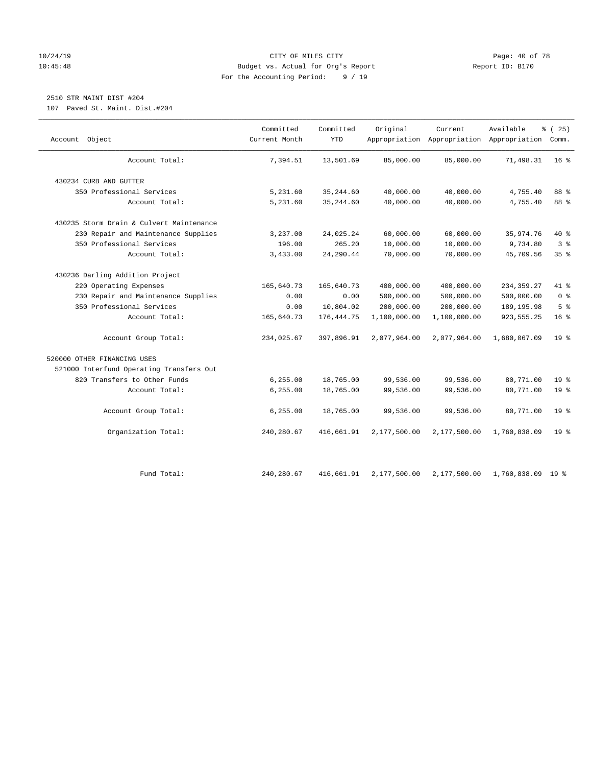CITY OF MILES CITY
Budget vs. Actual for Org's Report
For the Accounting Period: 9 / 19

10/24/19
10:45:48

Report ID: B170

2510 STR MAINT DIST #204

107 Paved St. Maint. Dist.#204

| Account Object | Committed Current Month | Committed YTD | Original Appropriation | Current Appropriation | Available Appropriation | % ( 25) Comm. |
|---|---|---|---|---|---|---|
| Account Total: | 7,394.51 | 13,501.69 | 85,000.00 | 85,000.00 | 71,498.31 | 16 % |
| 430234 CURB AND GUTTER | | | | | | |
| 350 Professional Services | 5,231.60 | 35,244.60 | 40,000.00 | 40,000.00 | 4,755.40 | 88 % |
| Account Total: | 5,231.60 | 35,244.60 | 40,000.00 | 40,000.00 | 4,755.40 | 88 % |
| 430235 Storm Drain & Culvert Maintenance | | | | | | |
| 230 Repair and Maintenance Supplies | 3,237.00 | 24,025.24 | 60,000.00 | 60,000.00 | 35,974.76 | 40 % |
| 350 Professional Services | 196.00 | 265.20 | 10,000.00 | 10,000.00 | 9,734.80 | 3 % |
| Account Total: | 3,433.00 | 24,290.44 | 70,000.00 | 70,000.00 | 45,709.56 | 35 % |
| 430236 Darling Addition Project | | | | | | |
| 220 Operating Expenses | 165,640.73 | 165,640.73 | 400,000.00 | 400,000.00 | 234,359.27 | 41 % |
| 230 Repair and Maintenance Supplies | 0.00 | 0.00 | 500,000.00 | 500,000.00 | 500,000.00 | 0 % |
| 350 Professional Services | 0.00 | 10,804.02 | 200,000.00 | 200,000.00 | 189,195.98 | 5 % |
| Account Total: | 165,640.73 | 176,444.75 | 1,100,000.00 | 1,100,000.00 | 923,555.25 | 16 % |
| Account Group Total: | 234,025.67 | 397,896.91 | 2,077,964.00 | 2,077,964.00 | 1,680,067.09 | 19 % |
| 520000 OTHER FINANCING USES | | | | | | |
| 521000 Interfund Operating Transfers Out | | | | | | |
| 820 Transfers to Other Funds | 6,255.00 | 18,765.00 | 99,536.00 | 99,536.00 | 80,771.00 | 19 % |
| Account Total: | 6,255.00 | 18,765.00 | 99,536.00 | 99,536.00 | 80,771.00 | 19 % |
| Account Group Total: | 6,255.00 | 18,765.00 | 99,536.00 | 99,536.00 | 80,771.00 | 19 % |
| Organization Total: | 240,280.67 | 416,661.91 | 2,177,500.00 | 2,177,500.00 | 1,760,838.09 | 19 % |
| Fund Total: | 240,280.67 | 416,661.91 | 2,177,500.00 | 2,177,500.00 | 1,760,838.09 | 19 % |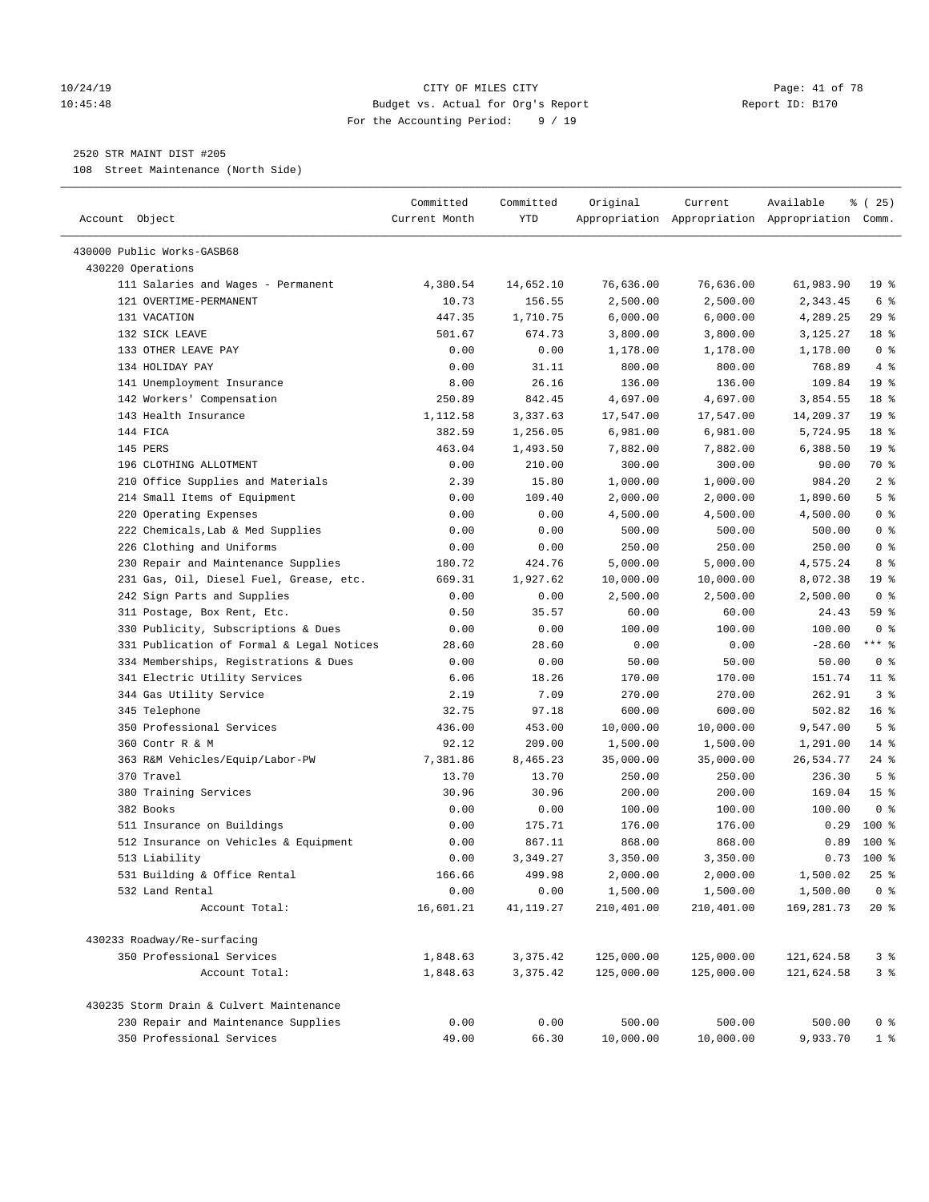CITY OF MILES CITY
Budget vs. Actual for Org's Report
For the Accounting Period: 9 / 19

10/24/19
10:45:48

Report ID: B170

2520 STR MAINT DIST #205
108 Street Maintenance (North Side)

| Account Object | Committed Current Month | Committed YTD | Original Appropriation | Current Appropriation | Available Appropriation | % ( 25) Comm. |
|---|---|---|---|---|---|---|
| 430000 Public Works-GASB68 | | | | | | |
| 430220 Operations | | | | | | |
| 111 Salaries and Wages - Permanent | 4,380.54 | 14,652.10 | 76,636.00 | 76,636.00 | 61,983.90 | 19 % |
| 121 OVERTIME-PERMANENT | 10.73 | 156.55 | 2,500.00 | 2,500.00 | 2,343.45 | 6 % |
| 131 VACATION | 447.35 | 1,710.75 | 6,000.00 | 6,000.00 | 4,289.25 | 29 % |
| 132 SICK LEAVE | 501.67 | 674.73 | 3,800.00 | 3,800.00 | 3,125.27 | 18 % |
| 133 OTHER LEAVE PAY | 0.00 | 0.00 | 1,178.00 | 1,178.00 | 1,178.00 | 0 % |
| 134 HOLIDAY PAY | 0.00 | 31.11 | 800.00 | 800.00 | 768.89 | 4 % |
| 141 Unemployment Insurance | 8.00 | 26.16 | 136.00 | 136.00 | 109.84 | 19 % |
| 142 Workers' Compensation | 250.89 | 842.45 | 4,697.00 | 4,697.00 | 3,854.55 | 18 % |
| 143 Health Insurance | 1,112.58 | 3,337.63 | 17,547.00 | 17,547.00 | 14,209.37 | 19 % |
| 144 FICA | 382.59 | 1,256.05 | 6,981.00 | 6,981.00 | 5,724.95 | 18 % |
| 145 PERS | 463.04 | 1,493.50 | 7,882.00 | 7,882.00 | 6,388.50 | 19 % |
| 196 CLOTHING ALLOTMENT | 0.00 | 210.00 | 300.00 | 300.00 | 90.00 | 70 % |
| 210 Office Supplies and Materials | 2.39 | 15.80 | 1,000.00 | 1,000.00 | 984.20 | 2 % |
| 214 Small Items of Equipment | 0.00 | 109.40 | 2,000.00 | 2,000.00 | 1,890.60 | 5 % |
| 220 Operating Expenses | 0.00 | 0.00 | 4,500.00 | 4,500.00 | 4,500.00 | 0 % |
| 222 Chemicals,Lab & Med Supplies | 0.00 | 0.00 | 500.00 | 500.00 | 500.00 | 0 % |
| 226 Clothing and Uniforms | 0.00 | 0.00 | 250.00 | 250.00 | 250.00 | 0 % |
| 230 Repair and Maintenance Supplies | 180.72 | 424.76 | 5,000.00 | 5,000.00 | 4,575.24 | 8 % |
| 231 Gas, Oil, Diesel Fuel, Grease, etc. | 669.31 | 1,927.62 | 10,000.00 | 10,000.00 | 8,072.38 | 19 % |
| 242 Sign Parts and Supplies | 0.00 | 0.00 | 2,500.00 | 2,500.00 | 2,500.00 | 0 % |
| 311 Postage, Box Rent, Etc. | 0.50 | 35.57 | 60.00 | 60.00 | 24.43 | 59 % |
| 330 Publicity, Subscriptions & Dues | 0.00 | 0.00 | 100.00 | 100.00 | 100.00 | 0 % |
| 331 Publication of Formal & Legal Notices | 28.60 | 28.60 | 0.00 | 0.00 | -28.60 | *** % |
| 334 Memberships, Registrations & Dues | 0.00 | 0.00 | 50.00 | 50.00 | 50.00 | 0 % |
| 341 Electric Utility Services | 6.06 | 18.26 | 170.00 | 170.00 | 151.74 | 11 % |
| 344 Gas Utility Service | 2.19 | 7.09 | 270.00 | 270.00 | 262.91 | 3 % |
| 345 Telephone | 32.75 | 97.18 | 600.00 | 600.00 | 502.82 | 16 % |
| 350 Professional Services | 436.00 | 453.00 | 10,000.00 | 10,000.00 | 9,547.00 | 5 % |
| 360 Contr R & M | 92.12 | 209.00 | 1,500.00 | 1,500.00 | 1,291.00 | 14 % |
| 363 R&M Vehicles/Equip/Labor-PW | 7,381.86 | 8,465.23 | 35,000.00 | 35,000.00 | 26,534.77 | 24 % |
| 370 Travel | 13.70 | 13.70 | 250.00 | 250.00 | 236.30 | 5 % |
| 380 Training Services | 30.96 | 30.96 | 200.00 | 200.00 | 169.04 | 15 % |
| 382 Books | 0.00 | 0.00 | 100.00 | 100.00 | 100.00 | 0 % |
| 511 Insurance on Buildings | 0.00 | 175.71 | 176.00 | 176.00 | 0.29 | 100 % |
| 512 Insurance on Vehicles & Equipment | 0.00 | 867.11 | 868.00 | 868.00 | 0.89 | 100 % |
| 513 Liability | 0.00 | 3,349.27 | 3,350.00 | 3,350.00 | 0.73 | 100 % |
| 531 Building & Office Rental | 166.66 | 499.98 | 2,000.00 | 2,000.00 | 1,500.02 | 25 % |
| 532 Land Rental | 0.00 | 0.00 | 1,500.00 | 1,500.00 | 1,500.00 | 0 % |
| Account Total: | 16,601.21 | 41,119.27 | 210,401.00 | 210,401.00 | 169,281.73 | 20 % |
| 430233 Roadway/Re-surfacing | | | | | | |
| 350 Professional Services | 1,848.63 | 3,375.42 | 125,000.00 | 125,000.00 | 121,624.58 | 3 % |
| Account Total: | 1,848.63 | 3,375.42 | 125,000.00 | 125,000.00 | 121,624.58 | 3 % |
| 430235 Storm Drain & Culvert Maintenance | | | | | | |
| 230 Repair and Maintenance Supplies | 0.00 | 0.00 | 500.00 | 500.00 | 500.00 | 0 % |
| 350 Professional Services | 49.00 | 66.30 | 10,000.00 | 10,000.00 | 9,933.70 | 1 % |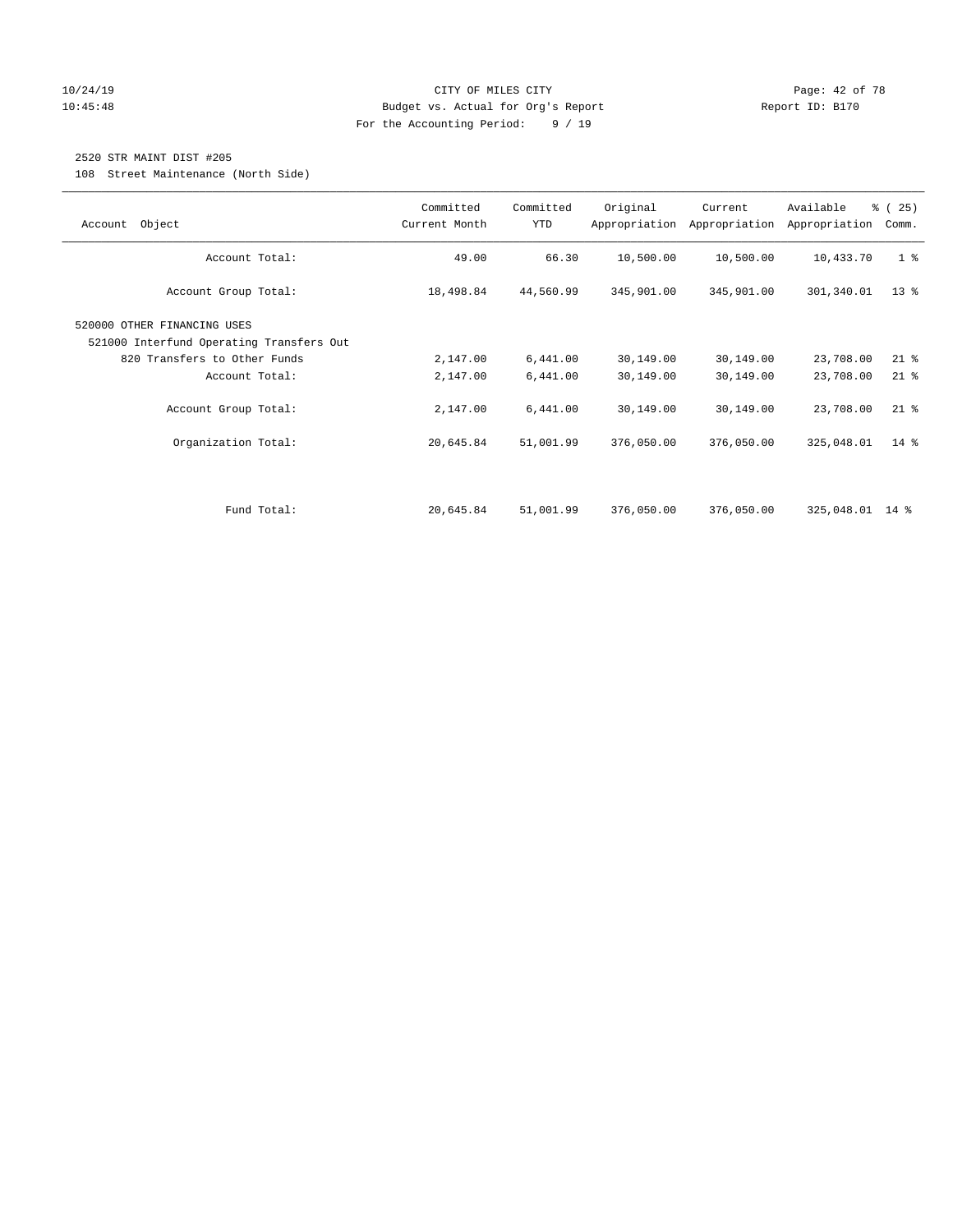10/24/19 CITY OF MILES CITY
10:45:48 Budget vs. Actual for Org's Report Report ID: B170
For the Accounting Period: 9 / 19

2520 STR MAINT DIST #205
108 Street Maintenance (North Side)

| Account Object | Committed Current Month | Committed YTD | Original Appropriation | Current Appropriation | Available Appropriation | % ( 25) Comm. |
|---|---|---|---|---|---|---|
| Account Total: | 49.00 | 66.30 | 10,500.00 | 10,500.00 | 10,433.70 | 1 % |
| Account Group Total: | 18,498.84 | 44,560.99 | 345,901.00 | 345,901.00 | 301,340.01 | 13 % |
| 520000 OTHER FINANCING USES | | | | | | |
| 521000 Interfund Operating Transfers Out | | | | | | |
| 820 Transfers to Other Funds | 2,147.00 | 6,441.00 | 30,149.00 | 30,149.00 | 23,708.00 | 21 % |
| Account Total: | 2,147.00 | 6,441.00 | 30,149.00 | 30,149.00 | 23,708.00 | 21 % |
| Account Group Total: | 2,147.00 | 6,441.00 | 30,149.00 | 30,149.00 | 23,708.00 | 21 % |
| Organization Total: | 20,645.84 | 51,001.99 | 376,050.00 | 376,050.00 | 325,048.01 | 14 % |
| Fund Total: | 20,645.84 | 51,001.99 | 376,050.00 | 376,050.00 | 325,048.01 | 14 % |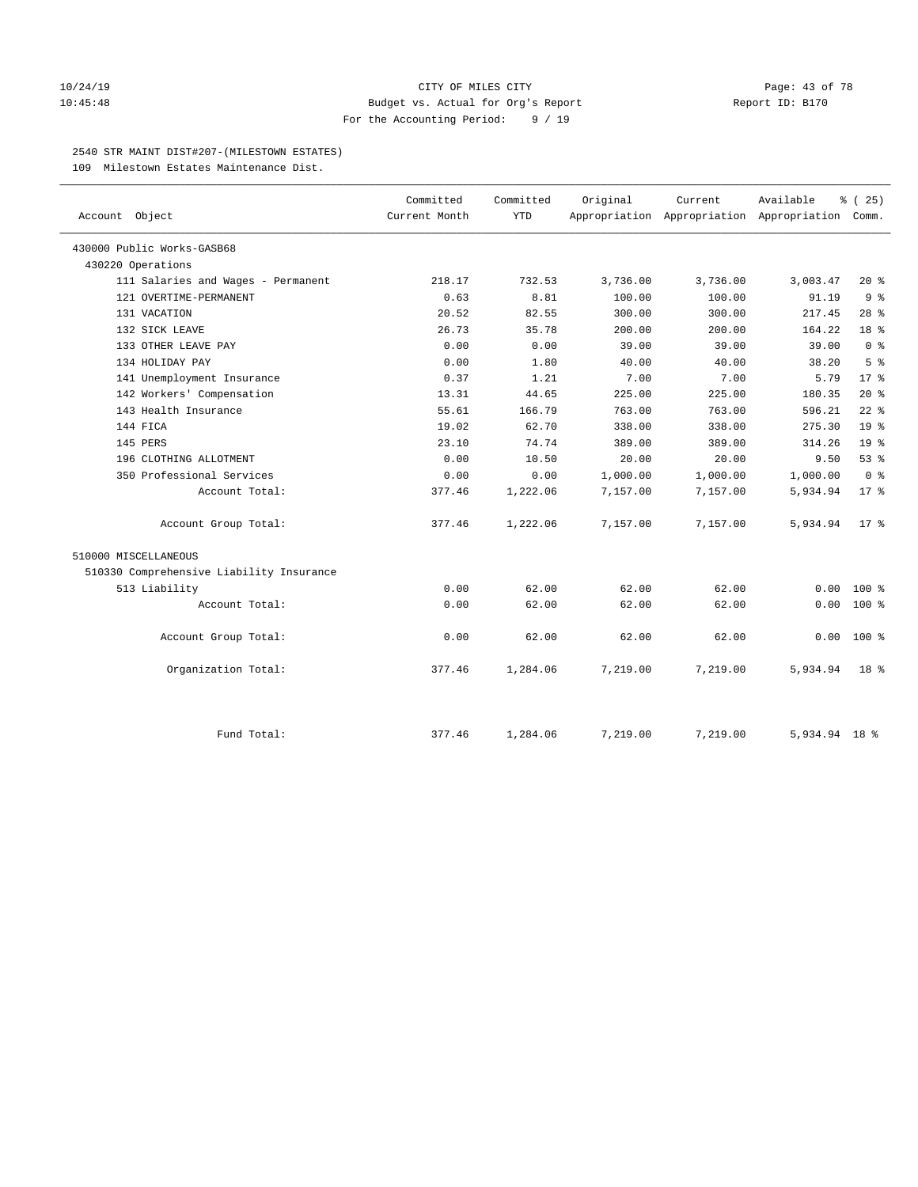## 2540 STR MAINT DIST#207-(MILESTOWN ESTATES)

109 Milestown Estates Maintenance Dist.

| Account Object | Committed Current Month | Committed YTD | Original Appropriation | Current Appropriation | Available Appropriation | % ( 25) Comm. |
|---|---|---|---|---|---|---|
| 430000 Public Works-GASB68 | | | | | | |
| 430220 Operations | | | | | | |
| 111 Salaries and Wages - Permanent | 218.17 | 732.53 | 3,736.00 | 3,736.00 | 3,003.47 | 20 % |
| 121 OVERTIME-PERMANENT | 0.63 | 8.81 | 100.00 | 100.00 | 91.19 | 9 % |
| 131 VACATION | 20.52 | 82.55 | 300.00 | 300.00 | 217.45 | 28 % |
| 132 SICK LEAVE | 26.73 | 35.78 | 200.00 | 200.00 | 164.22 | 18 % |
| 133 OTHER LEAVE PAY | 0.00 | 0.00 | 39.00 | 39.00 | 39.00 | 0 % |
| 134 HOLIDAY PAY | 0.00 | 1.80 | 40.00 | 40.00 | 38.20 | 5 % |
| 141 Unemployment Insurance | 0.37 | 1.21 | 7.00 | 7.00 | 5.79 | 17 % |
| 142 Workers' Compensation | 13.31 | 44.65 | 225.00 | 225.00 | 180.35 | 20 % |
| 143 Health Insurance | 55.61 | 166.79 | 763.00 | 763.00 | 596.21 | 22 % |
| 144 FICA | 19.02 | 62.70 | 338.00 | 338.00 | 275.30 | 19 % |
| 145 PERS | 23.10 | 74.74 | 389.00 | 389.00 | 314.26 | 19 % |
| 196 CLOTHING ALLOTMENT | 0.00 | 10.50 | 20.00 | 20.00 | 9.50 | 53 % |
| 350 Professional Services | 0.00 | 0.00 | 1,000.00 | 1,000.00 | 1,000.00 | 0 % |
| Account Total: | 377.46 | 1,222.06 | 7,157.00 | 7,157.00 | 5,934.94 | 17 % |
| Account Group Total: | 377.46 | 1,222.06 | 7,157.00 | 7,157.00 | 5,934.94 | 17 % |
| 510000 MISCELLANEOUS | | | | | | |
| 510330 Comprehensive Liability Insurance | | | | | | |
| 513 Liability | 0.00 | 62.00 | 62.00 | 62.00 | 0.00 | 100 % |
| Account Total: | 0.00 | 62.00 | 62.00 | 62.00 | 0.00 | 100 % |
| Account Group Total: | 0.00 | 62.00 | 62.00 | 62.00 | 0.00 | 100 % |
| Organization Total: | 377.46 | 1,284.06 | 7,219.00 | 7,219.00 | 5,934.94 | 18 % |
| Fund Total: | 377.46 | 1,284.06 | 7,219.00 | 7,219.00 | 5,934.94 | 18 % |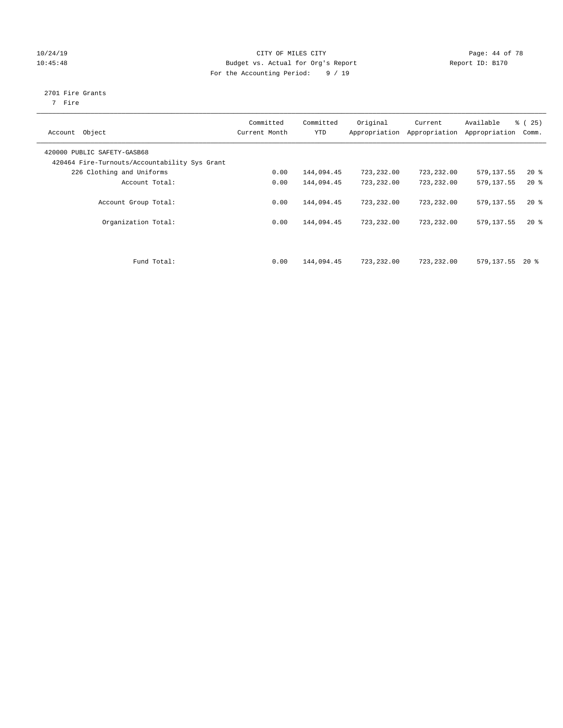CITY OF MILES CITY
Budget vs. Actual for Org's Report
For the Accounting Period: 9 / 19

10/24/19
10:45:48

Report ID: B170

2701 Fire Grants
7 Fire

| Account Object | Committed Current Month | Committed YTD | Original Appropriation | Current Appropriation | Available Appropriation | % ( 25) Comm. |
|---|---|---|---|---|---|---|
| 420000 PUBLIC SAFETY-GASB68 | | | | | | |
| 420464 Fire-Turnouts/Accountability Sys Grant | | | | | | |
| 226 Clothing and Uniforms | 0.00 | 144,094.45 | 723,232.00 | 723,232.00 | 579,137.55 | 20 % |
| Account Total: | 0.00 | 144,094.45 | 723,232.00 | 723,232.00 | 579,137.55 | 20 % |
| Account Group Total: | 0.00 | 144,094.45 | 723,232.00 | 723,232.00 | 579,137.55 | 20 % |
| Organization Total: | 0.00 | 144,094.45 | 723,232.00 | 723,232.00 | 579,137.55 | 20 % |
| Fund Total: | 0.00 | 144,094.45 | 723,232.00 | 723,232.00 | 579,137.55 | 20 % |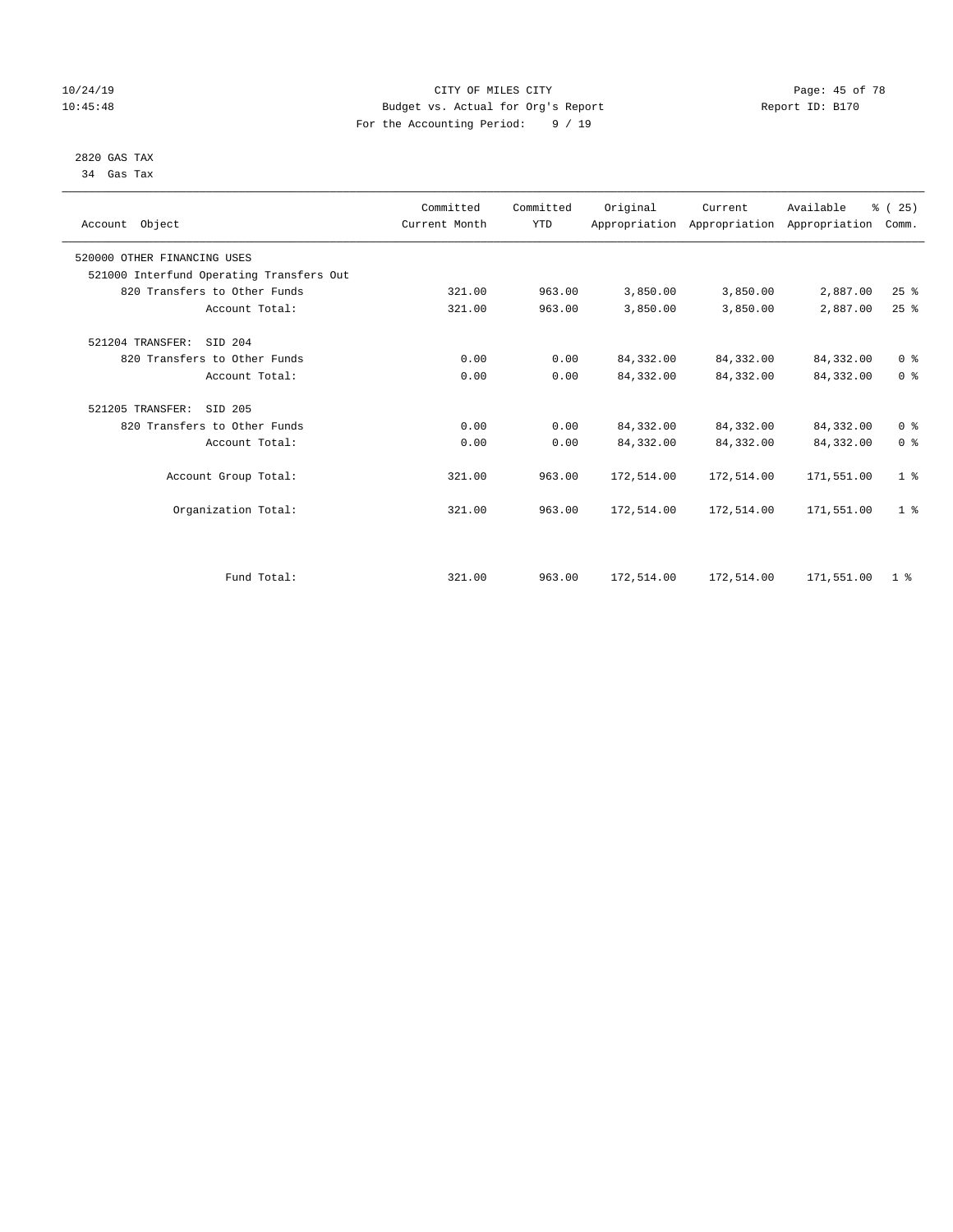10/24/19 CITY OF MILES CITY
10:45:48 Budget vs. Actual for Org's Report Report ID: B170
For the Accounting Period: 9 / 19

2820 GAS TAX
34 Gas Tax

| Account Object | Committed Current Month | Committed YTD | Original Appropriation | Current Appropriation | Available Appropriation | % ( 25) Comm. |
|---|---|---|---|---|---|---|
| 520000 OTHER FINANCING USES | | | | | | |
| 521000 Interfund Operating Transfers Out | | | | | | |
| 820 Transfers to Other Funds | 321.00 | 963.00 | 3,850.00 | 3,850.00 | 2,887.00 | 25 % |
| Account Total: | 321.00 | 963.00 | 3,850.00 | 3,850.00 | 2,887.00 | 25 % |
| 521204 TRANSFER: SID 204 | | | | | | |
| 820 Transfers to Other Funds | 0.00 | 0.00 | 84,332.00 | 84,332.00 | 84,332.00 | 0 % |
| Account Total: | 0.00 | 0.00 | 84,332.00 | 84,332.00 | 84,332.00 | 0 % |
| 521205 TRANSFER: SID 205 | | | | | | |
| 820 Transfers to Other Funds | 0.00 | 0.00 | 84,332.00 | 84,332.00 | 84,332.00 | 0 % |
| Account Total: | 0.00 | 0.00 | 84,332.00 | 84,332.00 | 84,332.00 | 0 % |
| Account Group Total: | 321.00 | 963.00 | 172,514.00 | 172,514.00 | 171,551.00 | 1 % |
| Organization Total: | 321.00 | 963.00 | 172,514.00 | 172,514.00 | 171,551.00 | 1 % |
| Fund Total: | 321.00 | 963.00 | 172,514.00 | 172,514.00 | 171,551.00 | 1 % |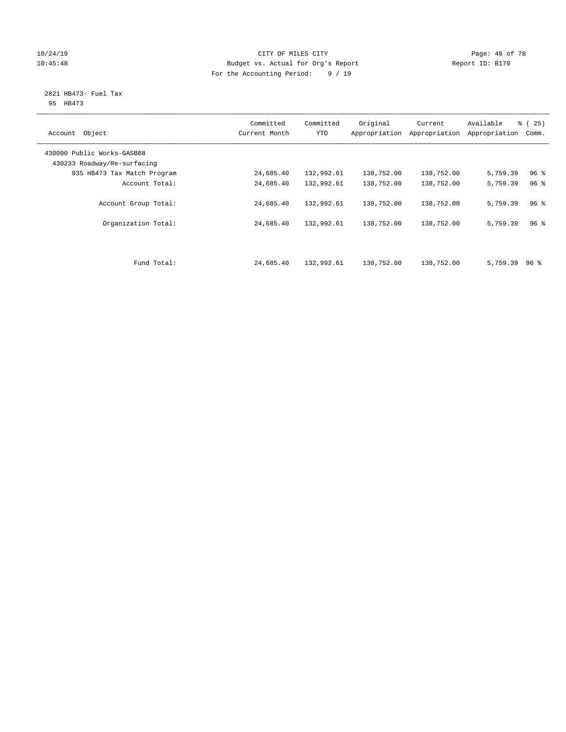CITY OF MILES CITY
Budget vs. Actual for Org's Report
For the Accounting Period: 9 / 19

10/24/19
10:45:48

Report ID: B170

2821 HB473- Fuel Tax
95 HB473

| Account Object | Committed Current Month | Committed YTD | Original Appropriation | Current Appropriation | Available Appropriation | % ( 25) Comm. |
|---|---|---|---|---|---|---|
| 430000 Public Works-GASB68 | | | | | | |
| 430233 Roadway/Re-surfacing | | | | | | |
| 935 HB473 Tax Match Program | 24,685.40 | 132,992.61 | 138,752.00 | 138,752.00 | 5,759.39 | 96 % |
| Account Total: | 24,685.40 | 132,992.61 | 138,752.00 | 138,752.00 | 5,759.39 | 96 % |
| Account Group Total: | 24,685.40 | 132,992.61 | 138,752.00 | 138,752.00 | 5,759.39 | 96 % |
| Organization Total: | 24,685.40 | 132,992.61 | 138,752.00 | 138,752.00 | 5,759.39 | 96 % |
| Fund Total: | 24,685.40 | 132,992.61 | 138,752.00 | 138,752.00 | 5,759.39 | 96 % |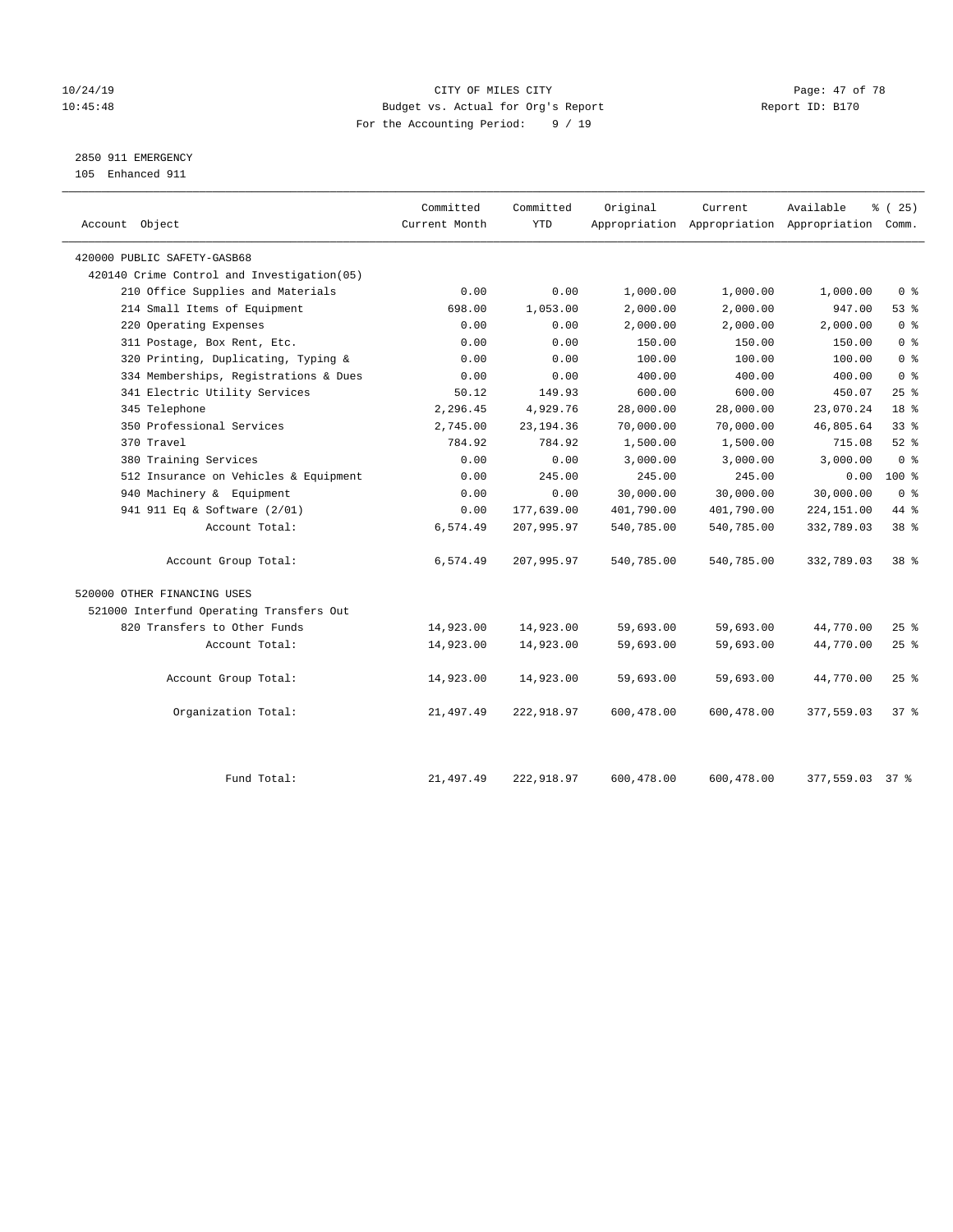CITY OF MILES CITY
Budget vs. Actual for Org's Report
For the Accounting Period: 9 / 19

10/24/19
10:45:48

Report ID: B170

2850 911 EMERGENCY
105 Enhanced 911

| Account Object | Committed Current Month | Committed YTD | Original Appropriation | Current Appropriation | Available Appropriation | % ( 25) Comm. |
|---|---|---|---|---|---|---|
| 420000 PUBLIC SAFETY-GASB68 | | | | | | |
| 420140 Crime Control and Investigation(05) | | | | | | |
| 210 Office Supplies and Materials | 0.00 | 0.00 | 1,000.00 | 1,000.00 | 1,000.00 | 0 % |
| 214 Small Items of Equipment | 698.00 | 1,053.00 | 2,000.00 | 2,000.00 | 947.00 | 53 % |
| 220 Operating Expenses | 0.00 | 0.00 | 2,000.00 | 2,000.00 | 2,000.00 | 0 % |
| 311 Postage, Box Rent, Etc. | 0.00 | 0.00 | 150.00 | 150.00 | 150.00 | 0 % |
| 320 Printing, Duplicating, Typing & | 0.00 | 0.00 | 100.00 | 100.00 | 100.00 | 0 % |
| 334 Memberships, Registrations & Dues | 0.00 | 0.00 | 400.00 | 400.00 | 400.00 | 0 % |
| 341 Electric Utility Services | 50.12 | 149.93 | 600.00 | 600.00 | 450.07 | 25 % |
| 345 Telephone | 2,296.45 | 4,929.76 | 28,000.00 | 28,000.00 | 23,070.24 | 18 % |
| 350 Professional Services | 2,745.00 | 23,194.36 | 70,000.00 | 70,000.00 | 46,805.64 | 33 % |
| 370 Travel | 784.92 | 784.92 | 1,500.00 | 1,500.00 | 715.08 | 52 % |
| 380 Training Services | 0.00 | 0.00 | 3,000.00 | 3,000.00 | 3,000.00 | 0 % |
| 512 Insurance on Vehicles & Equipment | 0.00 | 245.00 | 245.00 | 245.00 | 0.00 | 100 % |
| 940 Machinery & Equipment | 0.00 | 0.00 | 30,000.00 | 30,000.00 | 30,000.00 | 0 % |
| 941 911 Eq & Software (2/01) | 0.00 | 177,639.00 | 401,790.00 | 401,790.00 | 224,151.00 | 44 % |
| Account Total: | 6,574.49 | 207,995.97 | 540,785.00 | 540,785.00 | 332,789.03 | 38 % |
| Account Group Total: | 6,574.49 | 207,995.97 | 540,785.00 | 540,785.00 | 332,789.03 | 38 % |
| 520000 OTHER FINANCING USES | | | | | | |
| 521000 Interfund Operating Transfers Out | | | | | | |
| 820 Transfers to Other Funds | 14,923.00 | 14,923.00 | 59,693.00 | 59,693.00 | 44,770.00 | 25 % |
| Account Total: | 14,923.00 | 14,923.00 | 59,693.00 | 59,693.00 | 44,770.00 | 25 % |
| Account Group Total: | 14,923.00 | 14,923.00 | 59,693.00 | 59,693.00 | 44,770.00 | 25 % |
| Organization Total: | 21,497.49 | 222,918.97 | 600,478.00 | 600,478.00 | 377,559.03 | 37 % |
| Fund Total: | 21,497.49 | 222,918.97 | 600,478.00 | 600,478.00 | 377,559.03 | 37 % |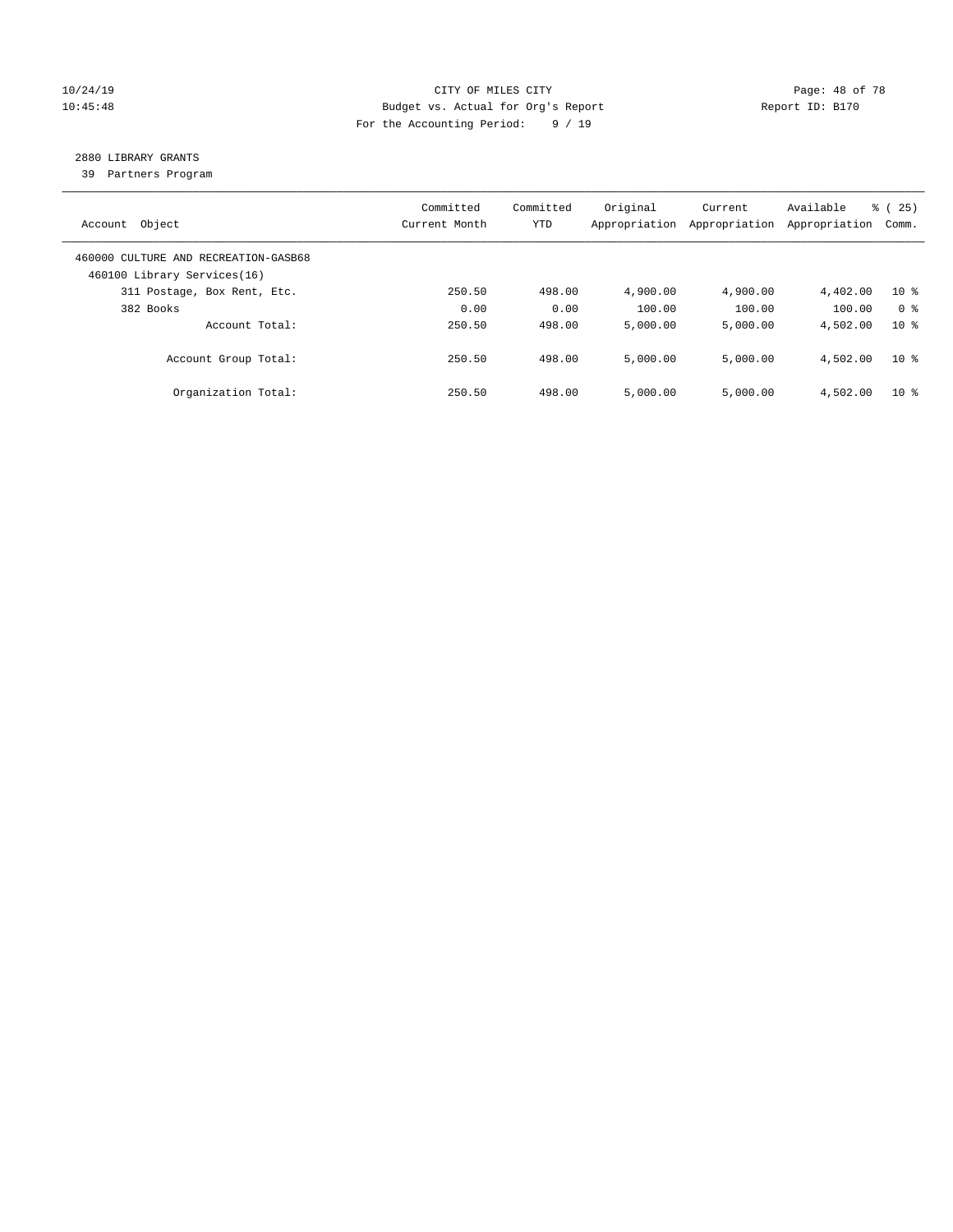CITY OF MILES CITY
Budget vs. Actual for Org's Report
For the Accounting Period: 9 / 19

10/24/19
10:45:48

Report ID: B170

2880 LIBRARY GRANTS
39 Partners Program

| Account Object | Committed Current Month | Committed YTD | Original Appropriation | Current Appropriation | Available Appropriation | % ( 25) Comm. |
|---|---|---|---|---|---|---|
| 460000 CULTURE AND RECREATION-GASB68 | | | | | | |
| 460100 Library Services(16) | | | | | | |
| 311 Postage, Box Rent, Etc. | 250.50 | 498.00 | 4,900.00 | 4,900.00 | 4,402.00 | 10 % |
| 382 Books | 0.00 | 0.00 | 100.00 | 100.00 | 100.00 | 0 % |
| Account Total: | 250.50 | 498.00 | 5,000.00 | 5,000.00 | 4,502.00 | 10 % |
| Account Group Total: | 250.50 | 498.00 | 5,000.00 | 5,000.00 | 4,502.00 | 10 % |
| Organization Total: | 250.50 | 498.00 | 5,000.00 | 5,000.00 | 4,502.00 | 10 % |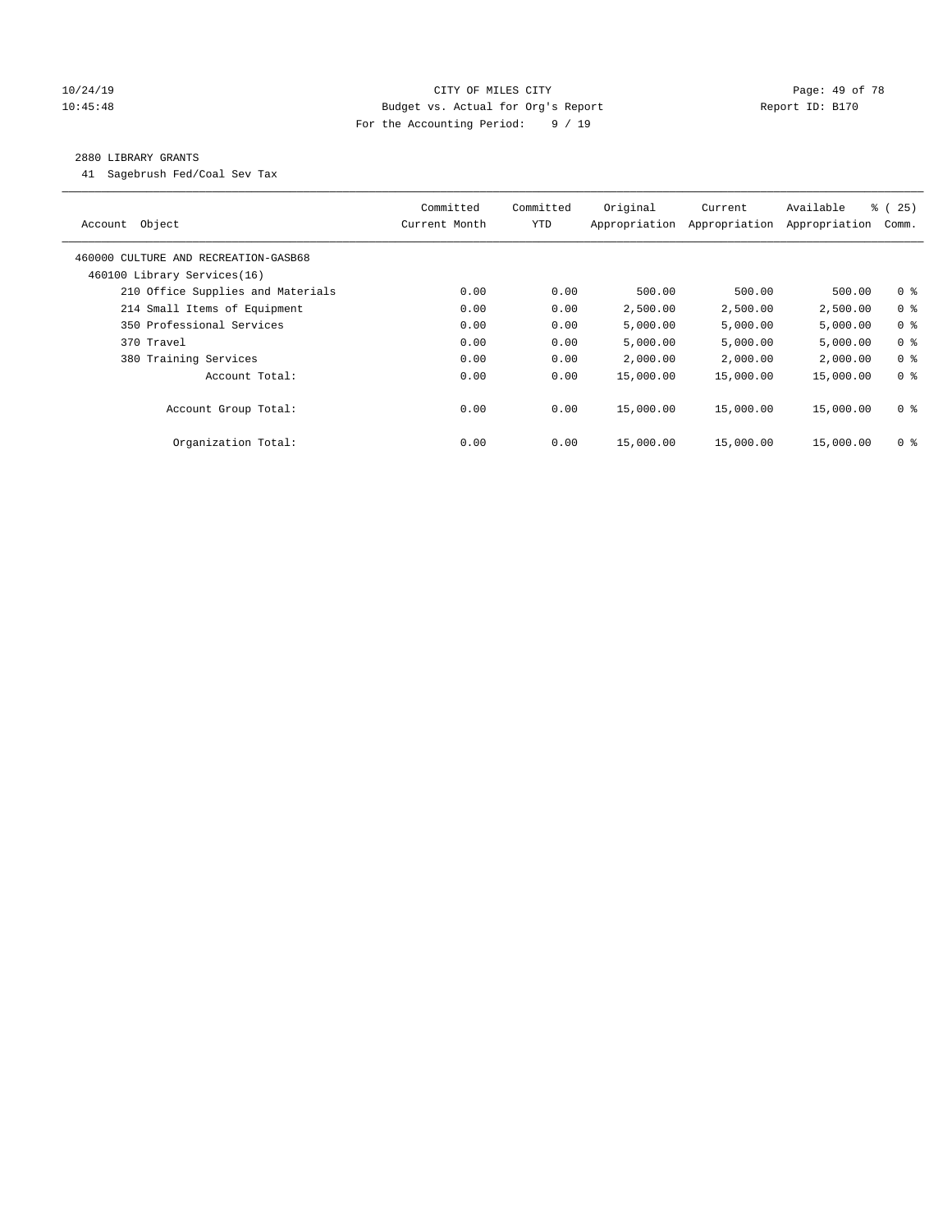CITY OF MILES CITY
Budget vs. Actual for Org's Report
For the Accounting Period: 9 / 19

2880 LIBRARY GRANTS
41 Sagebrush Fed/Coal Sev Tax

| Account Object | Committed Current Month | Committed YTD | Original Appropriation | Current Appropriation | Available Appropriation | % ( 25) Comm. |
|---|---|---|---|---|---|---|
| 460000 CULTURE AND RECREATION-GASB68 | | | | | | |
| 460100 Library Services(16) | | | | | | |
| 210 Office Supplies and Materials | 0.00 | 0.00 | 500.00 | 500.00 | 500.00 | 0 % |
| 214 Small Items of Equipment | 0.00 | 0.00 | 2,500.00 | 2,500.00 | 2,500.00 | 0 % |
| 350 Professional Services | 0.00 | 0.00 | 5,000.00 | 5,000.00 | 5,000.00 | 0 % |
| 370 Travel | 0.00 | 0.00 | 5,000.00 | 5,000.00 | 5,000.00 | 0 % |
| 380 Training Services | 0.00 | 0.00 | 2,000.00 | 2,000.00 | 2,000.00 | 0 % |
| Account Total: | 0.00 | 0.00 | 15,000.00 | 15,000.00 | 15,000.00 | 0 % |
| Account Group Total: | 0.00 | 0.00 | 15,000.00 | 15,000.00 | 15,000.00 | 0 % |
| Organization Total: | 0.00 | 0.00 | 15,000.00 | 15,000.00 | 15,000.00 | 0 % |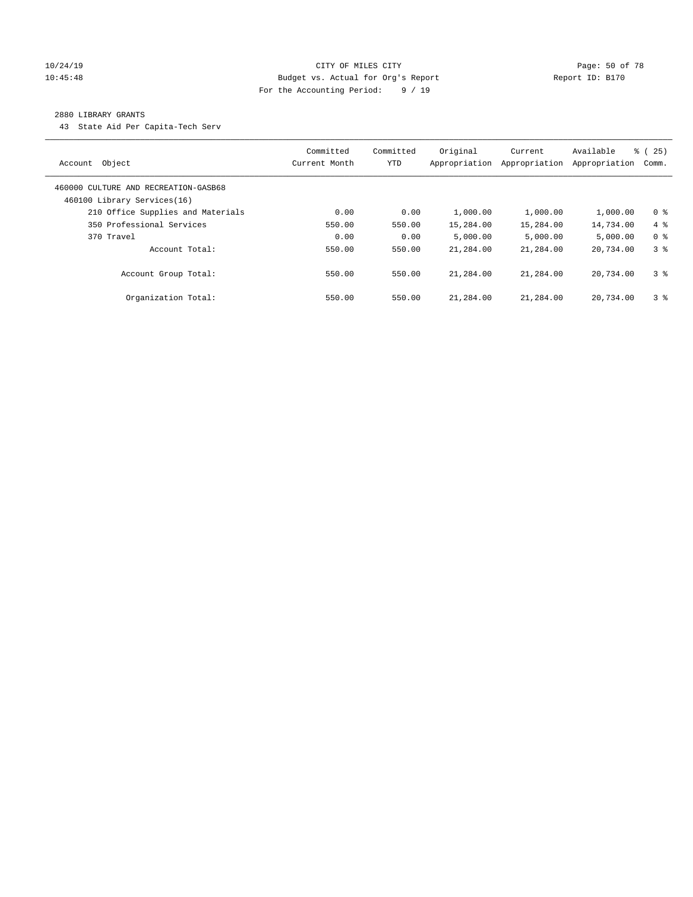CITY OF MILES CITY
Budget vs. Actual for Org's Report
For the Accounting Period: 9 / 19

10/24/19
10:45:48

Report ID: B170

2880 LIBRARY GRANTS

43 State Aid Per Capita-Tech Serv

| Account Object | Committed Current Month | Committed YTD | Original Appropriation | Current Appropriation | Available Appropriation | % ( 25) Comm. |
|---|---|---|---|---|---|---|
| 460000 CULTURE AND RECREATION-GASB68 | | | | | | |
| 460100 Library Services(16) | | | | | | |
| 210 Office Supplies and Materials | 0.00 | 0.00 | 1,000.00 | 1,000.00 | 1,000.00 | 0 % |
| 350 Professional Services | 550.00 | 550.00 | 15,284.00 | 15,284.00 | 14,734.00 | 4 % |
| 370 Travel | 0.00 | 0.00 | 5,000.00 | 5,000.00 | 5,000.00 | 0 % |
| Account Total: | 550.00 | 550.00 | 21,284.00 | 21,284.00 | 20,734.00 | 3 % |
| Account Group Total: | 550.00 | 550.00 | 21,284.00 | 21,284.00 | 20,734.00 | 3 % |
| Organization Total: | 550.00 | 550.00 | 21,284.00 | 21,284.00 | 20,734.00 | 3 % |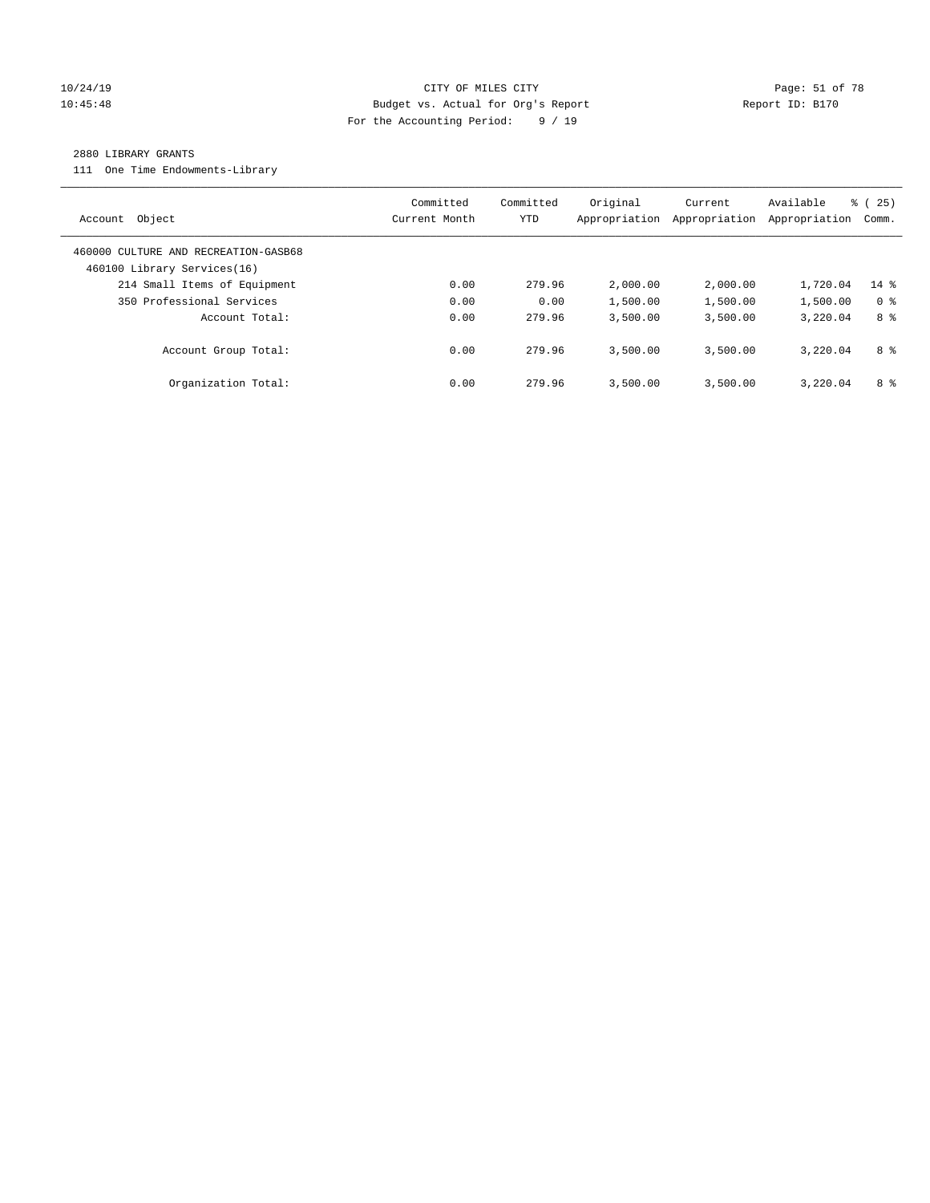CITY OF MILES CITY
Budget vs. Actual for Org's Report
For the Accounting Period: 9 / 19

10/24/19
10:45:48

Report ID: B170

## 2880 LIBRARY GRANTS

111 One Time Endowments-Library

| Account Object | Committed Current Month | Committed YTD | Original Appropriation | Current Appropriation | Available Appropriation | % ( 25) Comm. |
|---|---|---|---|---|---|---|
| 460000 CULTURE AND RECREATION-GASB68 | | | | | | |
| 460100 Library Services(16) | | | | | | |
| 214 Small Items of Equipment | 0.00 | 279.96 | 2,000.00 | 2,000.00 | 1,720.04 | 14 % |
| 350 Professional Services | 0.00 | 0.00 | 1,500.00 | 1,500.00 | 1,500.00 | 0 % |
| Account Total: | 0.00 | 279.96 | 3,500.00 | 3,500.00 | 3,220.04 | 8 % |
| Account Group Total: | 0.00 | 279.96 | 3,500.00 | 3,500.00 | 3,220.04 | 8 % |
| Organization Total: | 0.00 | 279.96 | 3,500.00 | 3,500.00 | 3,220.04 | 8 % |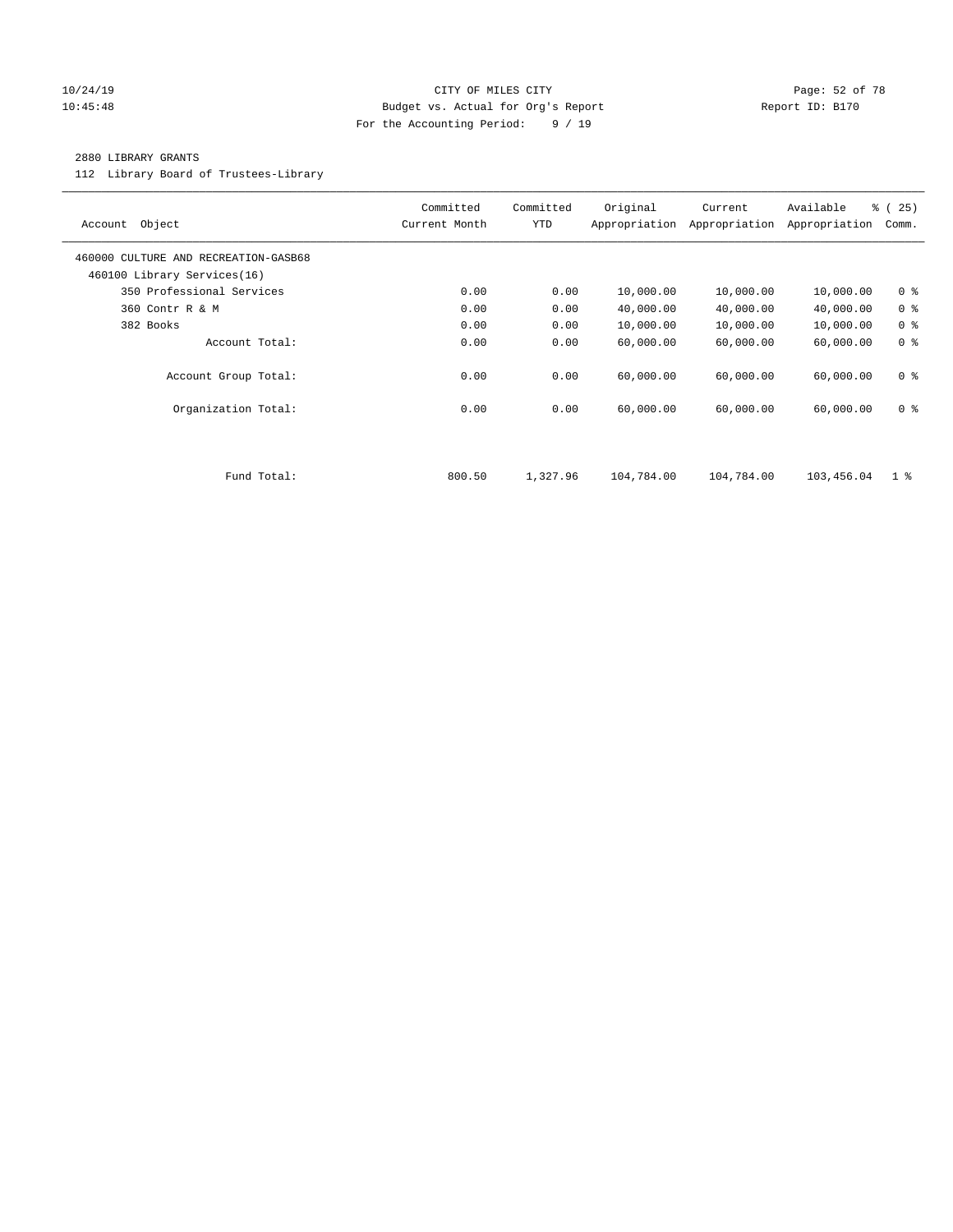CITY OF MILES CITY
Budget vs. Actual for Org's Report
For the Accounting Period: 9 / 19

10/24/19
10:45:48

Report ID: B170

2880 LIBRARY GRANTS

112 Library Board of Trustees-Library

| Account Object | Committed Current Month | Committed YTD | Original Appropriation | Current Appropriation | Available Appropriation | % ( 25) Comm. |
|---|---|---|---|---|---|---|
| 460000 CULTURE AND RECREATION-GASB68 | | | | | | |
| 460100 Library Services(16) | | | | | | |
| 350 Professional Services | 0.00 | 0.00 | 10,000.00 | 10,000.00 | 10,000.00 | 0 % |
| 360 Contr R & M | 0.00 | 0.00 | 40,000.00 | 40,000.00 | 40,000.00 | 0 % |
| 382 Books | 0.00 | 0.00 | 10,000.00 | 10,000.00 | 10,000.00 | 0 % |
| Account Total: | 0.00 | 0.00 | 60,000.00 | 60,000.00 | 60,000.00 | 0 % |
| Account Group Total: | 0.00 | 0.00 | 60,000.00 | 60,000.00 | 60,000.00 | 0 % |
| Organization Total: | 0.00 | 0.00 | 60,000.00 | 60,000.00 | 60,000.00 | 0 % |
| Fund Total: | 800.50 | 1,327.96 | 104,784.00 | 104,784.00 | 103,456.04 | 1 % |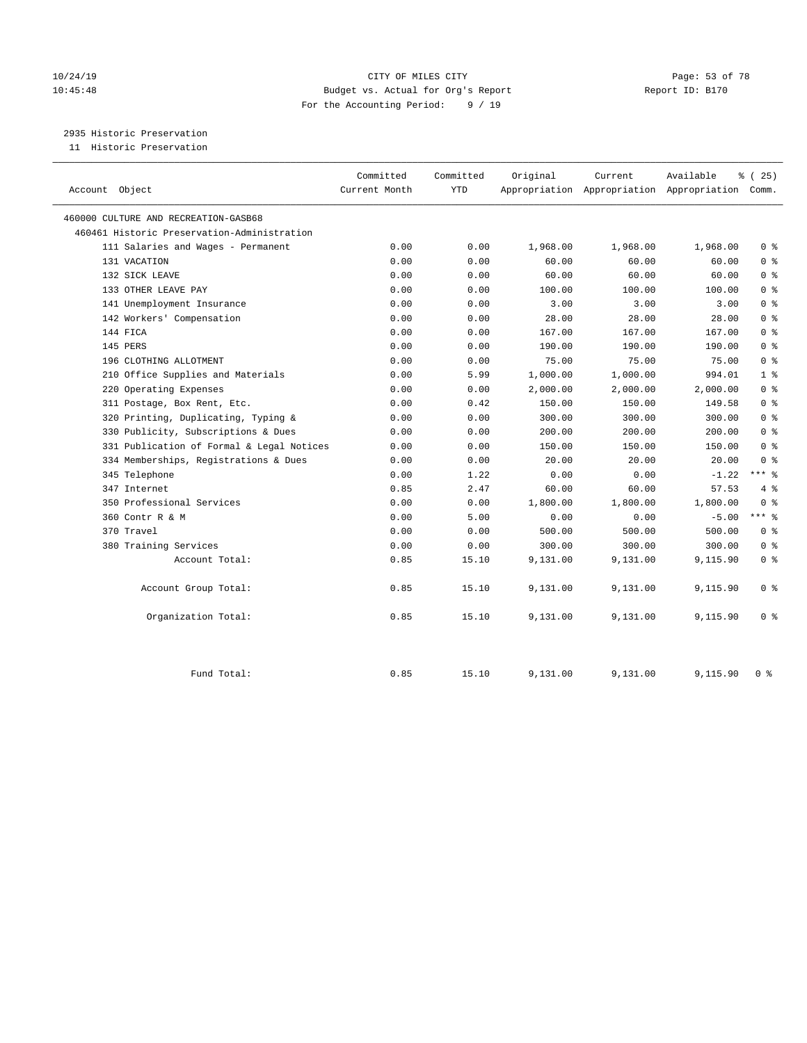CITY OF MILES CITY
Budget vs. Actual for Org's Report
For the Accounting Period: 9 / 19

10/24/19
10:45:48

Report ID: B170

2935 Historic Preservation
11 Historic Preservation

| Account Object | Committed Current Month | Committed YTD | Original Appropriation | Current Appropriation | Available Appropriation | % ( 25) Comm. |
|---|---|---|---|---|---|---|
| 460000 CULTURE AND RECREATION-GASB68 | | | | | | |
| 460461 Historic Preservation-Administration | | | | | | |
| 111 Salaries and Wages - Permanent | 0.00 | 0.00 | 1,968.00 | 1,968.00 | 1,968.00 | 0 % |
| 131 VACATION | 0.00 | 0.00 | 60.00 | 60.00 | 60.00 | 0 % |
| 132 SICK LEAVE | 0.00 | 0.00 | 60.00 | 60.00 | 60.00 | 0 % |
| 133 OTHER LEAVE PAY | 0.00 | 0.00 | 100.00 | 100.00 | 100.00 | 0 % |
| 141 Unemployment Insurance | 0.00 | 0.00 | 3.00 | 3.00 | 3.00 | 0 % |
| 142 Workers' Compensation | 0.00 | 0.00 | 28.00 | 28.00 | 28.00 | 0 % |
| 144 FICA | 0.00 | 0.00 | 167.00 | 167.00 | 167.00 | 0 % |
| 145 PERS | 0.00 | 0.00 | 190.00 | 190.00 | 190.00 | 0 % |
| 196 CLOTHING ALLOTMENT | 0.00 | 0.00 | 75.00 | 75.00 | 75.00 | 0 % |
| 210 Office Supplies and Materials | 0.00 | 5.99 | 1,000.00 | 1,000.00 | 994.01 | 1 % |
| 220 Operating Expenses | 0.00 | 0.00 | 2,000.00 | 2,000.00 | 2,000.00 | 0 % |
| 311 Postage, Box Rent, Etc. | 0.00 | 0.42 | 150.00 | 150.00 | 149.58 | 0 % |
| 320 Printing, Duplicating, Typing & | 0.00 | 0.00 | 300.00 | 300.00 | 300.00 | 0 % |
| 330 Publicity, Subscriptions & Dues | 0.00 | 0.00 | 200.00 | 200.00 | 200.00 | 0 % |
| 331 Publication of Formal & Legal Notices | 0.00 | 0.00 | 150.00 | 150.00 | 150.00 | 0 % |
| 334 Memberships, Registrations & Dues | 0.00 | 0.00 | 20.00 | 20.00 | 20.00 | 0 % |
| 345 Telephone | 0.00 | 1.22 | 0.00 | 0.00 | -1.22 | *** % |
| 347 Internet | 0.85 | 2.47 | 60.00 | 60.00 | 57.53 | 4 % |
| 350 Professional Services | 0.00 | 0.00 | 1,800.00 | 1,800.00 | 1,800.00 | 0 % |
| 360 Contr R & M | 0.00 | 5.00 | 0.00 | 0.00 | -5.00 | *** % |
| 370 Travel | 0.00 | 0.00 | 500.00 | 500.00 | 500.00 | 0 % |
| 380 Training Services | 0.00 | 0.00 | 300.00 | 300.00 | 300.00 | 0 % |
| Account Total: | 0.85 | 15.10 | 9,131.00 | 9,131.00 | 9,115.90 | 0 % |
| Account Group Total: | 0.85 | 15.10 | 9,131.00 | 9,131.00 | 9,115.90 | 0 % |
| Organization Total: | 0.85 | 15.10 | 9,131.00 | 9,131.00 | 9,115.90 | 0 % |
| Fund Total: | 0.85 | 15.10 | 9,131.00 | 9,131.00 | 9,115.90 | 0 % |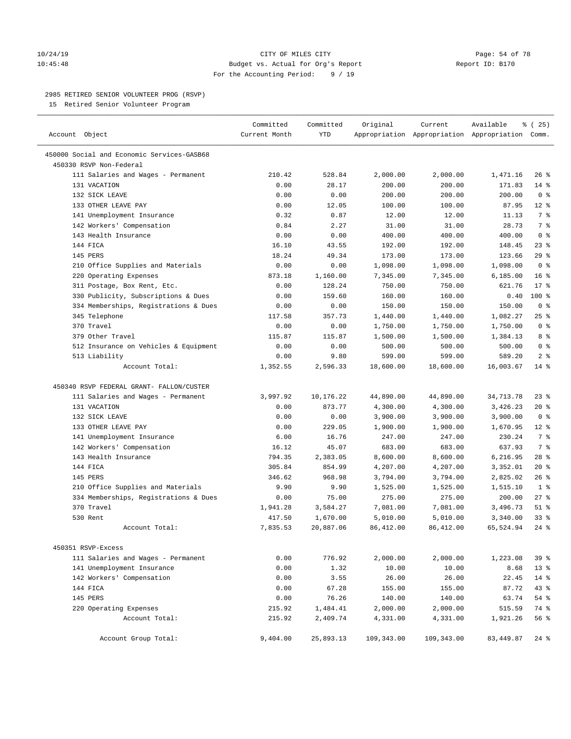CITY OF MILES CITY
Budget vs. Actual for Org's Report
For the Accounting Period: 9 / 19

10/24/19
10:45:48

Report ID: B170

## 2985 RETIRED SENIOR VOLUNTEER PROG (RSVP)

15 Retired Senior Volunteer Program

| Account Object | Committed Current Month | Committed YTD | Original Appropriation | Current Appropriation | Available Appropriation | % ( 25) Comm. |
|---|---|---|---|---|---|---|
| 450000 Social and Economic Services-GASB68 | | | | | | |
| 450330 RSVP Non-Federal | | | | | | |
| 111 Salaries and Wages - Permanent | 210.42 | 528.84 | 2,000.00 | 2,000.00 | 1,471.16 | 26 % |
| 131 VACATION | 0.00 | 28.17 | 200.00 | 200.00 | 171.83 | 14 % |
| 132 SICK LEAVE | 0.00 | 0.00 | 200.00 | 200.00 | 200.00 | 0 % |
| 133 OTHER LEAVE PAY | 0.00 | 12.05 | 100.00 | 100.00 | 87.95 | 12 % |
| 141 Unemployment Insurance | 0.32 | 0.87 | 12.00 | 12.00 | 11.13 | 7 % |
| 142 Workers' Compensation | 0.84 | 2.27 | 31.00 | 31.00 | 28.73 | 7 % |
| 143 Health Insurance | 0.00 | 0.00 | 400.00 | 400.00 | 400.00 | 0 % |
| 144 FICA | 16.10 | 43.55 | 192.00 | 192.00 | 148.45 | 23 % |
| 145 PERS | 18.24 | 49.34 | 173.00 | 173.00 | 123.66 | 29 % |
| 210 Office Supplies and Materials | 0.00 | 0.00 | 1,098.00 | 1,098.00 | 1,098.00 | 0 % |
| 220 Operating Expenses | 873.18 | 1,160.00 | 7,345.00 | 7,345.00 | 6,185.00 | 16 % |
| 311 Postage, Box Rent, Etc. | 0.00 | 128.24 | 750.00 | 750.00 | 621.76 | 17 % |
| 330 Publicity, Subscriptions & Dues | 0.00 | 159.60 | 160.00 | 160.00 | 0.40 | 100 % |
| 334 Memberships, Registrations & Dues | 0.00 | 0.00 | 150.00 | 150.00 | 150.00 | 0 % |
| 345 Telephone | 117.58 | 357.73 | 1,440.00 | 1,440.00 | 1,082.27 | 25 % |
| 370 Travel | 0.00 | 0.00 | 1,750.00 | 1,750.00 | 1,750.00 | 0 % |
| 379 Other Travel | 115.87 | 115.87 | 1,500.00 | 1,500.00 | 1,384.13 | 8 % |
| 512 Insurance on Vehicles & Equipment | 0.00 | 0.00 | 500.00 | 500.00 | 500.00 | 0 % |
| 513 Liability | 0.00 | 9.80 | 599.00 | 599.00 | 589.20 | 2 % |
| Account Total: | 1,352.55 | 2,596.33 | 18,600.00 | 18,600.00 | 16,003.67 | 14 % |
| 450340 RSVP FEDERAL GRANT- FALLON/CUSTER | | | | | | |
| 111 Salaries and Wages - Permanent | 3,997.92 | 10,176.22 | 44,890.00 | 44,890.00 | 34,713.78 | 23 % |
| 131 VACATION | 0.00 | 873.77 | 4,300.00 | 4,300.00 | 3,426.23 | 20 % |
| 132 SICK LEAVE | 0.00 | 0.00 | 3,900.00 | 3,900.00 | 3,900.00 | 0 % |
| 133 OTHER LEAVE PAY | 0.00 | 229.05 | 1,900.00 | 1,900.00 | 1,670.95 | 12 % |
| 141 Unemployment Insurance | 6.00 | 16.76 | 247.00 | 247.00 | 230.24 | 7 % |
| 142 Workers' Compensation | 16.12 | 45.07 | 683.00 | 683.00 | 637.93 | 7 % |
| 143 Health Insurance | 794.35 | 2,383.05 | 8,600.00 | 8,600.00 | 6,216.95 | 28 % |
| 144 FICA | 305.84 | 854.99 | 4,207.00 | 4,207.00 | 3,352.01 | 20 % |
| 145 PERS | 346.62 | 968.98 | 3,794.00 | 3,794.00 | 2,825.02 | 26 % |
| 210 Office Supplies and Materials | 9.90 | 9.90 | 1,525.00 | 1,525.00 | 1,515.10 | 1 % |
| 334 Memberships, Registrations & Dues | 0.00 | 75.00 | 275.00 | 275.00 | 200.00 | 27 % |
| 370 Travel | 1,941.28 | 3,584.27 | 7,081.00 | 7,081.00 | 3,496.73 | 51 % |
| 530 Rent | 417.50 | 1,670.00 | 5,010.00 | 5,010.00 | 3,340.00 | 33 % |
| Account Total: | 7,835.53 | 20,887.06 | 86,412.00 | 86,412.00 | 65,524.94 | 24 % |
| 450351 RSVP-Excess | | | | | | |
| 111 Salaries and Wages - Permanent | 0.00 | 776.92 | 2,000.00 | 2,000.00 | 1,223.08 | 39 % |
| 141 Unemployment Insurance | 0.00 | 1.32 | 10.00 | 10.00 | 8.68 | 13 % |
| 142 Workers' Compensation | 0.00 | 3.55 | 26.00 | 26.00 | 22.45 | 14 % |
| 144 FICA | 0.00 | 67.28 | 155.00 | 155.00 | 87.72 | 43 % |
| 145 PERS | 0.00 | 76.26 | 140.00 | 140.00 | 63.74 | 54 % |
| 220 Operating Expenses | 215.92 | 1,484.41 | 2,000.00 | 2,000.00 | 515.59 | 74 % |
| Account Total: | 215.92 | 2,409.74 | 4,331.00 | 4,331.00 | 1,921.26 | 56 % |
| Account Group Total: | 9,404.00 | 25,893.13 | 109,343.00 | 109,343.00 | 83,449.87 | 24 % |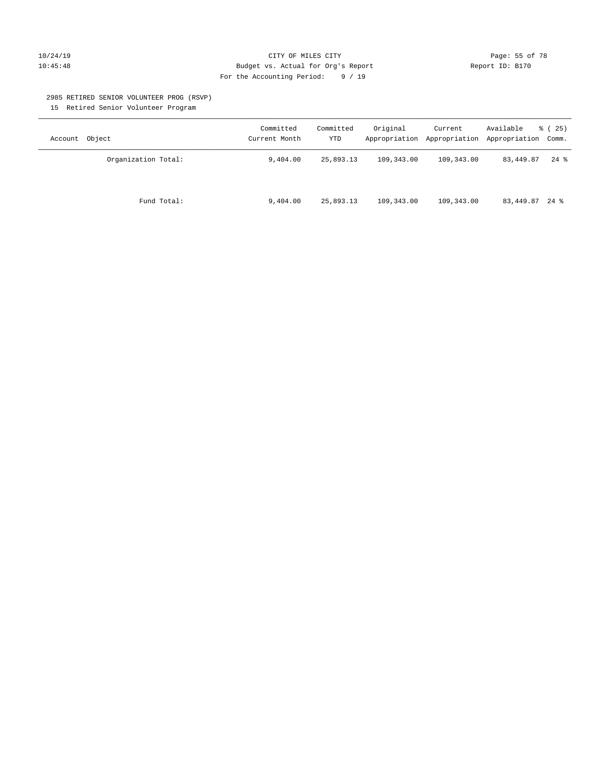CITY OF MILES CITY
Budget vs. Actual for Org's Report
For the Accounting Period: 9 / 19

2985 RETIRED SENIOR VOLUNTEER PROG (RSVP)
15 Retired Senior Volunteer Program

| Account Object | Committed Current Month | Committed YTD | Original Appropriation | Current Appropriation | Available Appropriation | % ( 25) Comm. |
|---|---|---|---|---|---|---|
| Organization Total: | 9,404.00 | 25,893.13 | 109,343.00 | 109,343.00 | 83,449.87 | 24 % |
| Fund Total: | 9,404.00 | 25,893.13 | 109,343.00 | 109,343.00 | 83,449.87 | 24 % |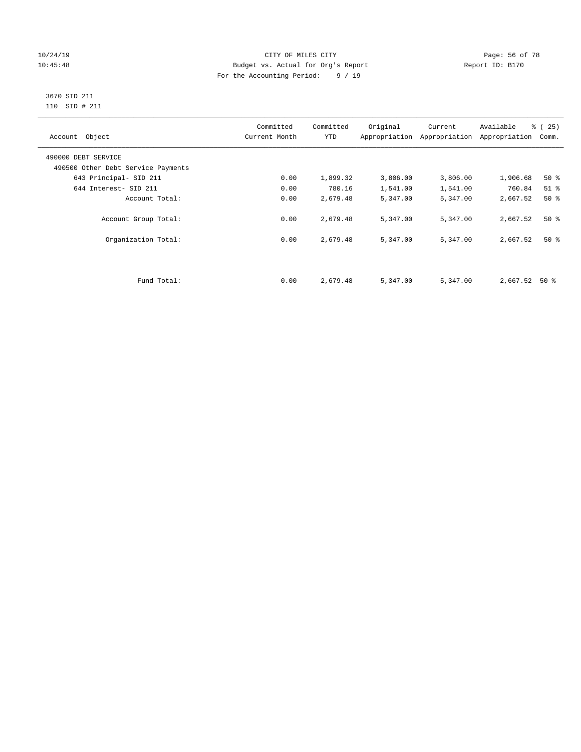CITY OF MILES CITY
Budget vs. Actual for Org's Report
For the Accounting Period: 9 / 19

3670 SID 211
110 SID # 211

| Account Object | Committed Current Month | Committed YTD | Original Appropriation | Current Appropriation | Available Appropriation | % ( 25) Comm. |
|---|---|---|---|---|---|---|
| 490000 DEBT SERVICE | | | | | | |
| 490500 Other Debt Service Payments | | | | | | |
| 643 Principal- SID 211 | 0.00 | 1,899.32 | 3,806.00 | 3,806.00 | 1,906.68 | 50 % |
| 644 Interest- SID 211 | 0.00 | 780.16 | 1,541.00 | 1,541.00 | 760.84 | 51 % |
| Account Total: | 0.00 | 2,679.48 | 5,347.00 | 5,347.00 | 2,667.52 | 50 % |
| Account Group Total: | 0.00 | 2,679.48 | 5,347.00 | 5,347.00 | 2,667.52 | 50 % |
| Organization Total: | 0.00 | 2,679.48 | 5,347.00 | 5,347.00 | 2,667.52 | 50 % |
| Fund Total: | 0.00 | 2,679.48 | 5,347.00 | 5,347.00 | 2,667.52 | 50 % |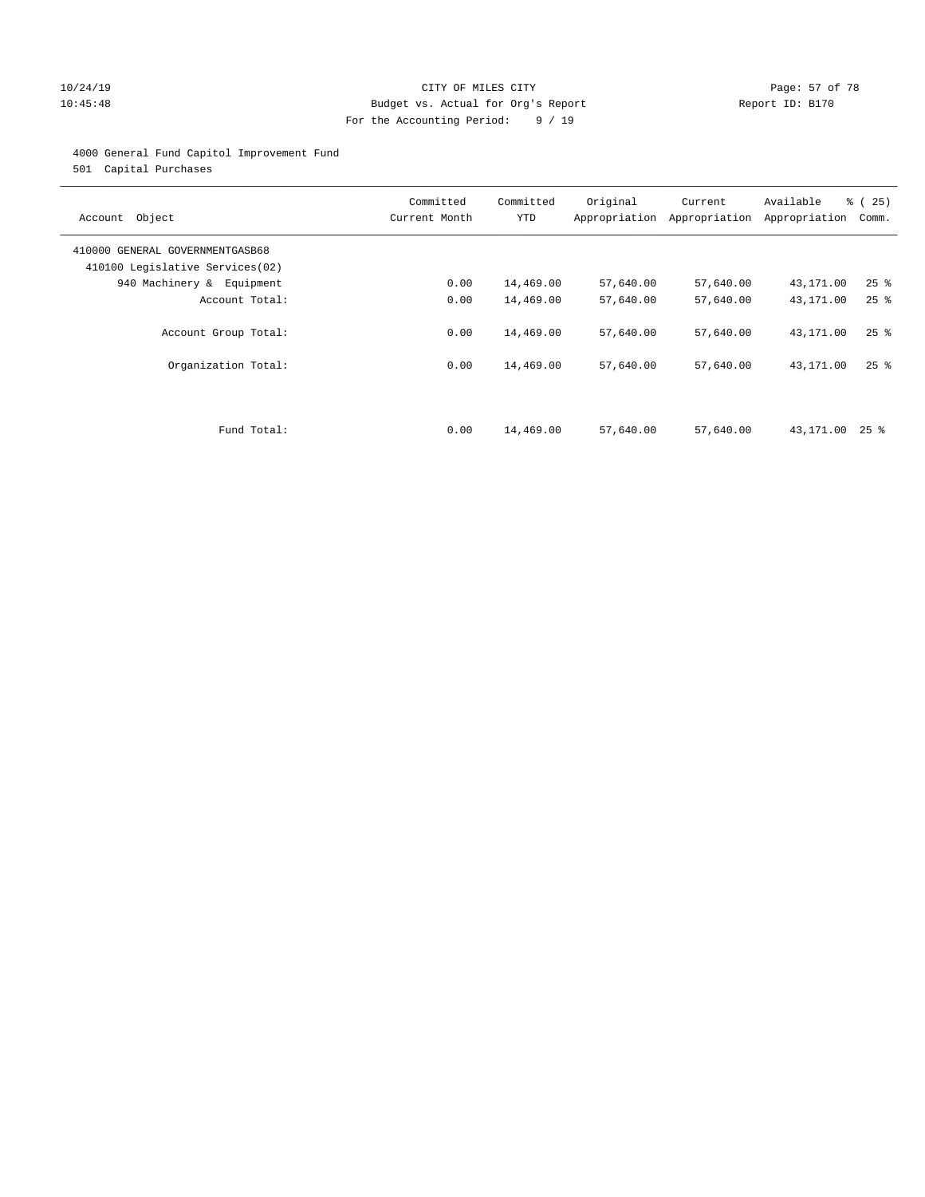10/24/19 CITY OF MILES CITY
10:45:48 Budget vs. Actual for Org's Report Report ID: B170
For the Accounting Period: 9 / 19

4000 General Fund Capitol Improvement Fund
501 Capital Purchases

| Account Object | Committed Current Month | Committed YTD | Original Appropriation | Current Appropriation | Available Appropriation | % ( 25) Comm. |
|---|---|---|---|---|---|---|
| 410000 GENERAL GOVERNMENTGASB68 | | | | | | |
| 410100 Legislative Services(02) | | | | | | |
| 940 Machinery & Equipment | 0.00 | 14,469.00 | 57,640.00 | 57,640.00 | 43,171.00 | 25 % |
| Account Total: | 0.00 | 14,469.00 | 57,640.00 | 57,640.00 | 43,171.00 | 25 % |
| Account Group Total: | 0.00 | 14,469.00 | 57,640.00 | 57,640.00 | 43,171.00 | 25 % |
| Organization Total: | 0.00 | 14,469.00 | 57,640.00 | 57,640.00 | 43,171.00 | 25 % |
| Fund Total: | 0.00 | 14,469.00 | 57,640.00 | 57,640.00 | 43,171.00 | 25 % |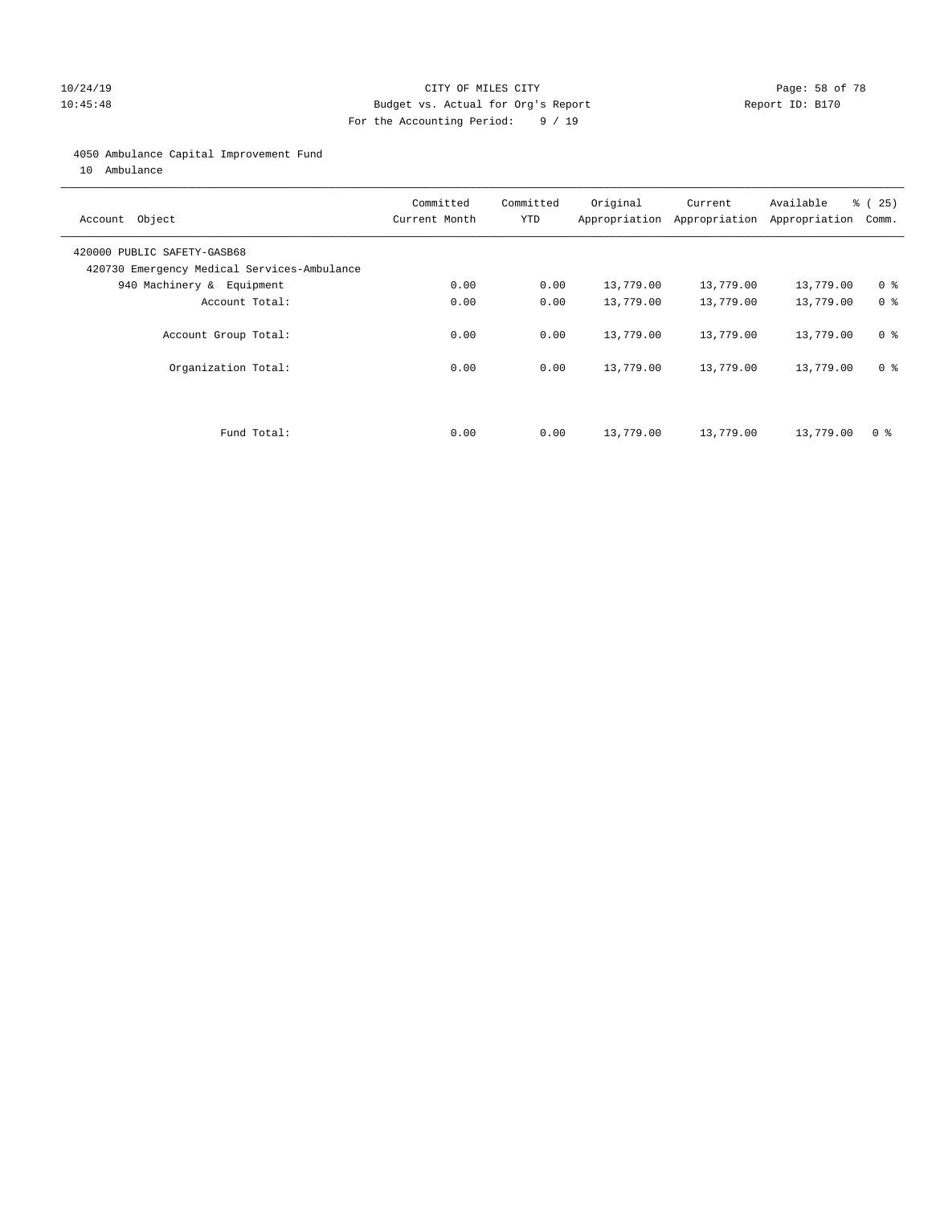10/24/19 CITY OF MILES CITY
10:45:48 Budget vs. Actual for Org's Report Report ID: B170
For the Accounting Period: 9 / 19

4050 Ambulance Capital Improvement Fund
10 Ambulance

| Account Object | Committed Current Month | Committed YTD | Original Appropriation | Current Appropriation | Available Appropriation | % ( 25) Comm. |
|---|---|---|---|---|---|---|
| 420000 PUBLIC SAFETY-GASB68 | | | | | | |
| 420730 Emergency Medical Services-Ambulance | | | | | | |
| 940 Machinery & Equipment | 0.00 | 0.00 | 13,779.00 | 13,779.00 | 13,779.00 | 0 % |
| Account Total: | 0.00 | 0.00 | 13,779.00 | 13,779.00 | 13,779.00 | 0 % |
| Account Group Total: | 0.00 | 0.00 | 13,779.00 | 13,779.00 | 13,779.00 | 0 % |
| Organization Total: | 0.00 | 0.00 | 13,779.00 | 13,779.00 | 13,779.00 | 0 % |
| Fund Total: | 0.00 | 0.00 | 13,779.00 | 13,779.00 | 13,779.00 | 0 % |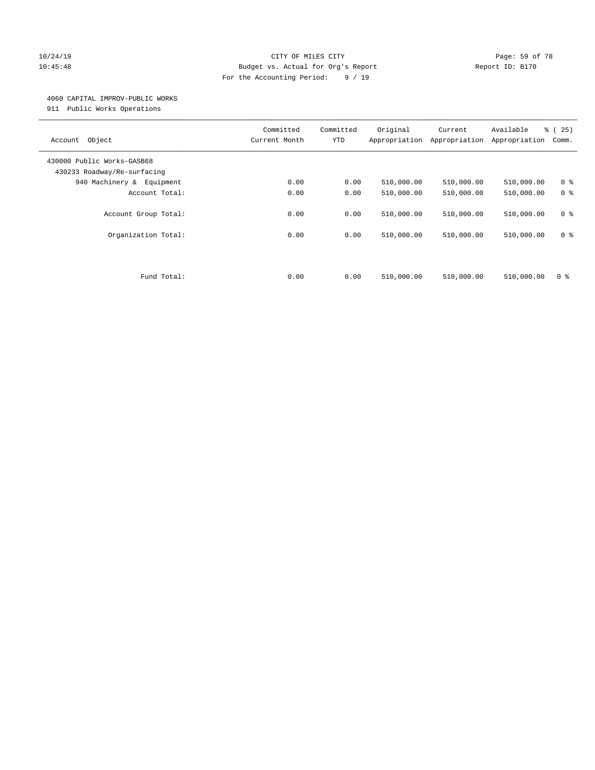CITY OF MILES CITY
Budget vs. Actual for Org's Report
For the Accounting Period: 9 / 19

10/24/19
10:45:48

Report ID: B170

## 4060 CAPITAL IMPROV-PUBLIC WORKS

911 Public Works Operations

| Account Object | Committed Current Month | Committed YTD | Original Appropriation | Current Appropriation | Available Appropriation | % ( 25) Comm. |
|---|---|---|---|---|---|---|
| 430000 Public Works-GASB68 | | | | | | |
| 430233 Roadway/Re-surfacing | | | | | | |
| 940 Machinery & Equipment | 0.00 | 0.00 | 510,000.00 | 510,000.00 | 510,000.00 | 0 % |
| Account Total: | 0.00 | 0.00 | 510,000.00 | 510,000.00 | 510,000.00 | 0 % |
| Account Group Total: | 0.00 | 0.00 | 510,000.00 | 510,000.00 | 510,000.00 | 0 % |
| Organization Total: | 0.00 | 0.00 | 510,000.00 | 510,000.00 | 510,000.00 | 0 % |
| Fund Total: | 0.00 | 0.00 | 510,000.00 | 510,000.00 | 510,000.00 | 0 % |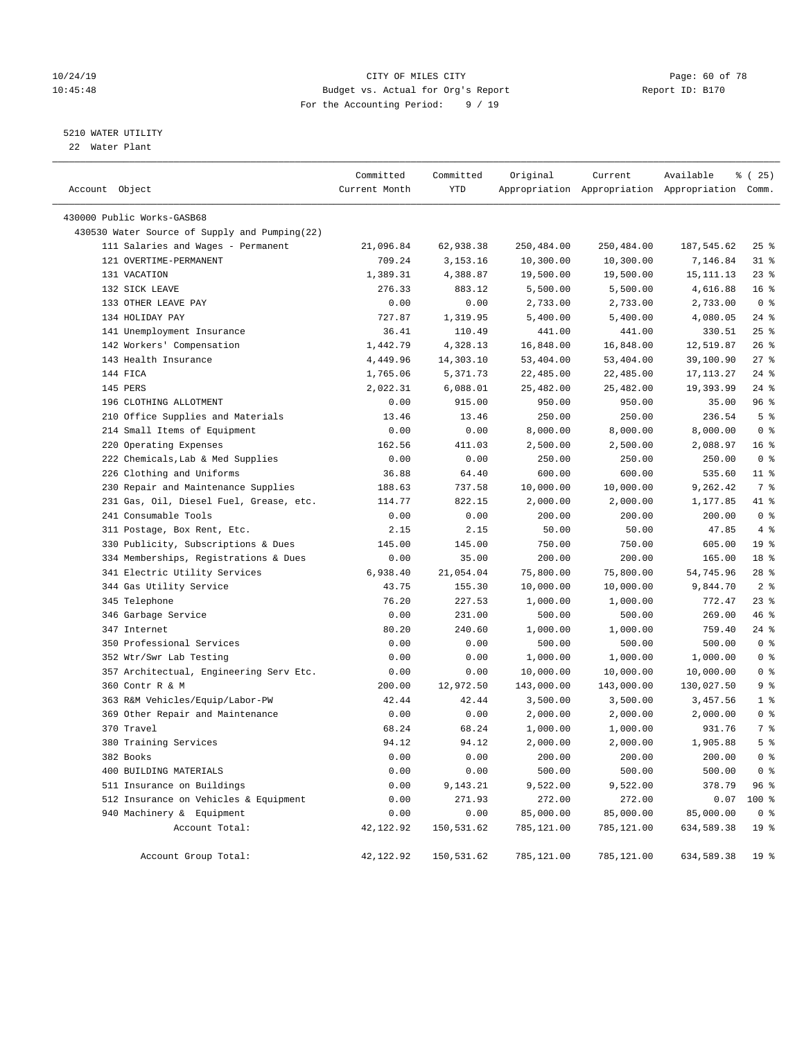CITY OF MILES CITY
Budget vs. Actual for Org's Report
For the Accounting Period: 9 / 19

10/24/19
10:45:48

Report ID: B170

## 5210 WATER UTILITY

22 Water Plant

| Account Object | Committed Current Month | Committed YTD | Original Appropriation | Current Appropriation | Available Appropriation | % ( 25) Comm. |
|---|---|---|---|---|---|---|
| 430000 Public Works-GASB68 | | | | | | |
| 430530 Water Source of Supply and Pumping(22) | | | | | | |
| 111 Salaries and Wages - Permanent | 21,096.84 | 62,938.38 | 250,484.00 | 250,484.00 | 187,545.62 | 25 % |
| 121 OVERTIME-PERMANENT | 709.24 | 3,153.16 | 10,300.00 | 10,300.00 | 7,146.84 | 31 % |
| 131 VACATION | 1,389.31 | 4,388.87 | 19,500.00 | 19,500.00 | 15,111.13 | 23 % |
| 132 SICK LEAVE | 276.33 | 883.12 | 5,500.00 | 5,500.00 | 4,616.88 | 16 % |
| 133 OTHER LEAVE PAY | 0.00 | 0.00 | 2,733.00 | 2,733.00 | 2,733.00 | 0 % |
| 134 HOLIDAY PAY | 727.87 | 1,319.95 | 5,400.00 | 5,400.00 | 4,080.05 | 24 % |
| 141 Unemployment Insurance | 36.41 | 110.49 | 441.00 | 441.00 | 330.51 | 25 % |
| 142 Workers' Compensation | 1,442.79 | 4,328.13 | 16,848.00 | 16,848.00 | 12,519.87 | 26 % |
| 143 Health Insurance | 4,449.96 | 14,303.10 | 53,404.00 | 53,404.00 | 39,100.90 | 27 % |
| 144 FICA | 1,765.06 | 5,371.73 | 22,485.00 | 22,485.00 | 17,113.27 | 24 % |
| 145 PERS | 2,022.31 | 6,088.01 | 25,482.00 | 25,482.00 | 19,393.99 | 24 % |
| 196 CLOTHING ALLOTMENT | 0.00 | 915.00 | 950.00 | 950.00 | 35.00 | 96 % |
| 210 Office Supplies and Materials | 13.46 | 13.46 | 250.00 | 250.00 | 236.54 | 5 % |
| 214 Small Items of Equipment | 0.00 | 0.00 | 8,000.00 | 8,000.00 | 8,000.00 | 0 % |
| 220 Operating Expenses | 162.56 | 411.03 | 2,500.00 | 2,500.00 | 2,088.97 | 16 % |
| 222 Chemicals,Lab & Med Supplies | 0.00 | 0.00 | 250.00 | 250.00 | 250.00 | 0 % |
| 226 Clothing and Uniforms | 36.88 | 64.40 | 600.00 | 600.00 | 535.60 | 11 % |
| 230 Repair and Maintenance Supplies | 188.63 | 737.58 | 10,000.00 | 10,000.00 | 9,262.42 | 7 % |
| 231 Gas, Oil, Diesel Fuel, Grease, etc. | 114.77 | 822.15 | 2,000.00 | 2,000.00 | 1,177.85 | 41 % |
| 241 Consumable Tools | 0.00 | 0.00 | 200.00 | 200.00 | 200.00 | 0 % |
| 311 Postage, Box Rent, Etc. | 2.15 | 2.15 | 50.00 | 50.00 | 47.85 | 4 % |
| 330 Publicity, Subscriptions & Dues | 145.00 | 145.00 | 750.00 | 750.00 | 605.00 | 19 % |
| 334 Memberships, Registrations & Dues | 0.00 | 35.00 | 200.00 | 200.00 | 165.00 | 18 % |
| 341 Electric Utility Services | 6,938.40 | 21,054.04 | 75,800.00 | 75,800.00 | 54,745.96 | 28 % |
| 344 Gas Utility Service | 43.75 | 155.30 | 10,000.00 | 10,000.00 | 9,844.70 | 2 % |
| 345 Telephone | 76.20 | 227.53 | 1,000.00 | 1,000.00 | 772.47 | 23 % |
| 346 Garbage Service | 0.00 | 231.00 | 500.00 | 500.00 | 269.00 | 46 % |
| 347 Internet | 80.20 | 240.60 | 1,000.00 | 1,000.00 | 759.40 | 24 % |
| 350 Professional Services | 0.00 | 0.00 | 500.00 | 500.00 | 500.00 | 0 % |
| 352 Wtr/Swr Lab Testing | 0.00 | 0.00 | 1,000.00 | 1,000.00 | 1,000.00 | 0 % |
| 357 Architectual, Engineering Serv Etc. | 0.00 | 0.00 | 10,000.00 | 10,000.00 | 10,000.00 | 0 % |
| 360 Contr R & M | 200.00 | 12,972.50 | 143,000.00 | 143,000.00 | 130,027.50 | 9 % |
| 363 R&M Vehicles/Equip/Labor-PW | 42.44 | 42.44 | 3,500.00 | 3,500.00 | 3,457.56 | 1 % |
| 369 Other Repair and Maintenance | 0.00 | 0.00 | 2,000.00 | 2,000.00 | 2,000.00 | 0 % |
| 370 Travel | 68.24 | 68.24 | 1,000.00 | 1,000.00 | 931.76 | 7 % |
| 380 Training Services | 94.12 | 94.12 | 2,000.00 | 2,000.00 | 1,905.88 | 5 % |
| 382 Books | 0.00 | 0.00 | 200.00 | 200.00 | 200.00 | 0 % |
| 400 BUILDING MATERIALS | 0.00 | 0.00 | 500.00 | 500.00 | 500.00 | 0 % |
| 511 Insurance on Buildings | 0.00 | 9,143.21 | 9,522.00 | 9,522.00 | 378.79 | 96 % |
| 512 Insurance on Vehicles & Equipment | 0.00 | 271.93 | 272.00 | 272.00 | 0.07 | 100 % |
| 940 Machinery & Equipment | 0.00 | 0.00 | 85,000.00 | 85,000.00 | 85,000.00 | 0 % |
| Account Total: | 42,122.92 | 150,531.62 | 785,121.00 | 785,121.00 | 634,589.38 | 19 % |
| Account Group Total: | 42,122.92 | 150,531.62 | 785,121.00 | 785,121.00 | 634,589.38 | 19 % |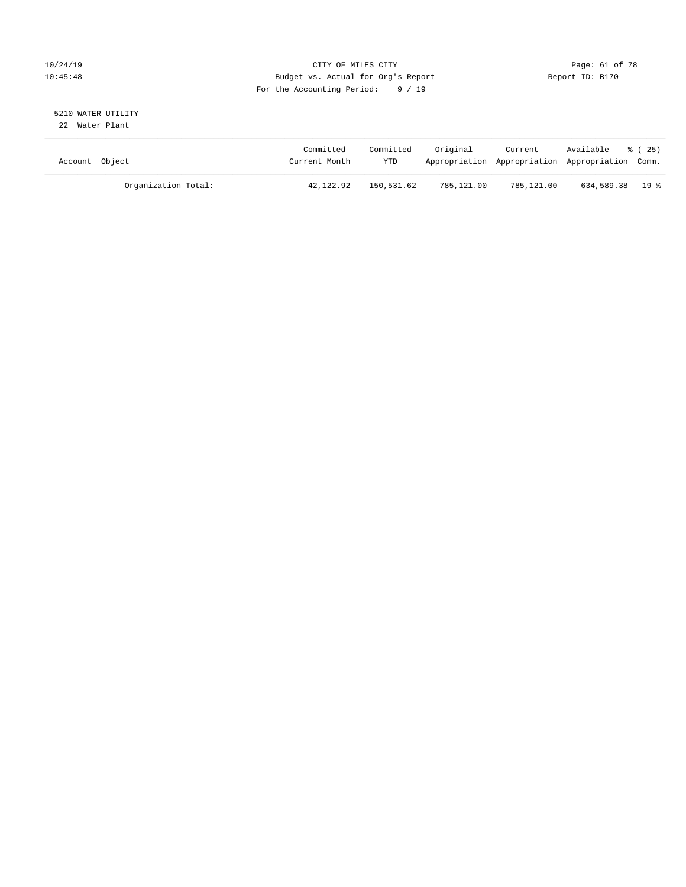CITY OF MILES CITY
Budget vs. Actual for Org's Report
For the Accounting Period: 9 / 19

10/24/19
10:45:48

Report ID: B170

5210 WATER UTILITY
22 Water Plant

| Account Object | Committed Current Month | Committed YTD | Original Appropriation | Current Appropriation | Available Appropriation | % ( 25) Comm. |
|---|---|---|---|---|---|---|
| Organization Total: | 42,122.92 | 150,531.62 | 785,121.00 | 785,121.00 | 634,589.38 | 19 % |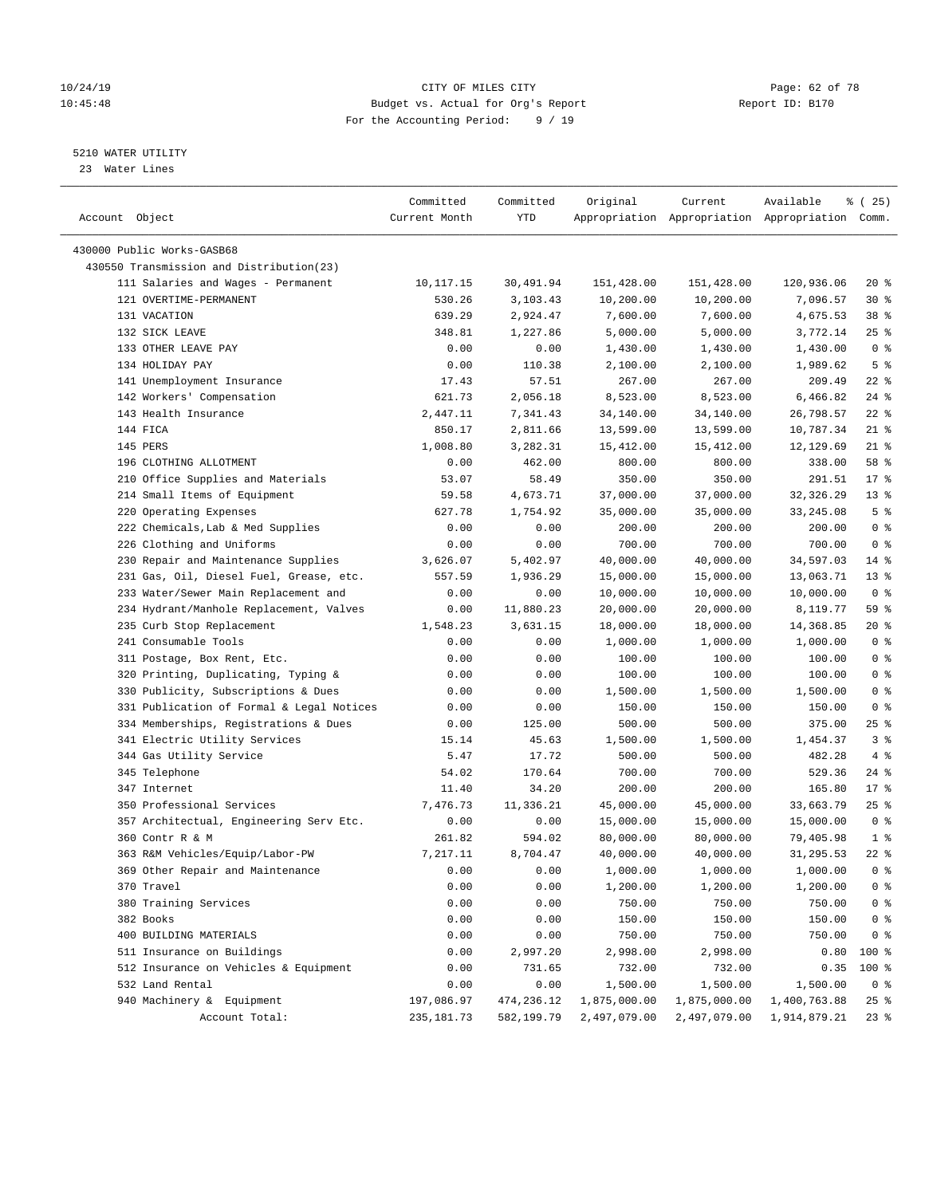CITY OF MILES CITY
Budget vs. Actual for Org's Report
For the Accounting Period: 9 / 19

10/24/19
10:45:48

Report ID: B170

5210 WATER UTILITY
23 Water Lines

| Account Object | Committed Current Month | Committed YTD | Original Appropriation | Current Appropriation | Available Appropriation | % ( 25) Comm. |
|---|---|---|---|---|---|---|
| 430000 Public Works-GASB68 | | | | | | |
| 430550 Transmission and Distribution(23) | | | | | | |
| 111 Salaries and Wages - Permanent | 10,117.15 | 30,491.94 | 151,428.00 | 151,428.00 | 120,936.06 | 20 % |
| 121 OVERTIME-PERMANENT | 530.26 | 3,103.43 | 10,200.00 | 10,200.00 | 7,096.57 | 30 % |
| 131 VACATION | 639.29 | 2,924.47 | 7,600.00 | 7,600.00 | 4,675.53 | 38 % |
| 132 SICK LEAVE | 348.81 | 1,227.86 | 5,000.00 | 5,000.00 | 3,772.14 | 25 % |
| 133 OTHER LEAVE PAY | 0.00 | 0.00 | 1,430.00 | 1,430.00 | 1,430.00 | 0 % |
| 134 HOLIDAY PAY | 0.00 | 110.38 | 2,100.00 | 2,100.00 | 1,989.62 | 5 % |
| 141 Unemployment Insurance | 17.43 | 57.51 | 267.00 | 267.00 | 209.49 | 22 % |
| 142 Workers' Compensation | 621.73 | 2,056.18 | 8,523.00 | 8,523.00 | 6,466.82 | 24 % |
| 143 Health Insurance | 2,447.11 | 7,341.43 | 34,140.00 | 34,140.00 | 26,798.57 | 22 % |
| 144 FICA | 850.17 | 2,811.66 | 13,599.00 | 13,599.00 | 10,787.34 | 21 % |
| 145 PERS | 1,008.80 | 3,282.31 | 15,412.00 | 15,412.00 | 12,129.69 | 21 % |
| 196 CLOTHING ALLOTMENT | 0.00 | 462.00 | 800.00 | 800.00 | 338.00 | 58 % |
| 210 Office Supplies and Materials | 53.07 | 58.49 | 350.00 | 350.00 | 291.51 | 17 % |
| 214 Small Items of Equipment | 59.58 | 4,673.71 | 37,000.00 | 37,000.00 | 32,326.29 | 13 % |
| 220 Operating Expenses | 627.78 | 1,754.92 | 35,000.00 | 35,000.00 | 33,245.08 | 5 % |
| 222 Chemicals,Lab & Med Supplies | 0.00 | 0.00 | 200.00 | 200.00 | 200.00 | 0 % |
| 226 Clothing and Uniforms | 0.00 | 0.00 | 700.00 | 700.00 | 700.00 | 0 % |
| 230 Repair and Maintenance Supplies | 3,626.07 | 5,402.97 | 40,000.00 | 40,000.00 | 34,597.03 | 14 % |
| 231 Gas, Oil, Diesel Fuel, Grease, etc. | 557.59 | 1,936.29 | 15,000.00 | 15,000.00 | 13,063.71 | 13 % |
| 233 Water/Sewer Main Replacement and | 0.00 | 0.00 | 10,000.00 | 10,000.00 | 10,000.00 | 0 % |
| 234 Hydrant/Manhole Replacement, Valves | 0.00 | 11,880.23 | 20,000.00 | 20,000.00 | 8,119.77 | 59 % |
| 235 Curb Stop Replacement | 1,548.23 | 3,631.15 | 18,000.00 | 18,000.00 | 14,368.85 | 20 % |
| 241 Consumable Tools | 0.00 | 0.00 | 1,000.00 | 1,000.00 | 1,000.00 | 0 % |
| 311 Postage, Box Rent, Etc. | 0.00 | 0.00 | 100.00 | 100.00 | 100.00 | 0 % |
| 320 Printing, Duplicating, Typing & | 0.00 | 0.00 | 100.00 | 100.00 | 100.00 | 0 % |
| 330 Publicity, Subscriptions & Dues | 0.00 | 0.00 | 1,500.00 | 1,500.00 | 1,500.00 | 0 % |
| 331 Publication of Formal & Legal Notices | 0.00 | 0.00 | 150.00 | 150.00 | 150.00 | 0 % |
| 334 Memberships, Registrations & Dues | 0.00 | 125.00 | 500.00 | 500.00 | 375.00 | 25 % |
| 341 Electric Utility Services | 15.14 | 45.63 | 1,500.00 | 1,500.00 | 1,454.37 | 3 % |
| 344 Gas Utility Service | 5.47 | 17.72 | 500.00 | 500.00 | 482.28 | 4 % |
| 345 Telephone | 54.02 | 170.64 | 700.00 | 700.00 | 529.36 | 24 % |
| 347 Internet | 11.40 | 34.20 | 200.00 | 200.00 | 165.80 | 17 % |
| 350 Professional Services | 7,476.73 | 11,336.21 | 45,000.00 | 45,000.00 | 33,663.79 | 25 % |
| 357 Architectual, Engineering Serv Etc. | 0.00 | 0.00 | 15,000.00 | 15,000.00 | 15,000.00 | 0 % |
| 360 Contr R & M | 261.82 | 594.02 | 80,000.00 | 80,000.00 | 79,405.98 | 1 % |
| 363 R&M Vehicles/Equip/Labor-PW | 7,217.11 | 8,704.47 | 40,000.00 | 40,000.00 | 31,295.53 | 22 % |
| 369 Other Repair and Maintenance | 0.00 | 0.00 | 1,000.00 | 1,000.00 | 1,000.00 | 0 % |
| 370 Travel | 0.00 | 0.00 | 1,200.00 | 1,200.00 | 1,200.00 | 0 % |
| 380 Training Services | 0.00 | 0.00 | 750.00 | 750.00 | 750.00 | 0 % |
| 382 Books | 0.00 | 0.00 | 150.00 | 150.00 | 150.00 | 0 % |
| 400 BUILDING MATERIALS | 0.00 | 0.00 | 750.00 | 750.00 | 750.00 | 0 % |
| 511 Insurance on Buildings | 0.00 | 2,997.20 | 2,998.00 | 2,998.00 | 0.80 | 100 % |
| 512 Insurance on Vehicles & Equipment | 0.00 | 731.65 | 732.00 | 732.00 | 0.35 | 100 % |
| 532 Land Rental | 0.00 | 0.00 | 1,500.00 | 1,500.00 | 1,500.00 | 0 % |
| 940 Machinery & Equipment | 197,086.97 | 474,236.12 | 1,875,000.00 | 1,875,000.00 | 1,400,763.88 | 25 % |
| Account Total: | 235,181.73 | 582,199.79 | 2,497,079.00 | 2,497,079.00 | 1,914,879.21 | 23 % |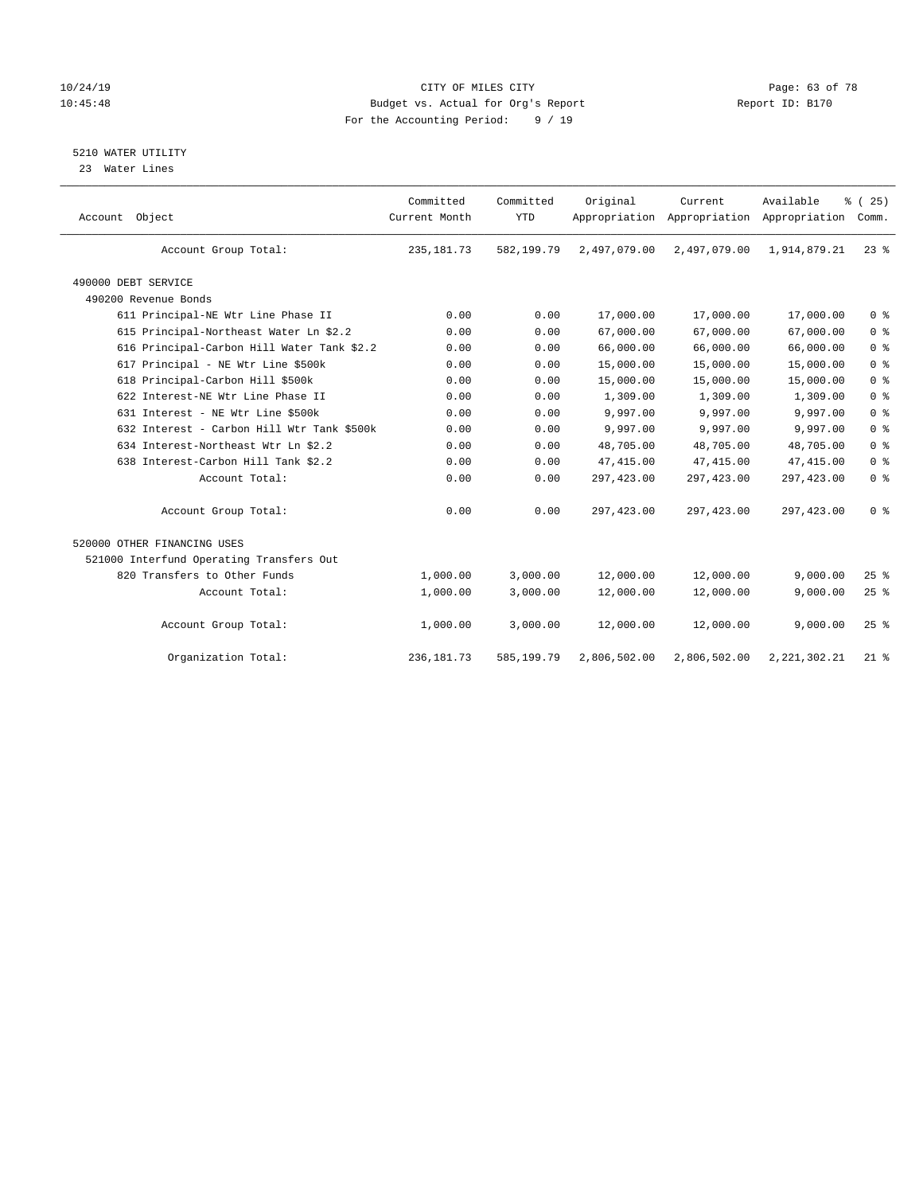CITY OF MILES CITY
Budget vs. Actual for Org's Report
For the Accounting Period: 9 / 19

10/24/19
10:45:48

Report ID: B170

## 5210 WATER UTILITY

23 Water Lines

| Account Object | Committed Current Month | Committed YTD | Original Appropriation | Current Appropriation | Available Appropriation | % ( 25) Comm. |
|---|---|---|---|---|---|---|
| Account Group Total: | 235,181.73 | 582,199.79 | 2,497,079.00 | 2,497,079.00 | 1,914,879.21 | 23 % |
| 490000 DEBT SERVICE | | | | | | |
| 490200 Revenue Bonds | | | | | | |
| 611 Principal-NE Wtr Line Phase II | 0.00 | 0.00 | 17,000.00 | 17,000.00 | 17,000.00 | 0 % |
| 615 Principal-Northeast Water Ln $2.2 | 0.00 | 0.00 | 67,000.00 | 67,000.00 | 67,000.00 | 0 % |
| 616 Principal-Carbon Hill Water Tank $2.2 | 0.00 | 0.00 | 66,000.00 | 66,000.00 | 66,000.00 | 0 % |
| 617 Principal - NE Wtr Line $500k | 0.00 | 0.00 | 15,000.00 | 15,000.00 | 15,000.00 | 0 % |
| 618 Principal-Carbon Hill $500k | 0.00 | 0.00 | 15,000.00 | 15,000.00 | 15,000.00 | 0 % |
| 622 Interest-NE Wtr Line Phase II | 0.00 | 0.00 | 1,309.00 | 1,309.00 | 1,309.00 | 0 % |
| 631 Interest - NE Wtr Line $500k | 0.00 | 0.00 | 9,997.00 | 9,997.00 | 9,997.00 | 0 % |
| 632 Interest - Carbon Hill Wtr Tank $500k | 0.00 | 0.00 | 9,997.00 | 9,997.00 | 9,997.00 | 0 % |
| 634 Interest-Northeast Wtr Ln $2.2 | 0.00 | 0.00 | 48,705.00 | 48,705.00 | 48,705.00 | 0 % |
| 638 Interest-Carbon Hill Tank $2.2 | 0.00 | 0.00 | 47,415.00 | 47,415.00 | 47,415.00 | 0 % |
| Account Total: | 0.00 | 0.00 | 297,423.00 | 297,423.00 | 297,423.00 | 0 % |
| Account Group Total: | 0.00 | 0.00 | 297,423.00 | 297,423.00 | 297,423.00 | 0 % |
| 520000 OTHER FINANCING USES | | | | | | |
| 521000 Interfund Operating Transfers Out | | | | | | |
| 820 Transfers to Other Funds | 1,000.00 | 3,000.00 | 12,000.00 | 12,000.00 | 9,000.00 | 25 % |
| Account Total: | 1,000.00 | 3,000.00 | 12,000.00 | 12,000.00 | 9,000.00 | 25 % |
| Account Group Total: | 1,000.00 | 3,000.00 | 12,000.00 | 12,000.00 | 9,000.00 | 25 % |
| Organization Total: | 236,181.73 | 585,199.79 | 2,806,502.00 | 2,806,502.00 | 2,221,302.21 | 21 % |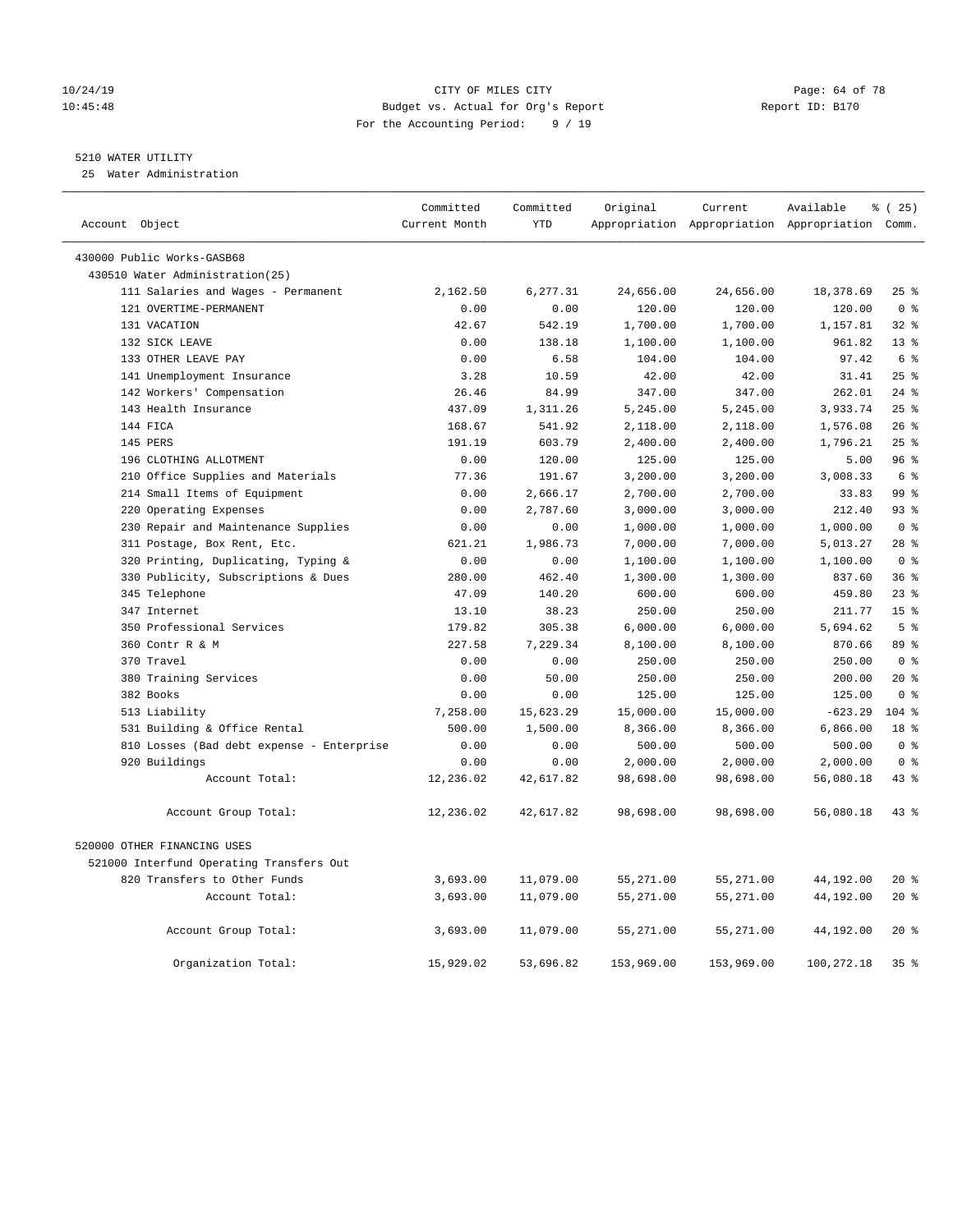CITY OF MILES CITY
Budget vs. Actual for Org's Report
For the Accounting Period: 9 / 19

5210 WATER UTILITY
25 Water Administration

| Account Object | Committed Current Month | Committed YTD | Original Appropriation | Current Appropriation | Available Appropriation | % ( 25) Comm. |
|---|---|---|---|---|---|---|
| 430000 Public Works-GASB68 | | | | | | |
| 430510 Water Administration(25) | | | | | | |
| 111 Salaries and Wages - Permanent | 2,162.50 | 6,277.31 | 24,656.00 | 24,656.00 | 18,378.69 | 25 % |
| 121 OVERTIME-PERMANENT | 0.00 | 0.00 | 120.00 | 120.00 | 120.00 | 0 % |
| 131 VACATION | 42.67 | 542.19 | 1,700.00 | 1,700.00 | 1,157.81 | 32 % |
| 132 SICK LEAVE | 0.00 | 138.18 | 1,100.00 | 1,100.00 | 961.82 | 13 % |
| 133 OTHER LEAVE PAY | 0.00 | 6.58 | 104.00 | 104.00 | 97.42 | 6 % |
| 141 Unemployment Insurance | 3.28 | 10.59 | 42.00 | 42.00 | 31.41 | 25 % |
| 142 Workers' Compensation | 26.46 | 84.99 | 347.00 | 347.00 | 262.01 | 24 % |
| 143 Health Insurance | 437.09 | 1,311.26 | 5,245.00 | 5,245.00 | 3,933.74 | 25 % |
| 144 FICA | 168.67 | 541.92 | 2,118.00 | 2,118.00 | 1,576.08 | 26 % |
| 145 PERS | 191.19 | 603.79 | 2,400.00 | 2,400.00 | 1,796.21 | 25 % |
| 196 CLOTHING ALLOTMENT | 0.00 | 120.00 | 125.00 | 125.00 | 5.00 | 96 % |
| 210 Office Supplies and Materials | 77.36 | 191.67 | 3,200.00 | 3,200.00 | 3,008.33 | 6 % |
| 214 Small Items of Equipment | 0.00 | 2,666.17 | 2,700.00 | 2,700.00 | 33.83 | 99 % |
| 220 Operating Expenses | 0.00 | 2,787.60 | 3,000.00 | 3,000.00 | 212.40 | 93 % |
| 230 Repair and Maintenance Supplies | 0.00 | 0.00 | 1,000.00 | 1,000.00 | 1,000.00 | 0 % |
| 311 Postage, Box Rent, Etc. | 621.21 | 1,986.73 | 7,000.00 | 7,000.00 | 5,013.27 | 28 % |
| 320 Printing, Duplicating, Typing & | 0.00 | 0.00 | 1,100.00 | 1,100.00 | 1,100.00 | 0 % |
| 330 Publicity, Subscriptions & Dues | 280.00 | 462.40 | 1,300.00 | 1,300.00 | 837.60 | 36 % |
| 345 Telephone | 47.09 | 140.20 | 600.00 | 600.00 | 459.80 | 23 % |
| 347 Internet | 13.10 | 38.23 | 250.00 | 250.00 | 211.77 | 15 % |
| 350 Professional Services | 179.82 | 305.38 | 6,000.00 | 6,000.00 | 5,694.62 | 5 % |
| 360 Contr R & M | 227.58 | 7,229.34 | 8,100.00 | 8,100.00 | 870.66 | 89 % |
| 370 Travel | 0.00 | 0.00 | 250.00 | 250.00 | 250.00 | 0 % |
| 380 Training Services | 0.00 | 50.00 | 250.00 | 250.00 | 200.00 | 20 % |
| 382 Books | 0.00 | 0.00 | 125.00 | 125.00 | 125.00 | 0 % |
| 513 Liability | 7,258.00 | 15,623.29 | 15,000.00 | 15,000.00 | -623.29 | 104 % |
| 531 Building & Office Rental | 500.00 | 1,500.00 | 8,366.00 | 8,366.00 | 6,866.00 | 18 % |
| 810 Losses (Bad debt expense - Enterprise | 0.00 | 0.00 | 500.00 | 500.00 | 500.00 | 0 % |
| 920 Buildings | 0.00 | 0.00 | 2,000.00 | 2,000.00 | 2,000.00 | 0 % |
| Account Total: | 12,236.02 | 42,617.82 | 98,698.00 | 98,698.00 | 56,080.18 | 43 % |
| Account Group Total: | 12,236.02 | 42,617.82 | 98,698.00 | 98,698.00 | 56,080.18 | 43 % |
| 520000 OTHER FINANCING USES | | | | | | |
| 521000 Interfund Operating Transfers Out | | | | | | |
| 820 Transfers to Other Funds | 3,693.00 | 11,079.00 | 55,271.00 | 55,271.00 | 44,192.00 | 20 % |
| Account Total: | 3,693.00 | 11,079.00 | 55,271.00 | 55,271.00 | 44,192.00 | 20 % |
| Account Group Total: | 3,693.00 | 11,079.00 | 55,271.00 | 55,271.00 | 44,192.00 | 20 % |
| Organization Total: | 15,929.02 | 53,696.82 | 153,969.00 | 153,969.00 | 100,272.18 | 35 % |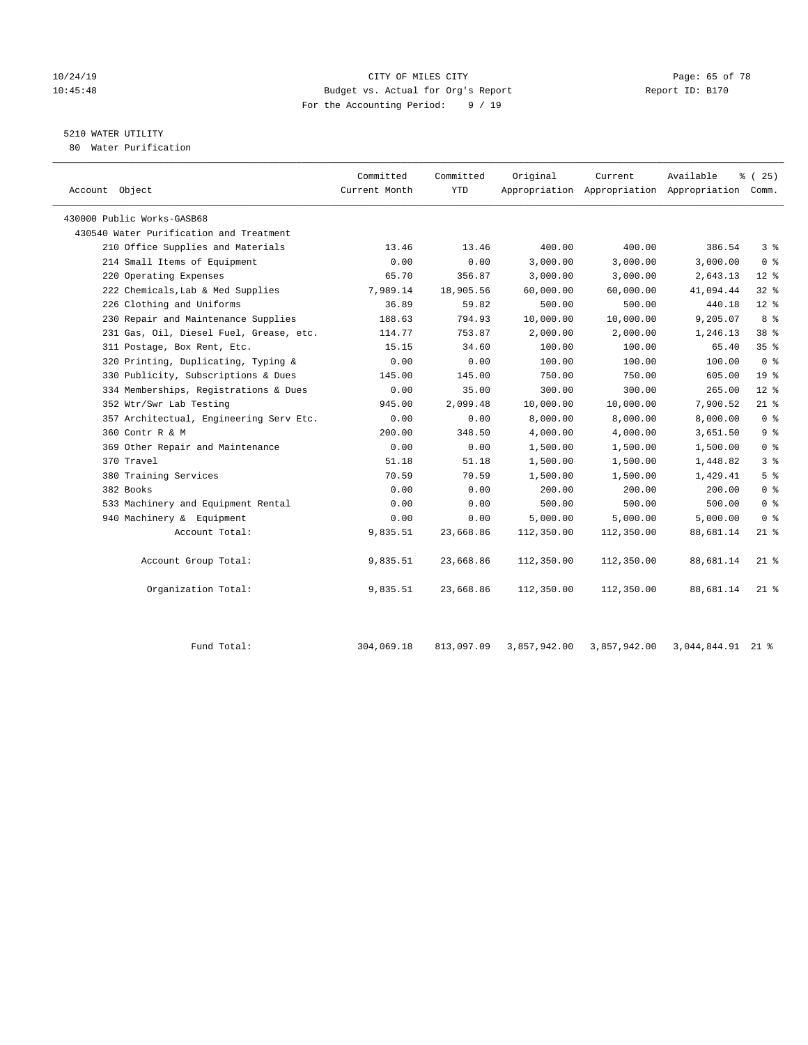CITY OF MILES CITY
Budget vs. Actual for Org's Report
For the Accounting Period: 9 / 19

10/24/19
10:45:48

Report ID: B170

## 5210 WATER UTILITY

80 Water Purification

| Account Object | Committed Current Month | Committed YTD | Original Appropriation | Current Appropriation | Available Appropriation | % ( 25) Comm. |
|---|---|---|---|---|---|---|
| 430000 Public Works-GASB68 | | | | | | |
| 430540 Water Purification and Treatment | | | | | | |
| 210 Office Supplies and Materials | 13.46 | 13.46 | 400.00 | 400.00 | 386.54 | 3 % |
| 214 Small Items of Equipment | 0.00 | 0.00 | 3,000.00 | 3,000.00 | 3,000.00 | 0 % |
| 220 Operating Expenses | 65.70 | 356.87 | 3,000.00 | 3,000.00 | 2,643.13 | 12 % |
| 222 Chemicals,Lab & Med Supplies | 7,989.14 | 18,905.56 | 60,000.00 | 60,000.00 | 41,094.44 | 32 % |
| 226 Clothing and Uniforms | 36.89 | 59.82 | 500.00 | 500.00 | 440.18 | 12 % |
| 230 Repair and Maintenance Supplies | 188.63 | 794.93 | 10,000.00 | 10,000.00 | 9,205.07 | 8 % |
| 231 Gas, Oil, Diesel Fuel, Grease, etc. | 114.77 | 753.87 | 2,000.00 | 2,000.00 | 1,246.13 | 38 % |
| 311 Postage, Box Rent, Etc. | 15.15 | 34.60 | 100.00 | 100.00 | 65.40 | 35 % |
| 320 Printing, Duplicating, Typing & | 0.00 | 0.00 | 100.00 | 100.00 | 100.00 | 0 % |
| 330 Publicity, Subscriptions & Dues | 145.00 | 145.00 | 750.00 | 750.00 | 605.00 | 19 % |
| 334 Memberships, Registrations & Dues | 0.00 | 35.00 | 300.00 | 300.00 | 265.00 | 12 % |
| 352 Wtr/Swr Lab Testing | 945.00 | 2,099.48 | 10,000.00 | 10,000.00 | 7,900.52 | 21 % |
| 357 Architectual, Engineering Serv Etc. | 0.00 | 0.00 | 8,000.00 | 8,000.00 | 8,000.00 | 0 % |
| 360 Contr R & M | 200.00 | 348.50 | 4,000.00 | 4,000.00 | 3,651.50 | 9 % |
| 369 Other Repair and Maintenance | 0.00 | 0.00 | 1,500.00 | 1,500.00 | 1,500.00 | 0 % |
| 370 Travel | 51.18 | 51.18 | 1,500.00 | 1,500.00 | 1,448.82 | 3 % |
| 380 Training Services | 70.59 | 70.59 | 1,500.00 | 1,500.00 | 1,429.41 | 5 % |
| 382 Books | 0.00 | 0.00 | 200.00 | 200.00 | 200.00 | 0 % |
| 533 Machinery and Equipment Rental | 0.00 | 0.00 | 500.00 | 500.00 | 500.00 | 0 % |
| 940 Machinery & Equipment | 0.00 | 0.00 | 5,000.00 | 5,000.00 | 5,000.00 | 0 % |
| Account Total: | 9,835.51 | 23,668.86 | 112,350.00 | 112,350.00 | 88,681.14 | 21 % |
| Account Group Total: | 9,835.51 | 23,668.86 | 112,350.00 | 112,350.00 | 88,681.14 | 21 % |
| Organization Total: | 9,835.51 | 23,668.86 | 112,350.00 | 112,350.00 | 88,681.14 | 21 % |
| Fund Total: | 304,069.18 | 813,097.09 | 3,857,942.00 | 3,857,942.00 | 3,044,844.91 | 21 % |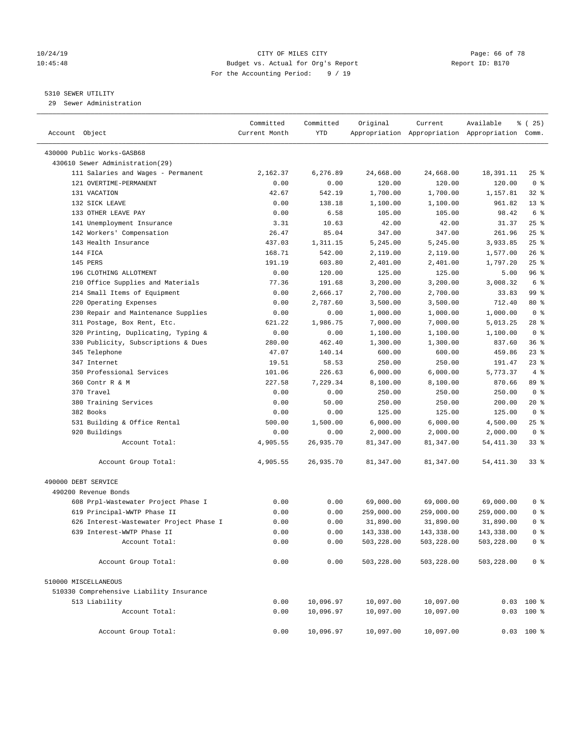CITY OF MILES CITY
Budget vs. Actual for Org's Report
For the Accounting Period: 9 / 19

5310 SEWER UTILITY
29 Sewer Administration

| Account Object | Committed Current Month | Committed YTD | Original Appropriation | Current Appropriation | Available Appropriation | % ( 25) Comm. |
|---|---|---|---|---|---|---|
| 430000 Public Works-GASB68 | | | | | | |
| 430610 Sewer Administration(29) | | | | | | |
| 111 Salaries and Wages - Permanent | 2,162.37 | 6,276.89 | 24,668.00 | 24,668.00 | 18,391.11 | 25 % |
| 121 OVERTIME-PERMANENT | 0.00 | 0.00 | 120.00 | 120.00 | 120.00 | 0 % |
| 131 VACATION | 42.67 | 542.19 | 1,700.00 | 1,700.00 | 1,157.81 | 32 % |
| 132 SICK LEAVE | 0.00 | 138.18 | 1,100.00 | 1,100.00 | 961.82 | 13 % |
| 133 OTHER LEAVE PAY | 0.00 | 6.58 | 105.00 | 105.00 | 98.42 | 6 % |
| 141 Unemployment Insurance | 3.31 | 10.63 | 42.00 | 42.00 | 31.37 | 25 % |
| 142 Workers' Compensation | 26.47 | 85.04 | 347.00 | 347.00 | 261.96 | 25 % |
| 143 Health Insurance | 437.03 | 1,311.15 | 5,245.00 | 5,245.00 | 3,933.85 | 25 % |
| 144 FICA | 168.71 | 542.00 | 2,119.00 | 2,119.00 | 1,577.00 | 26 % |
| 145 PERS | 191.19 | 603.80 | 2,401.00 | 2,401.00 | 1,797.20 | 25 % |
| 196 CLOTHING ALLOTMENT | 0.00 | 120.00 | 125.00 | 125.00 | 5.00 | 96 % |
| 210 Office Supplies and Materials | 77.36 | 191.68 | 3,200.00 | 3,200.00 | 3,008.32 | 6 % |
| 214 Small Items of Equipment | 0.00 | 2,666.17 | 2,700.00 | 2,700.00 | 33.83 | 99 % |
| 220 Operating Expenses | 0.00 | 2,787.60 | 3,500.00 | 3,500.00 | 712.40 | 80 % |
| 230 Repair and Maintenance Supplies | 0.00 | 0.00 | 1,000.00 | 1,000.00 | 1,000.00 | 0 % |
| 311 Postage, Box Rent, Etc. | 621.22 | 1,986.75 | 7,000.00 | 7,000.00 | 5,013.25 | 28 % |
| 320 Printing, Duplicating, Typing & | 0.00 | 0.00 | 1,100.00 | 1,100.00 | 1,100.00 | 0 % |
| 330 Publicity, Subscriptions & Dues | 280.00 | 462.40 | 1,300.00 | 1,300.00 | 837.60 | 36 % |
| 345 Telephone | 47.07 | 140.14 | 600.00 | 600.00 | 459.86 | 23 % |
| 347 Internet | 19.51 | 58.53 | 250.00 | 250.00 | 191.47 | 23 % |
| 350 Professional Services | 101.06 | 226.63 | 6,000.00 | 6,000.00 | 5,773.37 | 4 % |
| 360 Contr R & M | 227.58 | 7,229.34 | 8,100.00 | 8,100.00 | 870.66 | 89 % |
| 370 Travel | 0.00 | 0.00 | 250.00 | 250.00 | 250.00 | 0 % |
| 380 Training Services | 0.00 | 50.00 | 250.00 | 250.00 | 200.00 | 20 % |
| 382 Books | 0.00 | 0.00 | 125.00 | 125.00 | 125.00 | 0 % |
| 531 Building & Office Rental | 500.00 | 1,500.00 | 6,000.00 | 6,000.00 | 4,500.00 | 25 % |
| 920 Buildings | 0.00 | 0.00 | 2,000.00 | 2,000.00 | 2,000.00 | 0 % |
| Account Total: | 4,905.55 | 26,935.70 | 81,347.00 | 81,347.00 | 54,411.30 | 33 % |
| Account Group Total: | 4,905.55 | 26,935.70 | 81,347.00 | 81,347.00 | 54,411.30 | 33 % |
| 490000 DEBT SERVICE | | | | | | |
| 490200 Revenue Bonds | | | | | | |
| 608 Prpl-Wastewater Project Phase I | 0.00 | 0.00 | 69,000.00 | 69,000.00 | 69,000.00 | 0 % |
| 619 Principal-WWTP Phase II | 0.00 | 0.00 | 259,000.00 | 259,000.00 | 259,000.00 | 0 % |
| 626 Interest-Wastewater Project Phase I | 0.00 | 0.00 | 31,890.00 | 31,890.00 | 31,890.00 | 0 % |
| 639 Interest-WWTP Phase II | 0.00 | 0.00 | 143,338.00 | 143,338.00 | 143,338.00 | 0 % |
| Account Total: | 0.00 | 0.00 | 503,228.00 | 503,228.00 | 503,228.00 | 0 % |
| Account Group Total: | 0.00 | 0.00 | 503,228.00 | 503,228.00 | 503,228.00 | 0 % |
| 510000 MISCELLANEOUS | | | | | | |
| 510330 Comprehensive Liability Insurance | | | | | | |
| 513 Liability | 0.00 | 10,096.97 | 10,097.00 | 10,097.00 | 0.03 | 100 % |
| Account Total: | 0.00 | 10,096.97 | 10,097.00 | 10,097.00 | 0.03 | 100 % |
| Account Group Total: | 0.00 | 10,096.97 | 10,097.00 | 10,097.00 | 0.03 | 100 % |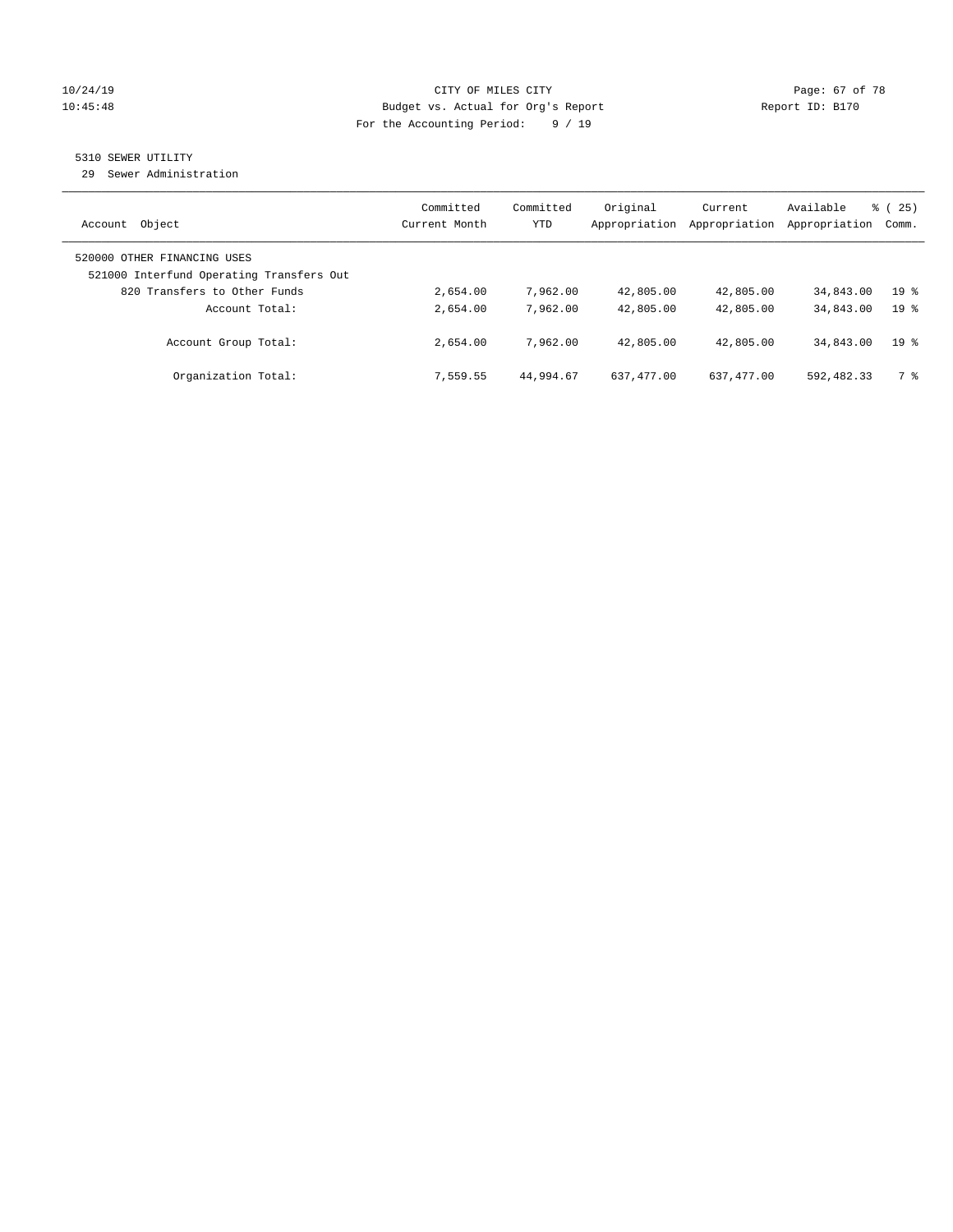10/24/19 CITY OF MILES CITY
10:45:48 Budget vs. Actual for Org's Report Report ID: B170
For the Accounting Period: 9 / 19

5310 SEWER UTILITY
29 Sewer Administration

| Account Object | Committed Current Month | Committed YTD | Original Appropriation | Current Appropriation | Available Appropriation | % ( 25) Comm. |
|---|---|---|---|---|---|---|
| 520000 OTHER FINANCING USES | | | | | | |
| 521000 Interfund Operating Transfers Out | | | | | | |
| 820 Transfers to Other Funds | 2,654.00 | 7,962.00 | 42,805.00 | 42,805.00 | 34,843.00 | 19 % |
| Account Total: | 2,654.00 | 7,962.00 | 42,805.00 | 42,805.00 | 34,843.00 | 19 % |
| Account Group Total: | 2,654.00 | 7,962.00 | 42,805.00 | 42,805.00 | 34,843.00 | 19 % |
| Organization Total: | 7,559.55 | 44,994.67 | 637,477.00 | 637,477.00 | 592,482.33 | 7 % |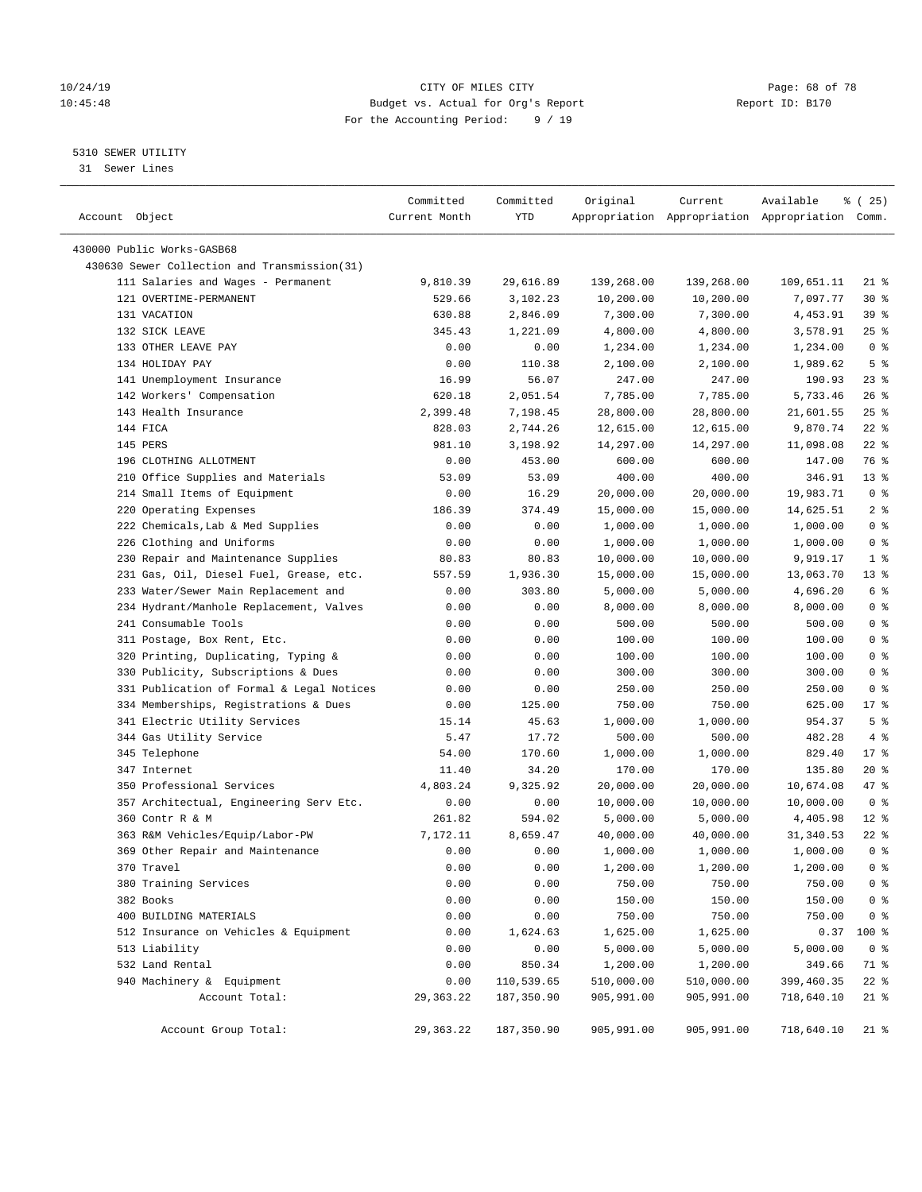CITY OF MILES CITY
Budget vs. Actual for Org's Report
For the Accounting Period: 9 / 19

10/24/19
10:45:48

Report ID: B170

5310 SEWER UTILITY
31 Sewer Lines

| Account Object | Committed Current Month | Committed YTD | Original Appropriation | Current Appropriation | Available Appropriation | % ( 25) Comm. |
|---|---|---|---|---|---|---|
| 430000 Public Works-GASB68 | | | | | | |
| 430630 Sewer Collection and Transmission(31) | | | | | | |
| 111 Salaries and Wages - Permanent | 9,810.39 | 29,616.89 | 139,268.00 | 139,268.00 | 109,651.11 | 21 % |
| 121 OVERTIME-PERMANENT | 529.66 | 3,102.23 | 10,200.00 | 10,200.00 | 7,097.77 | 30 % |
| 131 VACATION | 630.88 | 2,846.09 | 7,300.00 | 7,300.00 | 4,453.91 | 39 % |
| 132 SICK LEAVE | 345.43 | 1,221.09 | 4,800.00 | 4,800.00 | 3,578.91 | 25 % |
| 133 OTHER LEAVE PAY | 0.00 | 0.00 | 1,234.00 | 1,234.00 | 1,234.00 | 0 % |
| 134 HOLIDAY PAY | 0.00 | 110.38 | 2,100.00 | 2,100.00 | 1,989.62 | 5 % |
| 141 Unemployment Insurance | 16.99 | 56.07 | 247.00 | 247.00 | 190.93 | 23 % |
| 142 Workers' Compensation | 620.18 | 2,051.54 | 7,785.00 | 7,785.00 | 5,733.46 | 26 % |
| 143 Health Insurance | 2,399.48 | 7,198.45 | 28,800.00 | 28,800.00 | 21,601.55 | 25 % |
| 144 FICA | 828.03 | 2,744.26 | 12,615.00 | 12,615.00 | 9,870.74 | 22 % |
| 145 PERS | 981.10 | 3,198.92 | 14,297.00 | 14,297.00 | 11,098.08 | 22 % |
| 196 CLOTHING ALLOTMENT | 0.00 | 453.00 | 600.00 | 600.00 | 147.00 | 76 % |
| 210 Office Supplies and Materials | 53.09 | 53.09 | 400.00 | 400.00 | 346.91 | 13 % |
| 214 Small Items of Equipment | 0.00 | 16.29 | 20,000.00 | 20,000.00 | 19,983.71 | 0 % |
| 220 Operating Expenses | 186.39 | 374.49 | 15,000.00 | 15,000.00 | 14,625.51 | 2 % |
| 222 Chemicals,Lab & Med Supplies | 0.00 | 0.00 | 1,000.00 | 1,000.00 | 1,000.00 | 0 % |
| 226 Clothing and Uniforms | 0.00 | 0.00 | 1,000.00 | 1,000.00 | 1,000.00 | 0 % |
| 230 Repair and Maintenance Supplies | 80.83 | 80.83 | 10,000.00 | 10,000.00 | 9,919.17 | 1 % |
| 231 Gas, Oil, Diesel Fuel, Grease, etc. | 557.59 | 1,936.30 | 15,000.00 | 15,000.00 | 13,063.70 | 13 % |
| 233 Water/Sewer Main Replacement and | 0.00 | 303.80 | 5,000.00 | 5,000.00 | 4,696.20 | 6 % |
| 234 Hydrant/Manhole Replacement, Valves | 0.00 | 0.00 | 8,000.00 | 8,000.00 | 8,000.00 | 0 % |
| 241 Consumable Tools | 0.00 | 0.00 | 500.00 | 500.00 | 500.00 | 0 % |
| 311 Postage, Box Rent, Etc. | 0.00 | 0.00 | 100.00 | 100.00 | 100.00 | 0 % |
| 320 Printing, Duplicating, Typing & | 0.00 | 0.00 | 100.00 | 100.00 | 100.00 | 0 % |
| 330 Publicity, Subscriptions & Dues | 0.00 | 0.00 | 300.00 | 300.00 | 300.00 | 0 % |
| 331 Publication of Formal & Legal Notices | 0.00 | 0.00 | 250.00 | 250.00 | 250.00 | 0 % |
| 334 Memberships, Registrations & Dues | 0.00 | 125.00 | 750.00 | 750.00 | 625.00 | 17 % |
| 341 Electric Utility Services | 15.14 | 45.63 | 1,000.00 | 1,000.00 | 954.37 | 5 % |
| 344 Gas Utility Service | 5.47 | 17.72 | 500.00 | 500.00 | 482.28 | 4 % |
| 345 Telephone | 54.00 | 170.60 | 1,000.00 | 1,000.00 | 829.40 | 17 % |
| 347 Internet | 11.40 | 34.20 | 170.00 | 170.00 | 135.80 | 20 % |
| 350 Professional Services | 4,803.24 | 9,325.92 | 20,000.00 | 20,000.00 | 10,674.08 | 47 % |
| 357 Architectual, Engineering Serv Etc. | 0.00 | 0.00 | 10,000.00 | 10,000.00 | 10,000.00 | 0 % |
| 360 Contr R & M | 261.82 | 594.02 | 5,000.00 | 5,000.00 | 4,405.98 | 12 % |
| 363 R&M Vehicles/Equip/Labor-PW | 7,172.11 | 8,659.47 | 40,000.00 | 40,000.00 | 31,340.53 | 22 % |
| 369 Other Repair and Maintenance | 0.00 | 0.00 | 1,000.00 | 1,000.00 | 1,000.00 | 0 % |
| 370 Travel | 0.00 | 0.00 | 1,200.00 | 1,200.00 | 1,200.00 | 0 % |
| 380 Training Services | 0.00 | 0.00 | 750.00 | 750.00 | 750.00 | 0 % |
| 382 Books | 0.00 | 0.00 | 150.00 | 150.00 | 150.00 | 0 % |
| 400 BUILDING MATERIALS | 0.00 | 0.00 | 750.00 | 750.00 | 750.00 | 0 % |
| 512 Insurance on Vehicles & Equipment | 0.00 | 1,624.63 | 1,625.00 | 1,625.00 | 0.37 | 100 % |
| 513 Liability | 0.00 | 0.00 | 5,000.00 | 5,000.00 | 5,000.00 | 0 % |
| 532 Land Rental | 0.00 | 850.34 | 1,200.00 | 1,200.00 | 349.66 | 71 % |
| 940 Machinery & Equipment | 0.00 | 110,539.65 | 510,000.00 | 510,000.00 | 399,460.35 | 22 % |
| Account Total: | 29,363.22 | 187,350.90 | 905,991.00 | 905,991.00 | 718,640.10 | 21 % |
| Account Group Total: | 29,363.22 | 187,350.90 | 905,991.00 | 905,991.00 | 718,640.10 | 21 % |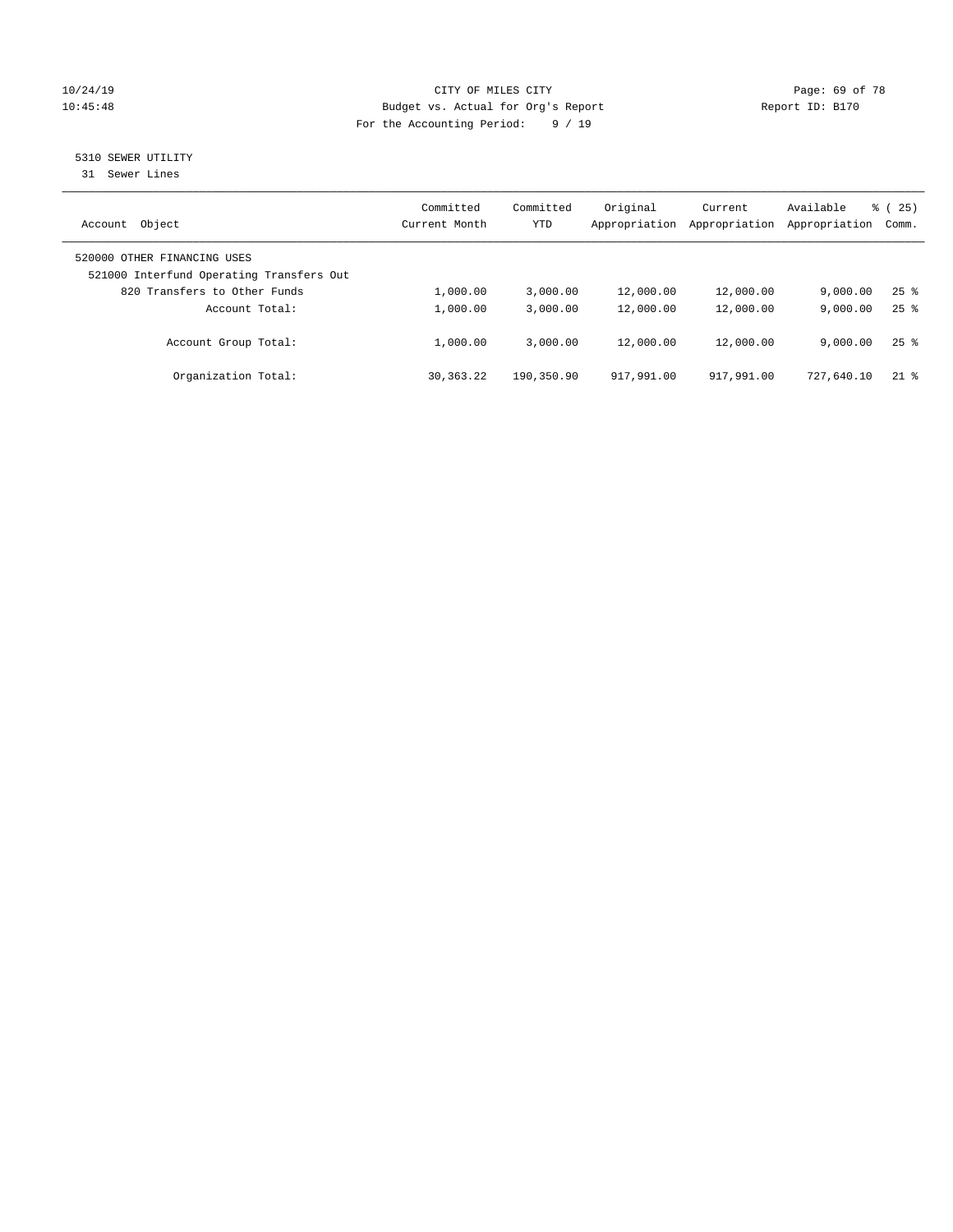CITY OF MILES CITY
Budget vs. Actual for Org's Report
For the Accounting Period: 9 / 19

Report ID: B170

10/24/19
10:45:48

5310 SEWER UTILITY
31 Sewer Lines

| Account Object | Committed Current Month | Committed YTD | Original Appropriation | Current Appropriation | Available Appropriation | % ( 25) Comm. |
|---|---|---|---|---|---|---|
| 520000 OTHER FINANCING USES | | | | | | |
| 521000 Interfund Operating Transfers Out | | | | | | |
| 820 Transfers to Other Funds | 1,000.00 | 3,000.00 | 12,000.00 | 12,000.00 | 9,000.00 | 25 % |
| Account Total: | 1,000.00 | 3,000.00 | 12,000.00 | 12,000.00 | 9,000.00 | 25 % |
| Account Group Total: | 1,000.00 | 3,000.00 | 12,000.00 | 12,000.00 | 9,000.00 | 25 % |
| Organization Total: | 30,363.22 | 190,350.90 | 917,991.00 | 917,991.00 | 727,640.10 | 21 % |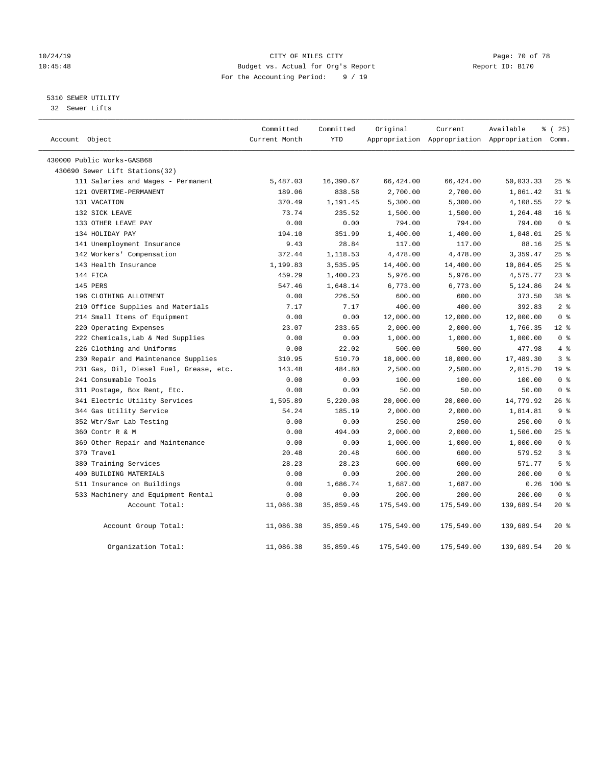CITY OF MILES CITY
Budget vs. Actual for Org's Report
For the Accounting Period: 9 / 19

Report ID: B170

10/24/19
10:45:48

5310 SEWER UTILITY
32 Sewer Lifts

| Account Object | Committed Current Month | Committed YTD | Original Appropriation | Current Appropriation | Available Appropriation | % ( 25) Comm. |
|---|---|---|---|---|---|---|
| 430000 Public Works-GASB68 | | | | | | |
| 430690 Sewer Lift Stations(32) | | | | | | |
| 111 Salaries and Wages - Permanent | 5,487.03 | 16,390.67 | 66,424.00 | 66,424.00 | 50,033.33 | 25 % |
| 121 OVERTIME-PERMANENT | 189.06 | 838.58 | 2,700.00 | 2,700.00 | 1,861.42 | 31 % |
| 131 VACATION | 370.49 | 1,191.45 | 5,300.00 | 5,300.00 | 4,108.55 | 22 % |
| 132 SICK LEAVE | 73.74 | 235.52 | 1,500.00 | 1,500.00 | 1,264.48 | 16 % |
| 133 OTHER LEAVE PAY | 0.00 | 0.00 | 794.00 | 794.00 | 794.00 | 0 % |
| 134 HOLIDAY PAY | 194.10 | 351.99 | 1,400.00 | 1,400.00 | 1,048.01 | 25 % |
| 141 Unemployment Insurance | 9.43 | 28.84 | 117.00 | 117.00 | 88.16 | 25 % |
| 142 Workers' Compensation | 372.44 | 1,118.53 | 4,478.00 | 4,478.00 | 3,359.47 | 25 % |
| 143 Health Insurance | 1,199.83 | 3,535.95 | 14,400.00 | 14,400.00 | 10,864.05 | 25 % |
| 144 FICA | 459.29 | 1,400.23 | 5,976.00 | 5,976.00 | 4,575.77 | 23 % |
| 145 PERS | 547.46 | 1,648.14 | 6,773.00 | 6,773.00 | 5,124.86 | 24 % |
| 196 CLOTHING ALLOTMENT | 0.00 | 226.50 | 600.00 | 600.00 | 373.50 | 38 % |
| 210 Office Supplies and Materials | 7.17 | 7.17 | 400.00 | 400.00 | 392.83 | 2 % |
| 214 Small Items of Equipment | 0.00 | 0.00 | 12,000.00 | 12,000.00 | 12,000.00 | 0 % |
| 220 Operating Expenses | 23.07 | 233.65 | 2,000.00 | 2,000.00 | 1,766.35 | 12 % |
| 222 Chemicals,Lab & Med Supplies | 0.00 | 0.00 | 1,000.00 | 1,000.00 | 1,000.00 | 0 % |
| 226 Clothing and Uniforms | 0.00 | 22.02 | 500.00 | 500.00 | 477.98 | 4 % |
| 230 Repair and Maintenance Supplies | 310.95 | 510.70 | 18,000.00 | 18,000.00 | 17,489.30 | 3 % |
| 231 Gas, Oil, Diesel Fuel, Grease, etc. | 143.48 | 484.80 | 2,500.00 | 2,500.00 | 2,015.20 | 19 % |
| 241 Consumable Tools | 0.00 | 0.00 | 100.00 | 100.00 | 100.00 | 0 % |
| 311 Postage, Box Rent, Etc. | 0.00 | 0.00 | 50.00 | 50.00 | 50.00 | 0 % |
| 341 Electric Utility Services | 1,595.89 | 5,220.08 | 20,000.00 | 20,000.00 | 14,779.92 | 26 % |
| 344 Gas Utility Service | 54.24 | 185.19 | 2,000.00 | 2,000.00 | 1,814.81 | 9 % |
| 352 Wtr/Swr Lab Testing | 0.00 | 0.00 | 250.00 | 250.00 | 250.00 | 0 % |
| 360 Contr R & M | 0.00 | 494.00 | 2,000.00 | 2,000.00 | 1,506.00 | 25 % |
| 369 Other Repair and Maintenance | 0.00 | 0.00 | 1,000.00 | 1,000.00 | 1,000.00 | 0 % |
| 370 Travel | 20.48 | 20.48 | 600.00 | 600.00 | 579.52 | 3 % |
| 380 Training Services | 28.23 | 28.23 | 600.00 | 600.00 | 571.77 | 5 % |
| 400 BUILDING MATERIALS | 0.00 | 0.00 | 200.00 | 200.00 | 200.00 | 0 % |
| 511 Insurance on Buildings | 0.00 | 1,686.74 | 1,687.00 | 1,687.00 | 0.26 | 100 % |
| 533 Machinery and Equipment Rental | 0.00 | 0.00 | 200.00 | 200.00 | 200.00 | 0 % |
| Account Total: | 11,086.38 | 35,859.46 | 175,549.00 | 175,549.00 | 139,689.54 | 20 % |
| Account Group Total: | 11,086.38 | 35,859.46 | 175,549.00 | 175,549.00 | 139,689.54 | 20 % |
| Organization Total: | 11,086.38 | 35,859.46 | 175,549.00 | 175,549.00 | 139,689.54 | 20 % |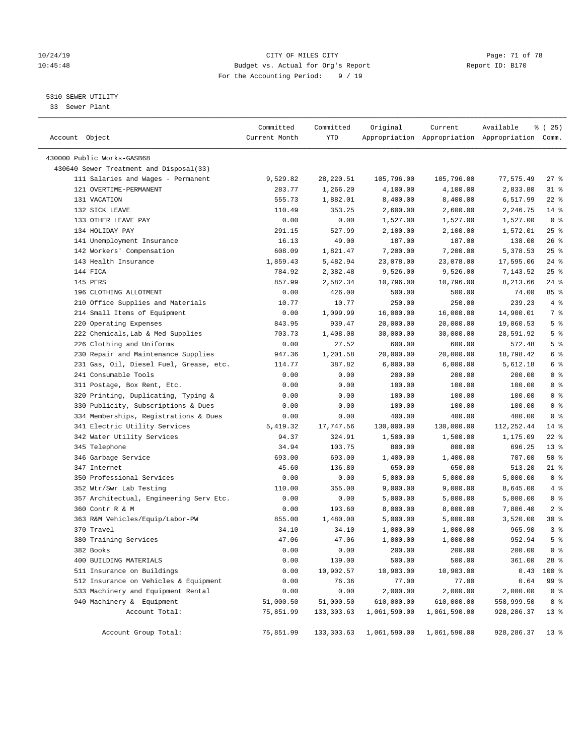CITY OF MILES CITY
Budget vs. Actual for Org's Report
For the Accounting Period: 9 / 19

5310 SEWER UTILITY
33 Sewer Plant

| Account Object | Committed Current Month | Committed YTD | Original Appropriation | Current Appropriation | Available Appropriation | % ( 25) Comm. |
|---|---|---|---|---|---|---|
| 430000 Public Works-GASB68 | | | | | | |
| 430640 Sewer Treatment and Disposal(33) | | | | | | |
| 111 Salaries and Wages - Permanent | 9,529.82 | 28,220.51 | 105,796.00 | 105,796.00 | 77,575.49 | 27 % |
| 121 OVERTIME-PERMANENT | 283.77 | 1,266.20 | 4,100.00 | 4,100.00 | 2,833.80 | 31 % |
| 131 VACATION | 555.73 | 1,882.01 | 8,400.00 | 8,400.00 | 6,517.99 | 22 % |
| 132 SICK LEAVE | 110.49 | 353.25 | 2,600.00 | 2,600.00 | 2,246.75 | 14 % |
| 133 OTHER LEAVE PAY | 0.00 | 0.00 | 1,527.00 | 1,527.00 | 1,527.00 | 0 % |
| 134 HOLIDAY PAY | 291.15 | 527.99 | 2,100.00 | 2,100.00 | 1,572.01 | 25 % |
| 141 Unemployment Insurance | 16.13 | 49.00 | 187.00 | 187.00 | 138.00 | 26 % |
| 142 Workers' Compensation | 608.09 | 1,821.47 | 7,200.00 | 7,200.00 | 5,378.53 | 25 % |
| 143 Health Insurance | 1,859.43 | 5,482.94 | 23,078.00 | 23,078.00 | 17,595.06 | 24 % |
| 144 FICA | 784.92 | 2,382.48 | 9,526.00 | 9,526.00 | 7,143.52 | 25 % |
| 145 PERS | 857.99 | 2,582.34 | 10,796.00 | 10,796.00 | 8,213.66 | 24 % |
| 196 CLOTHING ALLOTMENT | 0.00 | 426.00 | 500.00 | 500.00 | 74.00 | 85 % |
| 210 Office Supplies and Materials | 10.77 | 10.77 | 250.00 | 250.00 | 239.23 | 4 % |
| 214 Small Items of Equipment | 0.00 | 1,099.99 | 16,000.00 | 16,000.00 | 14,900.01 | 7 % |
| 220 Operating Expenses | 843.95 | 939.47 | 20,000.00 | 20,000.00 | 19,060.53 | 5 % |
| 222 Chemicals,Lab & Med Supplies | 703.73 | 1,408.08 | 30,000.00 | 30,000.00 | 28,591.92 | 5 % |
| 226 Clothing and Uniforms | 0.00 | 27.52 | 600.00 | 600.00 | 572.48 | 5 % |
| 230 Repair and Maintenance Supplies | 947.36 | 1,201.58 | 20,000.00 | 20,000.00 | 18,798.42 | 6 % |
| 231 Gas, Oil, Diesel Fuel, Grease, etc. | 114.77 | 387.82 | 6,000.00 | 6,000.00 | 5,612.18 | 6 % |
| 241 Consumable Tools | 0.00 | 0.00 | 200.00 | 200.00 | 200.00 | 0 % |
| 311 Postage, Box Rent, Etc. | 0.00 | 0.00 | 100.00 | 100.00 | 100.00 | 0 % |
| 320 Printing, Duplicating, Typing & | 0.00 | 0.00 | 100.00 | 100.00 | 100.00 | 0 % |
| 330 Publicity, Subscriptions & Dues | 0.00 | 0.00 | 100.00 | 100.00 | 100.00 | 0 % |
| 334 Memberships, Registrations & Dues | 0.00 | 0.00 | 400.00 | 400.00 | 400.00 | 0 % |
| 341 Electric Utility Services | 5,419.32 | 17,747.56 | 130,000.00 | 130,000.00 | 112,252.44 | 14 % |
| 342 Water Utility Services | 94.37 | 324.91 | 1,500.00 | 1,500.00 | 1,175.09 | 22 % |
| 345 Telephone | 34.94 | 103.75 | 800.00 | 800.00 | 696.25 | 13 % |
| 346 Garbage Service | 693.00 | 693.00 | 1,400.00 | 1,400.00 | 707.00 | 50 % |
| 347 Internet | 45.60 | 136.80 | 650.00 | 650.00 | 513.20 | 21 % |
| 350 Professional Services | 0.00 | 0.00 | 5,000.00 | 5,000.00 | 5,000.00 | 0 % |
| 352 Wtr/Swr Lab Testing | 110.00 | 355.00 | 9,000.00 | 9,000.00 | 8,645.00 | 4 % |
| 357 Architectual, Engineering Serv Etc. | 0.00 | 0.00 | 5,000.00 | 5,000.00 | 5,000.00 | 0 % |
| 360 Contr R & M | 0.00 | 193.60 | 8,000.00 | 8,000.00 | 7,806.40 | 2 % |
| 363 R&M Vehicles/Equip/Labor-PW | 855.00 | 1,480.00 | 5,000.00 | 5,000.00 | 3,520.00 | 30 % |
| 370 Travel | 34.10 | 34.10 | 1,000.00 | 1,000.00 | 965.90 | 3 % |
| 380 Training Services | 47.06 | 47.06 | 1,000.00 | 1,000.00 | 952.94 | 5 % |
| 382 Books | 0.00 | 0.00 | 200.00 | 200.00 | 200.00 | 0 % |
| 400 BUILDING MATERIALS | 0.00 | 139.00 | 500.00 | 500.00 | 361.00 | 28 % |
| 511 Insurance on Buildings | 0.00 | 10,902.57 | 10,903.00 | 10,903.00 | 0.43 | 100 % |
| 512 Insurance on Vehicles & Equipment | 0.00 | 76.36 | 77.00 | 77.00 | 0.64 | 99 % |
| 533 Machinery and Equipment Rental | 0.00 | 0.00 | 2,000.00 | 2,000.00 | 2,000.00 | 0 % |
| 940 Machinery & Equipment | 51,000.50 | 51,000.50 | 610,000.00 | 610,000.00 | 558,999.50 | 8 % |
| Account Total: | 75,851.99 | 133,303.63 | 1,061,590.00 | 1,061,590.00 | 928,286.37 | 13 % |
| Account Group Total: | 75,851.99 | 133,303.63 | 1,061,590.00 | 1,061,590.00 | 928,286.37 | 13 % |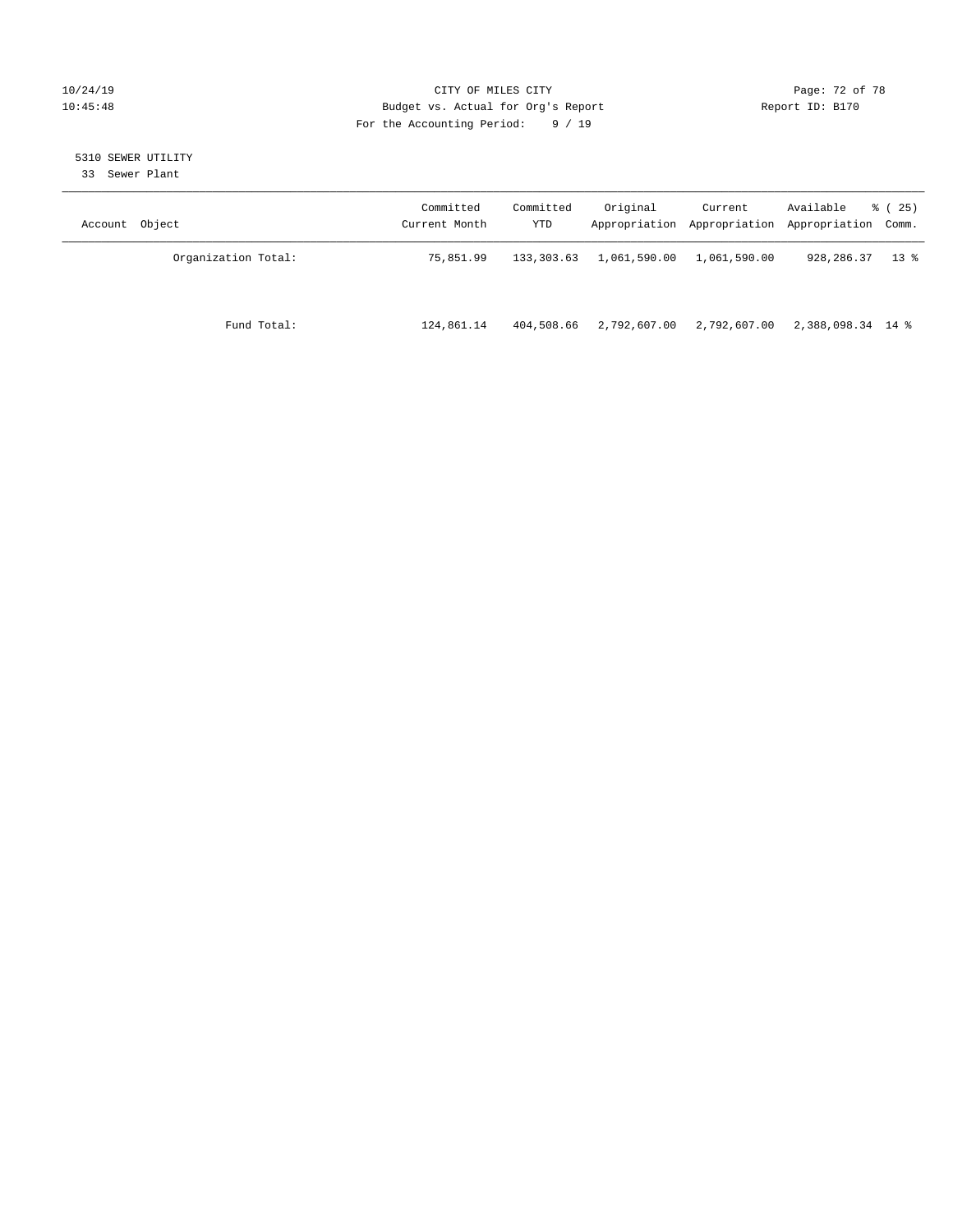CITY OF MILES CITY
Budget vs. Actual for Org's Report
For the Accounting Period: 9 / 19

10/24/19
10:45:48

Report ID: B170

5310 SEWER UTILITY
33 Sewer Plant

| Account Object | Committed Current Month | Committed YTD | Original Appropriation | Current Appropriation | Available Appropriation | % ( 25) Comm. |
|---|---|---|---|---|---|---|
| Organization Total: | 75,851.99 | 133,303.63 | 1,061,590.00 | 1,061,590.00 | 928,286.37 | 13 % |
| Fund Total: | 124,861.14 | 404,508.66 | 2,792,607.00 | 2,792,607.00 | 2,388,098.34 | 14 % |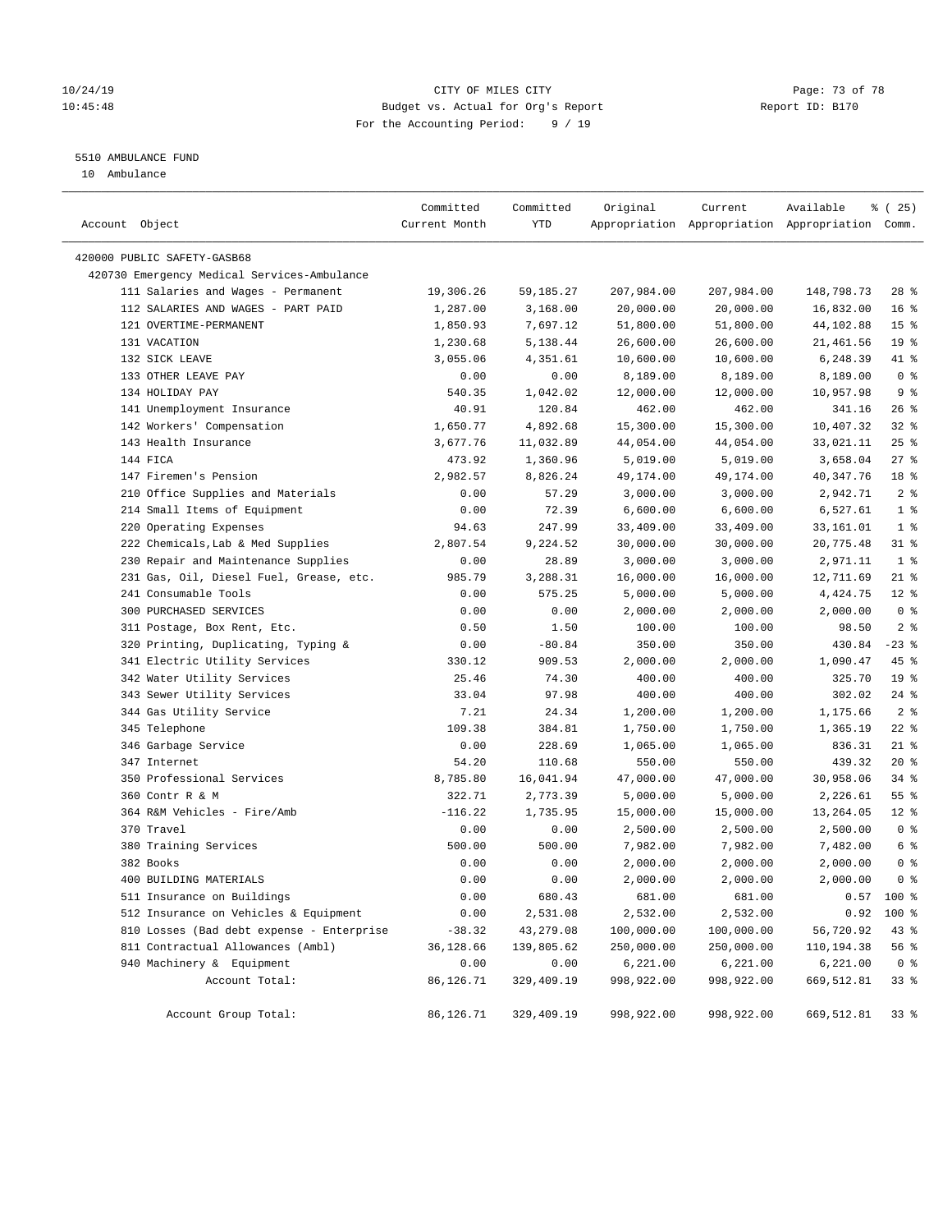CITY OF MILES CITY
Budget vs. Actual for Org's Report
For the Accounting Period: 9 / 19

10/24/19
10:45:48

Report ID: B170

5510 AMBULANCE FUND
10 Ambulance

| Account Object | Committed Current Month | Committed YTD | Original Appropriation | Current Appropriation | Available Appropriation | % ( 25) Comm. |
|---|---|---|---|---|---|---|
| 420000 PUBLIC SAFETY-GASB68 | | | | | | |
| 420730 Emergency Medical Services-Ambulance | | | | | | |
| 111 Salaries and Wages - Permanent | 19,306.26 | 59,185.27 | 207,984.00 | 207,984.00 | 148,798.73 | 28 % |
| 112 SALARIES AND WAGES - PART PAID | 1,287.00 | 3,168.00 | 20,000.00 | 20,000.00 | 16,832.00 | 16 % |
| 121 OVERTIME-PERMANENT | 1,850.93 | 7,697.12 | 51,800.00 | 51,800.00 | 44,102.88 | 15 % |
| 131 VACATION | 1,230.68 | 5,138.44 | 26,600.00 | 26,600.00 | 21,461.56 | 19 % |
| 132 SICK LEAVE | 3,055.06 | 4,351.61 | 10,600.00 | 10,600.00 | 6,248.39 | 41 % |
| 133 OTHER LEAVE PAY | 0.00 | 0.00 | 8,189.00 | 8,189.00 | 8,189.00 | 0 % |
| 134 HOLIDAY PAY | 540.35 | 1,042.02 | 12,000.00 | 12,000.00 | 10,957.98 | 9 % |
| 141 Unemployment Insurance | 40.91 | 120.84 | 462.00 | 462.00 | 341.16 | 26 % |
| 142 Workers' Compensation | 1,650.77 | 4,892.68 | 15,300.00 | 15,300.00 | 10,407.32 | 32 % |
| 143 Health Insurance | 3,677.76 | 11,032.89 | 44,054.00 | 44,054.00 | 33,021.11 | 25 % |
| 144 FICA | 473.92 | 1,360.96 | 5,019.00 | 5,019.00 | 3,658.04 | 27 % |
| 147 Firemen's Pension | 2,982.57 | 8,826.24 | 49,174.00 | 49,174.00 | 40,347.76 | 18 % |
| 210 Office Supplies and Materials | 0.00 | 57.29 | 3,000.00 | 3,000.00 | 2,942.71 | 2 % |
| 214 Small Items of Equipment | 0.00 | 72.39 | 6,600.00 | 6,600.00 | 6,527.61 | 1 % |
| 220 Operating Expenses | 94.63 | 247.99 | 33,409.00 | 33,409.00 | 33,161.01 | 1 % |
| 222 Chemicals,Lab & Med Supplies | 2,807.54 | 9,224.52 | 30,000.00 | 30,000.00 | 20,775.48 | 31 % |
| 230 Repair and Maintenance Supplies | 0.00 | 28.89 | 3,000.00 | 3,000.00 | 2,971.11 | 1 % |
| 231 Gas, Oil, Diesel Fuel, Grease, etc. | 985.79 | 3,288.31 | 16,000.00 | 16,000.00 | 12,711.69 | 21 % |
| 241 Consumable Tools | 0.00 | 575.25 | 5,000.00 | 5,000.00 | 4,424.75 | 12 % |
| 300 PURCHASED SERVICES | 0.00 | 0.00 | 2,000.00 | 2,000.00 | 2,000.00 | 0 % |
| 311 Postage, Box Rent, Etc. | 0.50 | 1.50 | 100.00 | 100.00 | 98.50 | 2 % |
| 320 Printing, Duplicating, Typing & | 0.00 | -80.84 | 350.00 | 350.00 | 430.84 | -23 % |
| 341 Electric Utility Services | 330.12 | 909.53 | 2,000.00 | 2,000.00 | 1,090.47 | 45 % |
| 342 Water Utility Services | 25.46 | 74.30 | 400.00 | 400.00 | 325.70 | 19 % |
| 343 Sewer Utility Services | 33.04 | 97.98 | 400.00 | 400.00 | 302.02 | 24 % |
| 344 Gas Utility Service | 7.21 | 24.34 | 1,200.00 | 1,200.00 | 1,175.66 | 2 % |
| 345 Telephone | 109.38 | 384.81 | 1,750.00 | 1,750.00 | 1,365.19 | 22 % |
| 346 Garbage Service | 0.00 | 228.69 | 1,065.00 | 1,065.00 | 836.31 | 21 % |
| 347 Internet | 54.20 | 110.68 | 550.00 | 550.00 | 439.32 | 20 % |
| 350 Professional Services | 8,785.80 | 16,041.94 | 47,000.00 | 47,000.00 | 30,958.06 | 34 % |
| 360 Contr R & M | 322.71 | 2,773.39 | 5,000.00 | 5,000.00 | 2,226.61 | 55 % |
| 364 R&M Vehicles - Fire/Amb | -116.22 | 1,735.95 | 15,000.00 | 15,000.00 | 13,264.05 | 12 % |
| 370 Travel | 0.00 | 0.00 | 2,500.00 | 2,500.00 | 2,500.00 | 0 % |
| 380 Training Services | 500.00 | 500.00 | 7,982.00 | 7,982.00 | 7,482.00 | 6 % |
| 382 Books | 0.00 | 0.00 | 2,000.00 | 2,000.00 | 2,000.00 | 0 % |
| 400 BUILDING MATERIALS | 0.00 | 0.00 | 2,000.00 | 2,000.00 | 2,000.00 | 0 % |
| 511 Insurance on Buildings | 0.00 | 680.43 | 681.00 | 681.00 | 0.57 | 100 % |
| 512 Insurance on Vehicles & Equipment | 0.00 | 2,531.08 | 2,532.00 | 2,532.00 | 0.92 | 100 % |
| 810 Losses (Bad debt expense - Enterprise | -38.32 | 43,279.08 | 100,000.00 | 100,000.00 | 56,720.92 | 43 % |
| 811 Contractual Allowances (Ambl) | 36,128.66 | 139,805.62 | 250,000.00 | 250,000.00 | 110,194.38 | 56 % |
| 940 Machinery & Equipment | 0.00 | 0.00 | 6,221.00 | 6,221.00 | 6,221.00 | 0 % |
| Account Total: | 86,126.71 | 329,409.19 | 998,922.00 | 998,922.00 | 669,512.81 | 33 % |
| Account Group Total: | 86,126.71 | 329,409.19 | 998,922.00 | 998,922.00 | 669,512.81 | 33 % |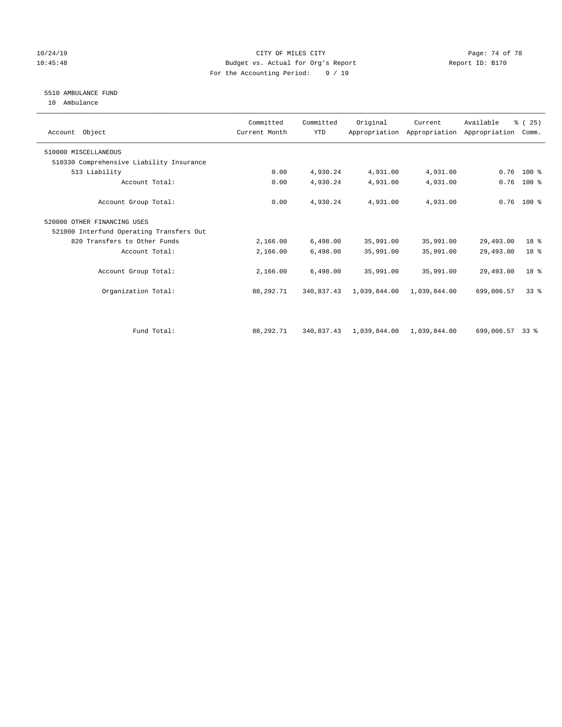CITY OF MILES CITY
Budget vs. Actual for Org's Report
For the Accounting Period: 9 / 19

5510 AMBULANCE FUND
10 Ambulance

| Account Object | Committed Current Month | Committed YTD | Original Appropriation | Current Appropriation | Available Appropriation | % ( 25) Comm. |
|---|---|---|---|---|---|---|
| 510000 MISCELLANEOUS | | | | | | |
| 510330 Comprehensive Liability Insurance | | | | | | |
| 513 Liability | 0.00 | 4,930.24 | 4,931.00 | 4,931.00 | 0.76 | 100 % |
| Account Total: | 0.00 | 4,930.24 | 4,931.00 | 4,931.00 | 0.76 | 100 % |
| Account Group Total: | 0.00 | 4,930.24 | 4,931.00 | 4,931.00 | 0.76 | 100 % |
| 520000 OTHER FINANCING USES | | | | | | |
| 521000 Interfund Operating Transfers Out | | | | | | |
| 820 Transfers to Other Funds | 2,166.00 | 6,498.00 | 35,991.00 | 35,991.00 | 29,493.00 | 18 % |
| Account Total: | 2,166.00 | 6,498.00 | 35,991.00 | 35,991.00 | 29,493.00 | 18 % |
| Account Group Total: | 2,166.00 | 6,498.00 | 35,991.00 | 35,991.00 | 29,493.00 | 18 % |
| Organization Total: | 88,292.71 | 340,837.43 | 1,039,844.00 | 1,039,844.00 | 699,006.57 | 33 % |
| Fund Total: | 88,292.71 | 340,837.43 | 1,039,844.00 | 1,039,844.00 | 699,006.57 | 33 % |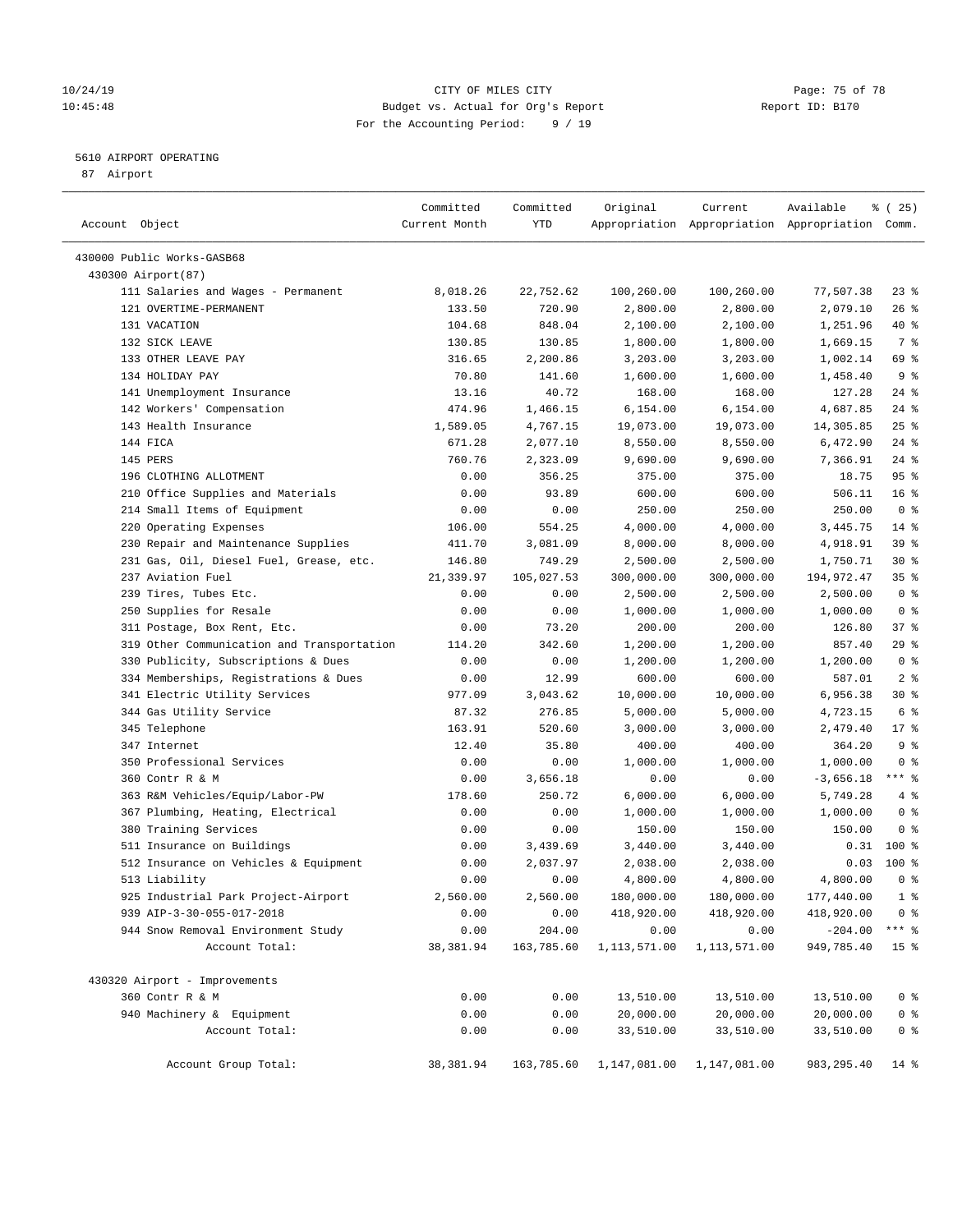CITY OF MILES CITY
Budget vs. Actual for Org's Report
For the Accounting Period: 9 / 19

10/24/19
10:45:48

Report ID: B170

## 5610 AIRPORT OPERATING

87 Airport

| Account Object | Committed Current Month | Committed YTD | Original Appropriation | Current Appropriation | Available Appropriation | % ( 25) Comm. |
|---|---|---|---|---|---|---|
| 430000 Public Works-GASB68 | | | | | | |
| 430300 Airport(87) | | | | | | |
| 111 Salaries and Wages - Permanent | 8,018.26 | 22,752.62 | 100,260.00 | 100,260.00 | 77,507.38 | 23 % |
| 121 OVERTIME-PERMANENT | 133.50 | 720.90 | 2,800.00 | 2,800.00 | 2,079.10 | 26 % |
| 131 VACATION | 104.68 | 848.04 | 2,100.00 | 2,100.00 | 1,251.96 | 40 % |
| 132 SICK LEAVE | 130.85 | 130.85 | 1,800.00 | 1,800.00 | 1,669.15 | 7 % |
| 133 OTHER LEAVE PAY | 316.65 | 2,200.86 | 3,203.00 | 3,203.00 | 1,002.14 | 69 % |
| 134 HOLIDAY PAY | 70.80 | 141.60 | 1,600.00 | 1,600.00 | 1,458.40 | 9 % |
| 141 Unemployment Insurance | 13.16 | 40.72 | 168.00 | 168.00 | 127.28 | 24 % |
| 142 Workers' Compensation | 474.96 | 1,466.15 | 6,154.00 | 6,154.00 | 4,687.85 | 24 % |
| 143 Health Insurance | 1,589.05 | 4,767.15 | 19,073.00 | 19,073.00 | 14,305.85 | 25 % |
| 144 FICA | 671.28 | 2,077.10 | 8,550.00 | 8,550.00 | 6,472.90 | 24 % |
| 145 PERS | 760.76 | 2,323.09 | 9,690.00 | 9,690.00 | 7,366.91 | 24 % |
| 196 CLOTHING ALLOTMENT | 0.00 | 356.25 | 375.00 | 375.00 | 18.75 | 95 % |
| 210 Office Supplies and Materials | 0.00 | 93.89 | 600.00 | 600.00 | 506.11 | 16 % |
| 214 Small Items of Equipment | 0.00 | 0.00 | 250.00 | 250.00 | 250.00 | 0 % |
| 220 Operating Expenses | 106.00 | 554.25 | 4,000.00 | 4,000.00 | 3,445.75 | 14 % |
| 230 Repair and Maintenance Supplies | 411.70 | 3,081.09 | 8,000.00 | 8,000.00 | 4,918.91 | 39 % |
| 231 Gas, Oil, Diesel Fuel, Grease, etc. | 146.80 | 749.29 | 2,500.00 | 2,500.00 | 1,750.71 | 30 % |
| 237 Aviation Fuel | 21,339.97 | 105,027.53 | 300,000.00 | 300,000.00 | 194,972.47 | 35 % |
| 239 Tires, Tubes Etc. | 0.00 | 0.00 | 2,500.00 | 2,500.00 | 2,500.00 | 0 % |
| 250 Supplies for Resale | 0.00 | 0.00 | 1,000.00 | 1,000.00 | 1,000.00 | 0 % |
| 311 Postage, Box Rent, Etc. | 0.00 | 73.20 | 200.00 | 200.00 | 126.80 | 37 % |
| 319 Other Communication and Transportation | 114.20 | 342.60 | 1,200.00 | 1,200.00 | 857.40 | 29 % |
| 330 Publicity, Subscriptions & Dues | 0.00 | 0.00 | 1,200.00 | 1,200.00 | 1,200.00 | 0 % |
| 334 Memberships, Registrations & Dues | 0.00 | 12.99 | 600.00 | 600.00 | 587.01 | 2 % |
| 341 Electric Utility Services | 977.09 | 3,043.62 | 10,000.00 | 10,000.00 | 6,956.38 | 30 % |
| 344 Gas Utility Service | 87.32 | 276.85 | 5,000.00 | 5,000.00 | 4,723.15 | 6 % |
| 345 Telephone | 163.91 | 520.60 | 3,000.00 | 3,000.00 | 2,479.40 | 17 % |
| 347 Internet | 12.40 | 35.80 | 400.00 | 400.00 | 364.20 | 9 % |
| 350 Professional Services | 0.00 | 0.00 | 1,000.00 | 1,000.00 | 1,000.00 | 0 % |
| 360 Contr R & M | 0.00 | 3,656.18 | 0.00 | 0.00 | -3,656.18 | *** % |
| 363 R&M Vehicles/Equip/Labor-PW | 178.60 | 250.72 | 6,000.00 | 6,000.00 | 5,749.28 | 4 % |
| 367 Plumbing, Heating, Electrical | 0.00 | 0.00 | 1,000.00 | 1,000.00 | 1,000.00 | 0 % |
| 380 Training Services | 0.00 | 0.00 | 150.00 | 150.00 | 150.00 | 0 % |
| 511 Insurance on Buildings | 0.00 | 3,439.69 | 3,440.00 | 3,440.00 | 0.31 | 100 % |
| 512 Insurance on Vehicles & Equipment | 0.00 | 2,037.97 | 2,038.00 | 2,038.00 | 0.03 | 100 % |
| 513 Liability | 0.00 | 0.00 | 4,800.00 | 4,800.00 | 4,800.00 | 0 % |
| 925 Industrial Park Project-Airport | 2,560.00 | 2,560.00 | 180,000.00 | 180,000.00 | 177,440.00 | 1 % |
| 939 AIP-3-30-055-017-2018 | 0.00 | 0.00 | 418,920.00 | 418,920.00 | 418,920.00 | 0 % |
| 944 Snow Removal Environment Study | 0.00 | 204.00 | 0.00 | 0.00 | -204.00 | *** % |
| Account Total: | 38,381.94 | 163,785.60 | 1,113,571.00 | 1,113,571.00 | 949,785.40 | 15 % |
| 430320 Airport - Improvements | | | | | | |
| 360 Contr R & M | 0.00 | 0.00 | 13,510.00 | 13,510.00 | 13,510.00 | 0 % |
| 940 Machinery & Equipment | 0.00 | 0.00 | 20,000.00 | 20,000.00 | 20,000.00 | 0 % |
| Account Total: | 0.00 | 0.00 | 33,510.00 | 33,510.00 | 33,510.00 | 0 % |
| Account Group Total: | 38,381.94 | 163,785.60 | 1,147,081.00 | 1,147,081.00 | 983,295.40 | 14 % |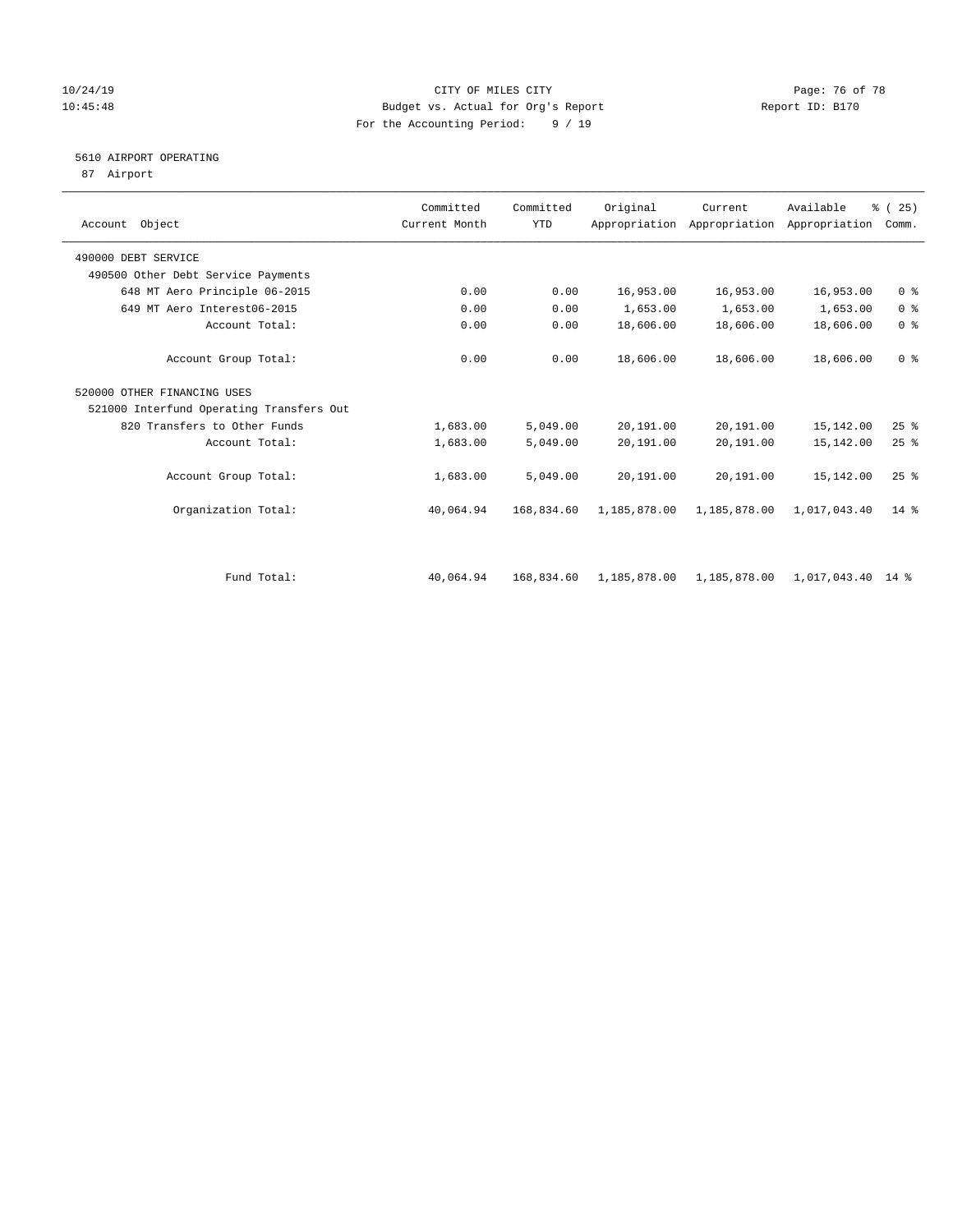CITY OF MILES CITY
Budget vs. Actual for Org's Report
For the Accounting Period: 9 / 19

10/24/19
10:45:48

Report ID: B170

5610 AIRPORT OPERATING
87 Airport

| Account Object | Committed Current Month | Committed YTD | Original Appropriation | Current Appropriation | Available Appropriation | % ( 25) Comm. |
|---|---|---|---|---|---|---|
| 490000 DEBT SERVICE | | | | | | |
| 490500 Other Debt Service Payments | | | | | | |
| 648 MT Aero Principle 06-2015 | 0.00 | 0.00 | 16,953.00 | 16,953.00 | 16,953.00 | 0 % |
| 649 MT Aero Interest06-2015 | 0.00 | 0.00 | 1,653.00 | 1,653.00 | 1,653.00 | 0 % |
| Account Total: | 0.00 | 0.00 | 18,606.00 | 18,606.00 | 18,606.00 | 0 % |
| Account Group Total: | 0.00 | 0.00 | 18,606.00 | 18,606.00 | 18,606.00 | 0 % |
| 520000 OTHER FINANCING USES | | | | | | |
| 521000 Interfund Operating Transfers Out | | | | | | |
| 820 Transfers to Other Funds | 1,683.00 | 5,049.00 | 20,191.00 | 20,191.00 | 15,142.00 | 25 % |
| Account Total: | 1,683.00 | 5,049.00 | 20,191.00 | 20,191.00 | 15,142.00 | 25 % |
| Account Group Total: | 1,683.00 | 5,049.00 | 20,191.00 | 20,191.00 | 15,142.00 | 25 % |
| Organization Total: | 40,064.94 | 168,834.60 | 1,185,878.00 | 1,185,878.00 | 1,017,043.40 | 14 % |
| Fund Total: | 40,064.94 | 168,834.60 | 1,185,878.00 | 1,185,878.00 | 1,017,043.40 | 14 % |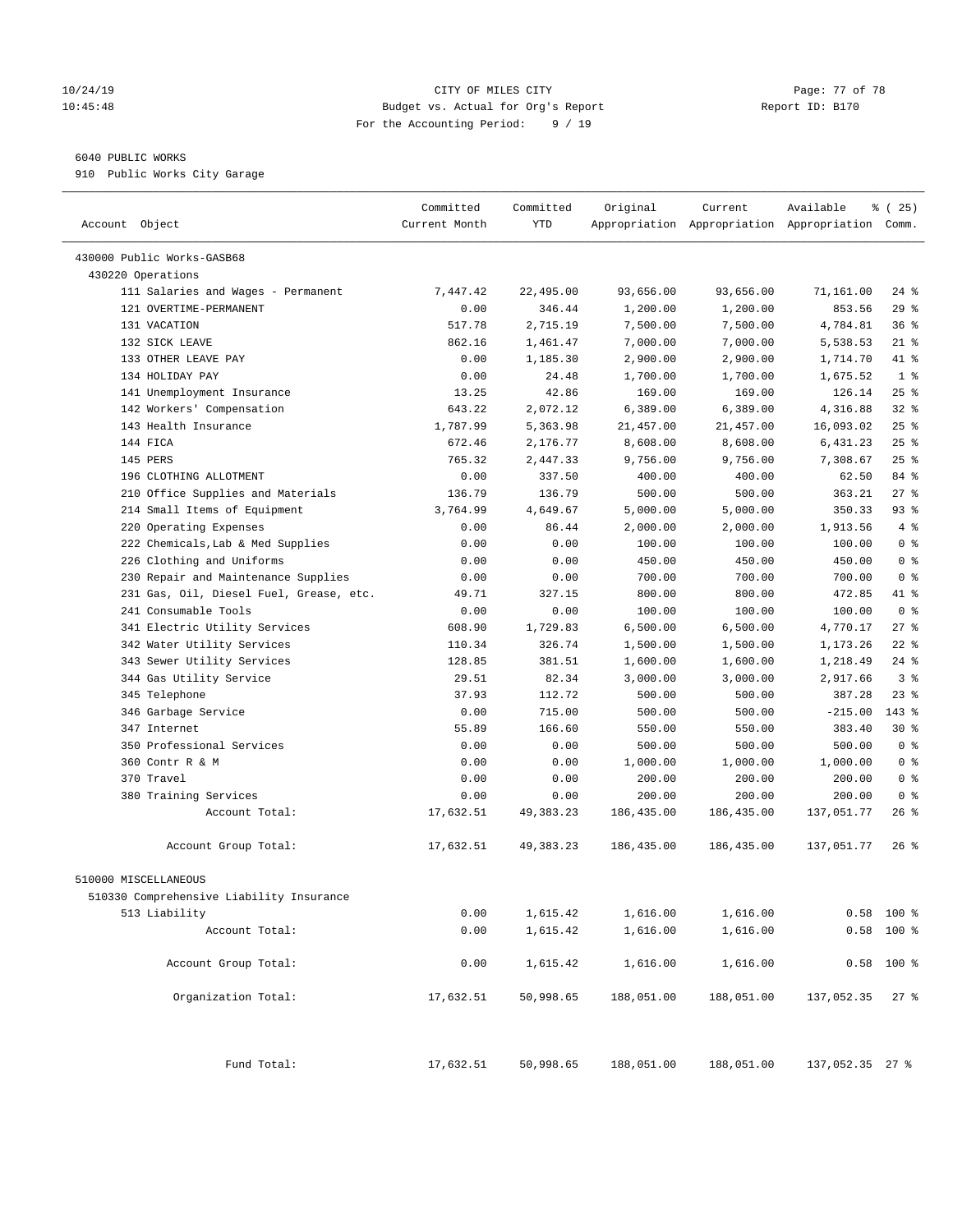CITY OF MILES CITY
Budget vs. Actual for Org's Report
For the Accounting Period: 9 / 19

10/24/19
10:45:48

Report ID: B170

6040 PUBLIC WORKS
910 Public Works City Garage

| Account Object | Committed Current Month | Committed YTD | Original Appropriation | Current Appropriation | Available Appropriation | % ( 25) Comm. |
|---|---|---|---|---|---|---|
| 430000 Public Works-GASB68 | | | | | | |
| 430220 Operations | | | | | | |
| 111 Salaries and Wages - Permanent | 7,447.42 | 22,495.00 | 93,656.00 | 93,656.00 | 71,161.00 | 24 % |
| 121 OVERTIME-PERMANENT | 0.00 | 346.44 | 1,200.00 | 1,200.00 | 853.56 | 29 % |
| 131 VACATION | 517.78 | 2,715.19 | 7,500.00 | 7,500.00 | 4,784.81 | 36 % |
| 132 SICK LEAVE | 862.16 | 1,461.47 | 7,000.00 | 7,000.00 | 5,538.53 | 21 % |
| 133 OTHER LEAVE PAY | 0.00 | 1,185.30 | 2,900.00 | 2,900.00 | 1,714.70 | 41 % |
| 134 HOLIDAY PAY | 0.00 | 24.48 | 1,700.00 | 1,700.00 | 1,675.52 | 1 % |
| 141 Unemployment Insurance | 13.25 | 42.86 | 169.00 | 169.00 | 126.14 | 25 % |
| 142 Workers' Compensation | 643.22 | 2,072.12 | 6,389.00 | 6,389.00 | 4,316.88 | 32 % |
| 143 Health Insurance | 1,787.99 | 5,363.98 | 21,457.00 | 21,457.00 | 16,093.02 | 25 % |
| 144 FICA | 672.46 | 2,176.77 | 8,608.00 | 8,608.00 | 6,431.23 | 25 % |
| 145 PERS | 765.32 | 2,447.33 | 9,756.00 | 9,756.00 | 7,308.67 | 25 % |
| 196 CLOTHING ALLOTMENT | 0.00 | 337.50 | 400.00 | 400.00 | 62.50 | 84 % |
| 210 Office Supplies and Materials | 136.79 | 136.79 | 500.00 | 500.00 | 363.21 | 27 % |
| 214 Small Items of Equipment | 3,764.99 | 4,649.67 | 5,000.00 | 5,000.00 | 350.33 | 93 % |
| 220 Operating Expenses | 0.00 | 86.44 | 2,000.00 | 2,000.00 | 1,913.56 | 4 % |
| 222 Chemicals,Lab & Med Supplies | 0.00 | 0.00 | 100.00 | 100.00 | 100.00 | 0 % |
| 226 Clothing and Uniforms | 0.00 | 0.00 | 450.00 | 450.00 | 450.00 | 0 % |
| 230 Repair and Maintenance Supplies | 0.00 | 0.00 | 700.00 | 700.00 | 700.00 | 0 % |
| 231 Gas, Oil, Diesel Fuel, Grease, etc. | 49.71 | 327.15 | 800.00 | 800.00 | 472.85 | 41 % |
| 241 Consumable Tools | 0.00 | 0.00 | 100.00 | 100.00 | 100.00 | 0 % |
| 341 Electric Utility Services | 608.90 | 1,729.83 | 6,500.00 | 6,500.00 | 4,770.17 | 27 % |
| 342 Water Utility Services | 110.34 | 326.74 | 1,500.00 | 1,500.00 | 1,173.26 | 22 % |
| 343 Sewer Utility Services | 128.85 | 381.51 | 1,600.00 | 1,600.00 | 1,218.49 | 24 % |
| 344 Gas Utility Service | 29.51 | 82.34 | 3,000.00 | 3,000.00 | 2,917.66 | 3 % |
| 345 Telephone | 37.93 | 112.72 | 500.00 | 500.00 | 387.28 | 23 % |
| 346 Garbage Service | 0.00 | 715.00 | 500.00 | 500.00 | -215.00 | 143 % |
| 347 Internet | 55.89 | 166.60 | 550.00 | 550.00 | 383.40 | 30 % |
| 350 Professional Services | 0.00 | 0.00 | 500.00 | 500.00 | 500.00 | 0 % |
| 360 Contr R & M | 0.00 | 0.00 | 1,000.00 | 1,000.00 | 1,000.00 | 0 % |
| 370 Travel | 0.00 | 0.00 | 200.00 | 200.00 | 200.00 | 0 % |
| 380 Training Services | 0.00 | 0.00 | 200.00 | 200.00 | 200.00 | 0 % |
| Account Total: | 17,632.51 | 49,383.23 | 186,435.00 | 186,435.00 | 137,051.77 | 26 % |
| Account Group Total: | 17,632.51 | 49,383.23 | 186,435.00 | 186,435.00 | 137,051.77 | 26 % |
| 510000 MISCELLANEOUS | | | | | | |
| 510330 Comprehensive Liability Insurance | | | | | | |
| 513 Liability | 0.00 | 1,615.42 | 1,616.00 | 1,616.00 | 0.58 | 100 % |
| Account Total: | 0.00 | 1,615.42 | 1,616.00 | 1,616.00 | 0.58 | 100 % |
| Account Group Total: | 0.00 | 1,615.42 | 1,616.00 | 1,616.00 | 0.58 | 100 % |
| Organization Total: | 17,632.51 | 50,998.65 | 188,051.00 | 188,051.00 | 137,052.35 | 27 % |
| Fund Total: | 17,632.51 | 50,998.65 | 188,051.00 | 188,051.00 | 137,052.35 | 27 % |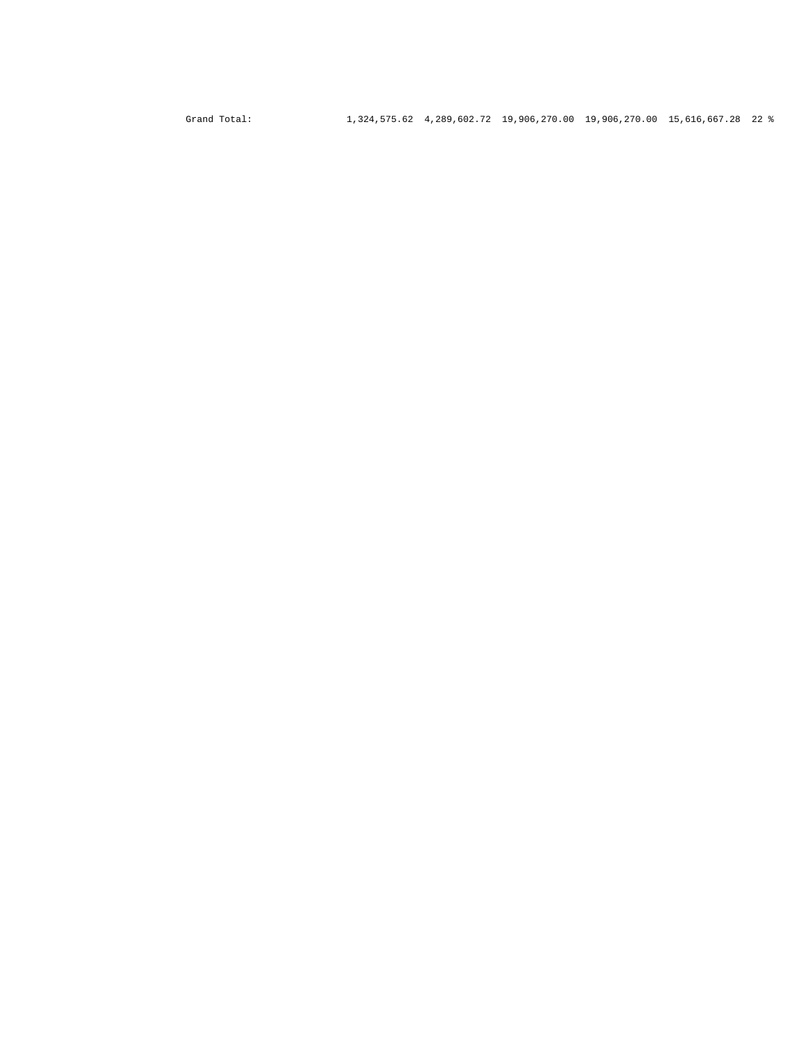| | | | | | | |
|---|---|---|---|---|---|---|
| Grand Total: | 1,324,575.62 | 4,289,602.72 | 19,906,270.00 | 19,906,270.00 | 15,616,667.28 | 22 % |